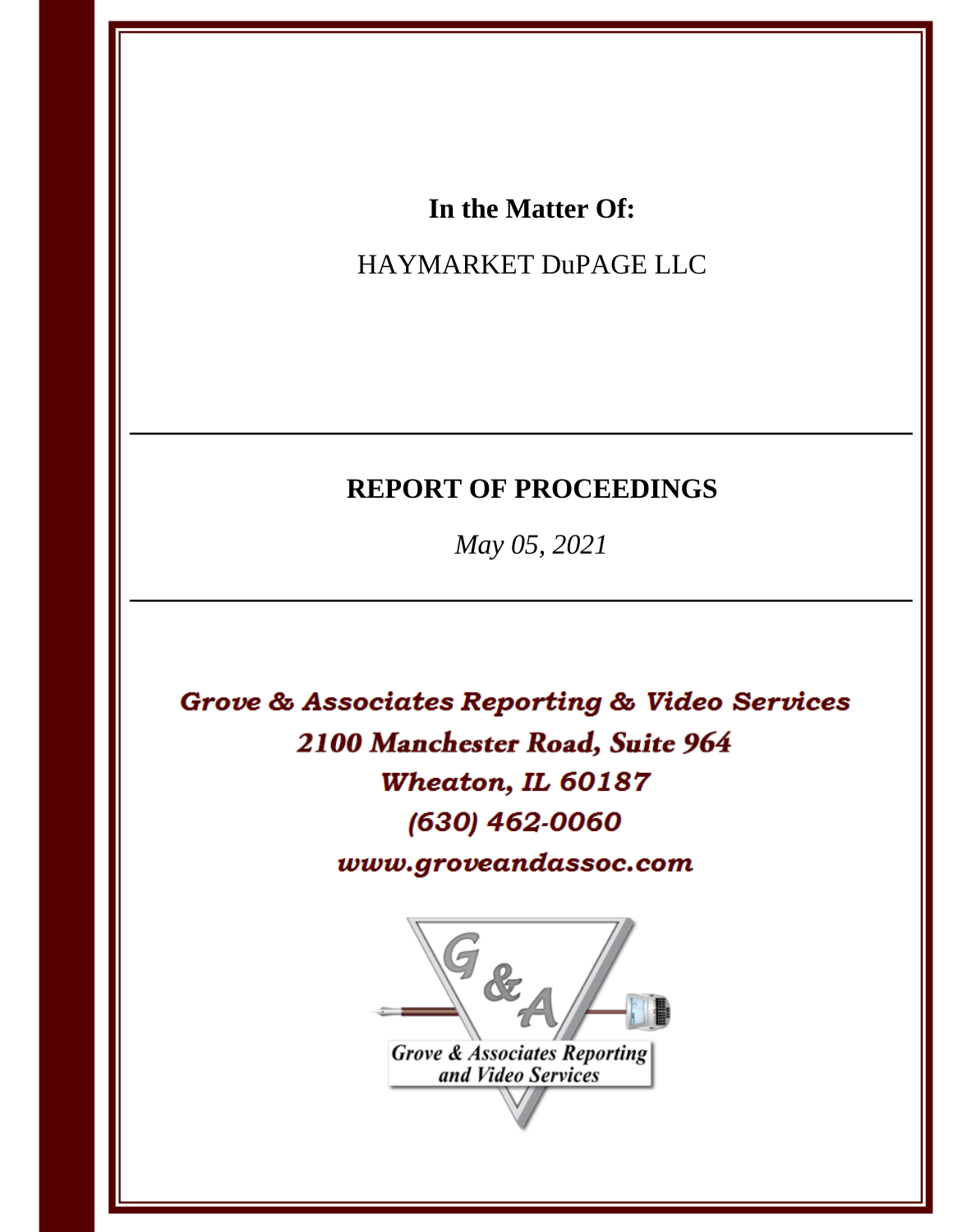**In the Matter Of:**

HAYMARKET DuPAGE LLC

---

# REPORT OF PROCEEDINGS

*May 05, 2021*

---

***Grove & Associates Reporting & Video Services***
***2100 Manchester Road, Suite 964***
***Wheaton, IL 60187***
***(630) 462-0060***
***www.groveandassoc.com***

Grove & Associates Reporting and Video Services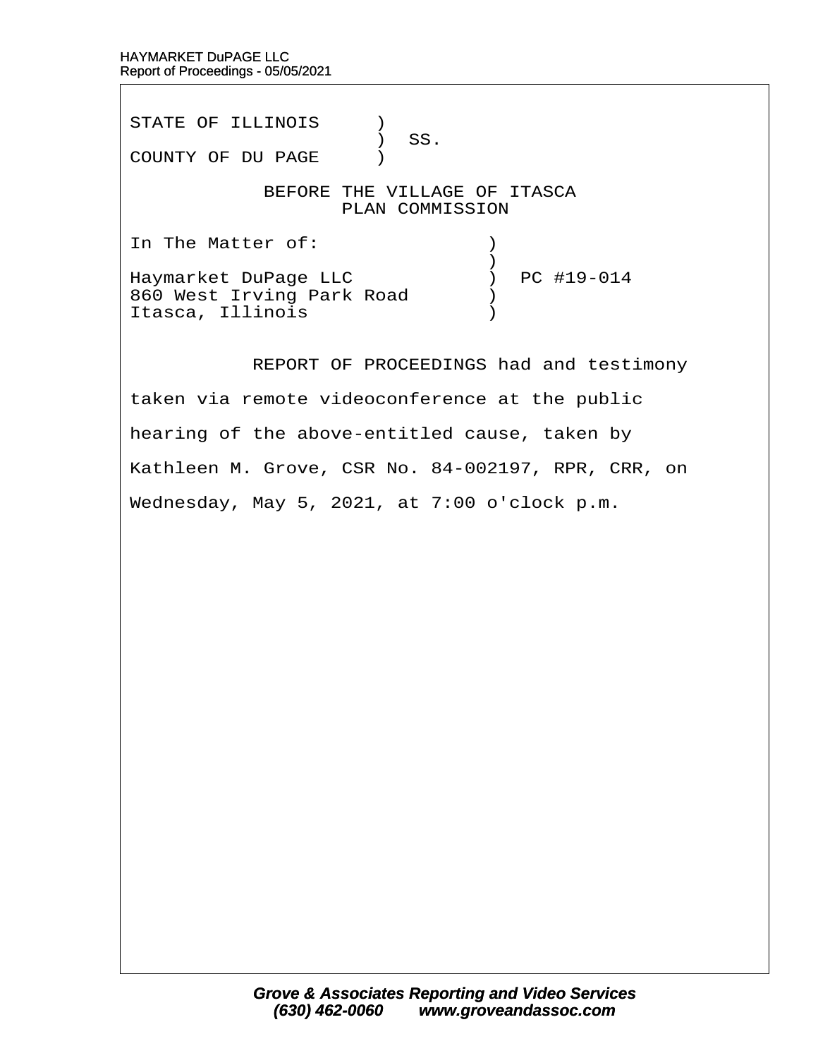STATE OF ILLINOIS )
) SS.
COUNTY OF DU PAGE )

BEFORE THE VILLAGE OF ITASCA
PLAN COMMISSION

In The Matter of: )
)
Haymarket DuPage LLC ) PC #19-014
860 West Irving Park Road )
Itasca, Illinois )

REPORT OF PROCEEDINGS had and testimony taken via remote videoconference at the public hearing of the above-entitled cause, taken by Kathleen M. Grove, CSR No. 84-002197, RPR, CRR, on Wednesday, May 5, 2021, at 7:00 o'clock p.m.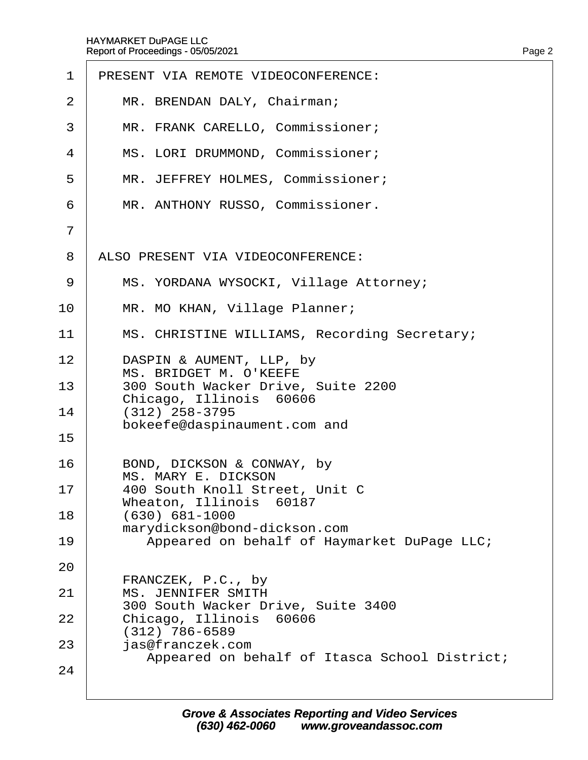PRESENT VIA REMOTE VIDEOCONFERENCE:

MR. BRENDAN DALY, Chairman;

MR. FRANK CARELLO, Commissioner;

MS. LORI DRUMMOND, Commissioner;

MR. JEFFREY HOLMES, Commissioner;

MR. ANTHONY RUSSO, Commissioner.

ALSO PRESENT VIA VIDEOCONFERENCE:

MS. YORDANA WYSOCKI, Village Attorney;

MR. MO KHAN, Village Planner;

MS. CHRISTINE WILLIAMS, Recording Secretary;

DASPIN & AUMENT, LLP, by
MS. BRIDGET M. O'KEEFE
300 South Wacker Drive, Suite 2200
Chicago, Illinois 60606
(312) 258-3795
bokeefe@daspinaument.com and

BOND, DICKSON & CONWAY, by
MS. MARY E. DICKSON
400 South Knoll Street, Unit C
Wheaton, Illinois 60187
(630) 681-1000
marydickson@bond-dickson.com
Appeared on behalf of Haymarket DuPage LLC;

FRANCZEK, P.C., by
MS. JENNIFER SMITH
300 South Wacker Drive, Suite 3400
Chicago, Illinois 60606
(312) 786-6589
jas@franczek.com
Appeared on behalf of Itasca School District;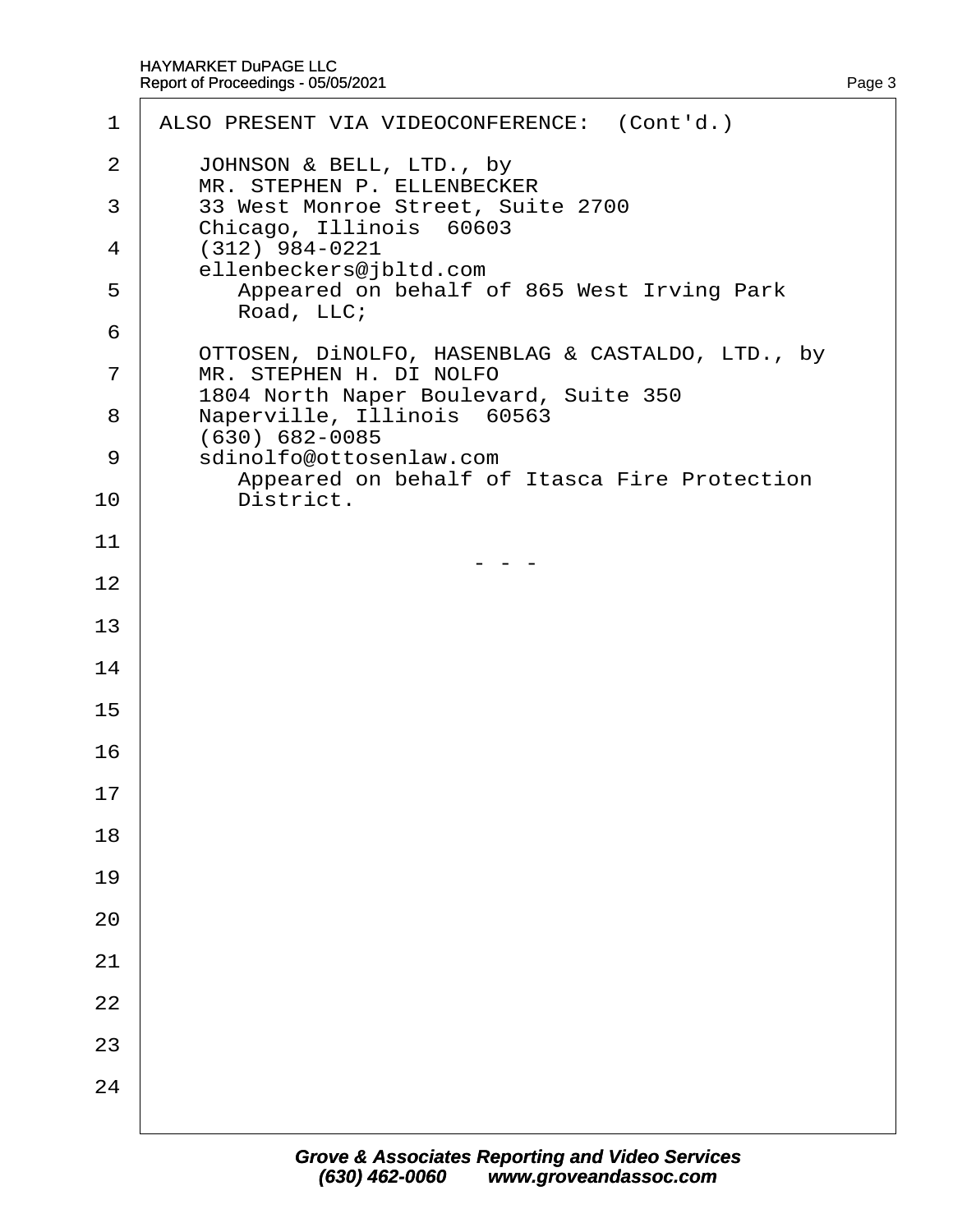ALSO PRESENT VIA VIDEOCONFERENCE: (Cont'd.)

JOHNSON & BELL, LTD., by
MR. STEPHEN P. ELLENBECKER
33 West Monroe Street, Suite 2700
Chicago, Illinois 60603
(312) 984-0221
ellenbeckers@jbltd.com
Appeared on behalf of 865 West Irving Park Road, LLC;

OTTOSEN, DiNOLFO, HASENBLAG & CASTALDO, LTD., by
MR. STEPHEN H. DI NOLFO
1804 North Naper Boulevard, Suite 350
Naperville, Illinois 60563
(630) 682-0085
sdinolfo@ottosenlaw.com
Appeared on behalf of Itasca Fire Protection District.

\- - -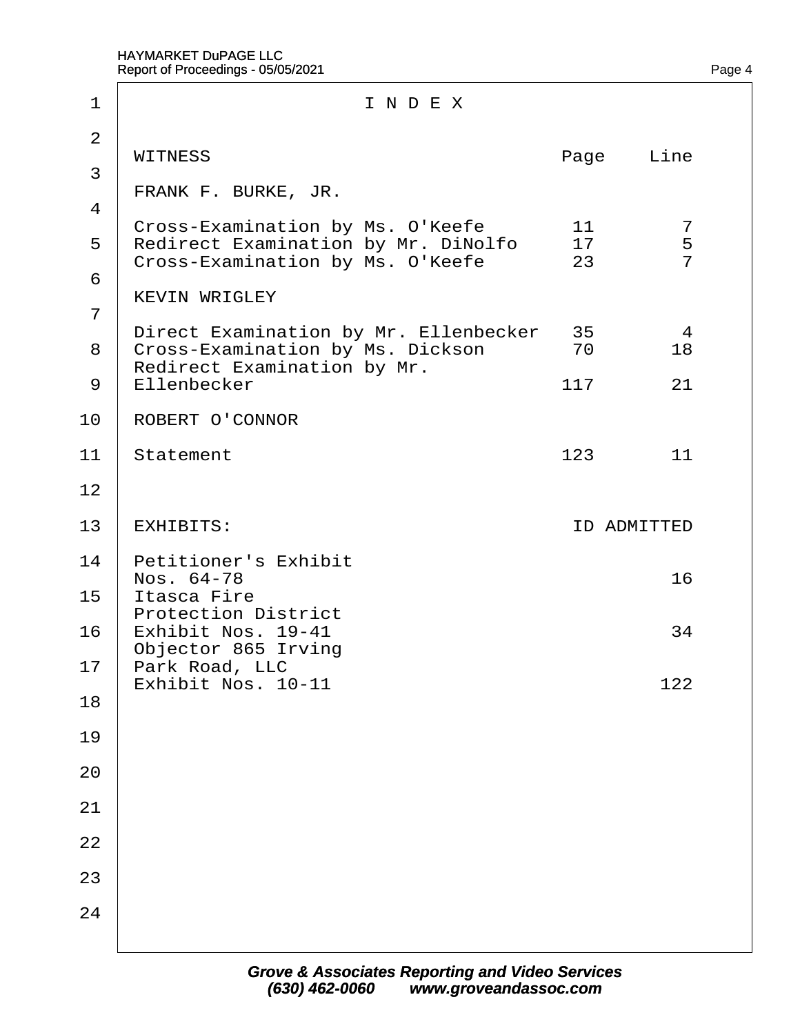# I N D E X

| WITNESS | Page | Line |
|---|---|---|
| FRANK F. BURKE, JR. | | |
| Cross-Examination by Ms. O'Keefe | 11 | 7 |
| Redirect Examination by Mr. DiNolfo | 17 | 5 |
| Cross-Examination by Ms. O'Keefe | 23 | 7 |
| KEVIN WRIGLEY | | |
| Direct Examination by Mr. Ellenbecker | 35 | 4 |
| Cross-Examination by Ms. Dickson | 70 | 18 |
| Redirect Examination by Mr. Ellenbecker | 117 | 21 |
| ROBERT O'CONNOR | | |
| Statement | 123 | 11 |

| EXHIBITS: | ID | ADMITTED |
|---|---|---|
| Petitioner's Exhibit Nos. 64-78 | | 16 |
| Itasca Fire Protection District Exhibit Nos. 19-41 | | 34 |
| Objector 865 Irving Park Road, LLC Exhibit Nos. 10-11 | | 122 |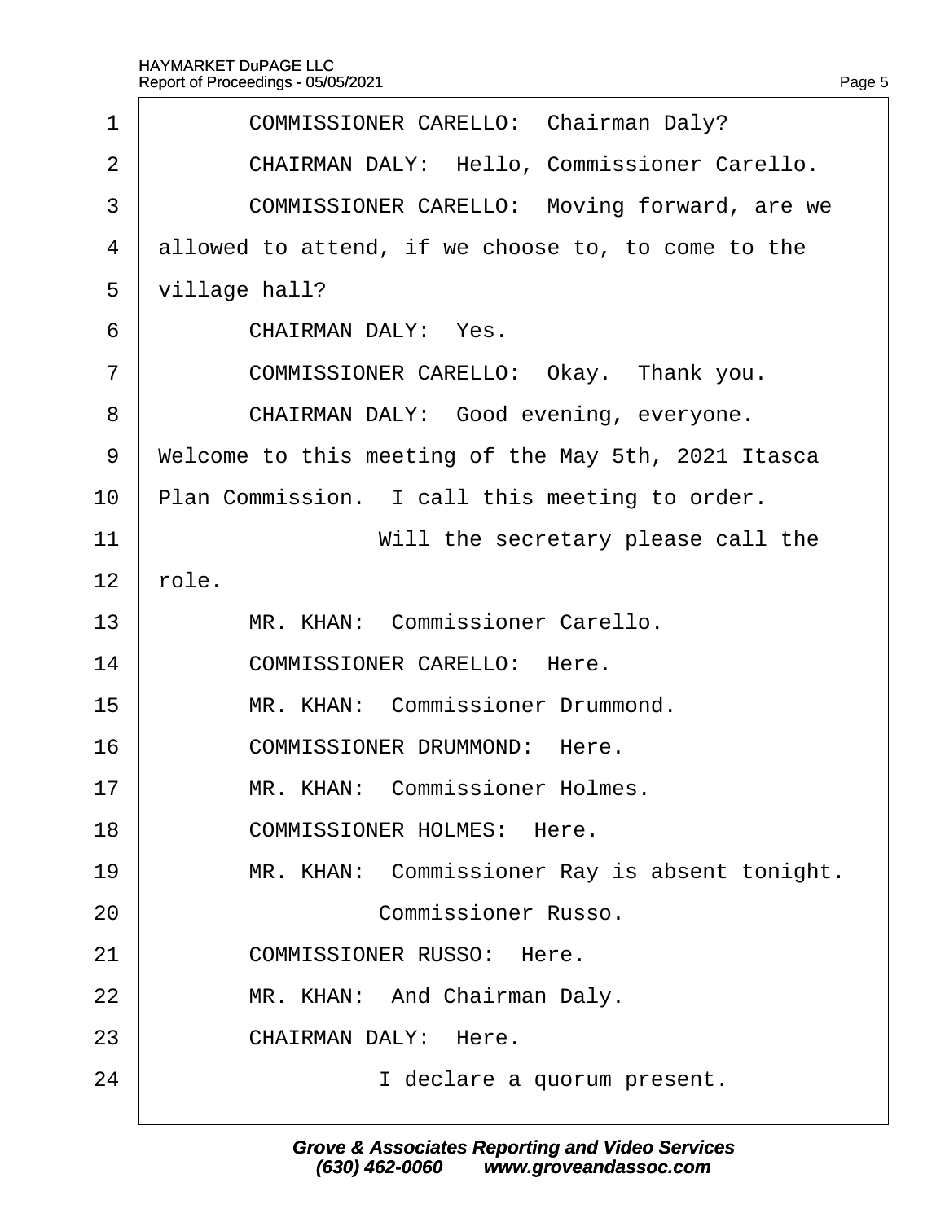COMMISSIONER CARELLO: Chairman Daly?

CHAIRMAN DALY: Hello, Commissioner Carello.

COMMISSIONER CARELLO: Moving forward, are we allowed to attend, if we choose to, to come to the village hall?

CHAIRMAN DALY: Yes.

COMMISSIONER CARELLO: Okay. Thank you.

CHAIRMAN DALY: Good evening, everyone. Welcome to this meeting of the May 5th, 2021 Itasca Plan Commission. I call this meeting to order.

Will the secretary please call the role.

MR. KHAN: Commissioner Carello.

COMMISSIONER CARELLO: Here.

MR. KHAN: Commissioner Drummond.

COMMISSIONER DRUMMOND: Here.

MR. KHAN: Commissioner Holmes.

COMMISSIONER HOLMES: Here.

MR. KHAN: Commissioner Ray is absent tonight.

Commissioner Russo.

COMMISSIONER RUSSO: Here.

MR. KHAN: And Chairman Daly.

CHAIRMAN DALY: Here.

I declare a quorum present.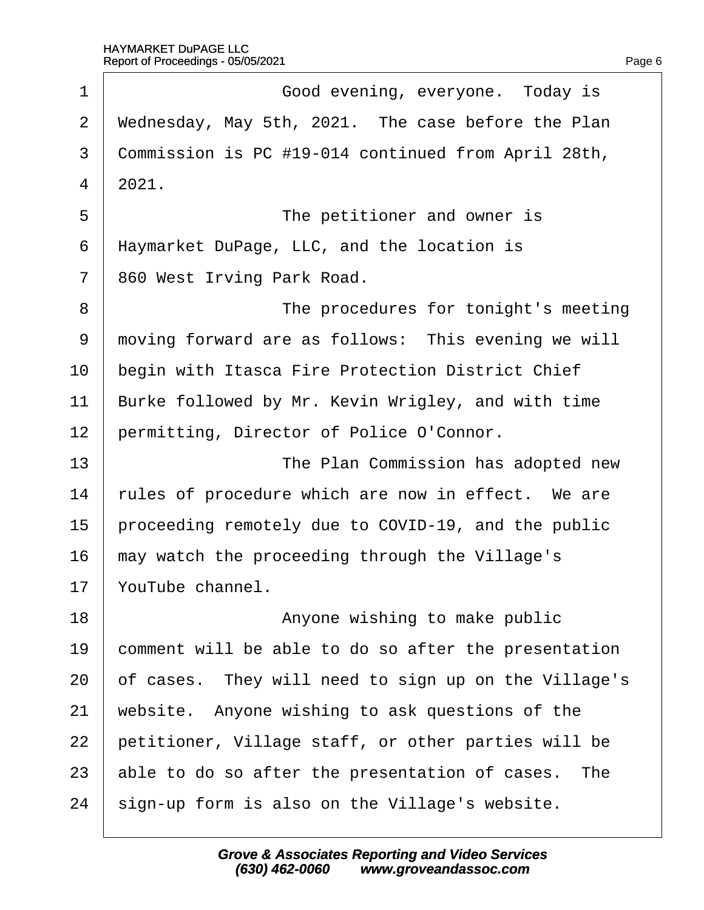Good evening, everyone. Today is Wednesday, May 5th, 2021. The case before the Plan Commission is PC #19-014 continued from April 28th, 2021.

The petitioner and owner is Haymarket DuPage, LLC, and the location is 860 West Irving Park Road.

The procedures for tonight's meeting moving forward are as follows: This evening we will begin with Itasca Fire Protection District Chief Burke followed by Mr. Kevin Wrigley, and with time permitting, Director of Police O'Connor.

The Plan Commission has adopted new rules of procedure which are now in effect. We are proceeding remotely due to COVID-19, and the public may watch the proceeding through the Village's YouTube channel.

Anyone wishing to make public comment will be able to do so after the presentation of cases. They will need to sign up on the Village's website. Anyone wishing to ask questions of the petitioner, Village staff, or other parties will be able to do so after the presentation of cases. The sign-up form is also on the Village's website.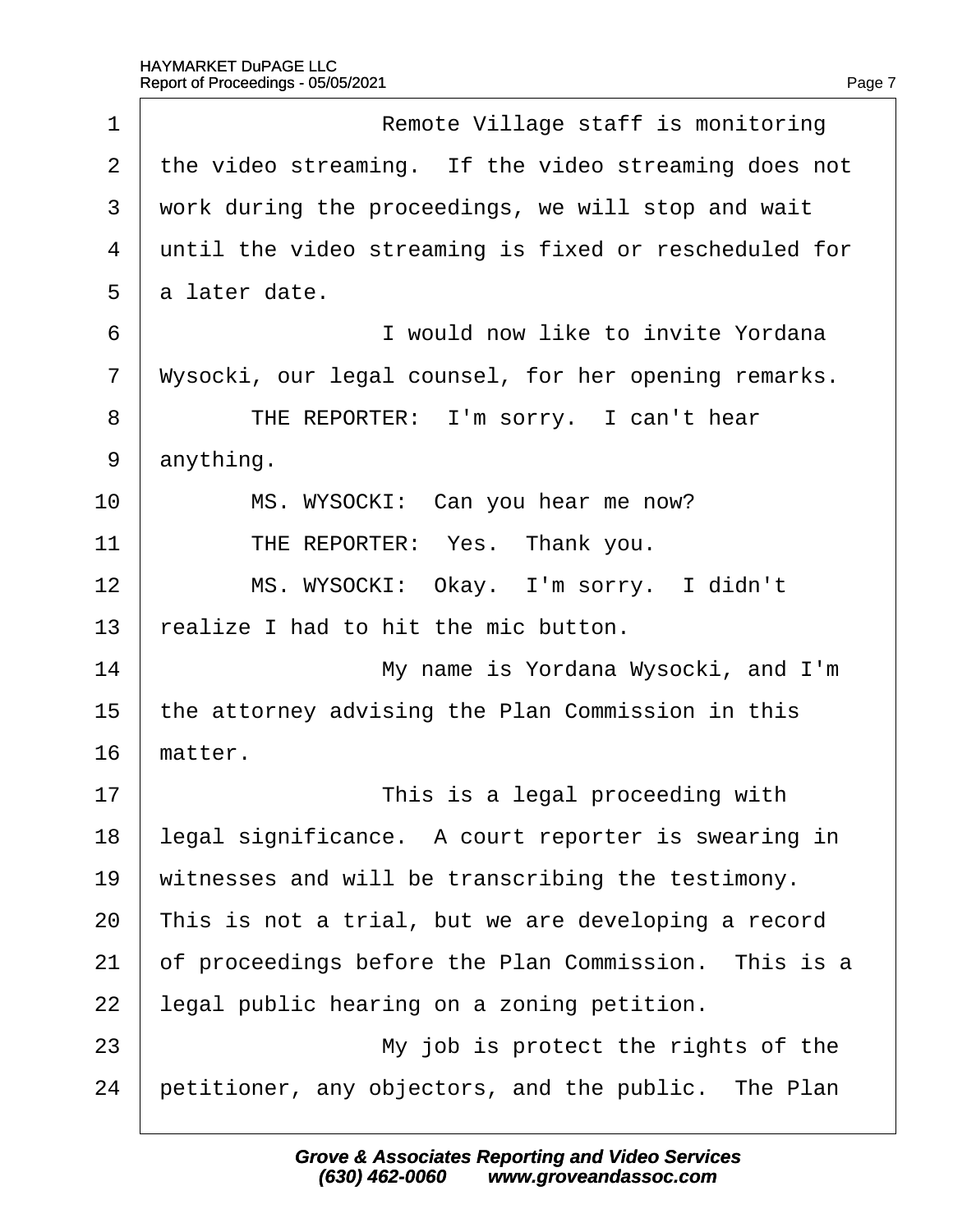Remote Village staff is monitoring the video streaming. If the video streaming does not work during the proceedings, we will stop and wait until the video streaming is fixed or rescheduled for a later date.

I would now like to invite Yordana Wysocki, our legal counsel, for her opening remarks.

THE REPORTER: I'm sorry. I can't hear anything.

MS. WYSOCKI: Can you hear me now?

THE REPORTER: Yes. Thank you.

MS. WYSOCKI: Okay. I'm sorry. I didn't realize I had to hit the mic button.

My name is Yordana Wysocki, and I'm the attorney advising the Plan Commission in this matter.

This is a legal proceeding with legal significance. A court reporter is swearing in witnesses and will be transcribing the testimony. This is not a trial, but we are developing a record of proceedings before the Plan Commission. This is a legal public hearing on a zoning petition.

My job is protect the rights of the petitioner, any objectors, and the public. The Plan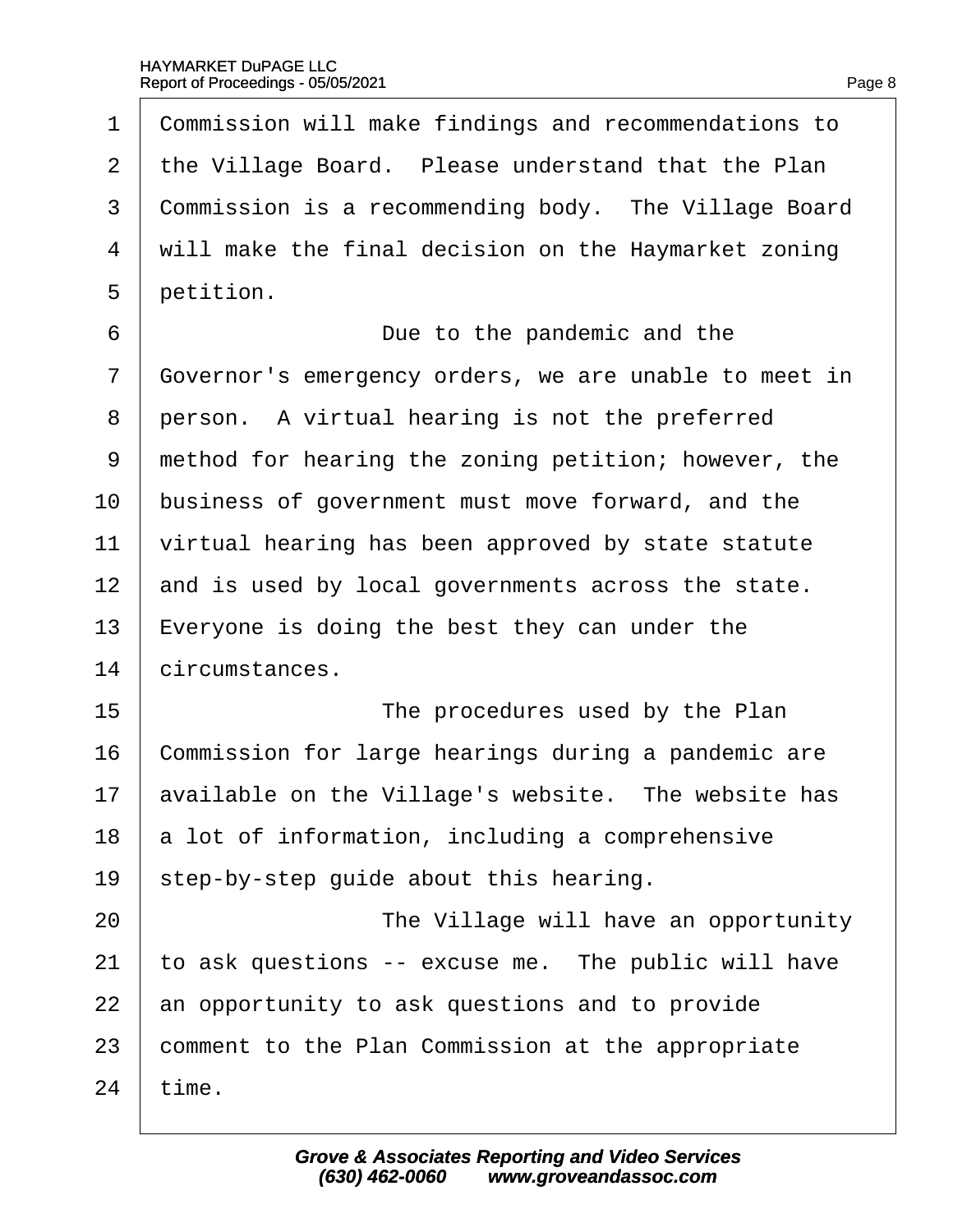Commission will make findings and recommendations to the Village Board. Please understand that the Plan Commission is a recommending body. The Village Board will make the final decision on the Haymarket zoning petition.

Due to the pandemic and the Governor's emergency orders, we are unable to meet in person. A virtual hearing is not the preferred method for hearing the zoning petition; however, the business of government must move forward, and the virtual hearing has been approved by state statute and is used by local governments across the state. Everyone is doing the best they can under the circumstances.

The procedures used by the Plan Commission for large hearings during a pandemic are available on the Village's website. The website has a lot of information, including a comprehensive step-by-step guide about this hearing.

The Village will have an opportunity to ask questions -- excuse me. The public will have an opportunity to ask questions and to provide comment to the Plan Commission at the appropriate time.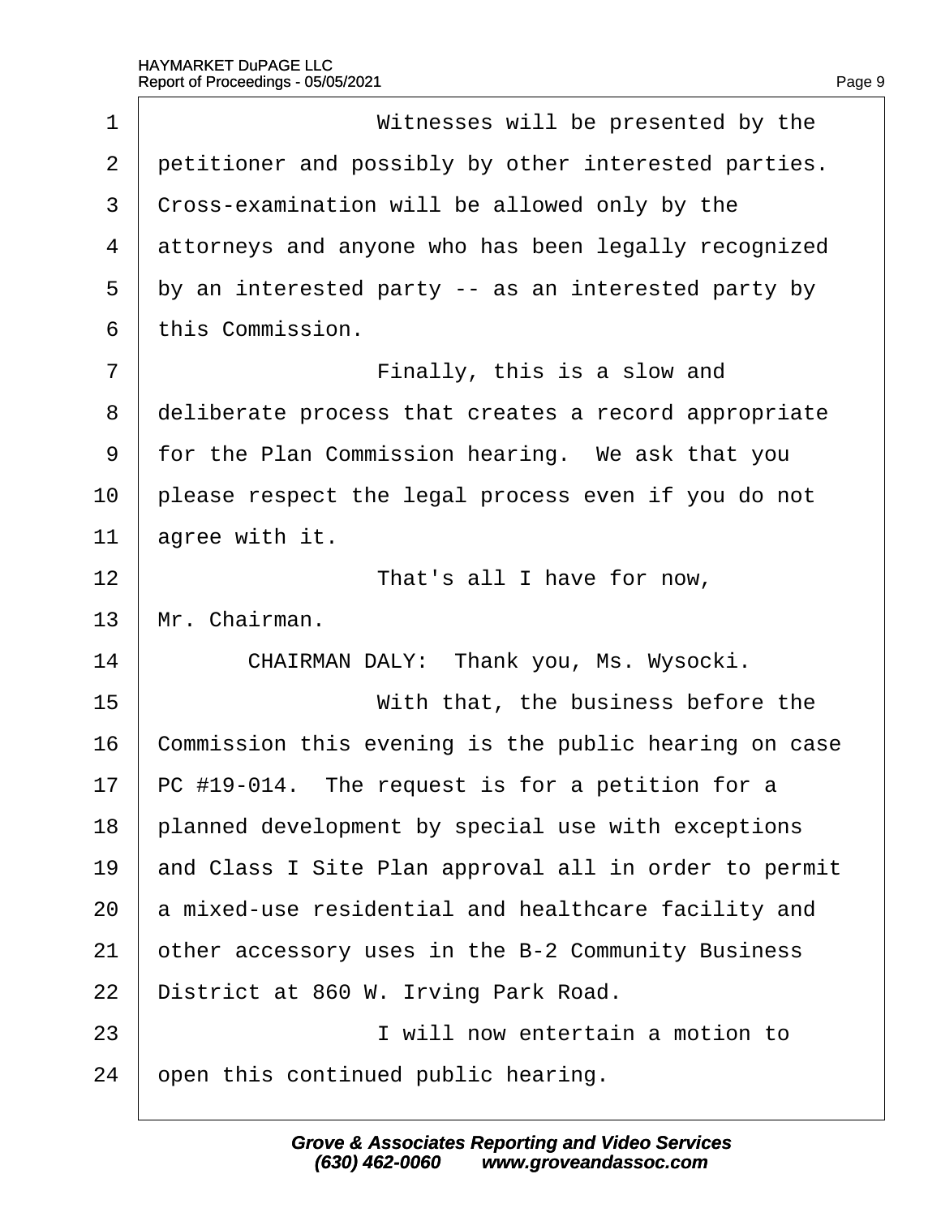Witnesses will be presented by the petitioner and possibly by other interested parties. Cross-examination will be allowed only by the attorneys and anyone who has been legally recognized by an interested party -- as an interested party by this Commission.

Finally, this is a slow and deliberate process that creates a record appropriate for the Plan Commission hearing. We ask that you please respect the legal process even if you do not agree with it.

That's all I have for now, Mr. Chairman.

CHAIRMAN DALY: Thank you, Ms. Wysocki.

With that, the business before the Commission this evening is the public hearing on case PC #19-014. The request is for a petition for a planned development by special use with exceptions and Class I Site Plan approval all in order to permit a mixed-use residential and healthcare facility and other accessory uses in the B-2 Community Business District at 860 W. Irving Park Road.

I will now entertain a motion to open this continued public hearing.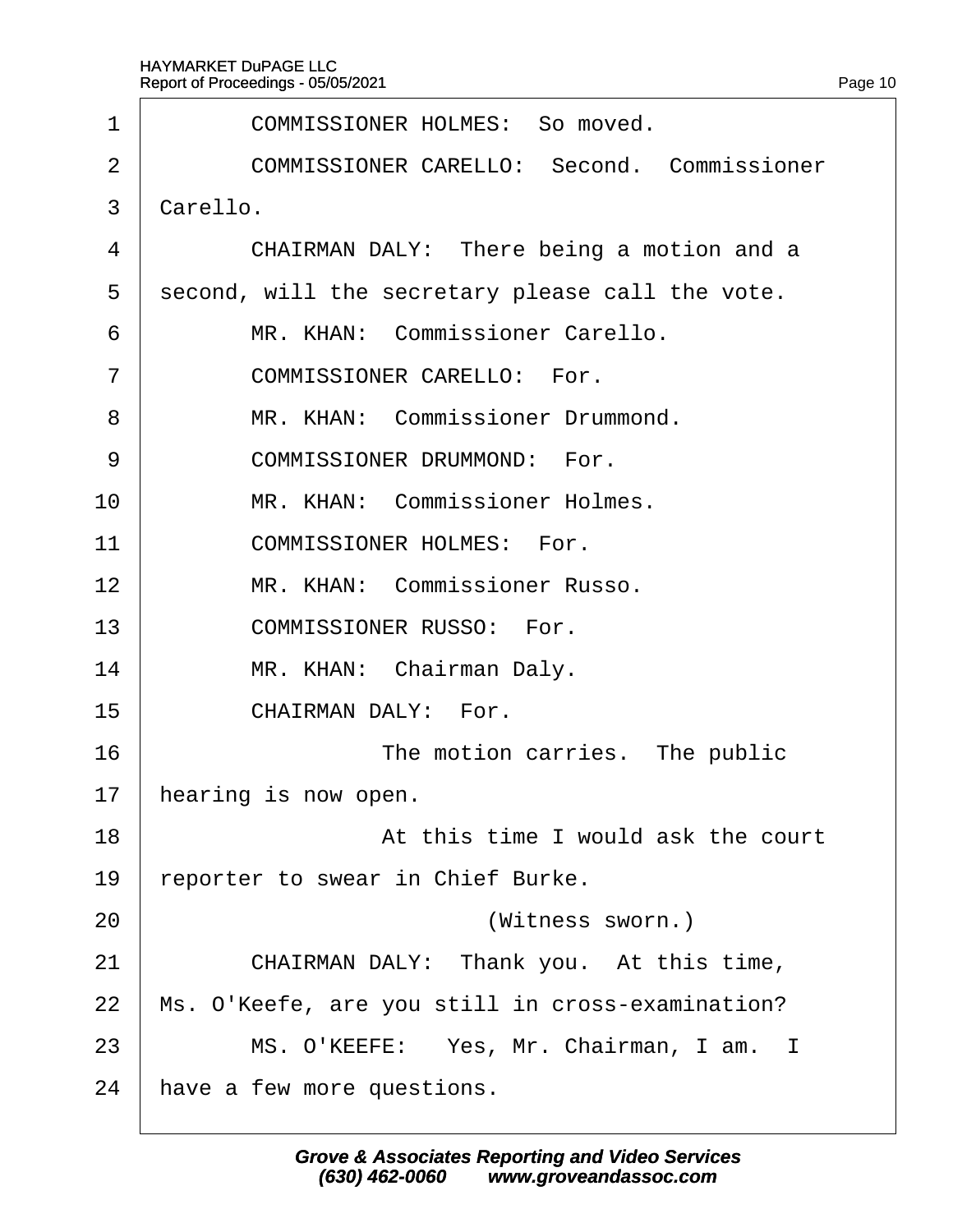COMMISSIONER HOLMES: So moved.

COMMISSIONER CARELLO: Second. Commissioner Carello.

CHAIRMAN DALY: There being a motion and a second, will the secretary please call the vote.

MR. KHAN: Commissioner Carello.

COMMISSIONER CARELLO: For.

MR. KHAN: Commissioner Drummond.

COMMISSIONER DRUMMOND: For.

MR. KHAN: Commissioner Holmes.

COMMISSIONER HOLMES: For.

MR. KHAN: Commissioner Russo.

COMMISSIONER RUSSO: For.

MR. KHAN: Chairman Daly.

CHAIRMAN DALY: For.

The motion carries. The public hearing is now open.

At this time I would ask the court reporter to swear in Chief Burke.

(Witness sworn.)

CHAIRMAN DALY: Thank you. At this time, Ms. O'Keefe, are you still in cross-examination?

MS. O'KEEFE: Yes, Mr. Chairman, I am. I have a few more questions.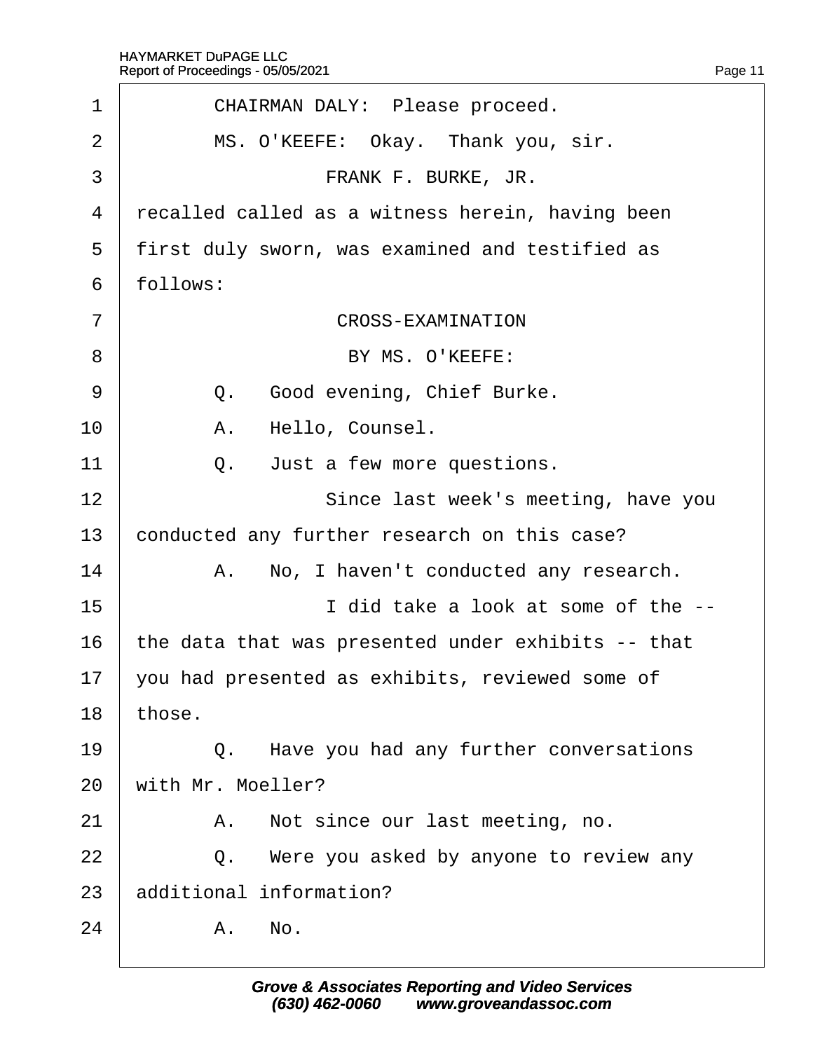CHAIRMAN DALY: Please proceed.

MS. O'KEEFE: Okay. Thank you, sir.

FRANK F. BURKE, JR.

recalled called as a witness herein, having been first duly sworn, was examined and testified as follows:

CROSS-EXAMINATION

BY MS. O'KEEFE:

Q. Good evening, Chief Burke.

A. Hello, Counsel.

Q. Just a few more questions.

Since last week's meeting, have you conducted any further research on this case?

A. No, I haven't conducted any research.

I did take a look at some of the -- the data that was presented under exhibits -- that you had presented as exhibits, reviewed some of those.

Q. Have you had any further conversations with Mr. Moeller?

A. Not since our last meeting, no.

Q. Were you asked by anyone to review any additional information?

A. No.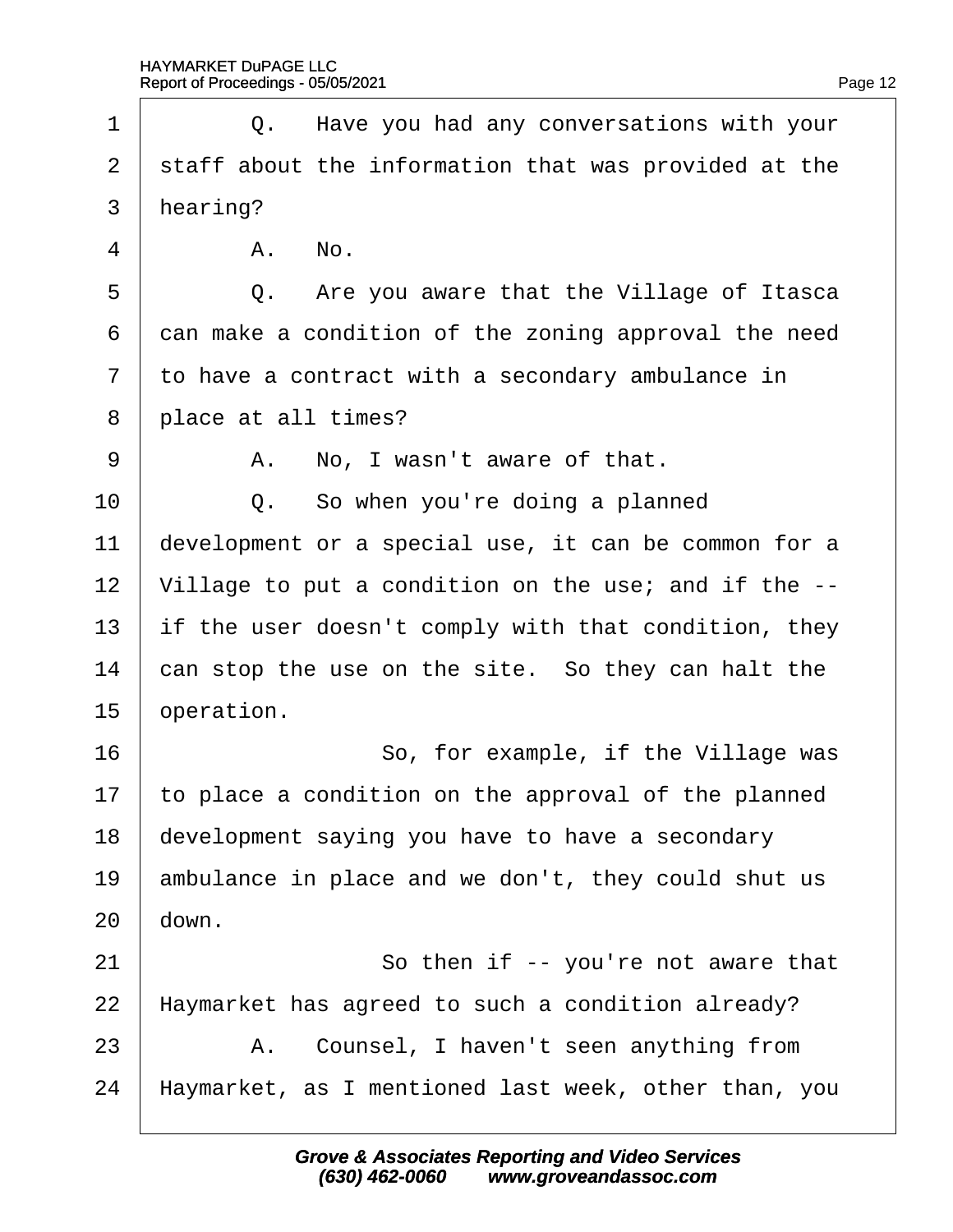Q. Have you had any conversations with your staff about the information that was provided at the hearing?

A. No.

Q. Are you aware that the Village of Itasca can make a condition of the zoning approval the need to have a contract with a secondary ambulance in place at all times?

A. No, I wasn't aware of that.

Q. So when you're doing a planned development or a special use, it can be common for a Village to put a condition on the use; and if the -- if the user doesn't comply with that condition, they can stop the use on the site. So they can halt the operation.

So, for example, if the Village was to place a condition on the approval of the planned development saying you have to have a secondary ambulance in place and we don't, they could shut us down.

So then if -- you're not aware that Haymarket has agreed to such a condition already?

A. Counsel, I haven't seen anything from Haymarket, as I mentioned last week, other than, you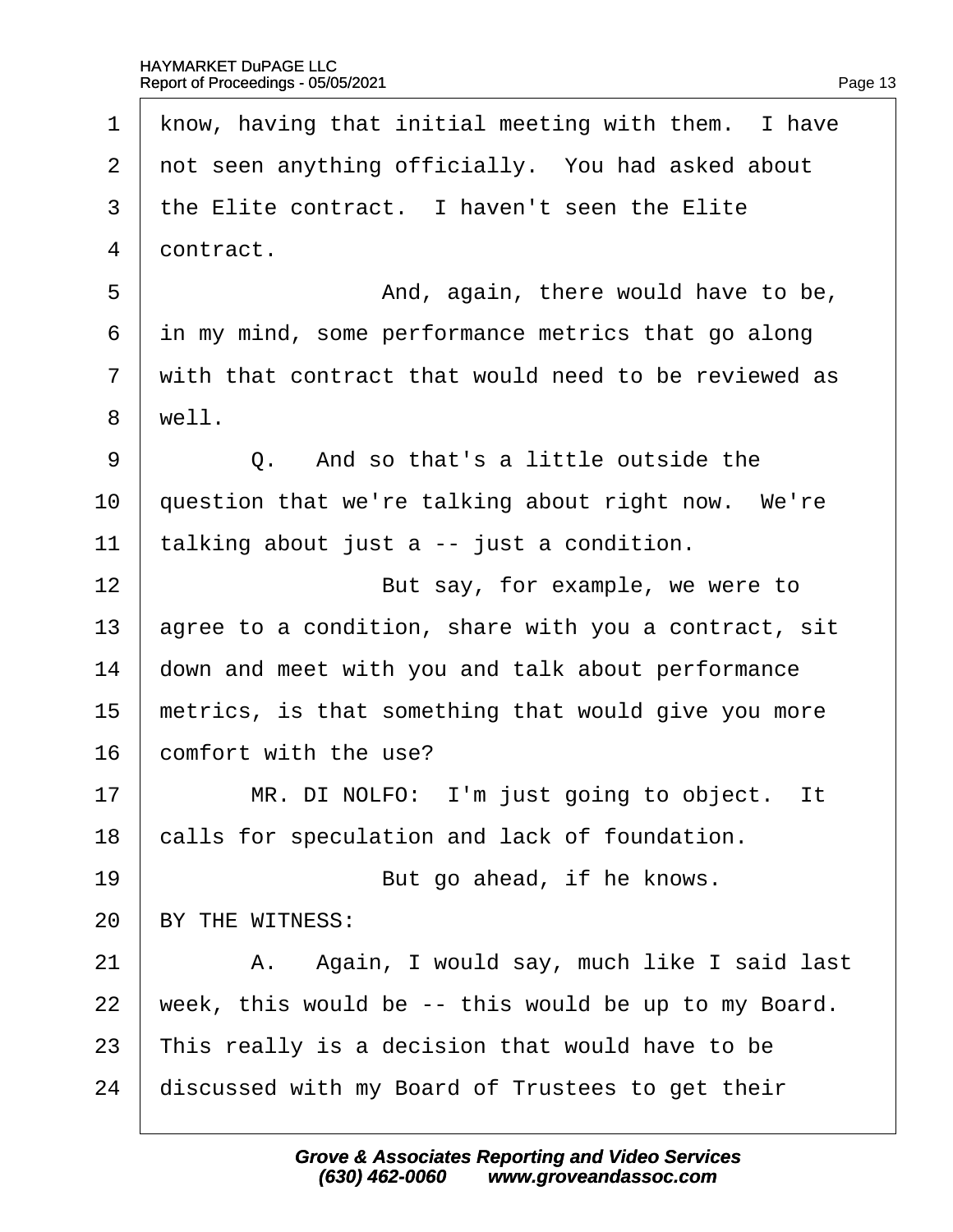1 know, having that initial meeting with them. I have
2 not seen anything officially. You had asked about
3 the Elite contract. I haven't seen the Elite
4 contract.

5 And, again, there would have to be,
6 in my mind, some performance metrics that go along
7 with that contract that would need to be reviewed as
8 well.

9 Q. And so that's a little outside the
10 question that we're talking about right now. We're
11 talking about just a -- just a condition.

12 But say, for example, we were to
13 agree to a condition, share with you a contract, sit
14 down and meet with you and talk about performance
15 metrics, is that something that would give you more
16 comfort with the use?

17 MR. DI NOLFO: I'm just going to object. It
18 calls for speculation and lack of foundation.

19 But go ahead, if he knows.

20 BY THE WITNESS:

21 A. Again, I would say, much like I said last
22 week, this would be -- this would be up to my Board.
23 This really is a decision that would have to be
24 discussed with my Board of Trustees to get their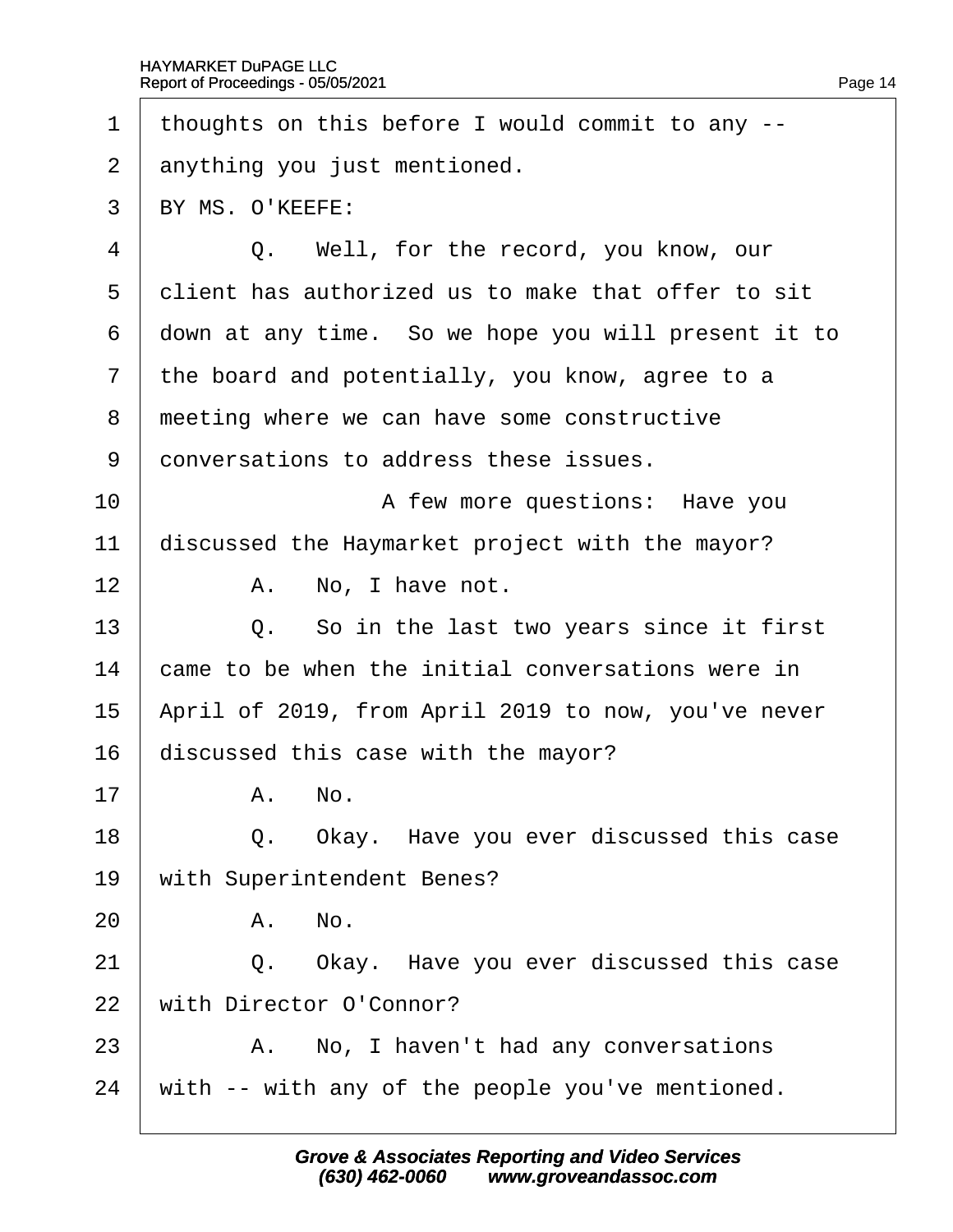thoughts on this before I would commit to any -- anything you just mentioned.

BY MS. O'KEEFE:

Q. Well, for the record, you know, our client has authorized us to make that offer to sit down at any time. So we hope you will present it to the board and potentially, you know, agree to a meeting where we can have some constructive conversations to address these issues.

A few more questions: Have you discussed the Haymarket project with the mayor?

A. No, I have not.

Q. So in the last two years since it first came to be when the initial conversations were in April of 2019, from April 2019 to now, you've never discussed this case with the mayor?

A. No.

Q. Okay. Have you ever discussed this case with Superintendent Benes?

A. No.

Q. Okay. Have you ever discussed this case with Director O'Connor?

A. No, I haven't had any conversations with -- with any of the people you've mentioned.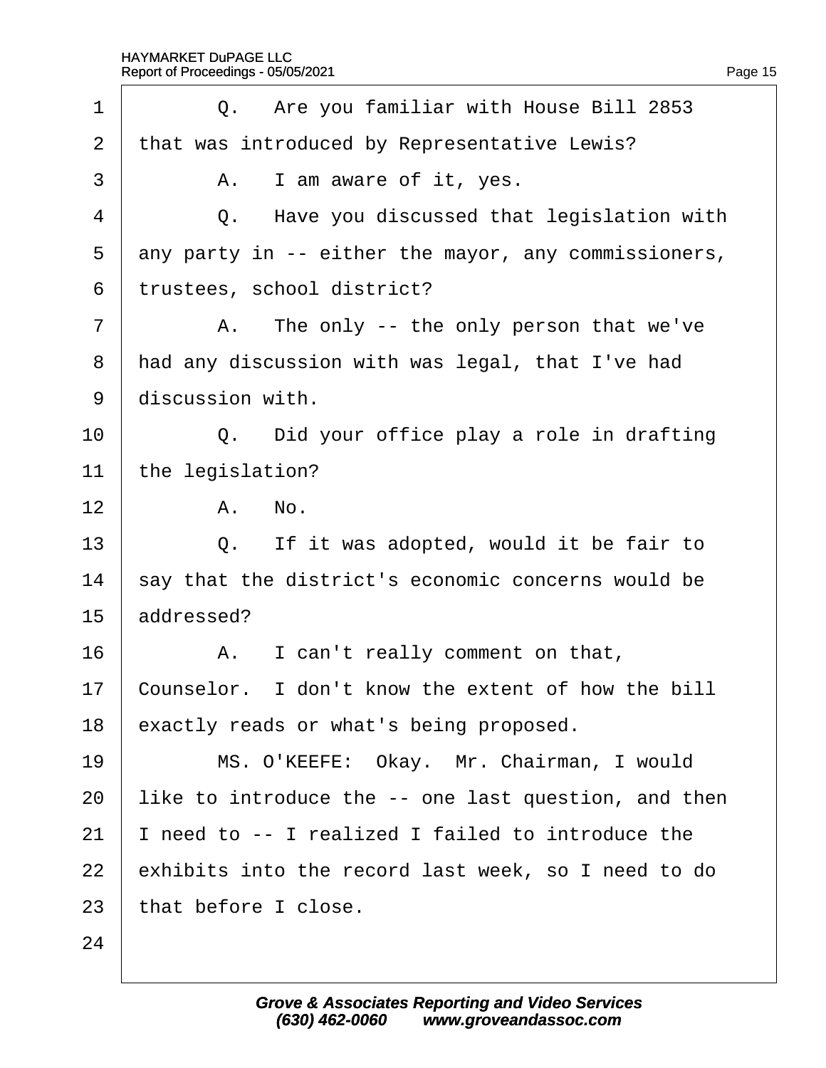Q. Are you familiar with House Bill 2853 that was introduced by Representative Lewis?

A. I am aware of it, yes.

Q. Have you discussed that legislation with any party in -- either the mayor, any commissioners, trustees, school district?

A. The only -- the only person that we've had any discussion with was legal, that I've had discussion with.

Q. Did your office play a role in drafting the legislation?

A. No.

Q. If it was adopted, would it be fair to say that the district's economic concerns would be addressed?

A. I can't really comment on that, Counselor. I don't know the extent of how the bill exactly reads or what's being proposed.

MS. O'KEEFE: Okay. Mr. Chairman, I would like to introduce the -- one last question, and then I need to -- I realized I failed to introduce the exhibits into the record last week, so I need to do that before I close.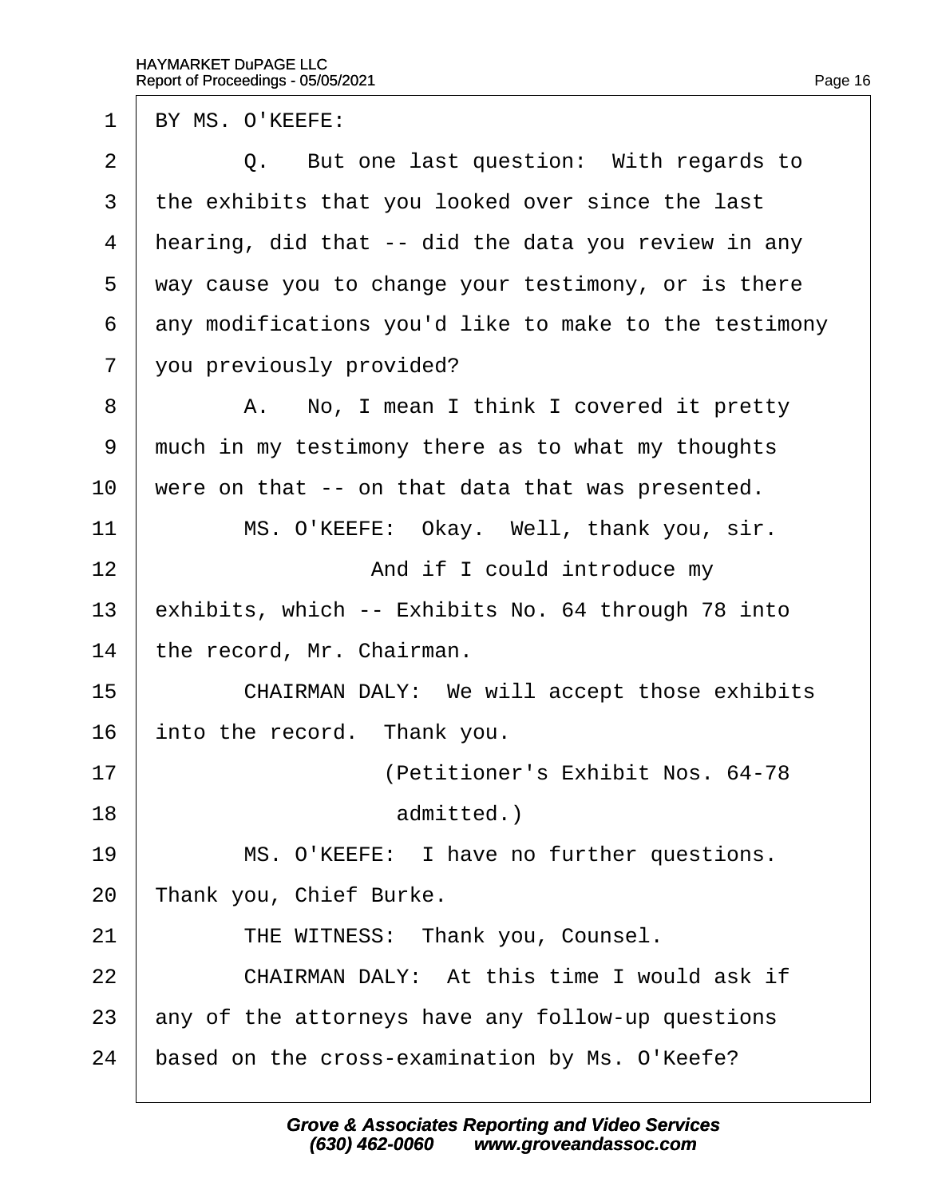BY MS. O'KEEFE:

Q. But one last question: With regards to the exhibits that you looked over since the last hearing, did that -- did the data you review in any way cause you to change your testimony, or is there any modifications you'd like to make to the testimony you previously provided?

A. No, I mean I think I covered it pretty much in my testimony there as to what my thoughts were on that -- on that data that was presented.

MS. O'KEEFE: Okay. Well, thank you, sir.

And if I could introduce my exhibits, which -- Exhibits No. 64 through 78 into the record, Mr. Chairman.

CHAIRMAN DALY: We will accept those exhibits into the record. Thank you.

(Petitioner's Exhibit Nos. 64-78 admitted.)

MS. O'KEEFE: I have no further questions. Thank you, Chief Burke.

THE WITNESS: Thank you, Counsel.

CHAIRMAN DALY: At this time I would ask if any of the attorneys have any follow-up questions based on the cross-examination by Ms. O'Keefe?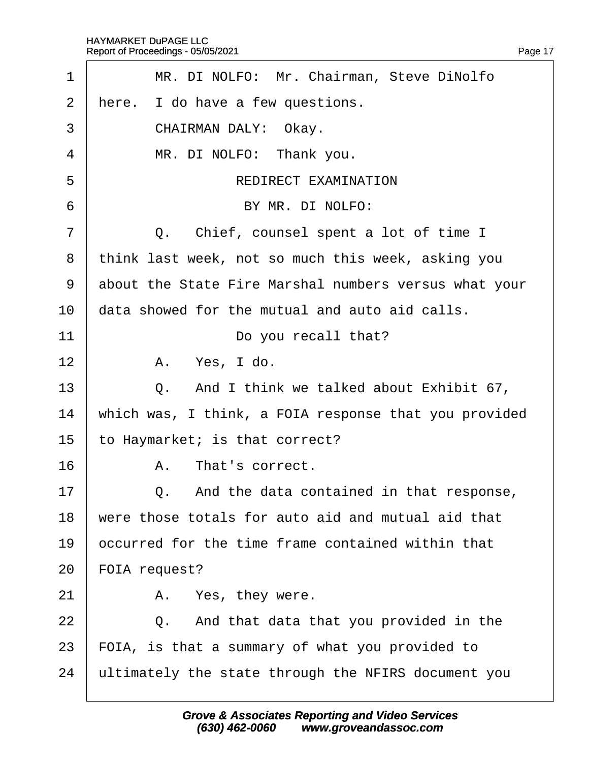MR. DI NOLFO: Mr. Chairman, Steve DiNolfo here. I do have a few questions.

CHAIRMAN DALY: Okay.

MR. DI NOLFO: Thank you.

REDIRECT EXAMINATION

BY MR. DI NOLFO:

Q. Chief, counsel spent a lot of time I think last week, not so much this week, asking you about the State Fire Marshal numbers versus what your data showed for the mutual and auto aid calls.

Do you recall that?

A. Yes, I do.

Q. And I think we talked about Exhibit 67, which was, I think, a FOIA response that you provided to Haymarket; is that correct?

A. That's correct.

Q. And the data contained in that response, were those totals for auto aid and mutual aid that occurred for the time frame contained within that FOIA request?

A. Yes, they were.

Q. And that data that you provided in the FOIA, is that a summary of what you provided to ultimately the state through the NFIRS document you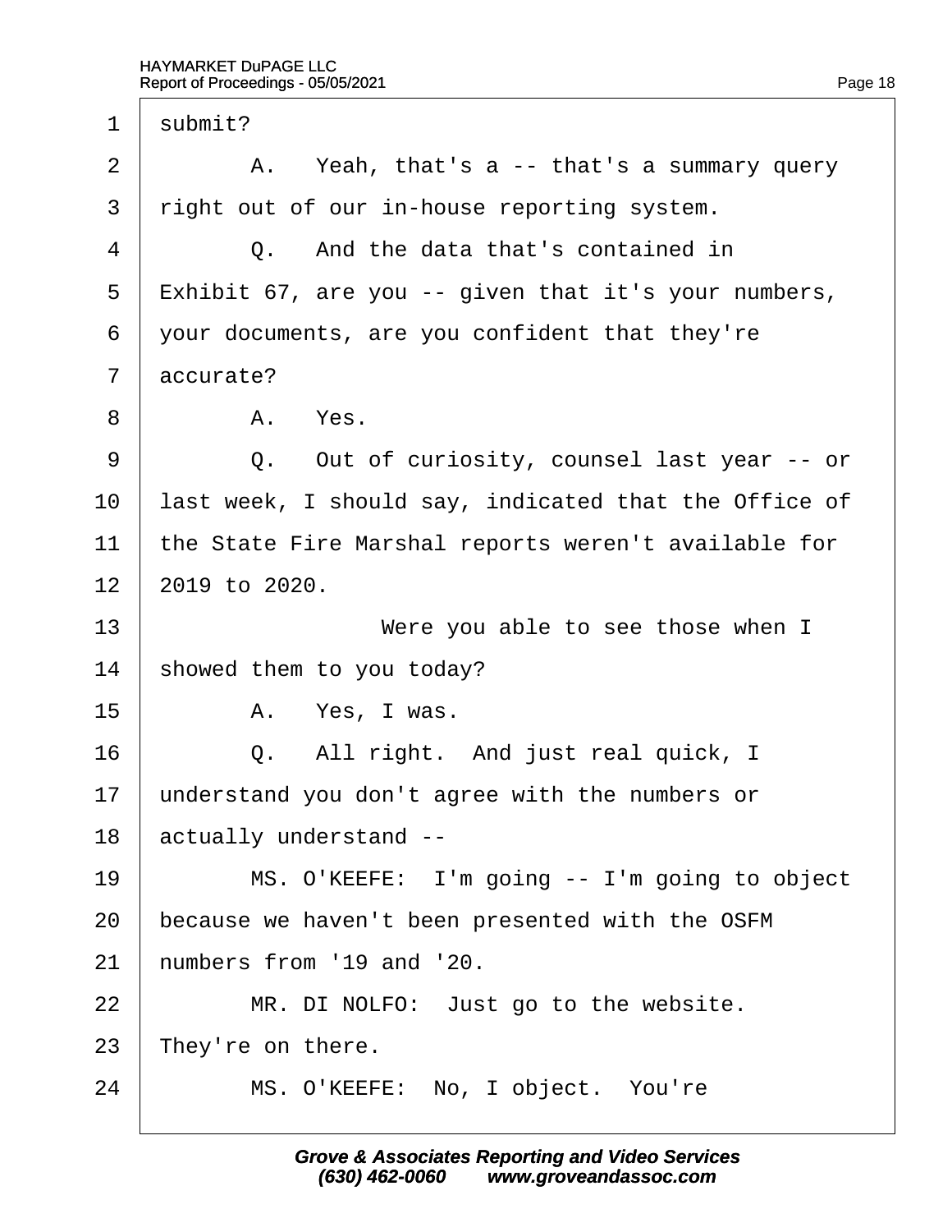1 submit?

2 A. Yeah, that's a -- that's a summary query

3 right out of our in-house reporting system.

4 Q. And the data that's contained in

5 Exhibit 67, are you -- given that it's your numbers,

6 your documents, are you confident that they're

7 accurate?

8 A. Yes.

9 Q. Out of curiosity, counsel last year -- or

10 last week, I should say, indicated that the Office of

11 the State Fire Marshal reports weren't available for

12 2019 to 2020.

13 Were you able to see those when I

14 showed them to you today?

15 A. Yes, I was.

16 Q. All right. And just real quick, I

17 understand you don't agree with the numbers or

18 actually understand --

19 MS. O'KEEFE: I'm going -- I'm going to object

20 because we haven't been presented with the OSFM

21 numbers from '19 and '20.

22 MR. DI NOLFO: Just go to the website.

23 They're on there.

24 MS. O'KEEFE: No, I object. You're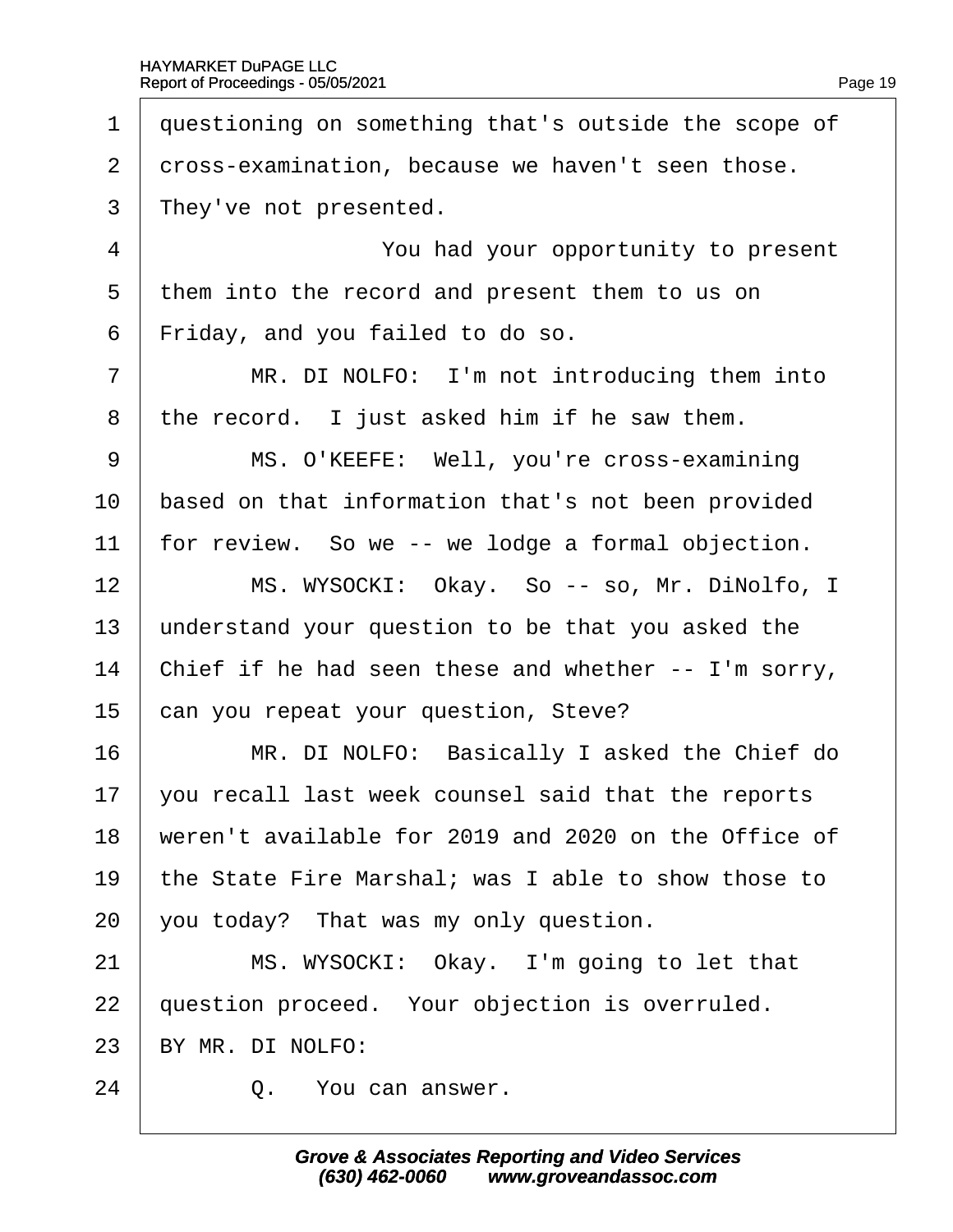questioning on something that's outside the scope of cross-examination, because we haven't seen those. They've not presented.

You had your opportunity to present them into the record and present them to us on Friday, and you failed to do so.

MR. DI NOLFO: I'm not introducing them into the record. I just asked him if he saw them.

MS. O'KEEFE: Well, you're cross-examining based on that information that's not been provided for review. So we -- we lodge a formal objection.

MS. WYSOCKI: Okay. So -- so, Mr. DiNolfo, I understand your question to be that you asked the Chief if he had seen these and whether -- I'm sorry, can you repeat your question, Steve?

MR. DI NOLFO: Basically I asked the Chief do you recall last week counsel said that the reports weren't available for 2019 and 2020 on the Office of the State Fire Marshal; was I able to show those to you today? That was my only question.

MS. WYSOCKI: Okay. I'm going to let that question proceed. Your objection is overruled.

BY MR. DI NOLFO:

Q. You can answer.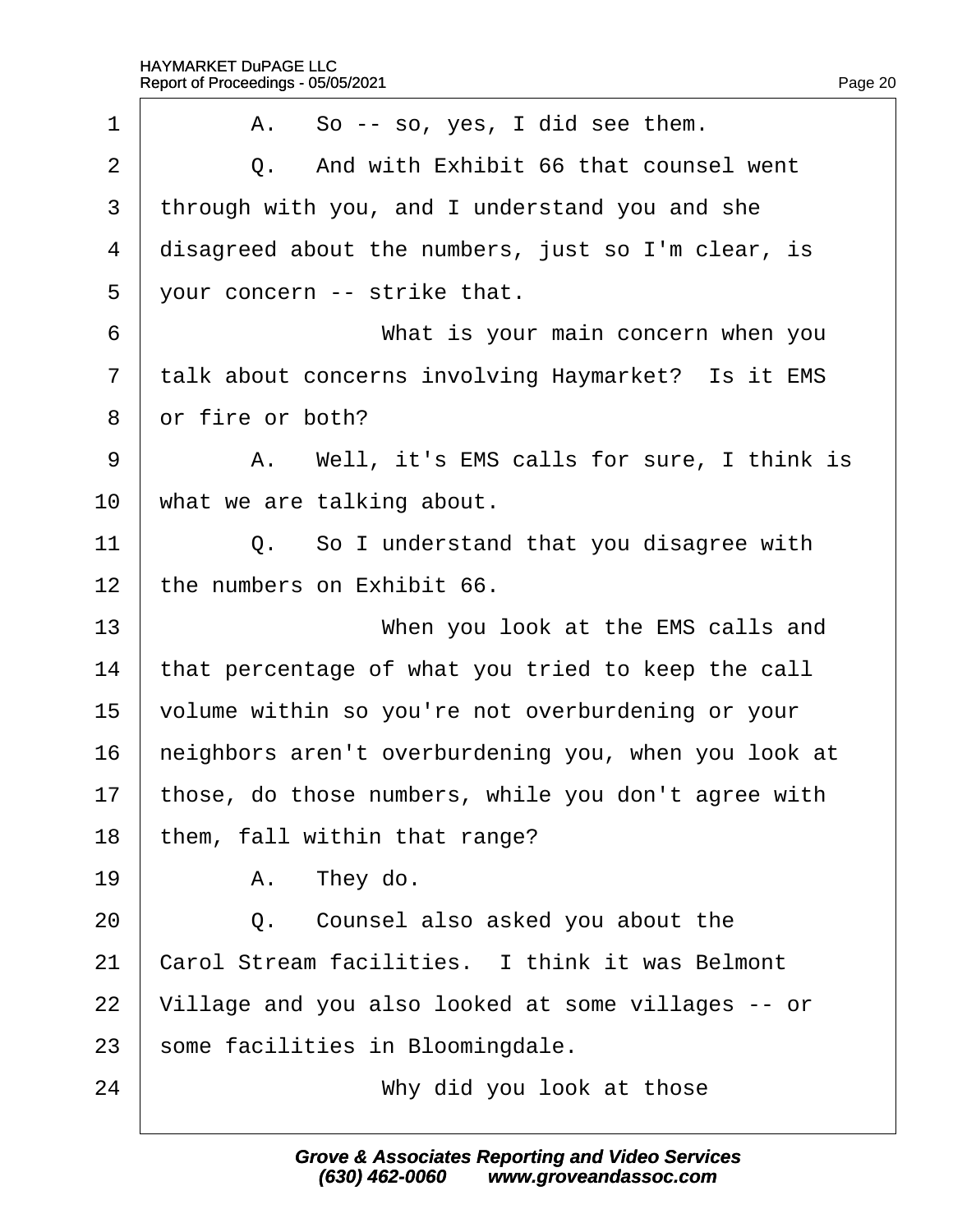1 A. So -- so, yes, I did see them.

2 Q. And with Exhibit 66 that counsel went

3 through with you, and I understand you and she

4 disagreed about the numbers, just so I'm clear, is

5 your concern -- strike that.

6 What is your main concern when you

7 talk about concerns involving Haymarket? Is it EMS

8 or fire or both?

9 A. Well, it's EMS calls for sure, I think is

10 what we are talking about.

11 Q. So I understand that you disagree with

12 the numbers on Exhibit 66.

13 When you look at the EMS calls and

14 that percentage of what you tried to keep the call

15 volume within so you're not overburdening or your

16 neighbors aren't overburdening you, when you look at

17 those, do those numbers, while you don't agree with

18 them, fall within that range?

19 A. They do.

20 Q. Counsel also asked you about the

21 Carol Stream facilities. I think it was Belmont

22 Village and you also looked at some villages -- or

23 some facilities in Bloomingdale.

24 Why did you look at those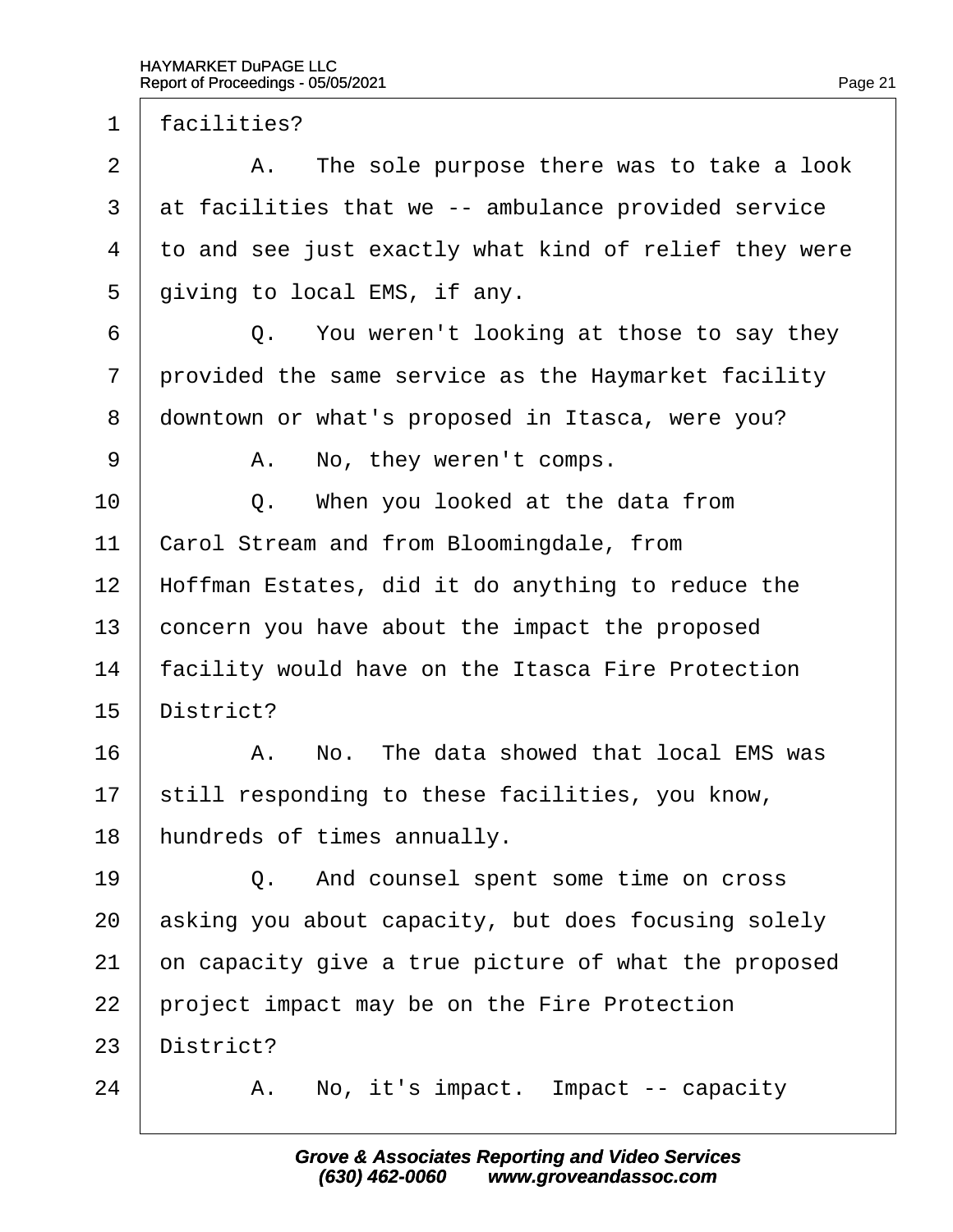1 facilities?

2 A. The sole purpose there was to take a look

3 at facilities that we -- ambulance provided service

4 to and see just exactly what kind of relief they were

5 giving to local EMS, if any.

6 Q. You weren't looking at those to say they

7 provided the same service as the Haymarket facility

8 downtown or what's proposed in Itasca, were you?

9 A. No, they weren't comps.

10 Q. When you looked at the data from

11 Carol Stream and from Bloomingdale, from

12 Hoffman Estates, did it do anything to reduce the

13 concern you have about the impact the proposed

14 facility would have on the Itasca Fire Protection

15 District?

16 A. No. The data showed that local EMS was

17 still responding to these facilities, you know,

18 hundreds of times annually.

19 Q. And counsel spent some time on cross

20 asking you about capacity, but does focusing solely

21 on capacity give a true picture of what the proposed

22 project impact may be on the Fire Protection

23 District?

24 A. No, it's impact. Impact -- capacity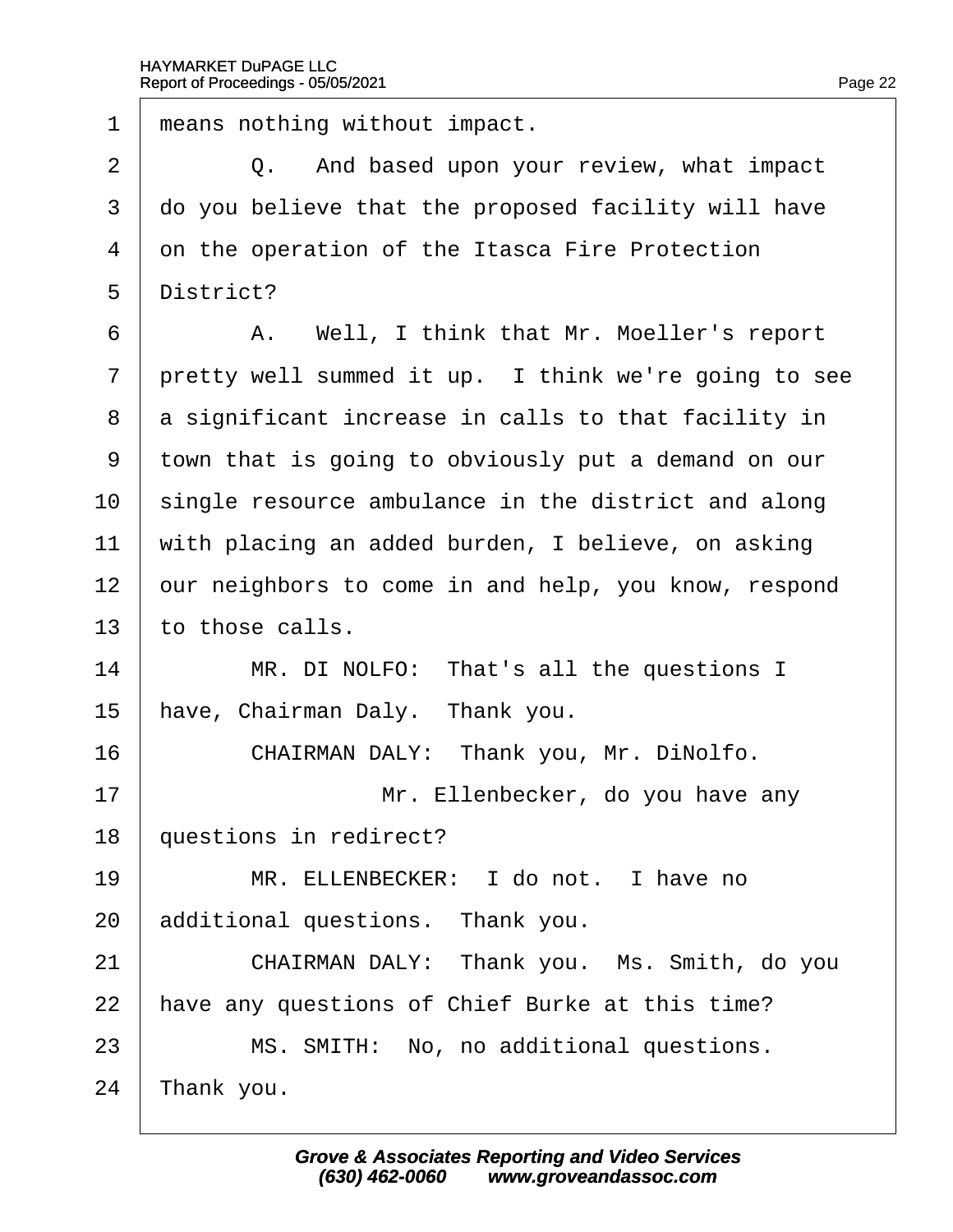1 means nothing without impact.

2 Q. And based upon your review, what impact

3 do you believe that the proposed facility will have

4 on the operation of the Itasca Fire Protection

5 District?

6 A. Well, I think that Mr. Moeller's report

7 pretty well summed it up. I think we're going to see

8 a significant increase in calls to that facility in

9 town that is going to obviously put a demand on our

10 single resource ambulance in the district and along

11 with placing an added burden, I believe, on asking

12 our neighbors to come in and help, you know, respond

13 to those calls.

14 MR. DI NOLFO: That's all the questions I

15 have, Chairman Daly. Thank you.

16 CHAIRMAN DALY: Thank you, Mr. DiNolfo.

17 Mr. Ellenbecker, do you have any

18 questions in redirect?

19 MR. ELLENBECKER: I do not. I have no

20 additional questions. Thank you.

21 CHAIRMAN DALY: Thank you. Ms. Smith, do you

22 have any questions of Chief Burke at this time?

23 MS. SMITH: No, no additional questions.

24 Thank you.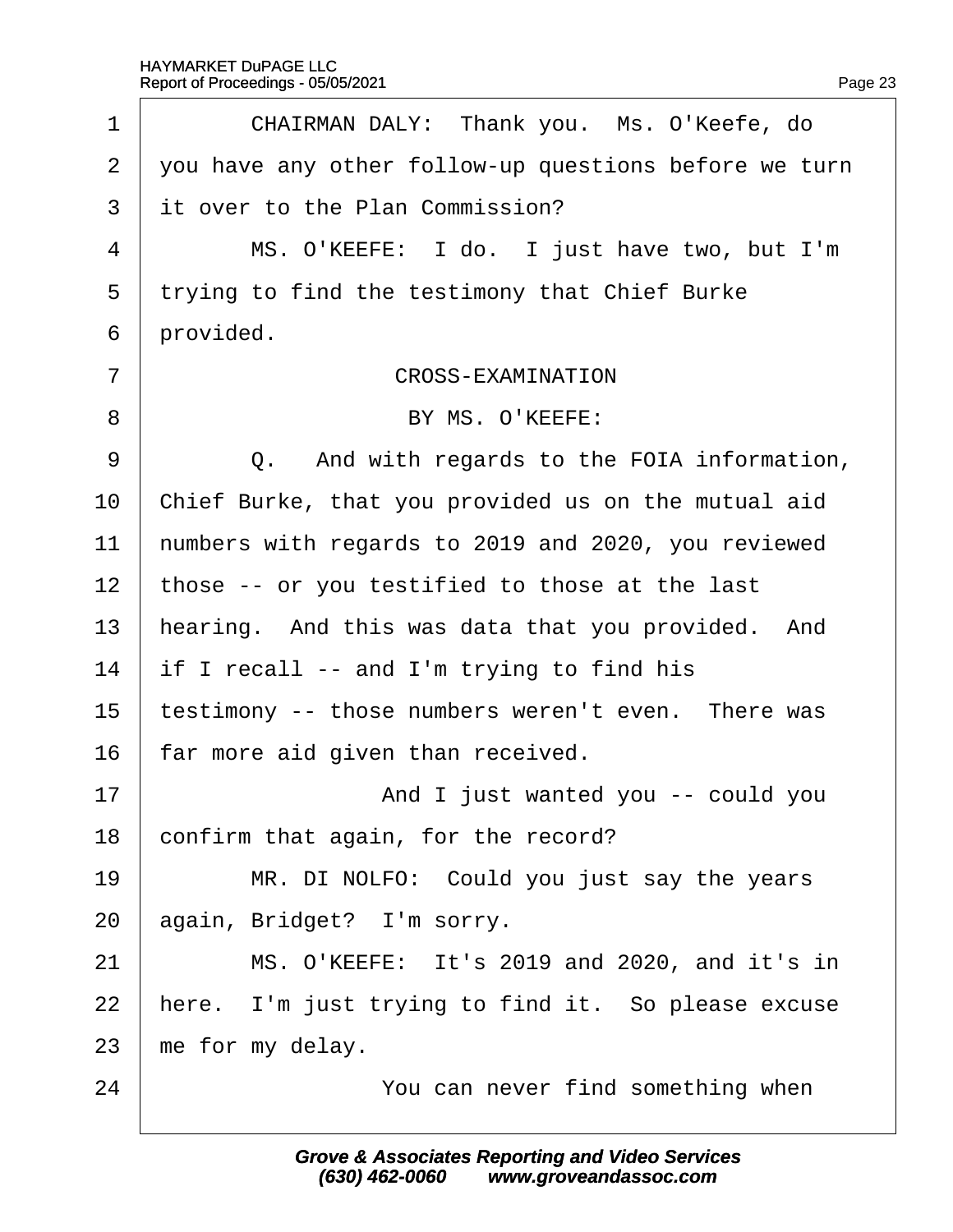1 CHAIRMAN DALY: Thank you. Ms. O'Keefe, do
2 you have any other follow-up questions before we turn
3 it over to the Plan Commission?
4 MS. O'KEEFE: I do. I just have two, but I'm
5 trying to find the testimony that Chief Burke
6 provided.
7 CROSS-EXAMINATION
8 BY MS. O'KEEFE:
9 Q. And with regards to the FOIA information,
10 Chief Burke, that you provided us on the mutual aid
11 numbers with regards to 2019 and 2020, you reviewed
12 those -- or you testified to those at the last
13 hearing. And this was data that you provided. And
14 if I recall -- and I'm trying to find his
15 testimony -- those numbers weren't even. There was
16 far more aid given than received.
17 And I just wanted you -- could you
18 confirm that again, for the record?
19 MR. DI NOLFO: Could you just say the years
20 again, Bridget? I'm sorry.
21 MS. O'KEEFE: It's 2019 and 2020, and it's in
22 here. I'm just trying to find it. So please excuse
23 me for my delay.
24 You can never find something when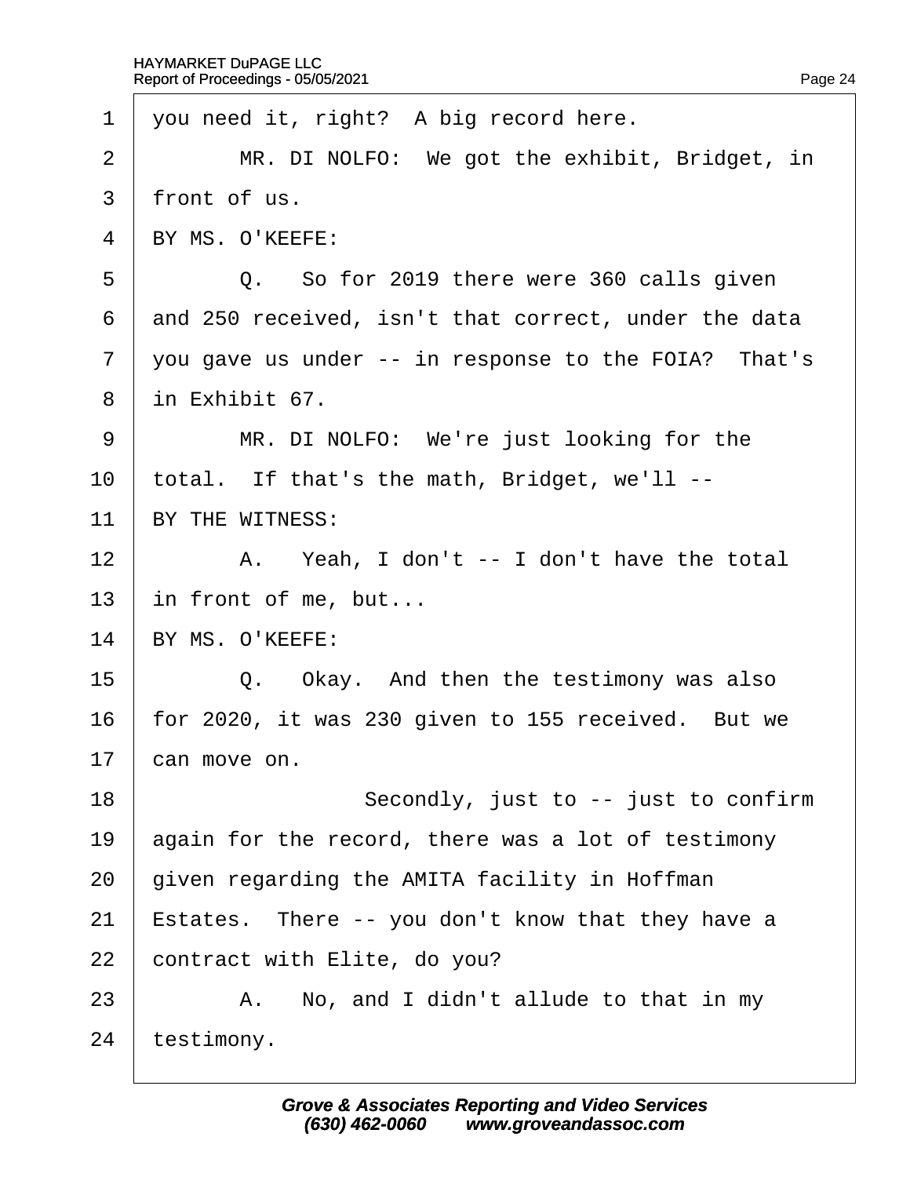1 you need it, right? A big record here.

2 MR. DI NOLFO: We got the exhibit, Bridget, in

3 front of us.

4 BY MS. O'KEEFE:

5 Q. So for 2019 there were 360 calls given

6 and 250 received, isn't that correct, under the data

7 you gave us under -- in response to the FOIA? That's

8 in Exhibit 67.

9 MR. DI NOLFO: We're just looking for the

10 total. If that's the math, Bridget, we'll --

11 BY THE WITNESS:

12 A. Yeah, I don't -- I don't have the total

13 in front of me, but...

14 BY MS. O'KEEFE:

15 Q. Okay. And then the testimony was also

16 for 2020, it was 230 given to 155 received. But we

17 can move on.

18 Secondly, just to -- just to confirm

19 again for the record, there was a lot of testimony

20 given regarding the AMITA facility in Hoffman

21 Estates. There -- you don't know that they have a

22 contract with Elite, do you?

23 A. No, and I didn't allude to that in my

24 testimony.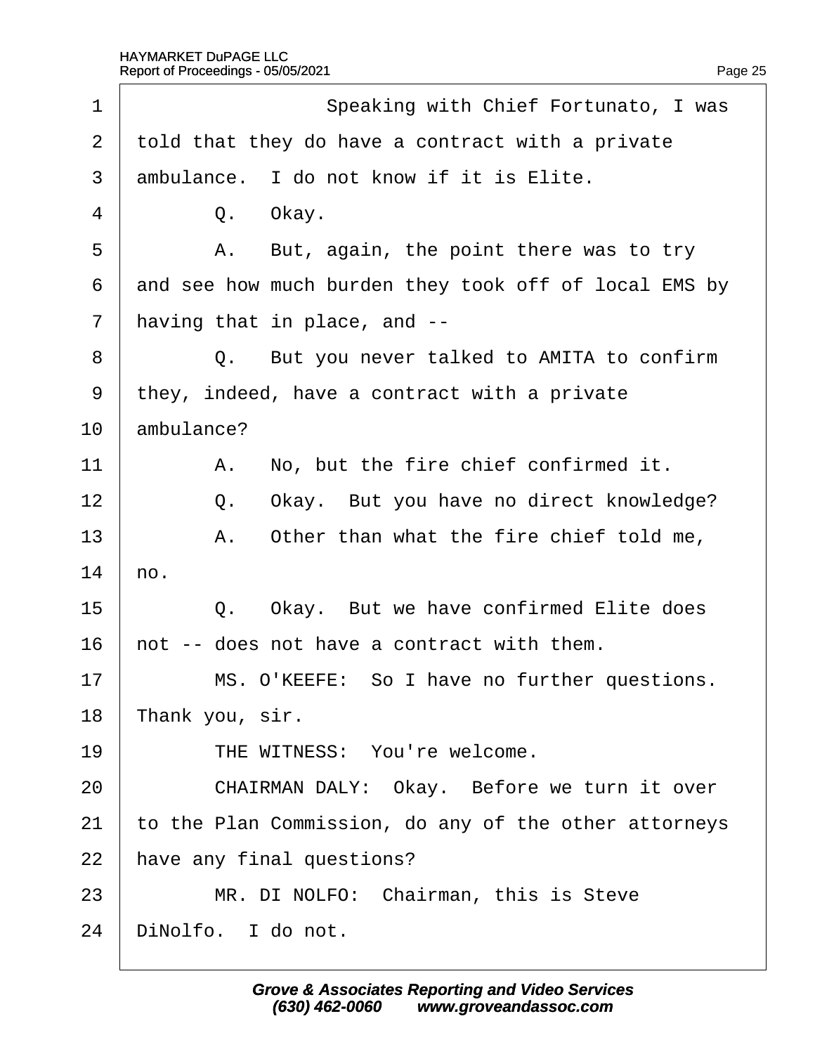Speaking with Chief Fortunato, I was told that they do have a contract with a private ambulance. I do not know if it is Elite.

Q. Okay.

A. But, again, the point there was to try and see how much burden they took off of local EMS by having that in place, and --

Q. But you never talked to AMITA to confirm they, indeed, have a contract with a private ambulance?

A. No, but the fire chief confirmed it.

Q. Okay. But you have no direct knowledge?

A. Other than what the fire chief told me, no.

Q. Okay. But we have confirmed Elite does not -- does not have a contract with them.

MS. O'KEEFE: So I have no further questions. Thank you, sir.

THE WITNESS: You're welcome.

CHAIRMAN DALY: Okay. Before we turn it over to the Plan Commission, do any of the other attorneys have any final questions?

MR. DI NOLFO: Chairman, this is Steve DiNolfo. I do not.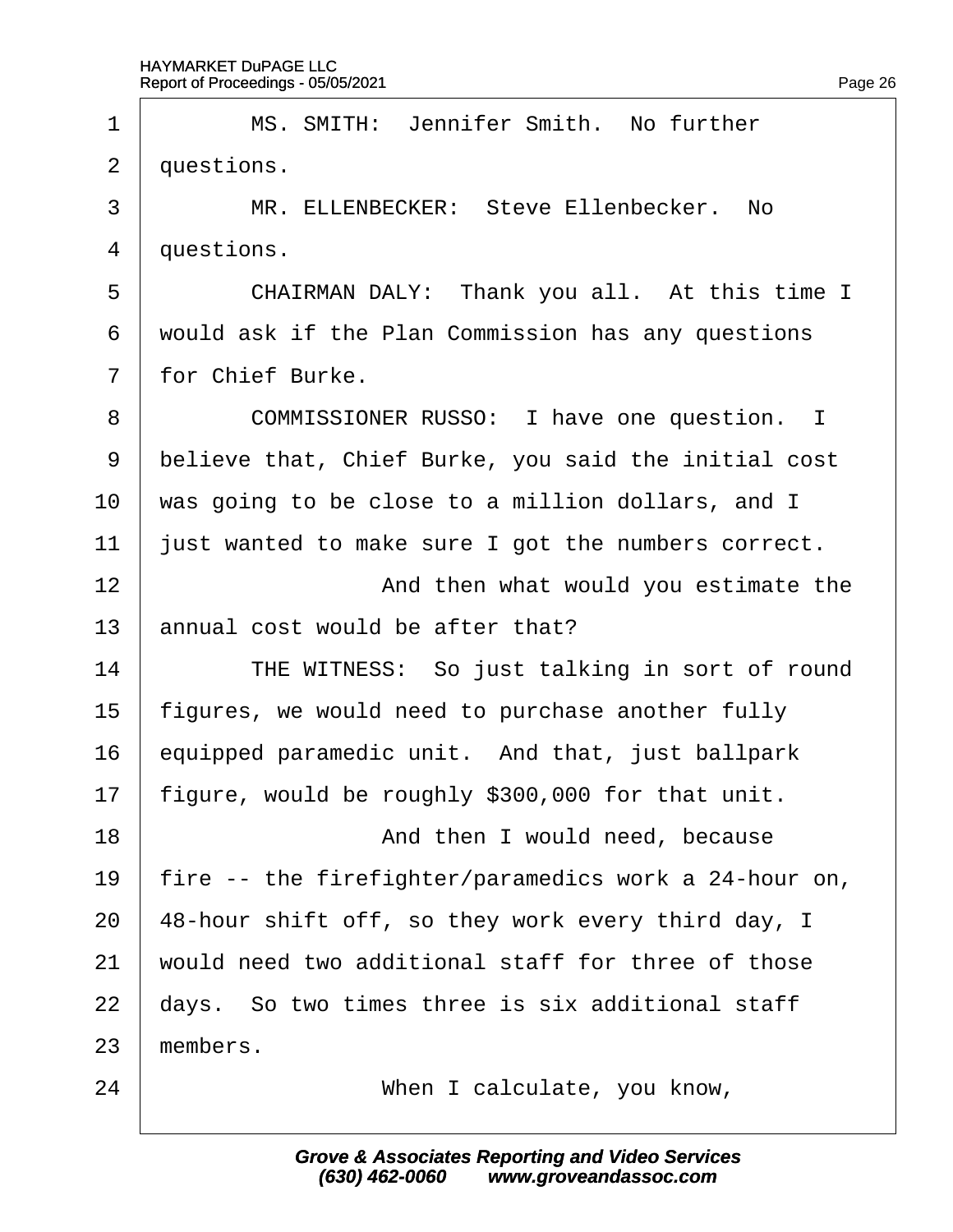MS. SMITH: Jennifer Smith. No further questions.

MR. ELLENBECKER: Steve Ellenbecker. No questions.

CHAIRMAN DALY: Thank you all. At this time I would ask if the Plan Commission has any questions for Chief Burke.

COMMISSIONER RUSSO: I have one question. I believe that, Chief Burke, you said the initial cost was going to be close to a million dollars, and I just wanted to make sure I got the numbers correct.

And then what would you estimate the annual cost would be after that?

THE WITNESS: So just talking in sort of round figures, we would need to purchase another fully equipped paramedic unit. And that, just ballpark figure, would be roughly $300,000 for that unit.

And then I would need, because fire -- the firefighter/paramedics work a 24-hour on, 48-hour shift off, so they work every third day, I would need two additional staff for three of those days. So two times three is six additional staff members.

When I calculate, you know,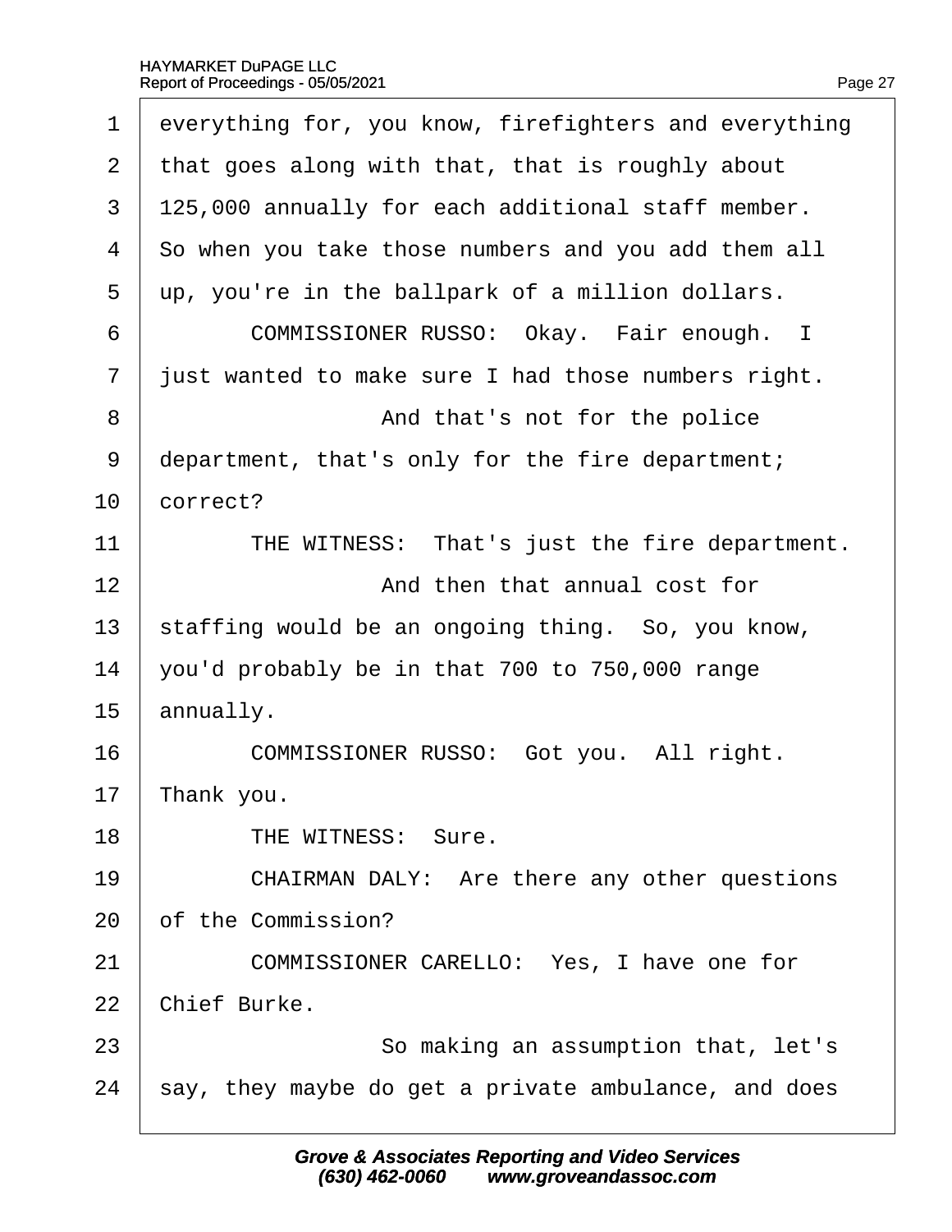everything for, you know, firefighters and everything that goes along with that, that is roughly about 125,000 annually for each additional staff member. So when you take those numbers and you add them all up, you're in the ballpark of a million dollars.

COMMISSIONER RUSSO: Okay. Fair enough. I just wanted to make sure I had those numbers right.

And that's not for the police department, that's only for the fire department; correct?

THE WITNESS: That's just the fire department.

And then that annual cost for staffing would be an ongoing thing. So, you know, you'd probably be in that 700 to 750,000 range annually.

COMMISSIONER RUSSO: Got you. All right. Thank you.

THE WITNESS: Sure.

CHAIRMAN DALY: Are there any other questions of the Commission?

COMMISSIONER CARELLO: Yes, I have one for Chief Burke.

So making an assumption that, let's say, they maybe do get a private ambulance, and does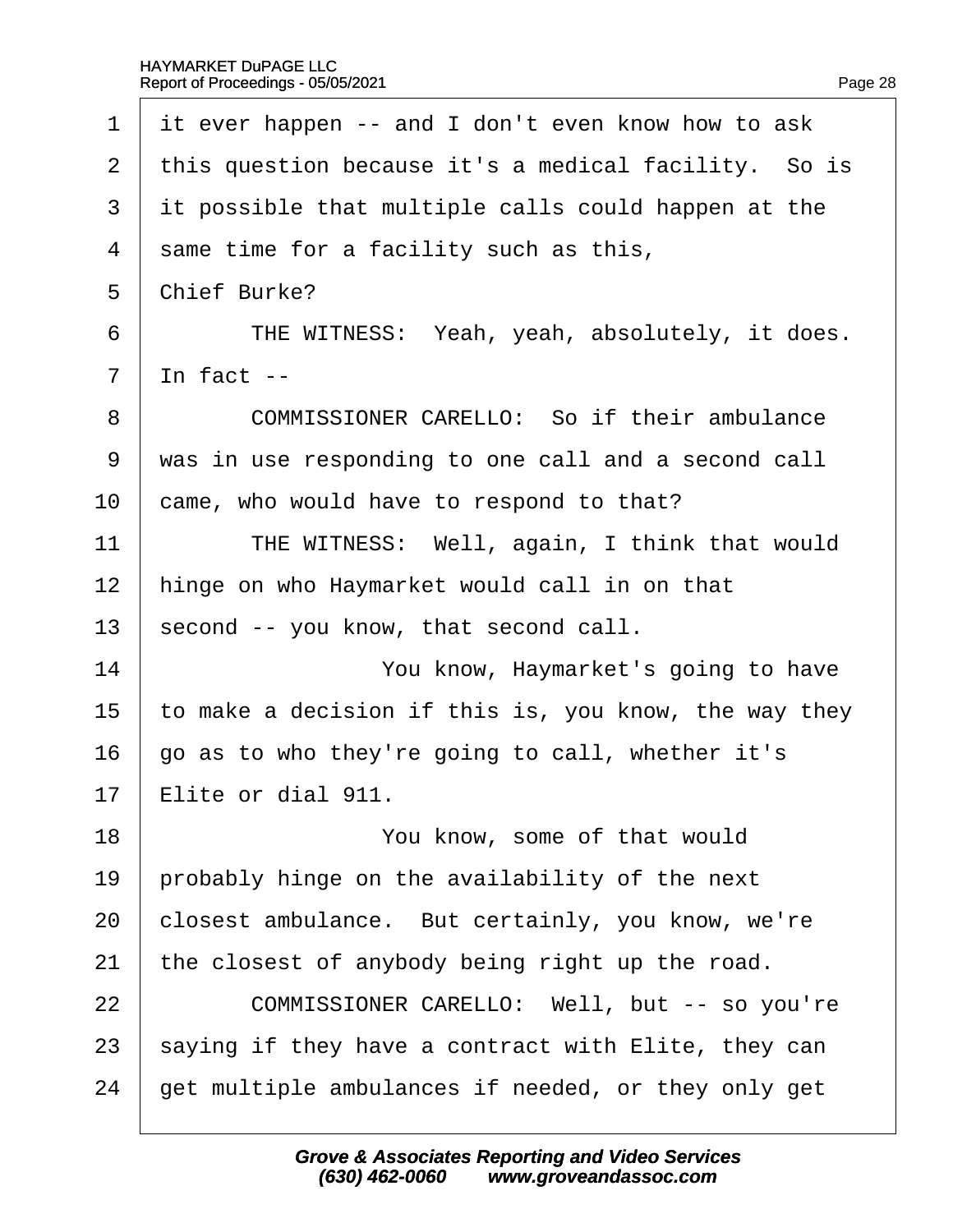it ever happen -- and I don't even know how to ask this question because it's a medical facility. So is it possible that multiple calls could happen at the same time for a facility such as this, Chief Burke?

THE WITNESS: Yeah, yeah, absolutely, it does. In fact --

COMMISSIONER CARELLO: So if their ambulance was in use responding to one call and a second call came, who would have to respond to that?

THE WITNESS: Well, again, I think that would hinge on who Haymarket would call in on that second -- you know, that second call.

You know, Haymarket's going to have to make a decision if this is, you know, the way they go as to who they're going to call, whether it's Elite or dial 911.

You know, some of that would probably hinge on the availability of the next closest ambulance. But certainly, you know, we're the closest of anybody being right up the road.

COMMISSIONER CARELLO: Well, but -- so you're saying if they have a contract with Elite, they can get multiple ambulances if needed, or they only get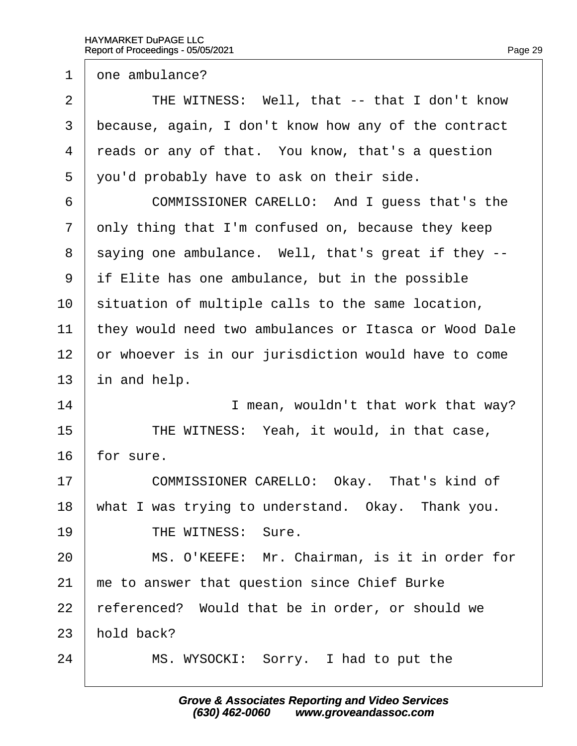one ambulance?

THE WITNESS: Well, that -- that I don't know because, again, I don't know how any of the contract reads or any of that. You know, that's a question you'd probably have to ask on their side.

COMMISSIONER CARELLO: And I guess that's the only thing that I'm confused on, because they keep saying one ambulance. Well, that's great if they -- if Elite has one ambulance, but in the possible situation of multiple calls to the same location, they would need two ambulances or Itasca or Wood Dale or whoever is in our jurisdiction would have to come in and help.

I mean, wouldn't that work that way?

THE WITNESS: Yeah, it would, in that case, for sure.

COMMISSIONER CARELLO: Okay. That's kind of what I was trying to understand. Okay. Thank you.

THE WITNESS: Sure.

MS. O'KEEFE: Mr. Chairman, is it in order for me to answer that question since Chief Burke referenced? Would that be in order, or should we hold back?

MS. WYSOCKI: Sorry. I had to put the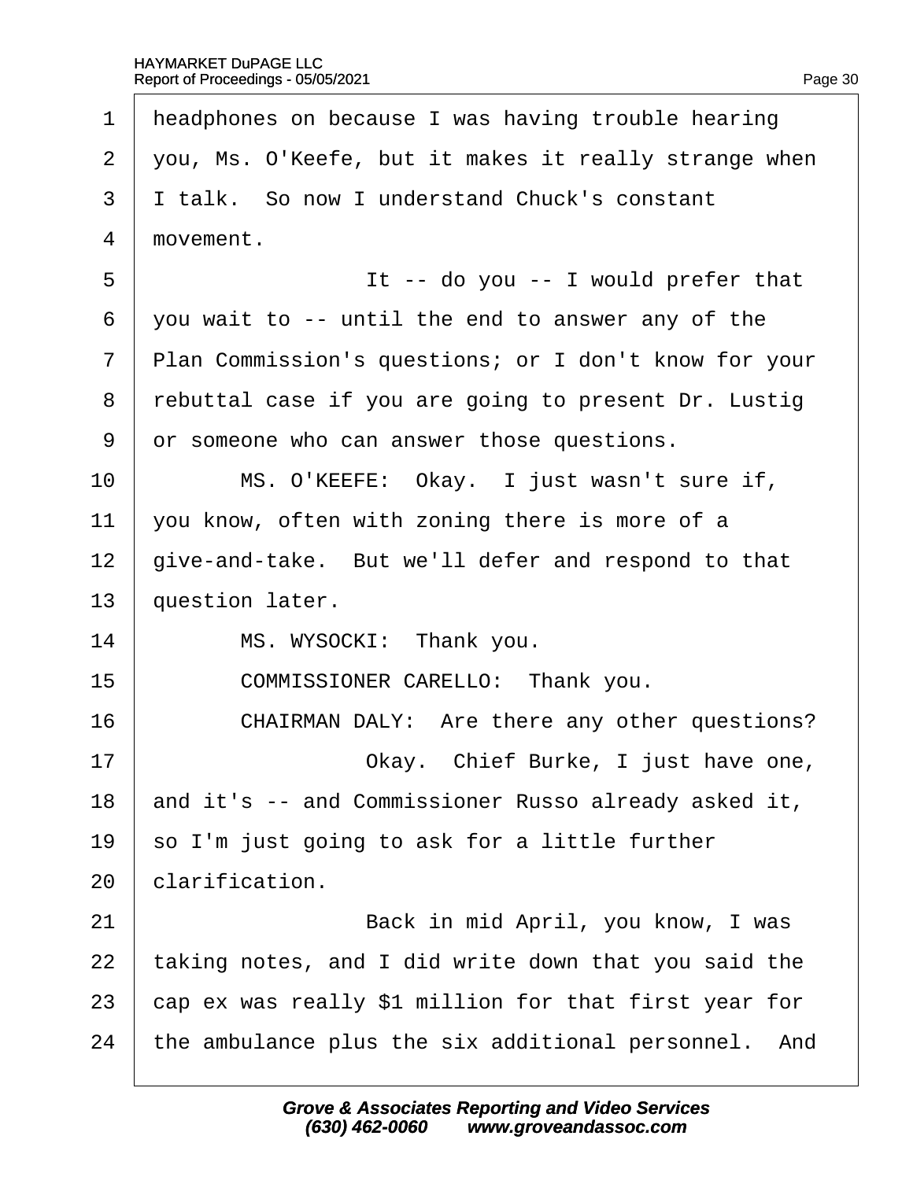1 headphones on because I was having trouble hearing
2 you, Ms. O'Keefe, but it makes it really strange when
3 I talk. So now I understand Chuck's constant
4 movement.
5 It -- do you -- I would prefer that
6 you wait to -- until the end to answer any of the
7 Plan Commission's questions; or I don't know for your
8 rebuttal case if you are going to present Dr. Lustig
9 or someone who can answer those questions.
10 MS. O'KEEFE: Okay. I just wasn't sure if,
11 you know, often with zoning there is more of a
12 give-and-take. But we'll defer and respond to that
13 question later.
14 MS. WYSOCKI: Thank you.
15 COMMISSIONER CARELLO: Thank you.
16 CHAIRMAN DALY: Are there any other questions?
17 Okay. Chief Burke, I just have one,
18 and it's -- and Commissioner Russo already asked it,
19 so I'm just going to ask for a little further
20 clarification.
21 Back in mid April, you know, I was
22 taking notes, and I did write down that you said the
23 cap ex was really $1 million for that first year for
24 the ambulance plus the six additional personnel. And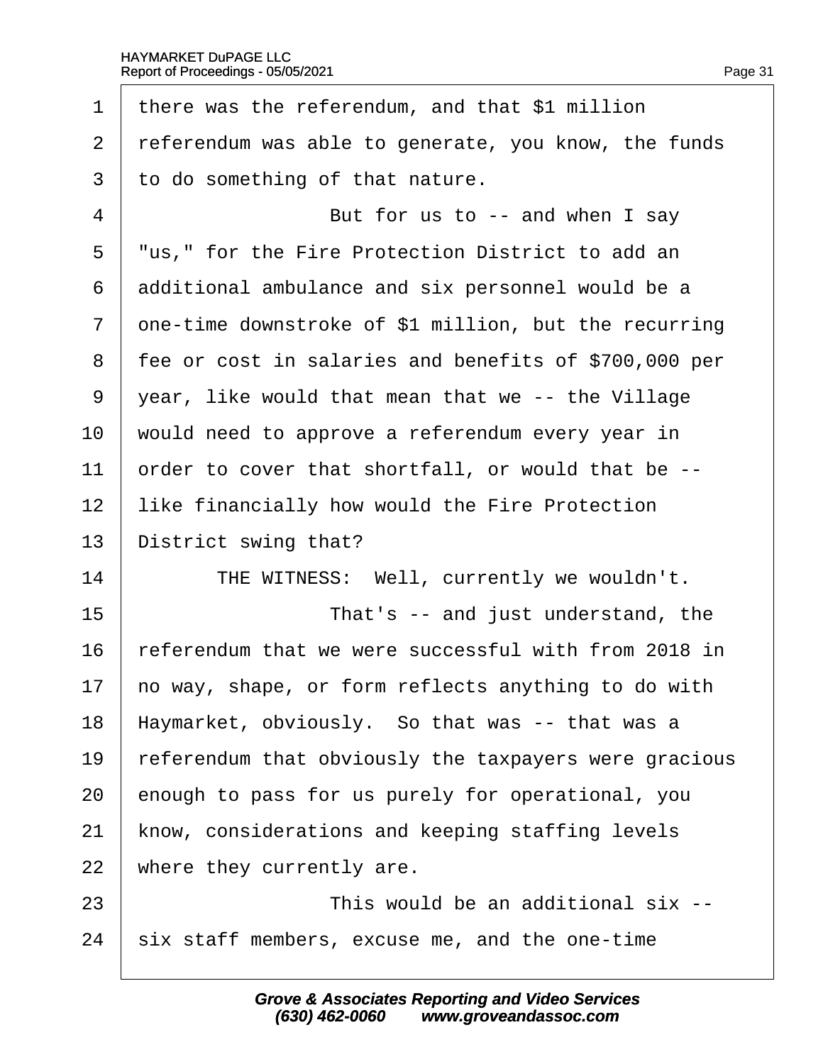1 there was the referendum, and that $1 million
2 referendum was able to generate, you know, the funds
3 to do something of that nature.
4 But for us to -- and when I say
5 "us," for the Fire Protection District to add an
6 additional ambulance and six personnel would be a
7 one-time downstroke of $1 million, but the recurring
8 fee or cost in salaries and benefits of $700,000 per
9 year, like would that mean that we -- the Village
10 would need to approve a referendum every year in
11 order to cover that shortfall, or would that be --
12 like financially how would the Fire Protection
13 District swing that?
14 THE WITNESS: Well, currently we wouldn't.
15 That's -- and just understand, the
16 referendum that we were successful with from 2018 in
17 no way, shape, or form reflects anything to do with
18 Haymarket, obviously. So that was -- that was a
19 referendum that obviously the taxpayers were gracious
20 enough to pass for us purely for operational, you
21 know, considerations and keeping staffing levels
22 where they currently are.
23 This would be an additional six --
24 six staff members, excuse me, and the one-time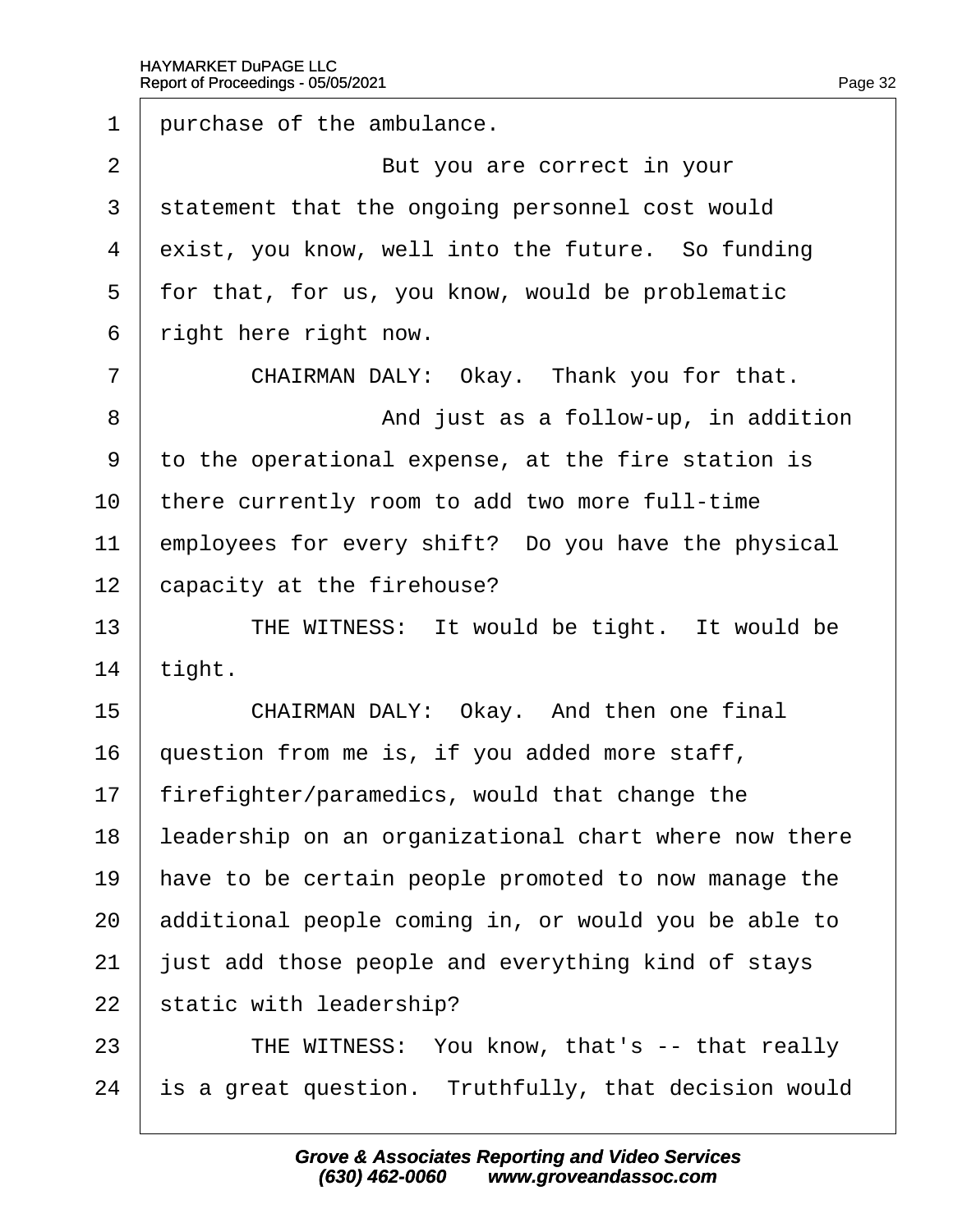purchase of the ambulance.

But you are correct in your statement that the ongoing personnel cost would exist, you know, well into the future. So funding for that, for us, you know, would be problematic right here right now.

CHAIRMAN DALY: Okay. Thank you for that.

And just as a follow-up, in addition to the operational expense, at the fire station is there currently room to add two more full-time employees for every shift? Do you have the physical capacity at the firehouse?

THE WITNESS: It would be tight. It would be tight.

CHAIRMAN DALY: Okay. And then one final question from me is, if you added more staff, firefighter/paramedics, would that change the leadership on an organizational chart where now there have to be certain people promoted to now manage the additional people coming in, or would you be able to just add those people and everything kind of stays static with leadership?

THE WITNESS: You know, that's -- that really is a great question. Truthfully, that decision would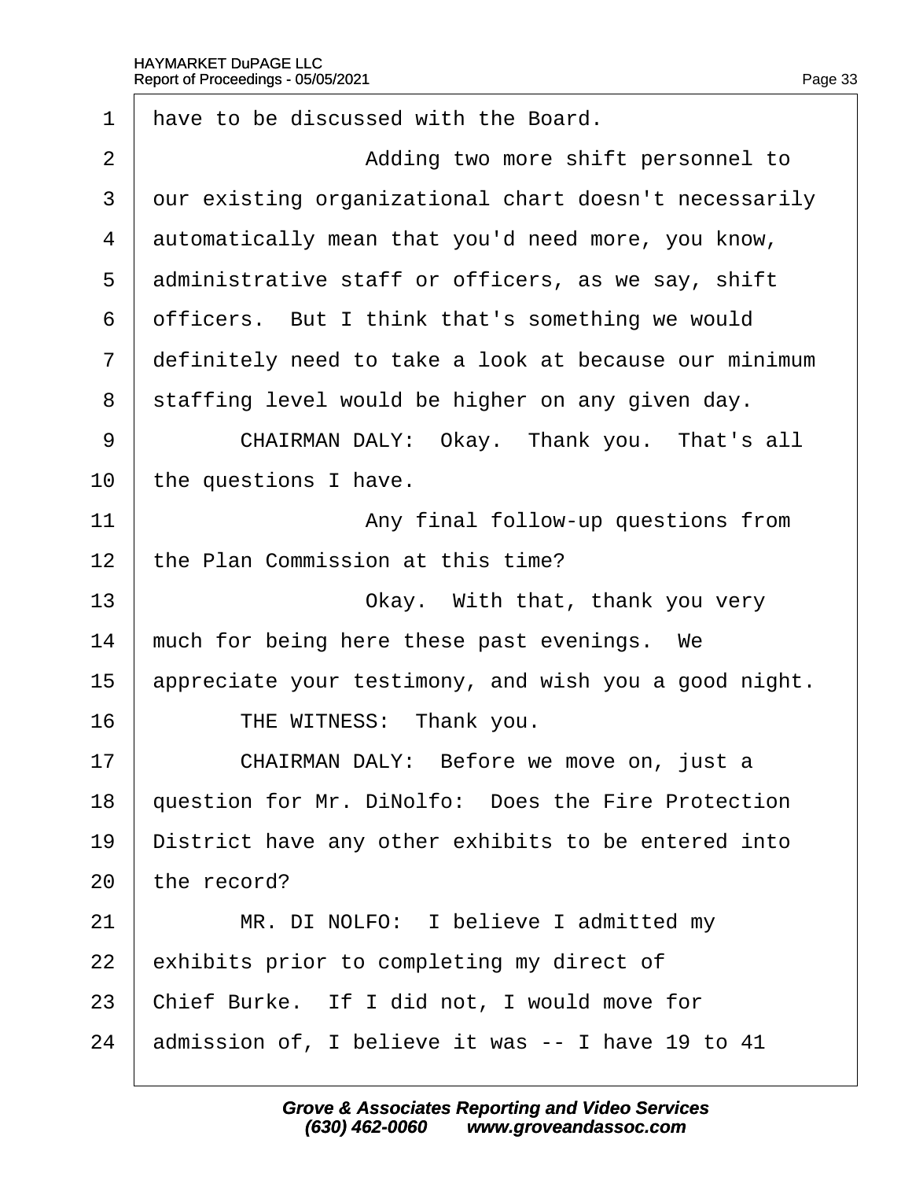1 have to be discussed with the Board.

2 Adding two more shift personnel to

3 our existing organizational chart doesn't necessarily

4 automatically mean that you'd need more, you know,

5 administrative staff or officers, as we say, shift

6 officers. But I think that's something we would

7 definitely need to take a look at because our minimum

8 staffing level would be higher on any given day.

9 CHAIRMAN DALY: Okay. Thank you. That's all

10 the questions I have.

11 Any final follow-up questions from

12 the Plan Commission at this time?

13 Okay. With that, thank you very

14 much for being here these past evenings. We

15 appreciate your testimony, and wish you a good night.

16 THE WITNESS: Thank you.

17 CHAIRMAN DALY: Before we move on, just a

18 question for Mr. DiNolfo: Does the Fire Protection

19 District have any other exhibits to be entered into

20 the record?

21 MR. DI NOLFO: I believe I admitted my

22 exhibits prior to completing my direct of

23 Chief Burke. If I did not, I would move for

24 admission of, I believe it was -- I have 19 to 41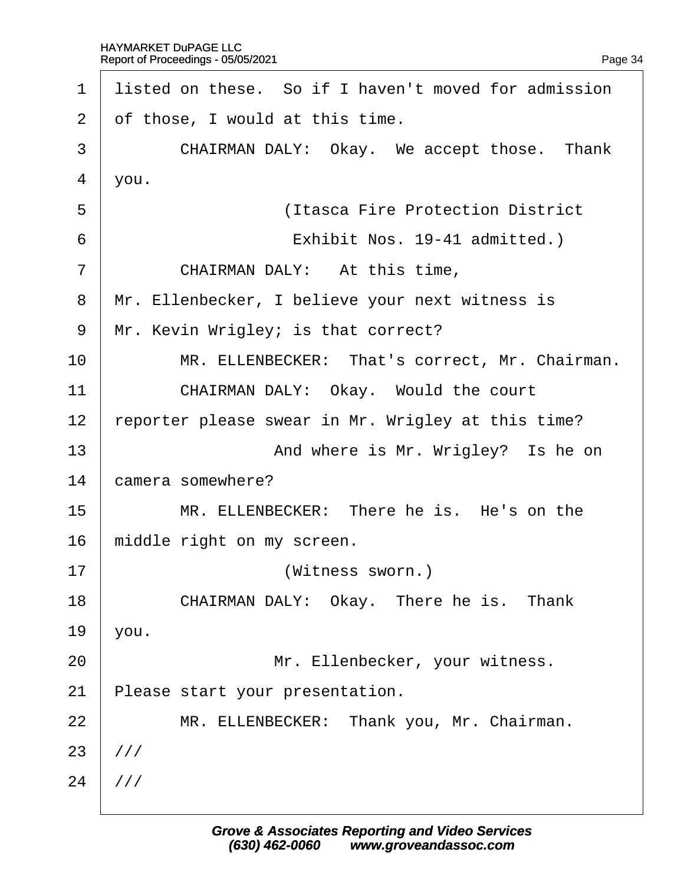listed on these. So if I haven't moved for admission of those, I would at this time.

CHAIRMAN DALY: Okay. We accept those. Thank you.

(Itasca Fire Protection District Exhibit Nos. 19-41 admitted.)

CHAIRMAN DALY: At this time, Mr. Ellenbecker, I believe your next witness is Mr. Kevin Wrigley; is that correct?

MR. ELLENBECKER: That's correct, Mr. Chairman.

CHAIRMAN DALY: Okay. Would the court reporter please swear in Mr. Wrigley at this time?

And where is Mr. Wrigley? Is he on camera somewhere?

MR. ELLENBECKER: There he is. He's on the middle right on my screen.

(Witness sworn.)

CHAIRMAN DALY: Okay. There he is. Thank you.

Mr. Ellenbecker, your witness. Please start your presentation.

MR. ELLENBECKER: Thank you, Mr. Chairman.

///

///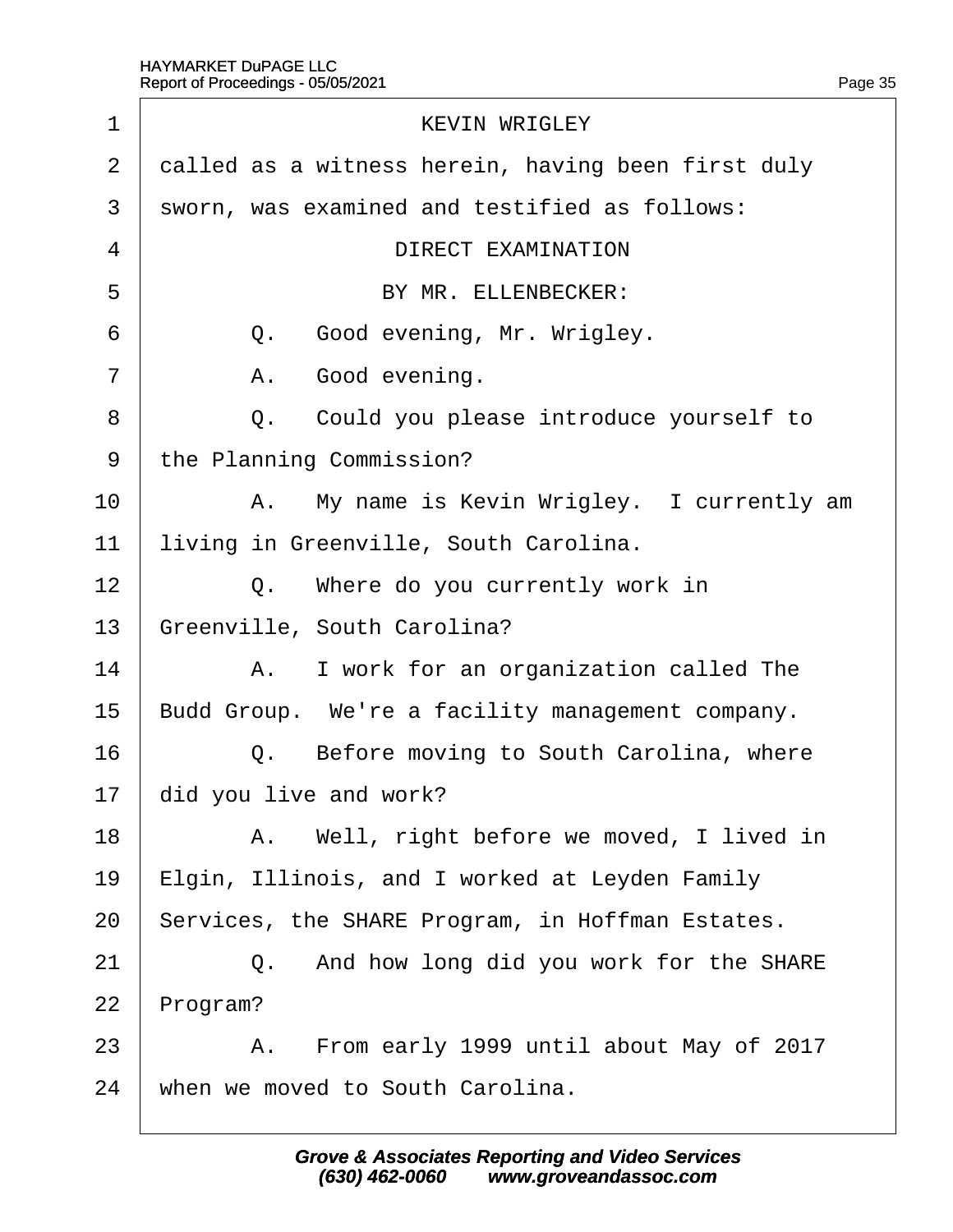KEVIN WRIGLEY

called as a witness herein, having been first duly sworn, was examined and testified as follows:

DIRECT EXAMINATION

BY MR. ELLENBECKER:

Q. Good evening, Mr. Wrigley.

A. Good evening.

Q. Could you please introduce yourself to the Planning Commission?

A. My name is Kevin Wrigley. I currently am living in Greenville, South Carolina.

Q. Where do you currently work in Greenville, South Carolina?

A. I work for an organization called The Budd Group. We're a facility management company.

Q. Before moving to South Carolina, where did you live and work?

A. Well, right before we moved, I lived in Elgin, Illinois, and I worked at Leyden Family Services, the SHARE Program, in Hoffman Estates.

Q. And how long did you work for the SHARE Program?

A. From early 1999 until about May of 2017 when we moved to South Carolina.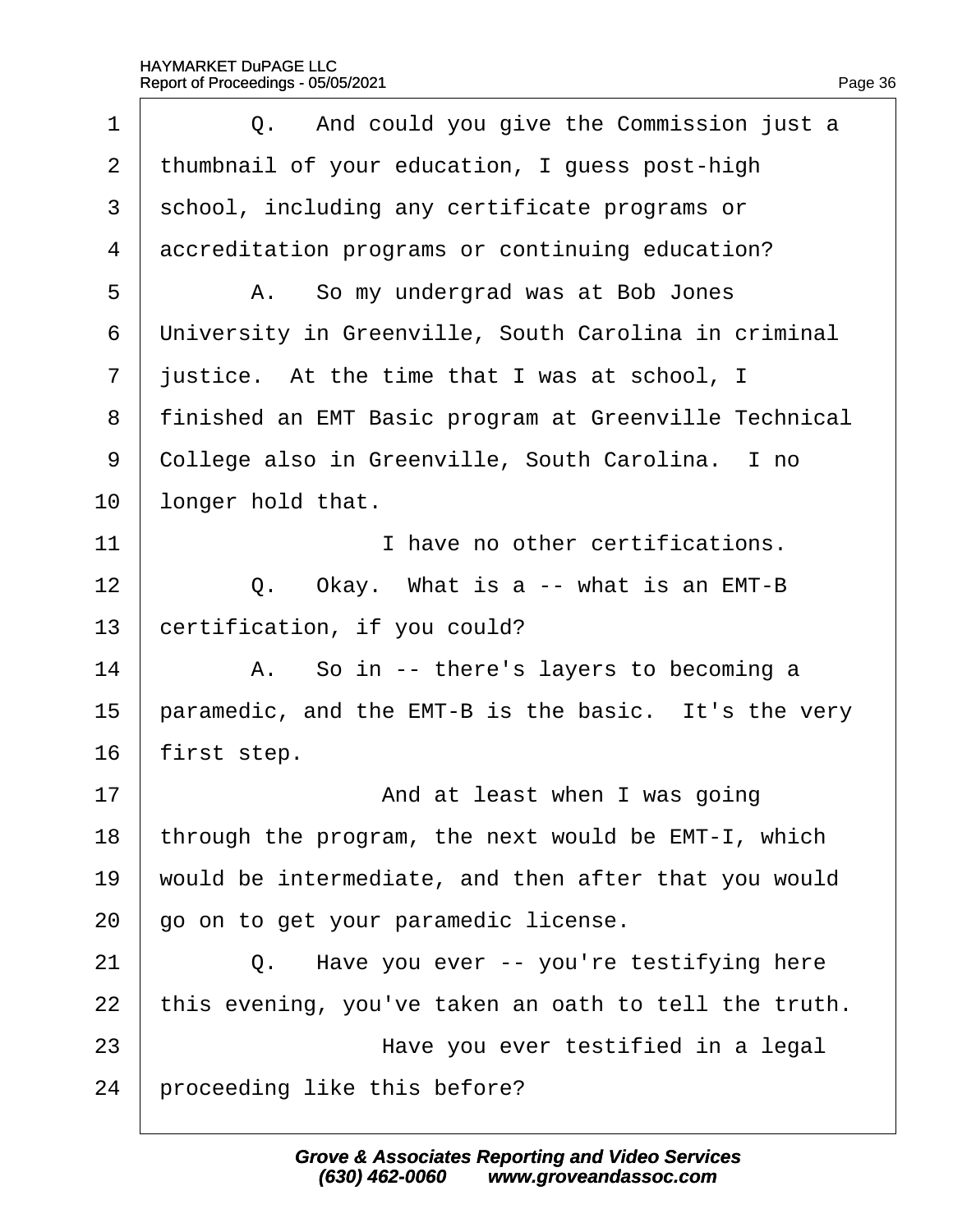Q. And could you give the Commission just a thumbnail of your education, I guess post-high school, including any certificate programs or accreditation programs or continuing education?

A. So my undergrad was at Bob Jones University in Greenville, South Carolina in criminal justice. At the time that I was at school, I finished an EMT Basic program at Greenville Technical College also in Greenville, South Carolina. I no longer hold that.

I have no other certifications.

Q. Okay. What is a -- what is an EMT-B certification, if you could?

A. So in -- there's layers to becoming a paramedic, and the EMT-B is the basic. It's the very first step.

And at least when I was going through the program, the next would be EMT-I, which would be intermediate, and then after that you would go on to get your paramedic license.

Q. Have you ever -- you're testifying here this evening, you've taken an oath to tell the truth.

Have you ever testified in a legal proceeding like this before?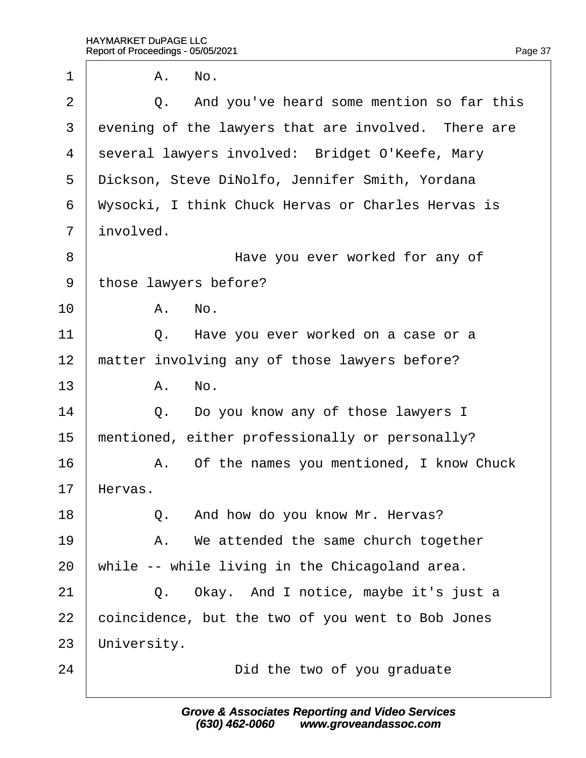1 A. No.

2 Q. And you've heard some mention so far this

3 evening of the lawyers that are involved. There are

4 several lawyers involved: Bridget O'Keefe, Mary

5 Dickson, Steve DiNolfo, Jennifer Smith, Yordana

6 Wysocki, I think Chuck Hervas or Charles Hervas is

7 involved.

8 Have you ever worked for any of

9 those lawyers before?

10 A. No.

11 Q. Have you ever worked on a case or a

12 matter involving any of those lawyers before?

13 A. No.

14 Q. Do you know any of those lawyers I

15 mentioned, either professionally or personally?

16 A. Of the names you mentioned, I know Chuck

17 Hervas.

18 Q. And how do you know Mr. Hervas?

19 A. We attended the same church together

20 while -- while living in the Chicagoland area.

21 Q. Okay. And I notice, maybe it's just a

22 coincidence, but the two of you went to Bob Jones

23 University.

24 Did the two of you graduate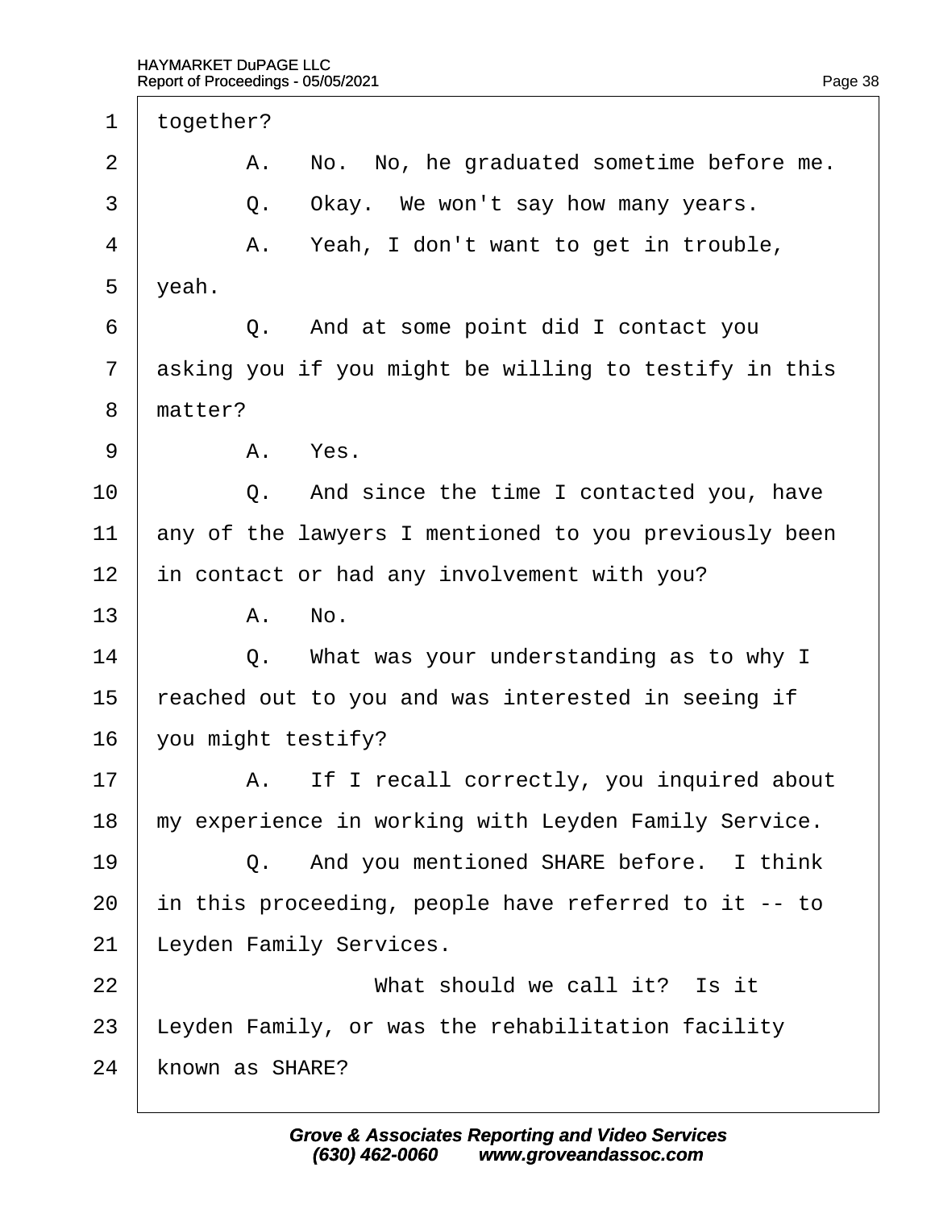1 together?

2 A. No. No, he graduated sometime before me.

3 Q. Okay. We won't say how many years.

4 A. Yeah, I don't want to get in trouble,

5 yeah.

6 Q. And at some point did I contact you

7 asking you if you might be willing to testify in this

8 matter?

9 A. Yes.

10 Q. And since the time I contacted you, have

11 any of the lawyers I mentioned to you previously been

12 in contact or had any involvement with you?

13 A. No.

14 Q. What was your understanding as to why I

15 reached out to you and was interested in seeing if

16 you might testify?

17 A. If I recall correctly, you inquired about

18 my experience in working with Leyden Family Service.

19 Q. And you mentioned SHARE before. I think

20 in this proceeding, people have referred to it -- to

21 Leyden Family Services.

22 What should we call it? Is it

23 Leyden Family, or was the rehabilitation facility

24 known as SHARE?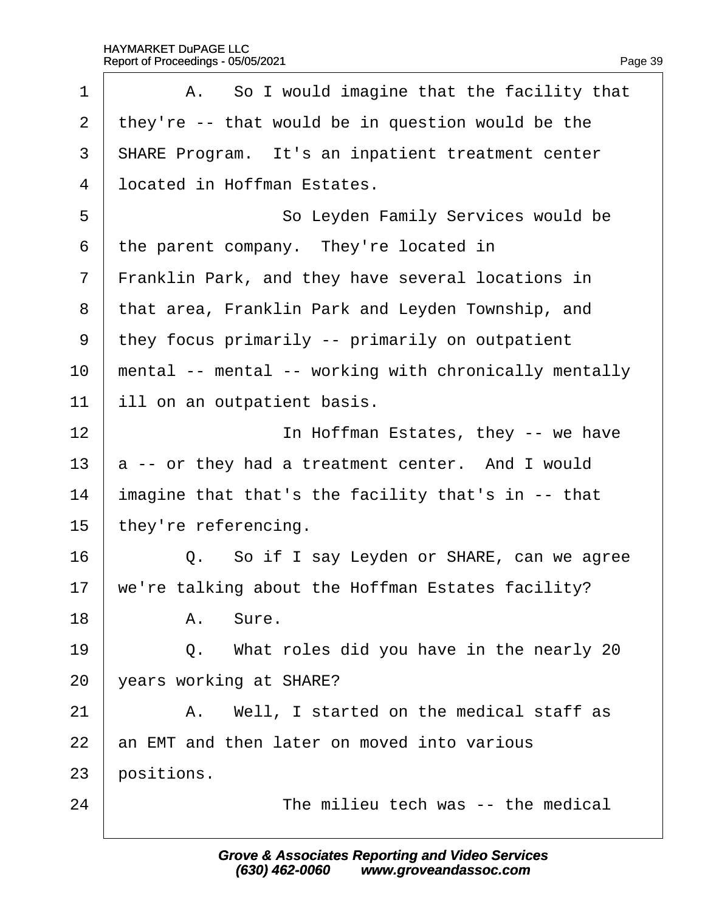1 A. So I would imagine that the facility that
2 they're -- that would be in question would be the
3 SHARE Program. It's an inpatient treatment center
4 located in Hoffman Estates.
5 So Leyden Family Services would be
6 the parent company. They're located in
7 Franklin Park, and they have several locations in
8 that area, Franklin Park and Leyden Township, and
9 they focus primarily -- primarily on outpatient
10 mental -- mental -- working with chronically mentally
11 ill on an outpatient basis.
12 In Hoffman Estates, they -- we have
13 a -- or they had a treatment center. And I would
14 imagine that that's the facility that's in -- that
15 they're referencing.
16 Q. So if I say Leyden or SHARE, can we agree
17 we're talking about the Hoffman Estates facility?
18 A. Sure.
19 Q. What roles did you have in the nearly 20
20 years working at SHARE?
21 A. Well, I started on the medical staff as
22 an EMT and then later on moved into various
23 positions.
24 The milieu tech was -- the medical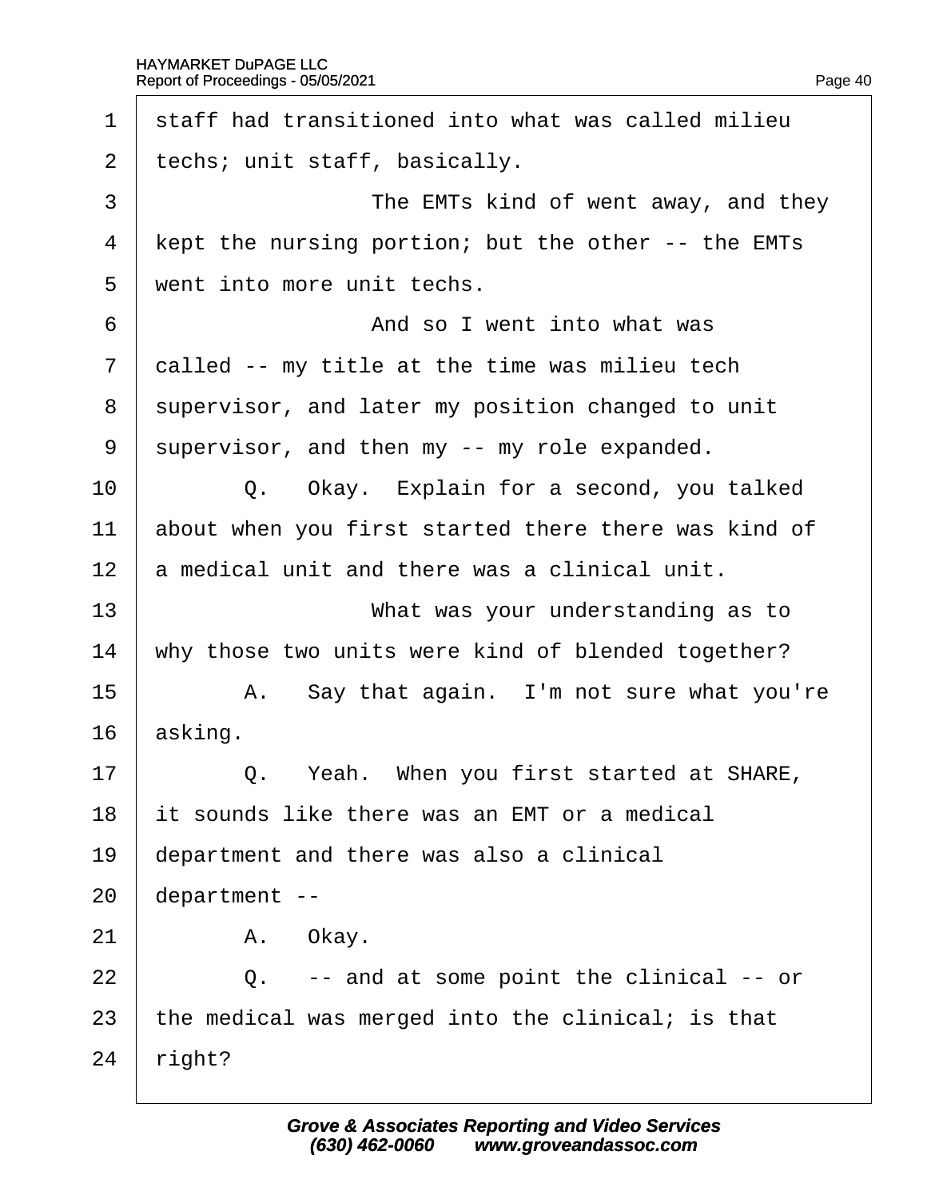1 staff had transitioned into what was called milieu
2 techs; unit staff, basically.
3 The EMTs kind of went away, and they
4 kept the nursing portion; but the other -- the EMTs
5 went into more unit techs.
6 And so I went into what was
7 called -- my title at the time was milieu tech
8 supervisor, and later my position changed to unit
9 supervisor, and then my -- my role expanded.
10 Q. Okay. Explain for a second, you talked
11 about when you first started there there was kind of
12 a medical unit and there was a clinical unit.
13 What was your understanding as to
14 why those two units were kind of blended together?
15 A. Say that again. I'm not sure what you're
16 asking.
17 Q. Yeah. When you first started at SHARE,
18 it sounds like there was an EMT or a medical
19 department and there was also a clinical
20 department --
21 A. Okay.
22 Q. -- and at some point the clinical -- or
23 the medical was merged into the clinical; is that
24 right?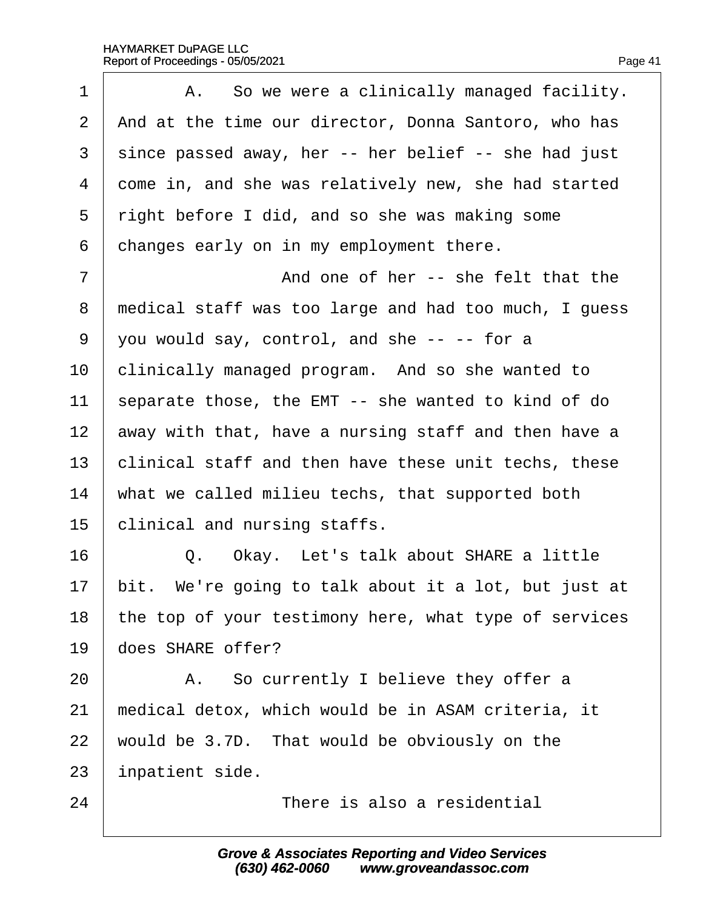1 A. So we were a clinically managed facility.
2 And at the time our director, Donna Santoro, who has
3 since passed away, her -- her belief -- she had just
4 come in, and she was relatively new, she had started
5 right before I did, and so she was making some
6 changes early on in my employment there.
7 And one of her -- she felt that the
8 medical staff was too large and had too much, I guess
9 you would say, control, and she -- -- for a
10 clinically managed program. And so she wanted to
11 separate those, the EMT -- she wanted to kind of do
12 away with that, have a nursing staff and then have a
13 clinical staff and then have these unit techs, these
14 what we called milieu techs, that supported both
15 clinical and nursing staffs.
16 Q. Okay. Let's talk about SHARE a little
17 bit. We're going to talk about it a lot, but just at
18 the top of your testimony here, what type of services
19 does SHARE offer?
20 A. So currently I believe they offer a
21 medical detox, which would be in ASAM criteria, it
22 would be 3.7D. That would be obviously on the
23 inpatient side.
24 There is also a residential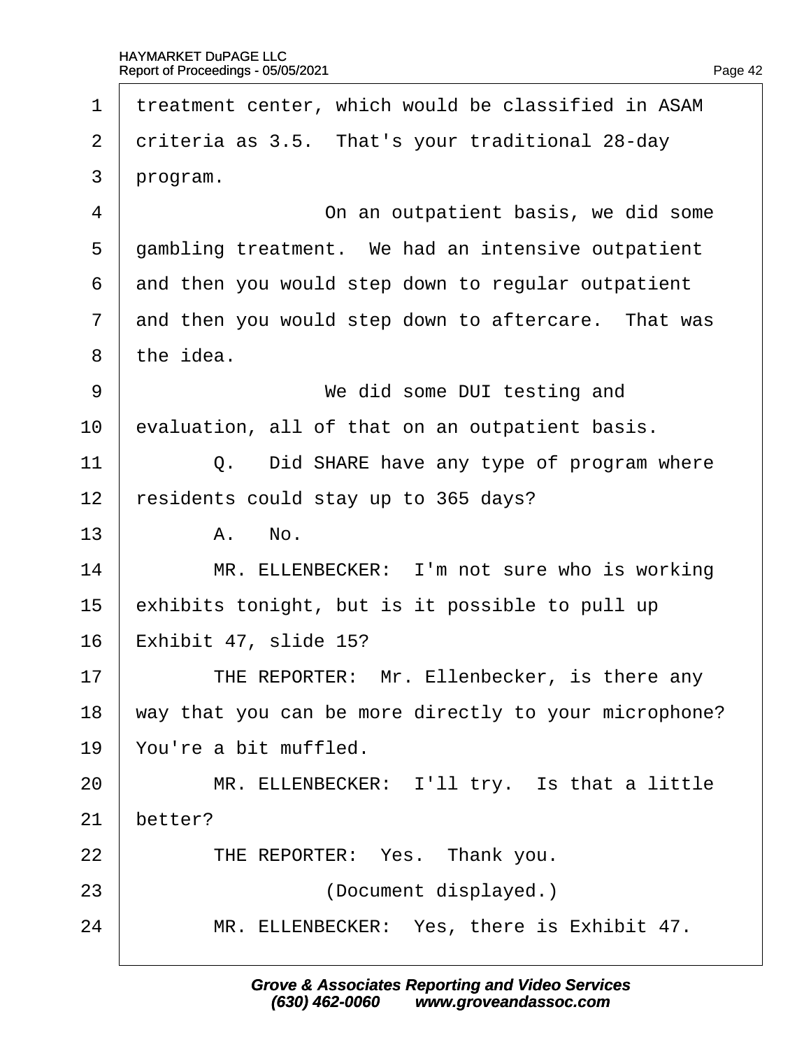1 treatment center, which would be classified in ASAM
2 criteria as 3.5. That's your traditional 28-day
3 program.

4 On an outpatient basis, we did some
5 gambling treatment. We had an intensive outpatient
6 and then you would step down to regular outpatient
7 and then you would step down to aftercare. That was
8 the idea.

9 We did some DUI testing and
10 evaluation, all of that on an outpatient basis.

11 Q. Did SHARE have any type of program where
12 residents could stay up to 365 days?

13 A. No.

14 MR. ELLENBECKER: I'm not sure who is working
15 exhibits tonight, but is it possible to pull up
16 Exhibit 47, slide 15?

17 THE REPORTER: Mr. Ellenbecker, is there any
18 way that you can be more directly to your microphone?
19 You're a bit muffled.

20 MR. ELLENBECKER: I'll try. Is that a little
21 better?

22 THE REPORTER: Yes. Thank you.

23 (Document displayed.)

24 MR. ELLENBECKER: Yes, there is Exhibit 47.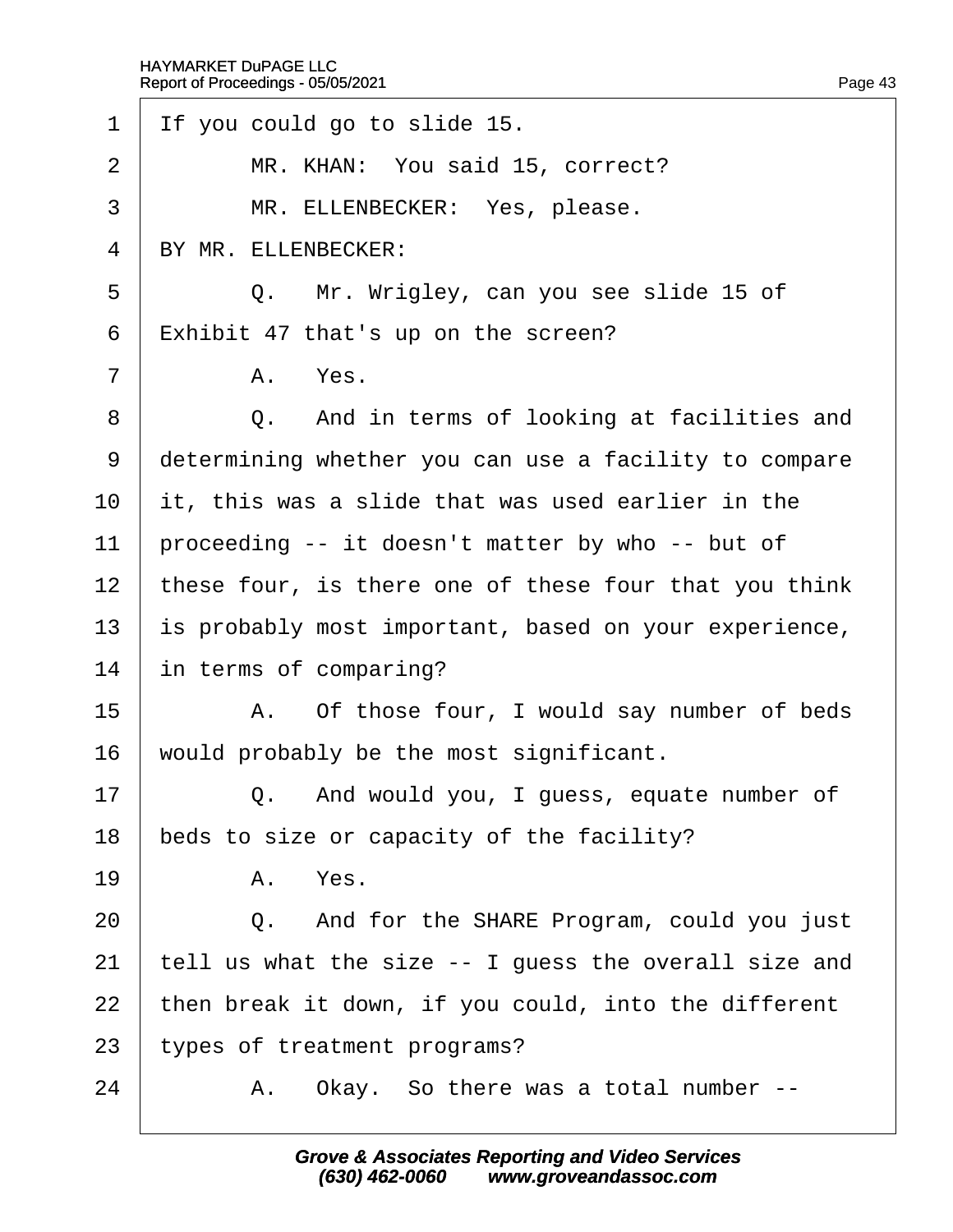If you could go to slide 15.

MR. KHAN: You said 15, correct?

MR. ELLENBECKER: Yes, please.

BY MR. ELLENBECKER:

Q. Mr. Wrigley, can you see slide 15 of Exhibit 47 that's up on the screen?

A. Yes.

Q. And in terms of looking at facilities and determining whether you can use a facility to compare it, this was a slide that was used earlier in the proceeding -- it doesn't matter by who -- but of these four, is there one of these four that you think is probably most important, based on your experience, in terms of comparing?

A. Of those four, I would say number of beds would probably be the most significant.

Q. And would you, I guess, equate number of beds to size or capacity of the facility?

A. Yes.

Q. And for the SHARE Program, could you just tell us what the size -- I guess the overall size and then break it down, if you could, into the different types of treatment programs?

A. Okay. So there was a total number --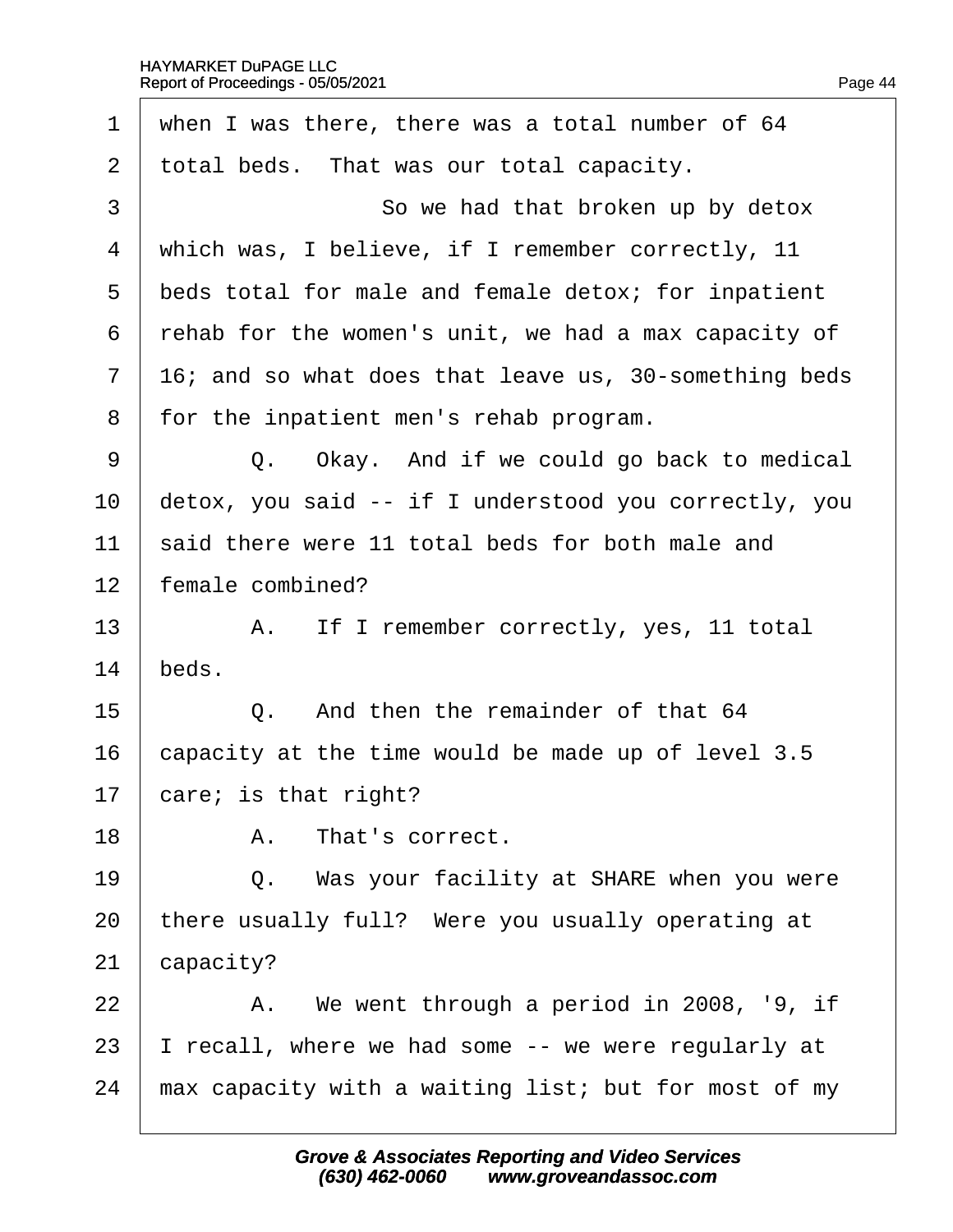when I was there, there was a total number of 64 total beds. That was our total capacity.

So we had that broken up by detox which was, I believe, if I remember correctly, 11 beds total for male and female detox; for inpatient rehab for the women's unit, we had a max capacity of 16; and so what does that leave us, 30-something beds for the inpatient men's rehab program.

Q. Okay. And if we could go back to medical detox, you said -- if I understood you correctly, you said there were 11 total beds for both male and female combined?

A. If I remember correctly, yes, 11 total beds.

Q. And then the remainder of that 64 capacity at the time would be made up of level 3.5 care; is that right?

A. That's correct.

Q. Was your facility at SHARE when you were there usually full? Were you usually operating at capacity?

A. We went through a period in 2008, '9, if I recall, where we had some -- we were regularly at max capacity with a waiting list; but for most of my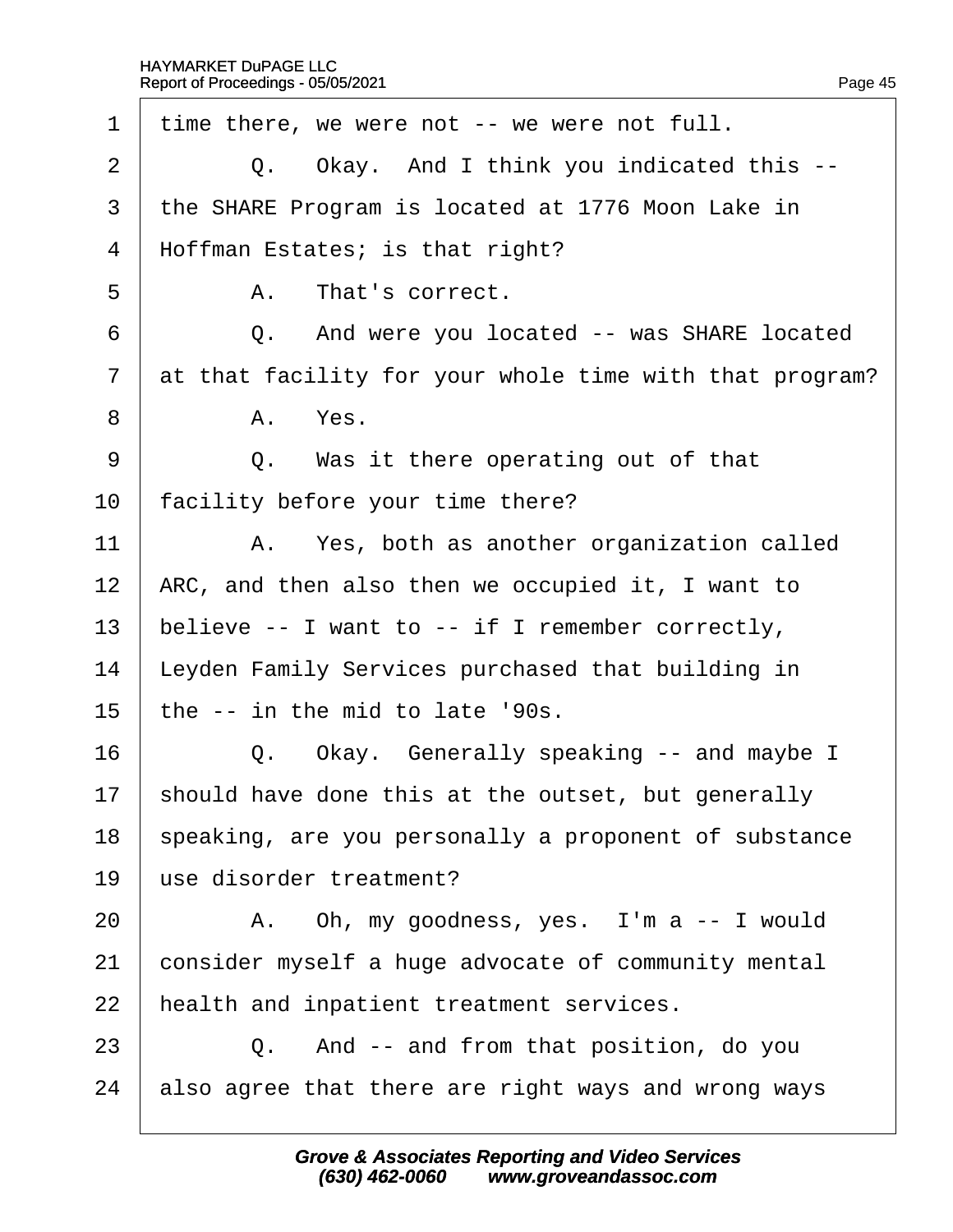1 time there, we were not -- we were not full.

2 Q. Okay. And I think you indicated this --

3 the SHARE Program is located at 1776 Moon Lake in

4 Hoffman Estates; is that right?

5 A. That's correct.

6 Q. And were you located -- was SHARE located

7 at that facility for your whole time with that program?

8 A. Yes.

9 Q. Was it there operating out of that

10 facility before your time there?

11 A. Yes, both as another organization called

12 ARC, and then also then we occupied it, I want to

13 believe -- I want to -- if I remember correctly,

14 Leyden Family Services purchased that building in

15 the -- in the mid to late '90s.

16 Q. Okay. Generally speaking -- and maybe I

17 should have done this at the outset, but generally

18 speaking, are you personally a proponent of substance

19 use disorder treatment?

20 A. Oh, my goodness, yes. I'm a -- I would

21 consider myself a huge advocate of community mental

22 health and inpatient treatment services.

23 Q. And -- and from that position, do you

24 also agree that there are right ways and wrong ways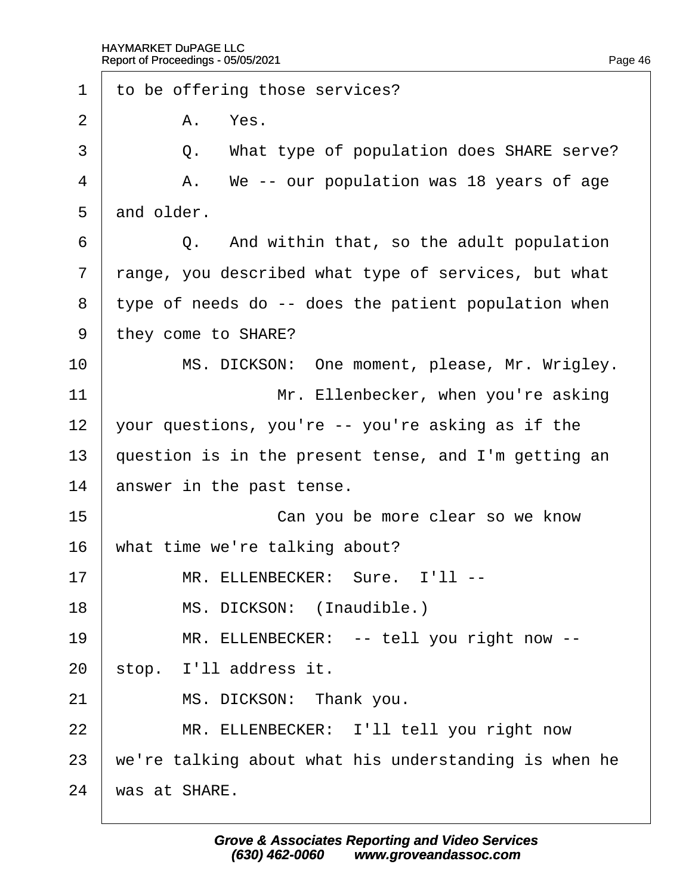1 to be offering those services?

2 A. Yes.

3 Q. What type of population does SHARE serve?

4 A. We -- our population was 18 years of age

5 and older.

6 Q. And within that, so the adult population

7 range, you described what type of services, but what

8 type of needs do -- does the patient population when

9 they come to SHARE?

10 MS. DICKSON: One moment, please, Mr. Wrigley.

11 Mr. Ellenbecker, when you're asking

12 your questions, you're -- you're asking as if the

13 question is in the present tense, and I'm getting an

14 answer in the past tense.

15 Can you be more clear so we know

16 what time we're talking about?

17 MR. ELLENBECKER: Sure. I'll --

18 MS. DICKSON: (Inaudible.)

19 MR. ELLENBECKER: -- tell you right now --

20 stop. I'll address it.

21 MS. DICKSON: Thank you.

22 MR. ELLENBECKER: I'll tell you right now

23 we're talking about what his understanding is when he

24 was at SHARE.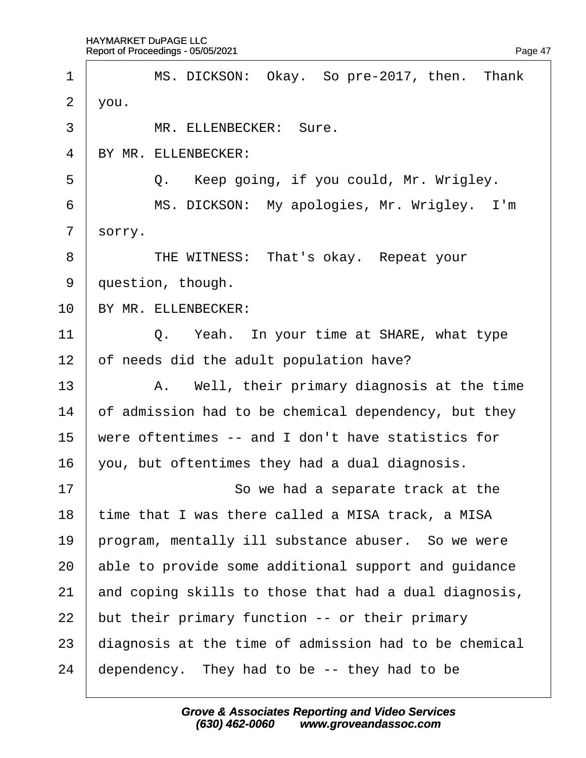MS. DICKSON: Okay. So pre-2017, then. Thank you.

MR. ELLENBECKER: Sure.

BY MR. ELLENBECKER:

Q. Keep going, if you could, Mr. Wrigley.

MS. DICKSON: My apologies, Mr. Wrigley. I'm sorry.

THE WITNESS: That's okay. Repeat your question, though.

BY MR. ELLENBECKER:

Q. Yeah. In your time at SHARE, what type of needs did the adult population have?

A. Well, their primary diagnosis at the time of admission had to be chemical dependency, but they were oftentimes -- and I don't have statistics for you, but oftentimes they had a dual diagnosis.

So we had a separate track at the time that I was there called a MISA track, a MISA program, mentally ill substance abuser. So we were able to provide some additional support and guidance and coping skills to those that had a dual diagnosis, but their primary function -- or their primary diagnosis at the time of admission had to be chemical dependency. They had to be -- they had to be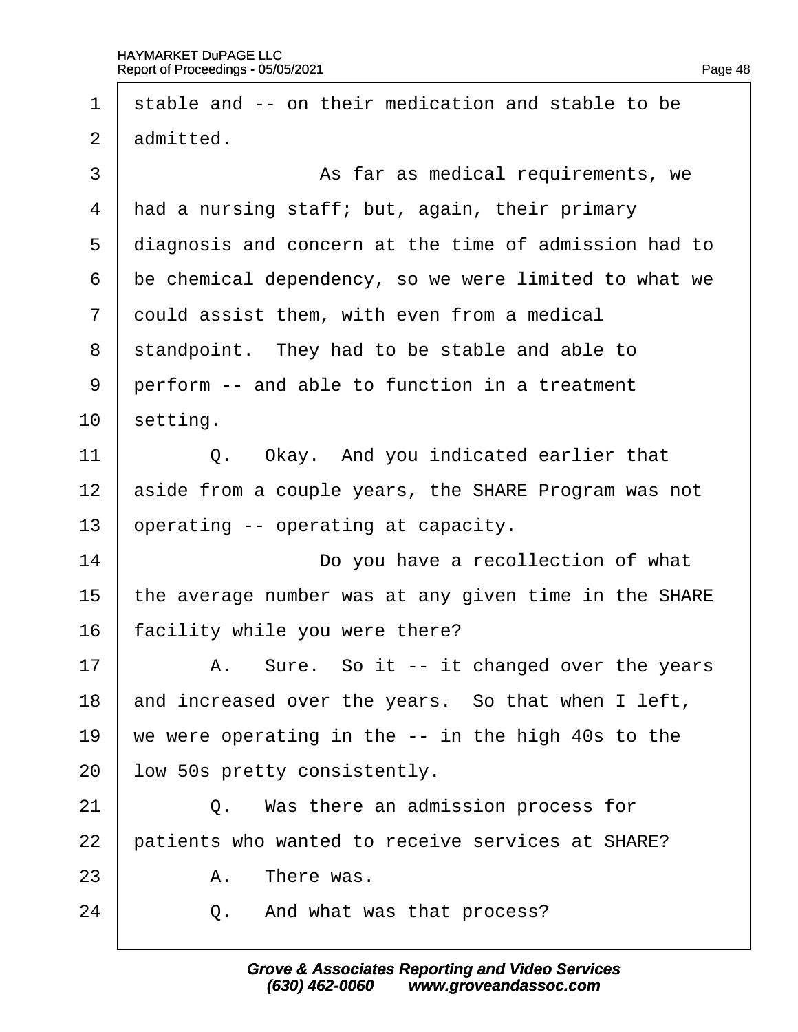1 stable and -- on their medication and stable to be
2 admitted.
3 As far as medical requirements, we
4 had a nursing staff; but, again, their primary
5 diagnosis and concern at the time of admission had to
6 be chemical dependency, so we were limited to what we
7 could assist them, with even from a medical
8 standpoint. They had to be stable and able to
9 perform -- and able to function in a treatment
10 setting.
11 Q. Okay. And you indicated earlier that
12 aside from a couple years, the SHARE Program was not
13 operating -- operating at capacity.
14 Do you have a recollection of what
15 the average number was at any given time in the SHARE
16 facility while you were there?
17 A. Sure. So it -- it changed over the years
18 and increased over the years. So that when I left,
19 we were operating in the -- in the high 40s to the
20 low 50s pretty consistently.
21 Q. Was there an admission process for
22 patients who wanted to receive services at SHARE?
23 A. There was.
24 Q. And what was that process?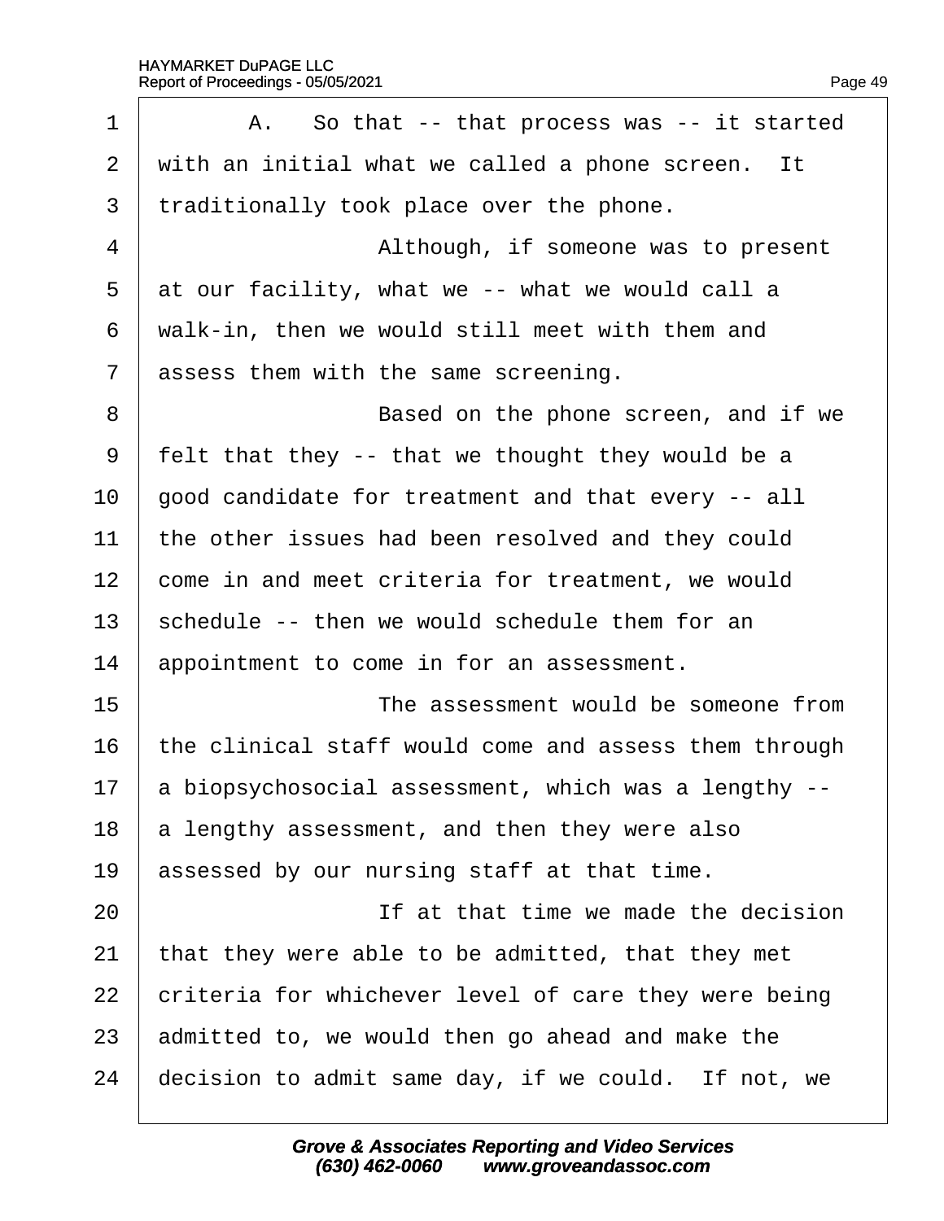1 A. So that -- that process was -- it started
2 with an initial what we called a phone screen. It
3 traditionally took place over the phone.
4 Although, if someone was to present
5 at our facility, what we -- what we would call a
6 walk-in, then we would still meet with them and
7 assess them with the same screening.
8 Based on the phone screen, and if we
9 felt that they -- that we thought they would be a
10 good candidate for treatment and that every -- all
11 the other issues had been resolved and they could
12 come in and meet criteria for treatment, we would
13 schedule -- then we would schedule them for an
14 appointment to come in for an assessment.
15 The assessment would be someone from
16 the clinical staff would come and assess them through
17 a biopsychosocial assessment, which was a lengthy --
18 a lengthy assessment, and then they were also
19 assessed by our nursing staff at that time.
20 If at that time we made the decision
21 that they were able to be admitted, that they met
22 criteria for whichever level of care they were being
23 admitted to, we would then go ahead and make the
24 decision to admit same day, if we could. If not, we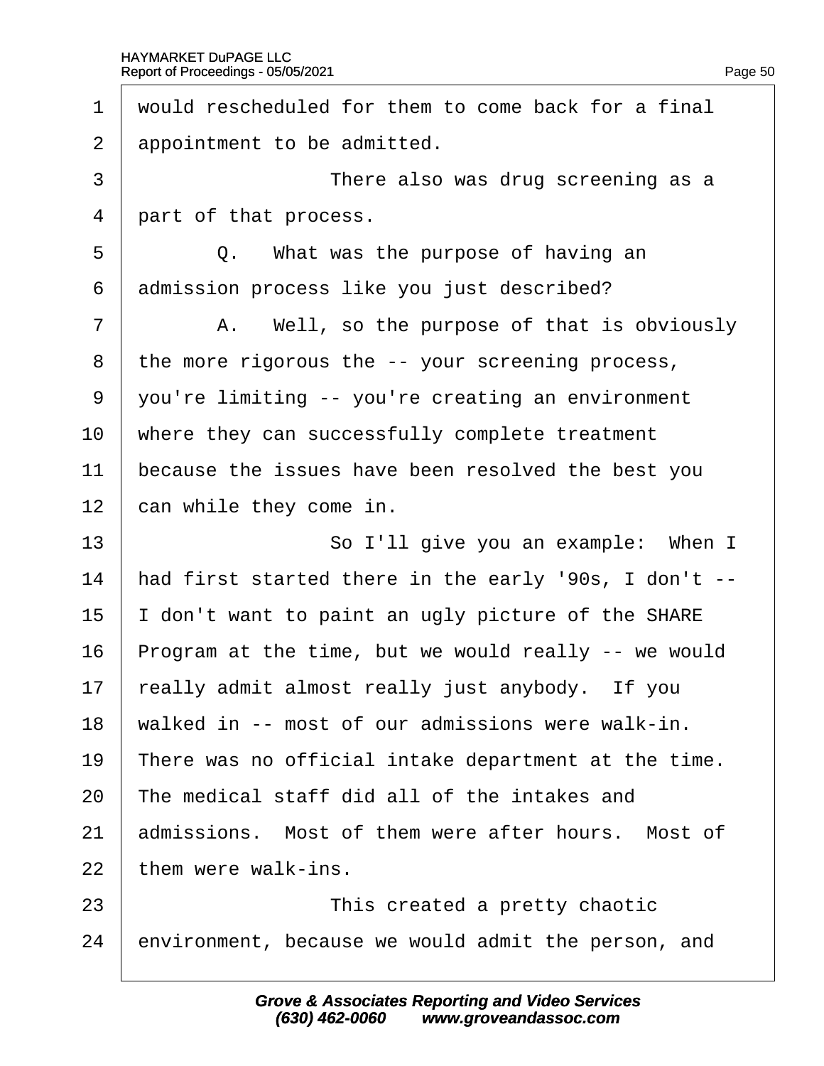1 would rescheduled for them to come back for a final
2 appointment to be admitted.
3 There also was drug screening as a
4 part of that process.
5 Q. What was the purpose of having an
6 admission process like you just described?
7 A. Well, so the purpose of that is obviously
8 the more rigorous the -- your screening process,
9 you're limiting -- you're creating an environment
10 where they can successfully complete treatment
11 because the issues have been resolved the best you
12 can while they come in.
13 So I'll give you an example: When I
14 had first started there in the early '90s, I don't --
15 I don't want to paint an ugly picture of the SHARE
16 Program at the time, but we would really -- we would
17 really admit almost really just anybody. If you
18 walked in -- most of our admissions were walk-in.
19 There was no official intake department at the time.
20 The medical staff did all of the intakes and
21 admissions. Most of them were after hours. Most of
22 them were walk-ins.
23 This created a pretty chaotic
24 environment, because we would admit the person, and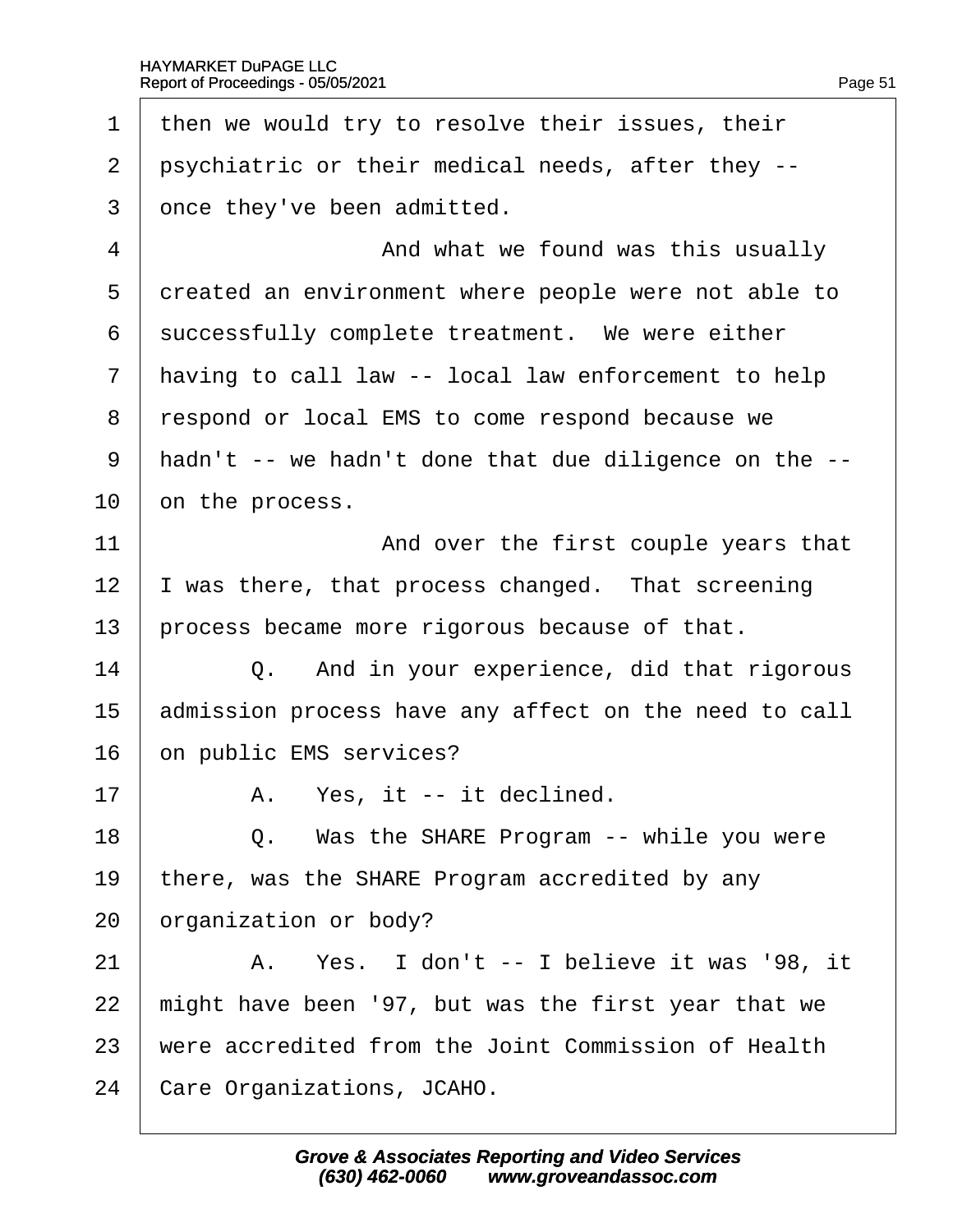1 then we would try to resolve their issues, their
2 psychiatric or their medical needs, after they --
3 once they've been admitted.
4 And what we found was this usually
5 created an environment where people were not able to
6 successfully complete treatment. We were either
7 having to call law -- local law enforcement to help
8 respond or local EMS to come respond because we
9 hadn't -- we hadn't done that due diligence on the --
10 on the process.
11 And over the first couple years that
12 I was there, that process changed. That screening
13 process became more rigorous because of that.
14 Q. And in your experience, did that rigorous
15 admission process have any affect on the need to call
16 on public EMS services?
17 A. Yes, it -- it declined.
18 Q. Was the SHARE Program -- while you were
19 there, was the SHARE Program accredited by any
20 organization or body?
21 A. Yes. I don't -- I believe it was '98, it
22 might have been '97, but was the first year that we
23 were accredited from the Joint Commission of Health
24 Care Organizations, JCAHO.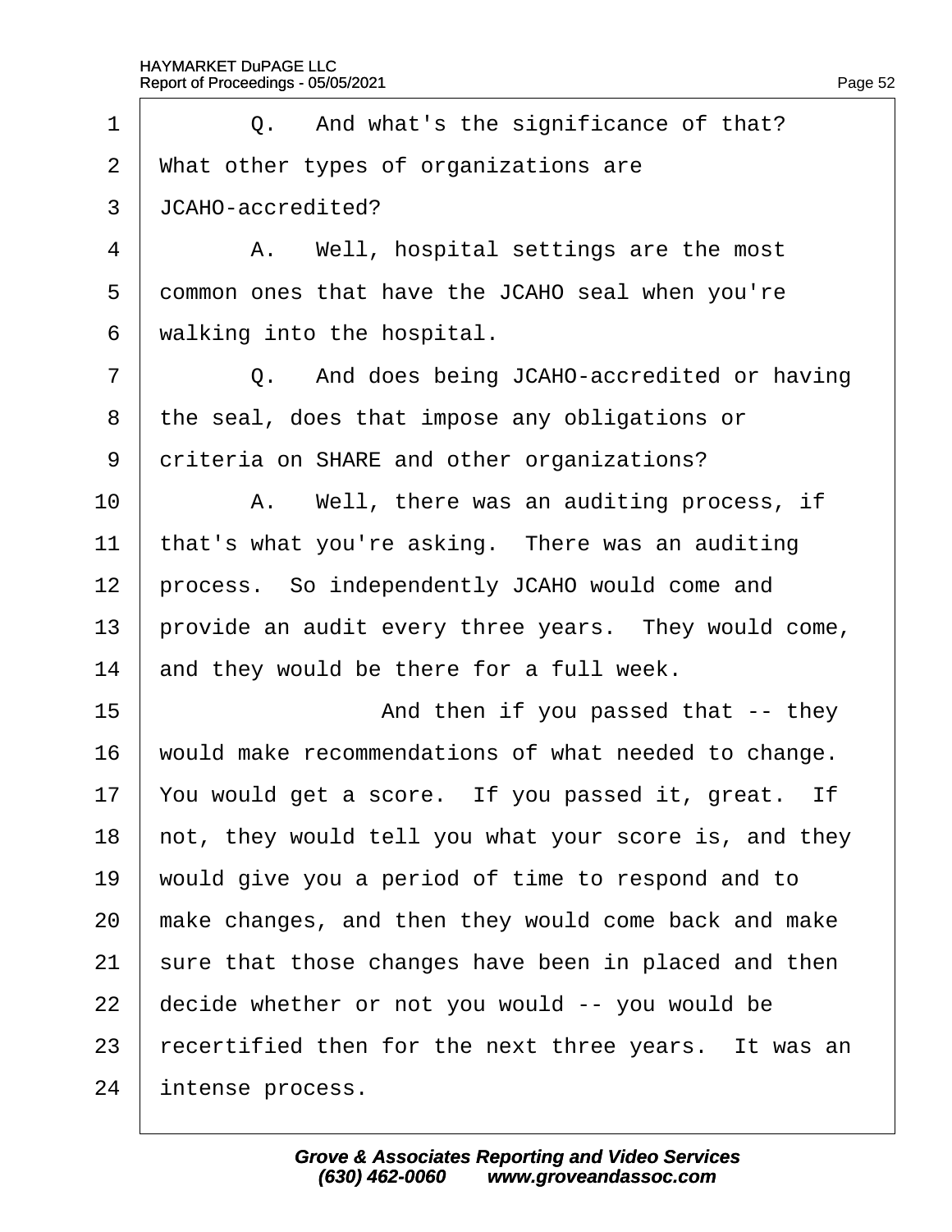Q. And what's the significance of that? What other types of organizations are JCAHO-accredited?

A. Well, hospital settings are the most common ones that have the JCAHO seal when you're walking into the hospital.

Q. And does being JCAHO-accredited or having the seal, does that impose any obligations or criteria on SHARE and other organizations?

A. Well, there was an auditing process, if that's what you're asking. There was an auditing process. So independently JCAHO would come and provide an audit every three years. They would come, and they would be there for a full week.

And then if you passed that -- they would make recommendations of what needed to change. You would get a score. If you passed it, great. If not, they would tell you what your score is, and they would give you a period of time to respond and to make changes, and then they would come back and make sure that those changes have been in placed and then decide whether or not you would -- you would be recertified then for the next three years. It was an intense process.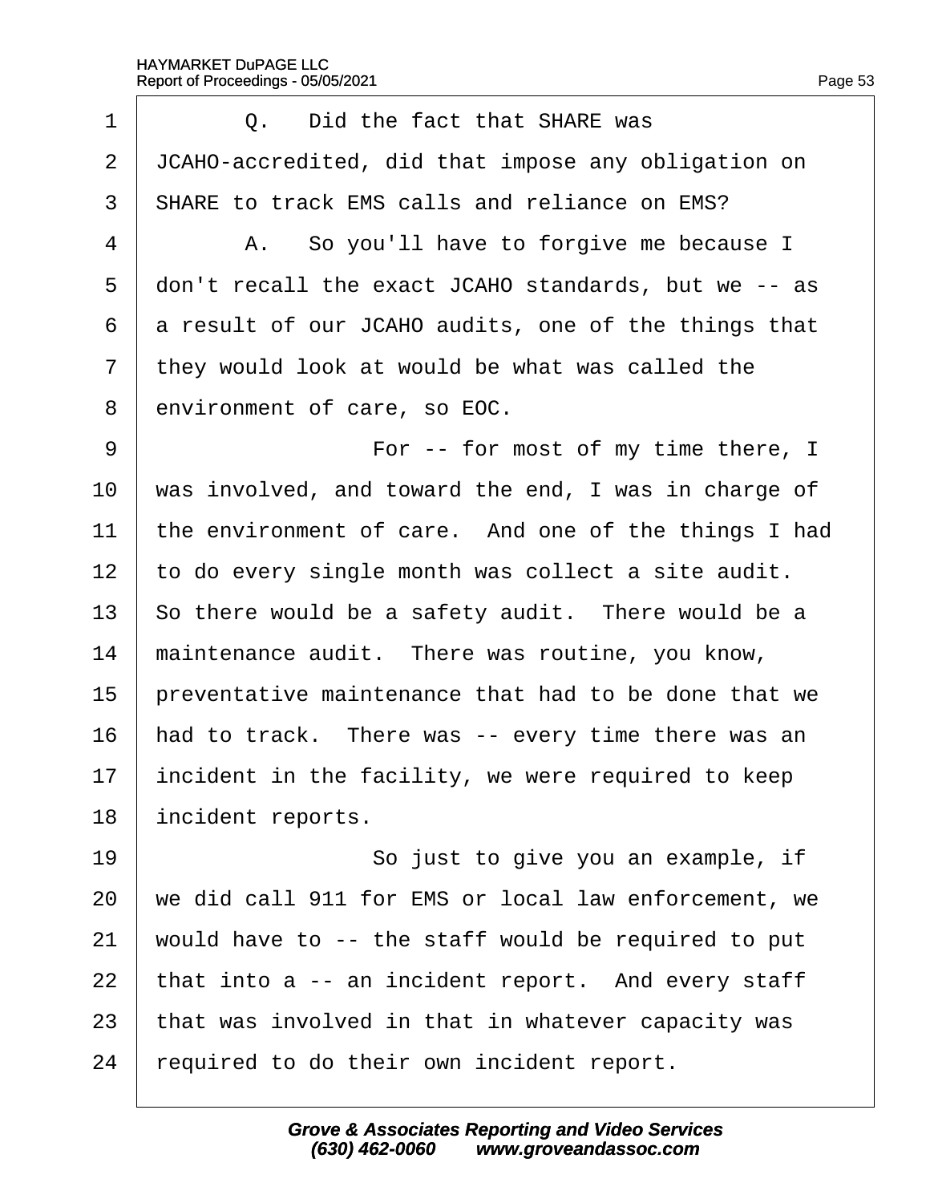Q. Did the fact that SHARE was JCAHO-accredited, did that impose any obligation on SHARE to track EMS calls and reliance on EMS?

A. So you'll have to forgive me because I don't recall the exact JCAHO standards, but we -- as a result of our JCAHO audits, one of the things that they would look at would be what was called the environment of care, so EOC.

For -- for most of my time there, I was involved, and toward the end, I was in charge of the environment of care. And one of the things I had to do every single month was collect a site audit. So there would be a safety audit. There would be a maintenance audit. There was routine, you know, preventative maintenance that had to be done that we had to track. There was -- every time there was an incident in the facility, we were required to keep incident reports.

So just to give you an example, if we did call 911 for EMS or local law enforcement, we would have to -- the staff would be required to put that into a -- an incident report. And every staff that was involved in that in whatever capacity was required to do their own incident report.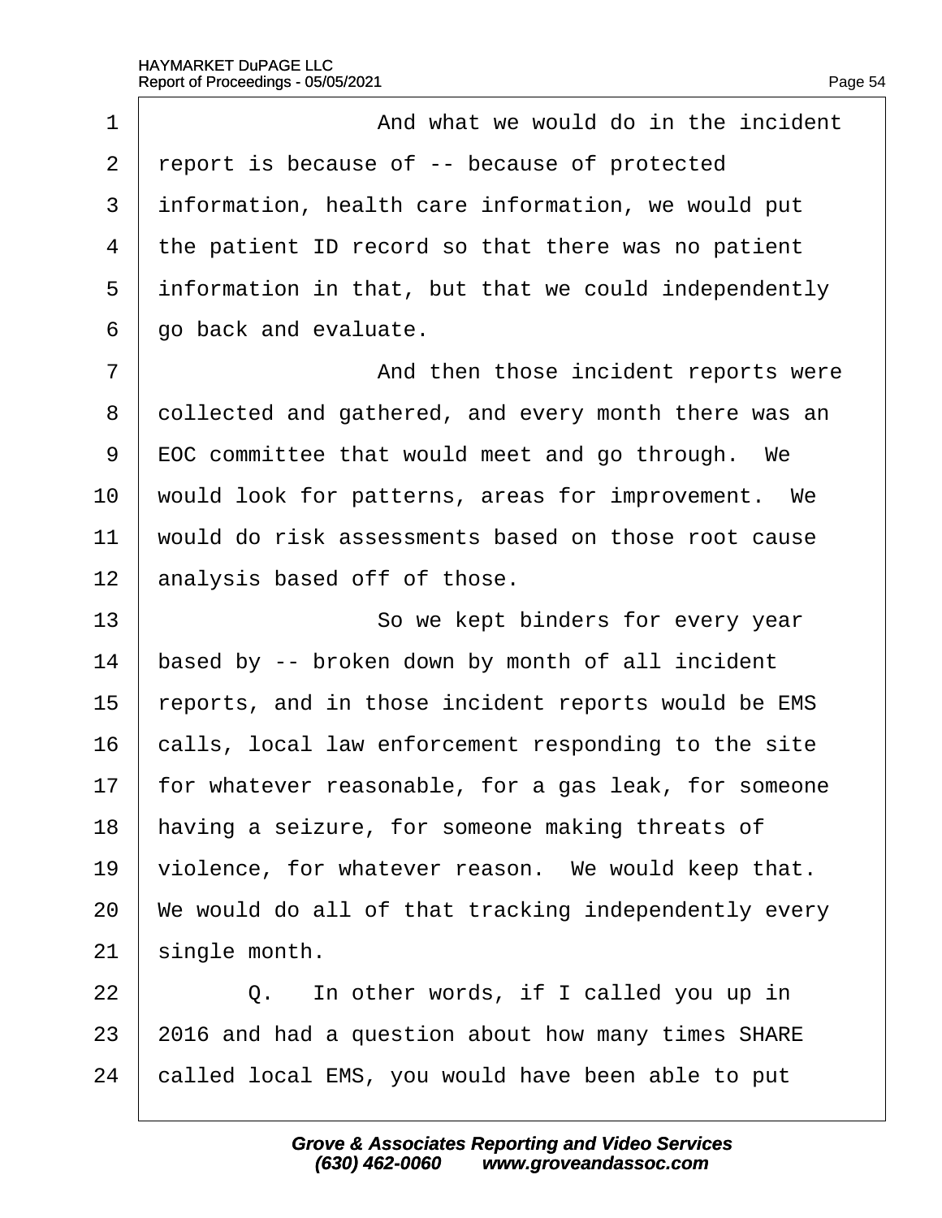1 And what we would do in the incident
2 report is because of -- because of protected
3 information, health care information, we would put
4 the patient ID record so that there was no patient
5 information in that, but that we could independently
6 go back and evaluate.
7 And then those incident reports were
8 collected and gathered, and every month there was an
9 EOC committee that would meet and go through. We
10 would look for patterns, areas for improvement. We
11 would do risk assessments based on those root cause
12 analysis based off of those.
13 So we kept binders for every year
14 based by -- broken down by month of all incident
15 reports, and in those incident reports would be EMS
16 calls, local law enforcement responding to the site
17 for whatever reasonable, for a gas leak, for someone
18 having a seizure, for someone making threats of
19 violence, for whatever reason. We would keep that.
20 We would do all of that tracking independently every
21 single month.
22 Q. In other words, if I called you up in
23 2016 and had a question about how many times SHARE
24 called local EMS, you would have been able to put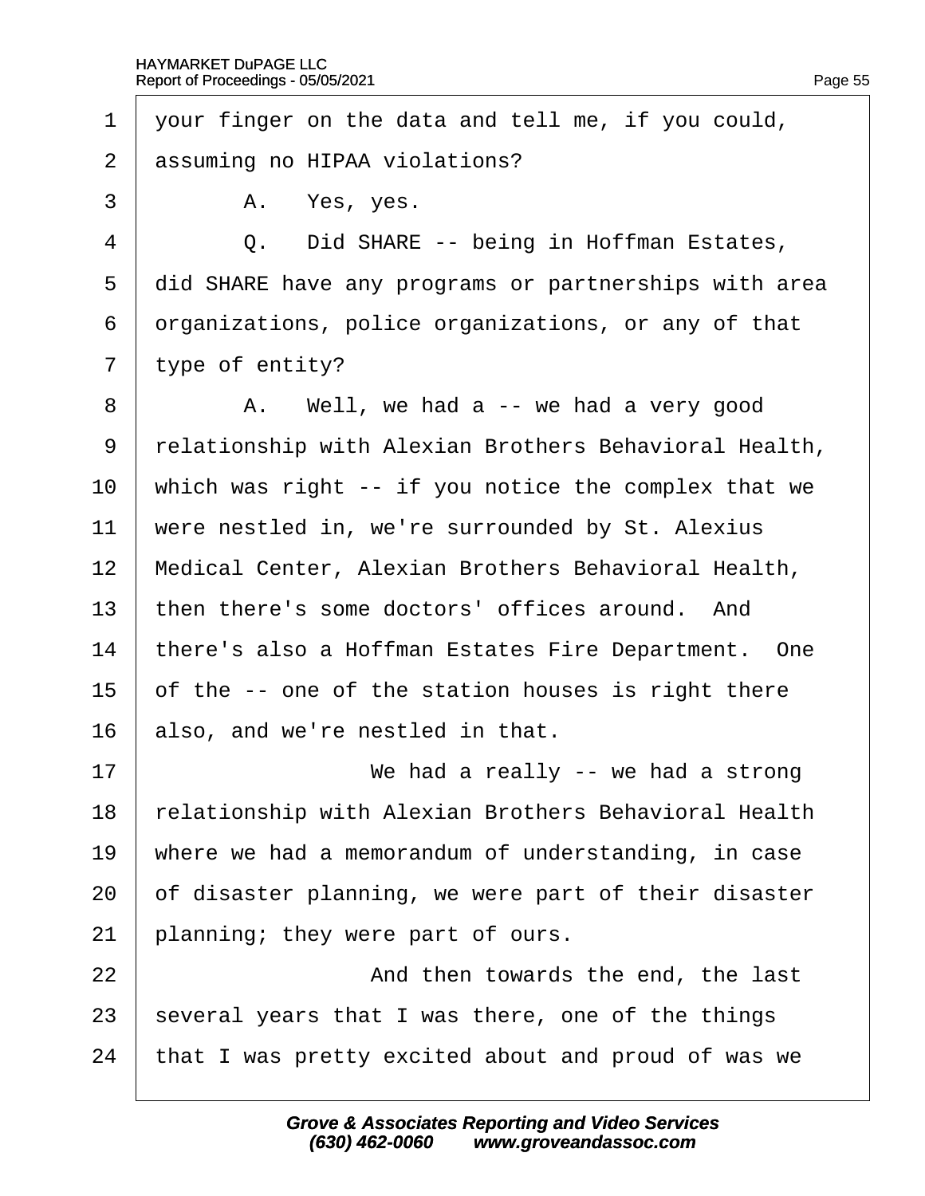1 your finger on the data and tell me, if you could,
2 assuming no HIPAA violations?
3 A. Yes, yes.
4 Q. Did SHARE -- being in Hoffman Estates,
5 did SHARE have any programs or partnerships with area
6 organizations, police organizations, or any of that
7 type of entity?
8 A. Well, we had a -- we had a very good
9 relationship with Alexian Brothers Behavioral Health,
10 which was right -- if you notice the complex that we
11 were nestled in, we're surrounded by St. Alexius
12 Medical Center, Alexian Brothers Behavioral Health,
13 then there's some doctors' offices around. And
14 there's also a Hoffman Estates Fire Department. One
15 of the -- one of the station houses is right there
16 also, and we're nestled in that.
17 We had a really -- we had a strong
18 relationship with Alexian Brothers Behavioral Health
19 where we had a memorandum of understanding, in case
20 of disaster planning, we were part of their disaster
21 planning; they were part of ours.
22 And then towards the end, the last
23 several years that I was there, one of the things
24 that I was pretty excited about and proud of was we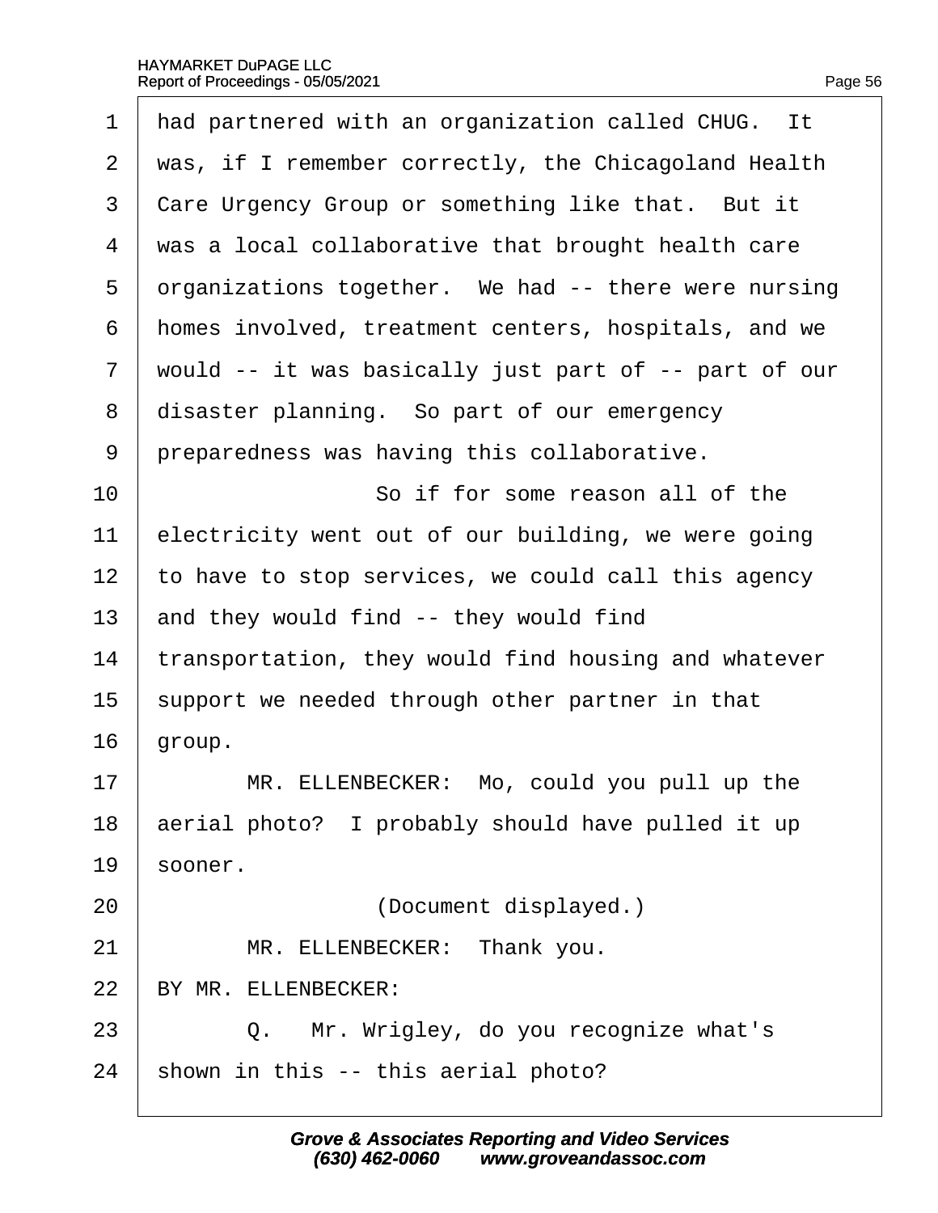had partnered with an organization called CHUG. It was, if I remember correctly, the Chicagoland Health Care Urgency Group or something like that. But it was a local collaborative that brought health care organizations together. We had -- there were nursing homes involved, treatment centers, hospitals, and we would -- it was basically just part of -- part of our disaster planning. So part of our emergency preparedness was having this collaborative.

So if for some reason all of the electricity went out of our building, we were going to have to stop services, we could call this agency and they would find -- they would find transportation, they would find housing and whatever support we needed through other partner in that group.

MR. ELLENBECKER: Mo, could you pull up the aerial photo? I probably should have pulled it up sooner.

(Document displayed.)

MR. ELLENBECKER: Thank you.

BY MR. ELLENBECKER:

Q. Mr. Wrigley, do you recognize what's shown in this -- this aerial photo?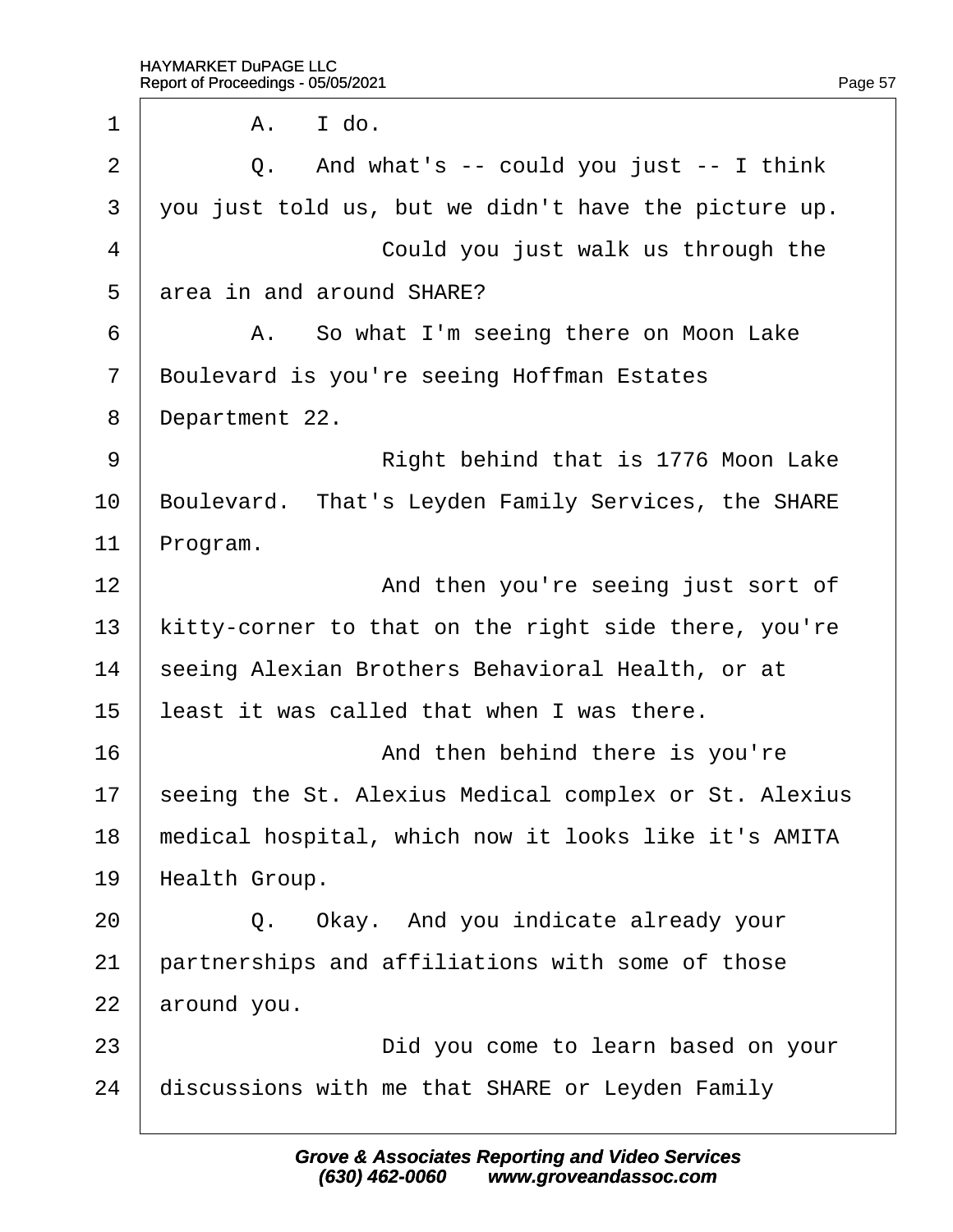1 A. I do.

2 Q. And what's -- could you just -- I think

3 you just told us, but we didn't have the picture up.

4 Could you just walk us through the

5 area in and around SHARE?

6 A. So what I'm seeing there on Moon Lake

7 Boulevard is you're seeing Hoffman Estates

8 Department 22.

9 Right behind that is 1776 Moon Lake

10 Boulevard. That's Leyden Family Services, the SHARE

11 Program.

12 And then you're seeing just sort of

13 kitty-corner to that on the right side there, you're

14 seeing Alexian Brothers Behavioral Health, or at

15 least it was called that when I was there.

16 And then behind there is you're

17 seeing the St. Alexius Medical complex or St. Alexius

18 medical hospital, which now it looks like it's AMITA

19 Health Group.

20 Q. Okay. And you indicate already your

21 partnerships and affiliations with some of those

22 around you.

23 Did you come to learn based on your

24 discussions with me that SHARE or Leyden Family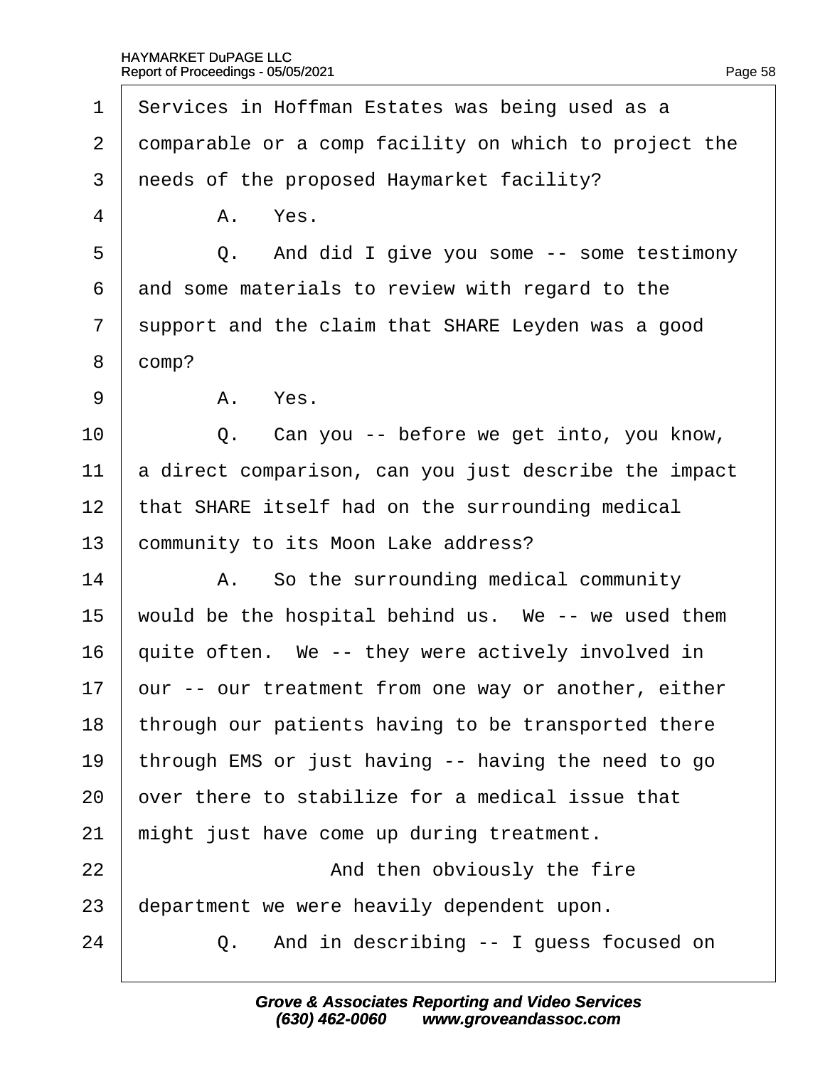1 Services in Hoffman Estates was being used as a
2 comparable or a comp facility on which to project the
3 needs of the proposed Haymarket facility?

4 A. Yes.

5 Q. And did I give you some -- some testimony
6 and some materials to review with regard to the
7 support and the claim that SHARE Leyden was a good
8 comp?

9 A. Yes.

10 Q. Can you -- before we get into, you know,
11 a direct comparison, can you just describe the impact
12 that SHARE itself had on the surrounding medical
13 community to its Moon Lake address?

14 A. So the surrounding medical community
15 would be the hospital behind us. We -- we used them
16 quite often. We -- they were actively involved in
17 our -- our treatment from one way or another, either
18 through our patients having to be transported there
19 through EMS or just having -- having the need to go
20 over there to stabilize for a medical issue that
21 might just have come up during treatment.

22 And then obviously the fire
23 department we were heavily dependent upon.

24 Q. And in describing -- I guess focused on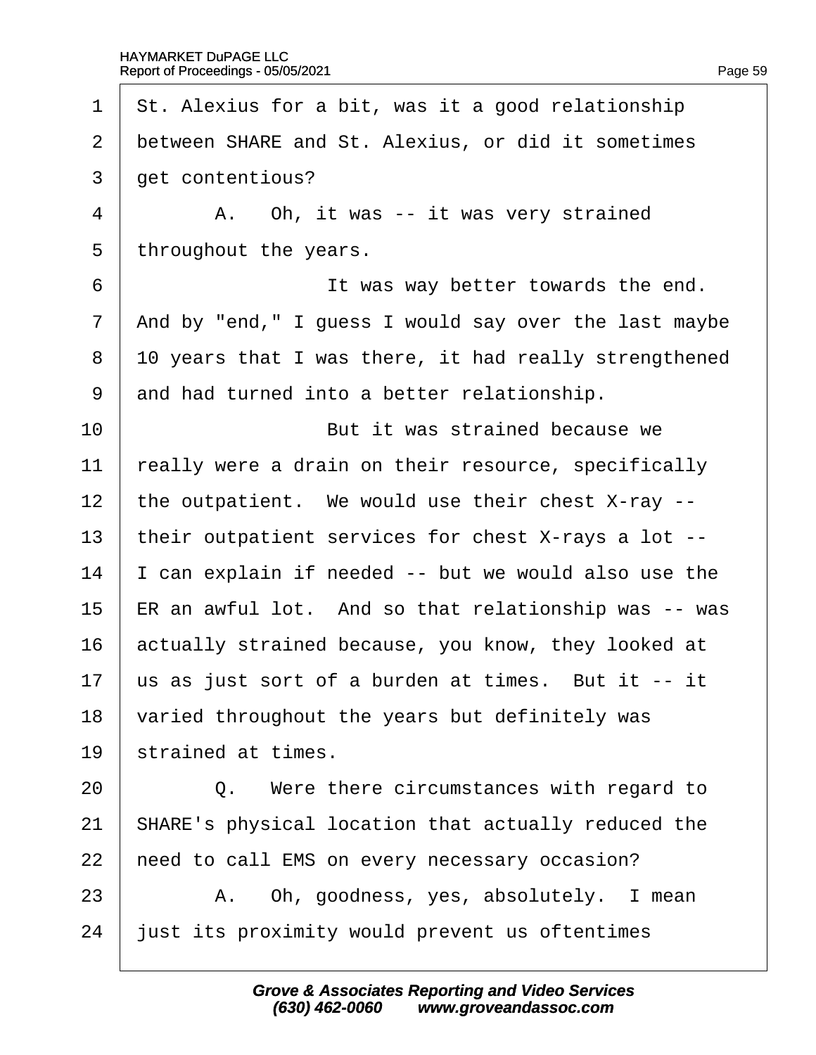1 St. Alexius for a bit, was it a good relationship
2 between SHARE and St. Alexius, or did it sometimes
3 get contentious?
4 A. Oh, it was -- it was very strained
5 throughout the years.
6 It was way better towards the end.
7 And by "end," I guess I would say over the last maybe
8 10 years that I was there, it had really strengthened
9 and had turned into a better relationship.
10 But it was strained because we
11 really were a drain on their resource, specifically
12 the outpatient. We would use their chest X-ray --
13 their outpatient services for chest X-rays a lot --
14 I can explain if needed -- but we would also use the
15 ER an awful lot. And so that relationship was -- was
16 actually strained because, you know, they looked at
17 us as just sort of a burden at times. But it -- it
18 varied throughout the years but definitely was
19 strained at times.
20 Q. Were there circumstances with regard to
21 SHARE's physical location that actually reduced the
22 need to call EMS on every necessary occasion?
23 A. Oh, goodness, yes, absolutely. I mean
24 just its proximity would prevent us oftentimes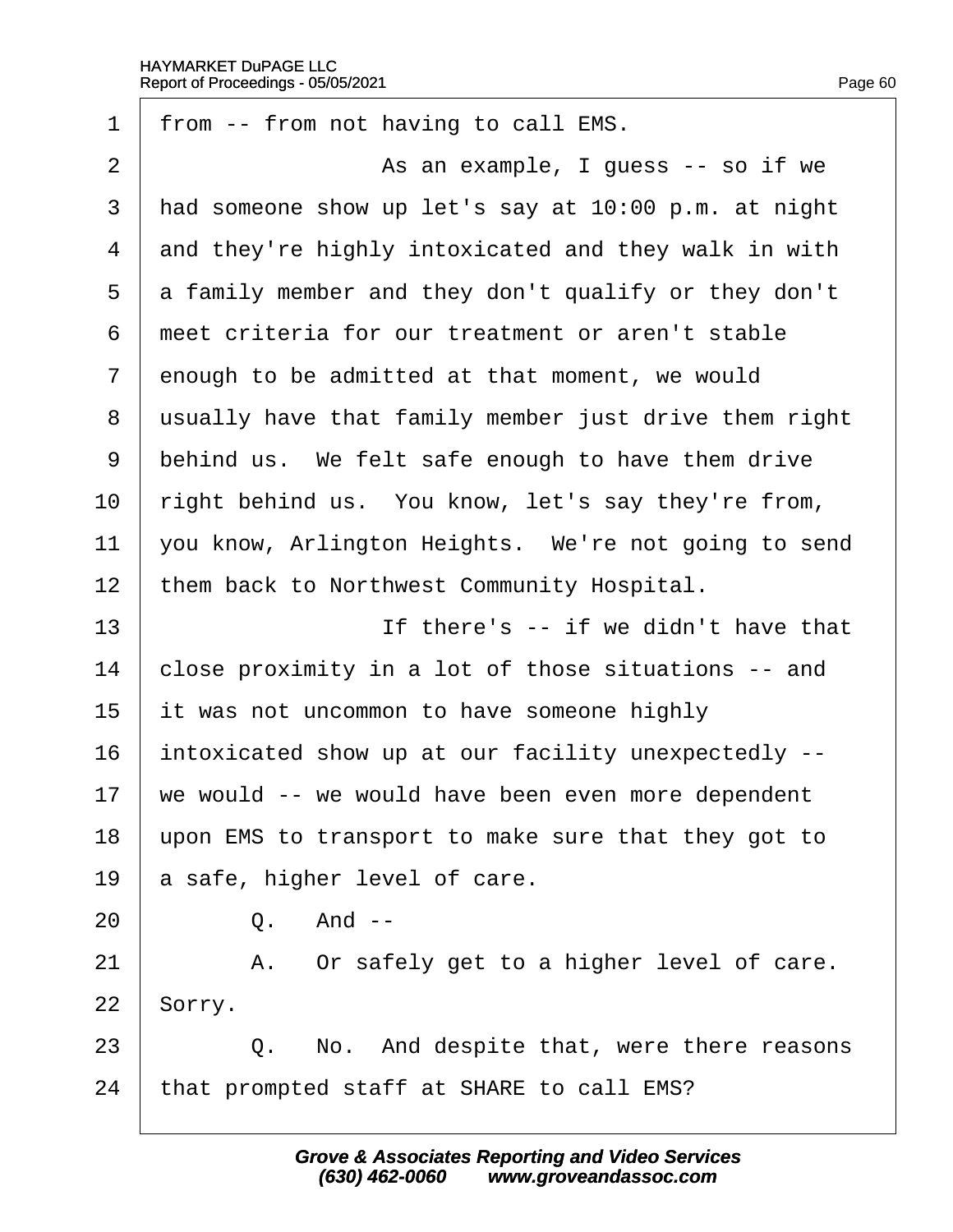from -- from not having to call EMS.

As an example, I guess -- so if we had someone show up let's say at 10:00 p.m. at night and they're highly intoxicated and they walk in with a family member and they don't qualify or they don't meet criteria for our treatment or aren't stable enough to be admitted at that moment, we would usually have that family member just drive them right behind us. We felt safe enough to have them drive right behind us. You know, let's say they're from, you know, Arlington Heights. We're not going to send them back to Northwest Community Hospital.

If there's -- if we didn't have that close proximity in a lot of those situations -- and it was not uncommon to have someone highly intoxicated show up at our facility unexpectedly -- we would -- we would have been even more dependent upon EMS to transport to make sure that they got to a safe, higher level of care.

Q. And --

A. Or safely get to a higher level of care. Sorry.

Q. No. And despite that, were there reasons that prompted staff at SHARE to call EMS?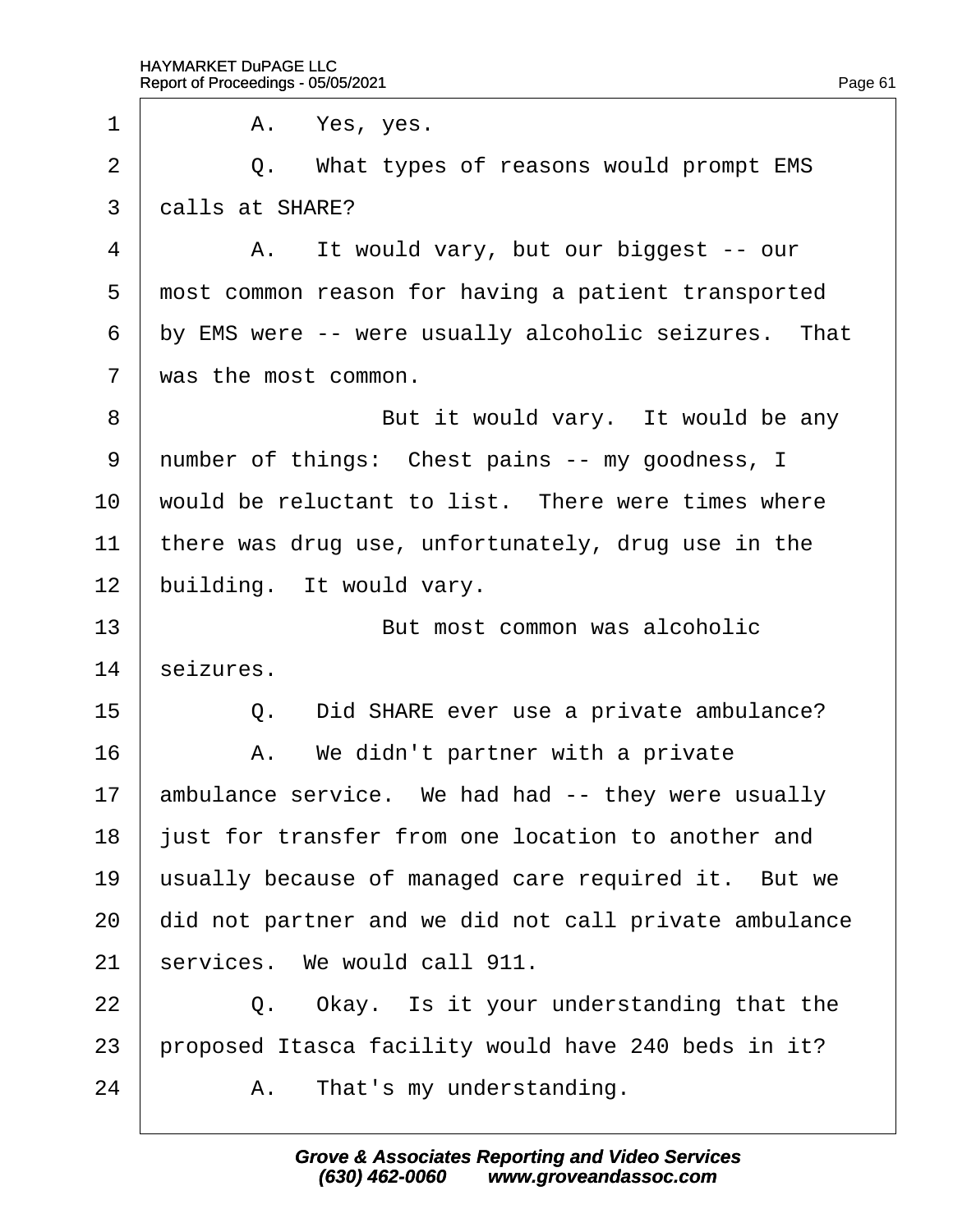A. Yes, yes.

Q. What types of reasons would prompt EMS calls at SHARE?

A. It would vary, but our biggest -- our most common reason for having a patient transported by EMS were -- were usually alcoholic seizures. That was the most common.

But it would vary. It would be any number of things: Chest pains -- my goodness, I would be reluctant to list. There were times where there was drug use, unfortunately, drug use in the building. It would vary.

But most common was alcoholic seizures.

Q. Did SHARE ever use a private ambulance?

A. We didn't partner with a private ambulance service. We had had -- they were usually just for transfer from one location to another and usually because of managed care required it. But we did not partner and we did not call private ambulance services. We would call 911.

Q. Okay. Is it your understanding that the proposed Itasca facility would have 240 beds in it?

A. That's my understanding.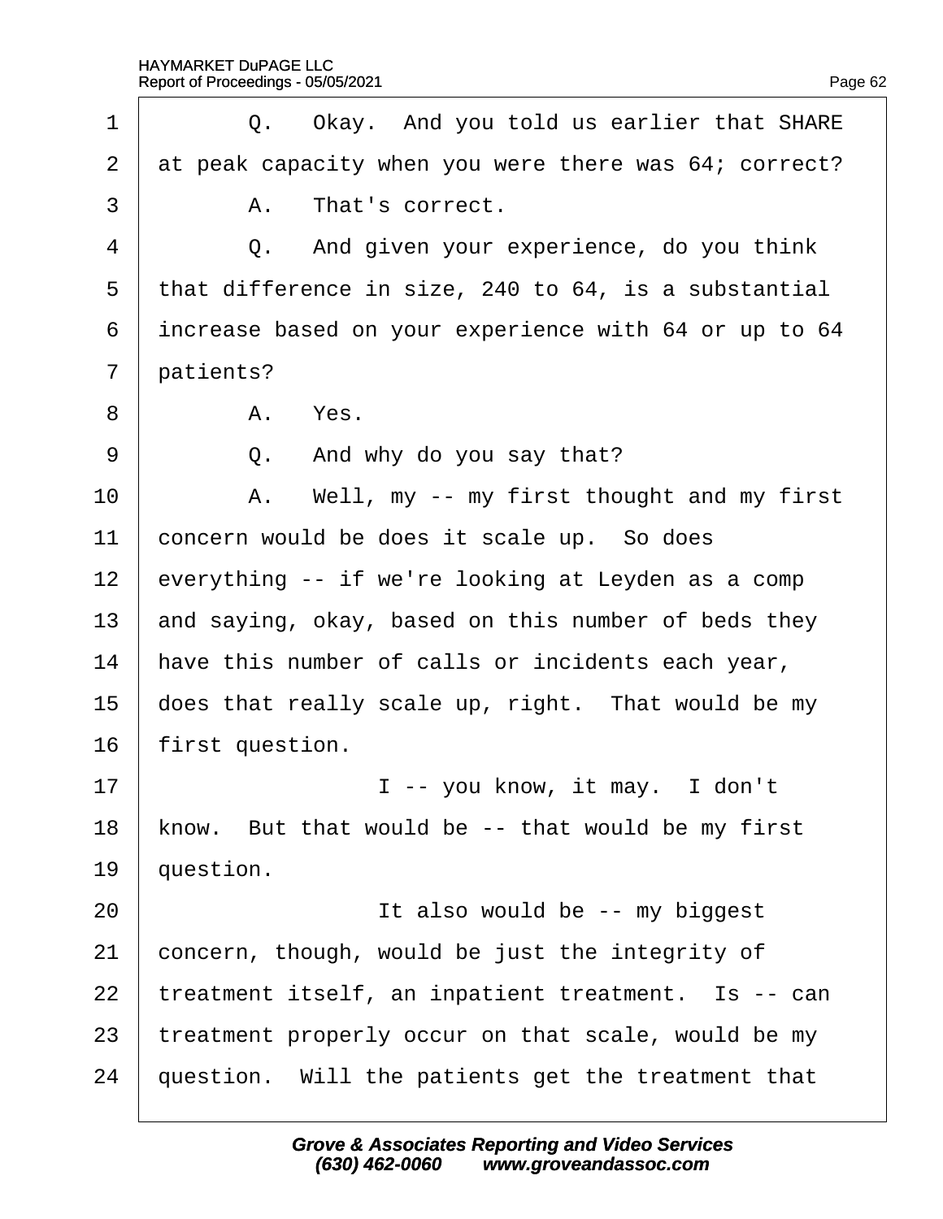1 Q. Okay. And you told us earlier that SHARE
2 at peak capacity when you were there was 64; correct?
3 A. That's correct.
4 Q. And given your experience, do you think
5 that difference in size, 240 to 64, is a substantial
6 increase based on your experience with 64 or up to 64
7 patients?
8 A. Yes.
9 Q. And why do you say that?
10 A. Well, my -- my first thought and my first
11 concern would be does it scale up. So does
12 everything -- if we're looking at Leyden as a comp
13 and saying, okay, based on this number of beds they
14 have this number of calls or incidents each year,
15 does that really scale up, right. That would be my
16 first question.
17 I -- you know, it may. I don't
18 know. But that would be -- that would be my first
19 question.
20 It also would be -- my biggest
21 concern, though, would be just the integrity of
22 treatment itself, an inpatient treatment. Is -- can
23 treatment properly occur on that scale, would be my
24 question. Will the patients get the treatment that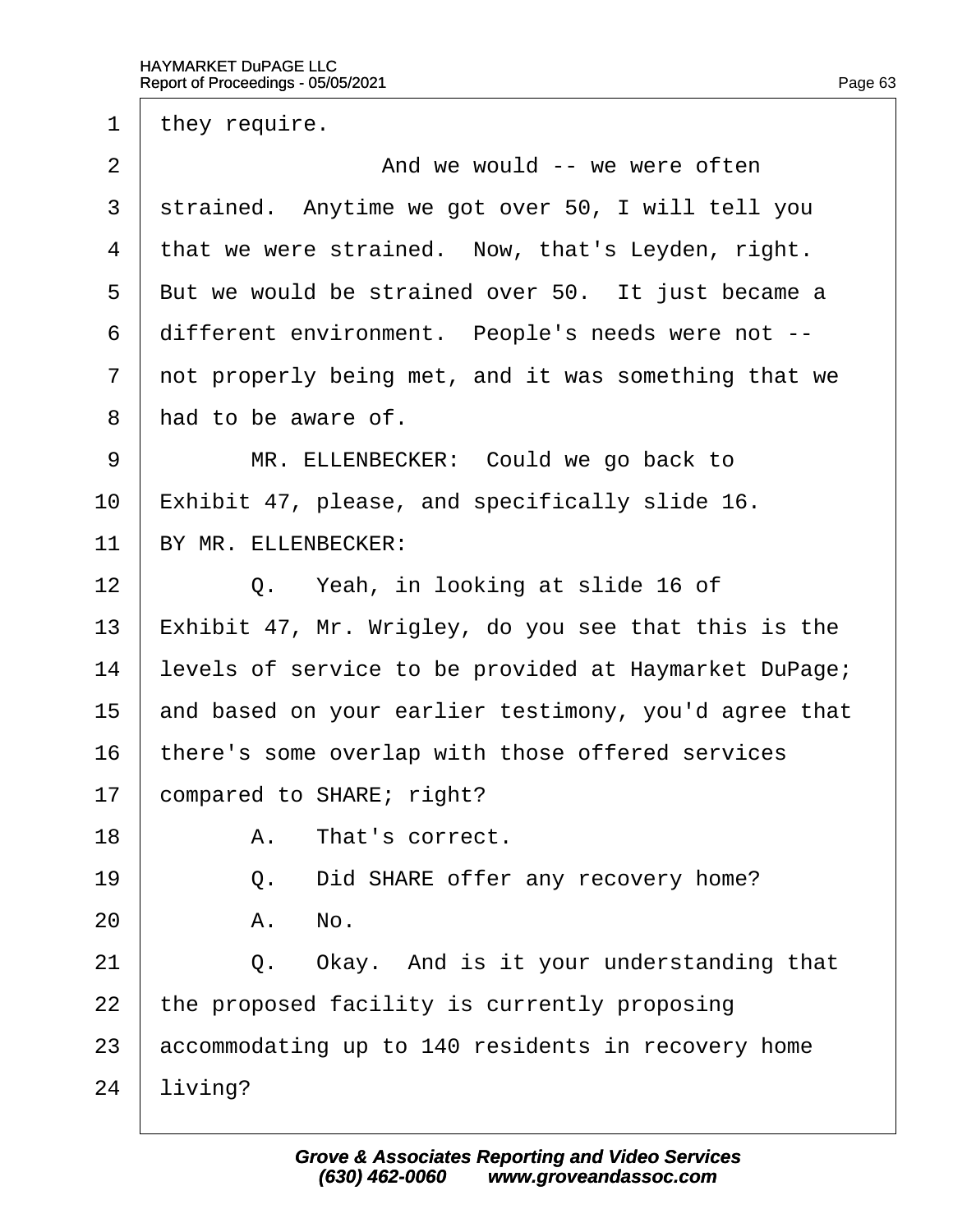they require.

And we would -- we were often strained. Anytime we got over 50, I will tell you that we were strained. Now, that's Leyden, right. But we would be strained over 50. It just became a different environment. People's needs were not -- not properly being met, and it was something that we had to be aware of.

MR. ELLENBECKER: Could we go back to Exhibit 47, please, and specifically slide 16.

BY MR. ELLENBECKER:

Q. Yeah, in looking at slide 16 of Exhibit 47, Mr. Wrigley, do you see that this is the levels of service to be provided at Haymarket DuPage; and based on your earlier testimony, you'd agree that there's some overlap with those offered services compared to SHARE; right?

A. That's correct.

Q. Did SHARE offer any recovery home?

A. No.

Q. Okay. And is it your understanding that the proposed facility is currently proposing accommodating up to 140 residents in recovery home living?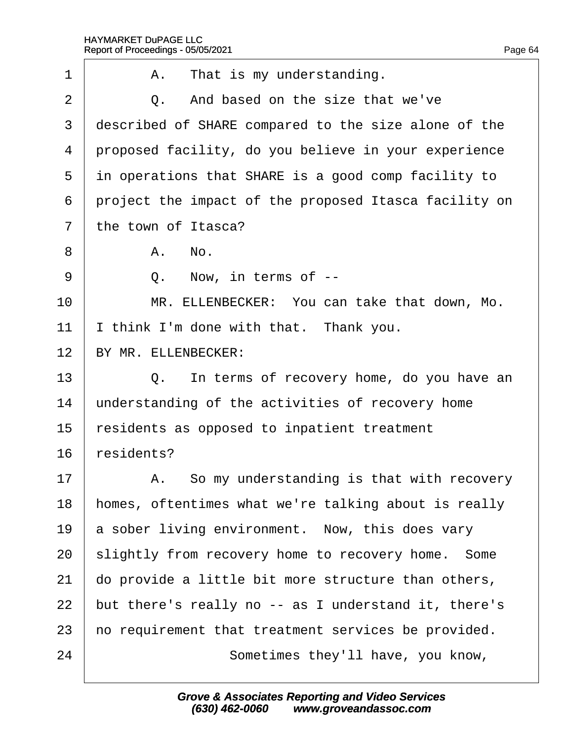A. That is my understanding.

Q. And based on the size that we've described of SHARE compared to the size alone of the proposed facility, do you believe in your experience in operations that SHARE is a good comp facility to project the impact of the proposed Itasca facility on the town of Itasca?

A. No.

Q. Now, in terms of --

MR. ELLENBECKER: You can take that down, Mo. I think I'm done with that. Thank you.

BY MR. ELLENBECKER:

Q. In terms of recovery home, do you have an understanding of the activities of recovery home residents as opposed to inpatient treatment residents?

A. So my understanding is that with recovery homes, oftentimes what we're talking about is really a sober living environment. Now, this does vary slightly from recovery home to recovery home. Some do provide a little bit more structure than others, but there's really no -- as I understand it, there's no requirement that treatment services be provided.

Sometimes they'll have, you know,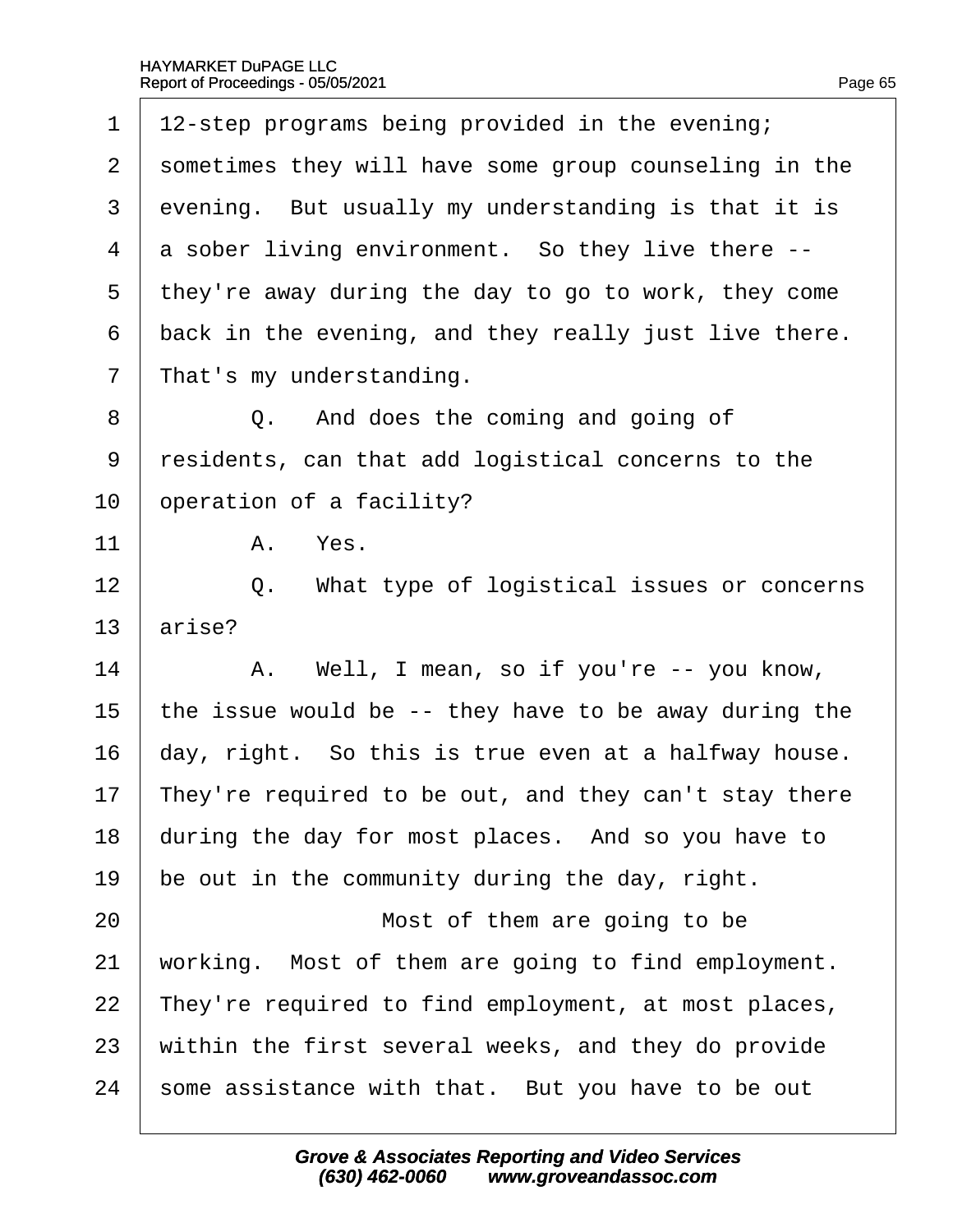1 12-step programs being provided in the evening;
2 sometimes they will have some group counseling in the
3 evening. But usually my understanding is that it is
4 a sober living environment. So they live there --
5 they're away during the day to go to work, they come
6 back in the evening, and they really just live there.
7 That's my understanding.
8 Q. And does the coming and going of
9 residents, can that add logistical concerns to the
10 operation of a facility?
11 A. Yes.
12 Q. What type of logistical issues or concerns
13 arise?
14 A. Well, I mean, so if you're -- you know,
15 the issue would be -- they have to be away during the
16 day, right. So this is true even at a halfway house.
17 They're required to be out, and they can't stay there
18 during the day for most places. And so you have to
19 be out in the community during the day, right.
20 Most of them are going to be
21 working. Most of them are going to find employment.
22 They're required to find employment, at most places,
23 within the first several weeks, and they do provide
24 some assistance with that. But you have to be out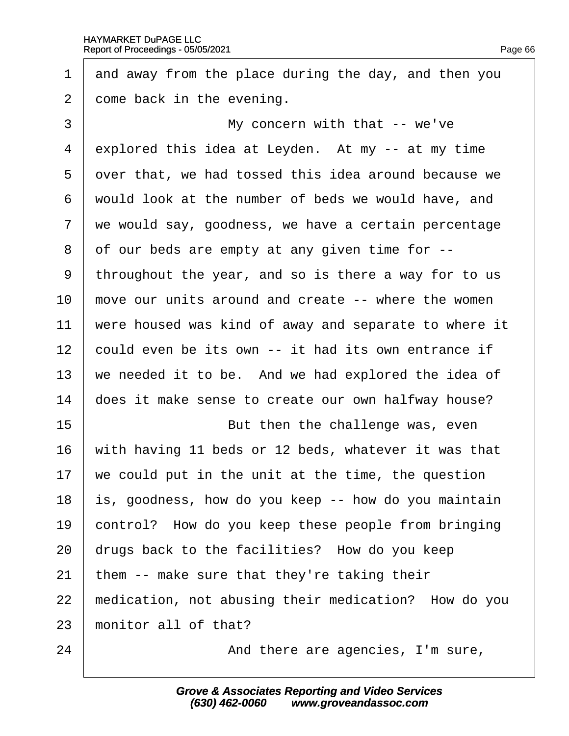and away from the place during the day, and then you come back in the evening.

My concern with that -- we've explored this idea at Leyden. At my -- at my time over that, we had tossed this idea around because we would look at the number of beds we would have, and we would say, goodness, we have a certain percentage of our beds are empty at any given time for -- throughout the year, and so is there a way for to us move our units around and create -- where the women were housed was kind of away and separate to where it could even be its own -- it had its own entrance if we needed it to be. And we had explored the idea of does it make sense to create our own halfway house?

But then the challenge was, even with having 11 beds or 12 beds, whatever it was that we could put in the unit at the time, the question is, goodness, how do you keep -- how do you maintain control? How do you keep these people from bringing drugs back to the facilities? How do you keep them -- make sure that they're taking their medication, not abusing their medication? How do you monitor all of that?

And there are agencies, I'm sure,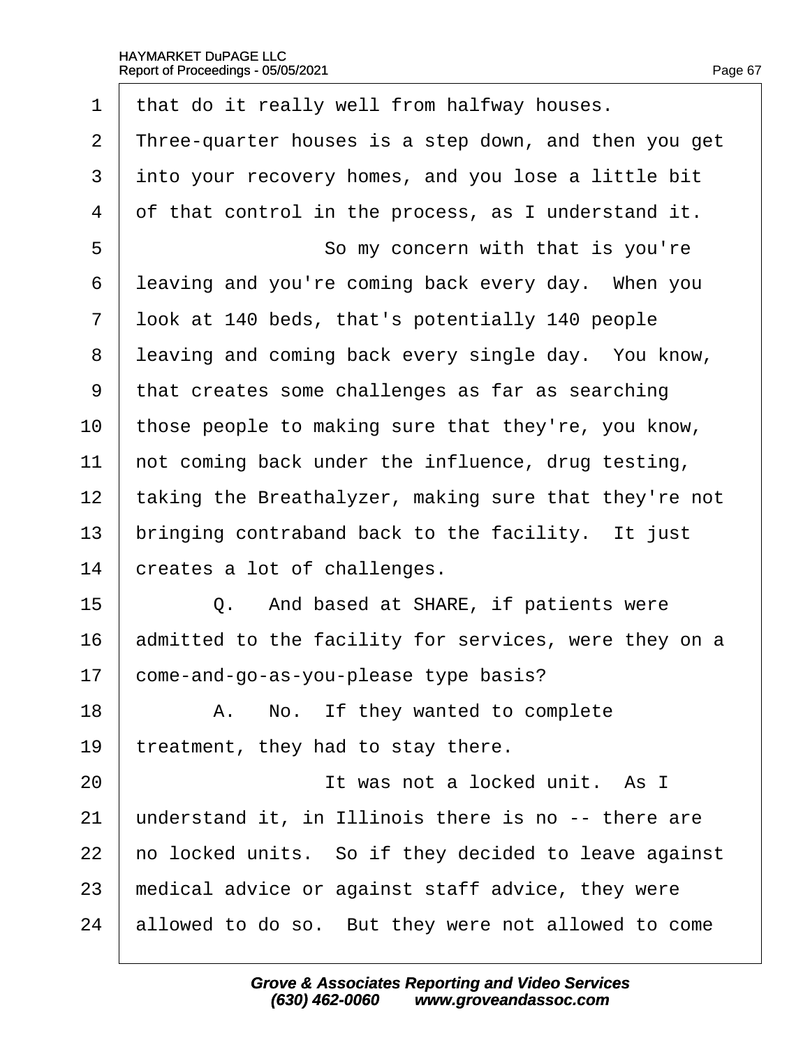1 that do it really well from halfway houses.
2 Three-quarter houses is a step down, and then you get
3 into your recovery homes, and you lose a little bit
4 of that control in the process, as I understand it.
5 So my concern with that is you're
6 leaving and you're coming back every day. When you
7 look at 140 beds, that's potentially 140 people
8 leaving and coming back every single day. You know,
9 that creates some challenges as far as searching
10 those people to making sure that they're, you know,
11 not coming back under the influence, drug testing,
12 taking the Breathalyzer, making sure that they're not
13 bringing contraband back to the facility. It just
14 creates a lot of challenges.
15 Q. And based at SHARE, if patients were
16 admitted to the facility for services, were they on a
17 come-and-go-as-you-please type basis?
18 A. No. If they wanted to complete
19 treatment, they had to stay there.
20 It was not a locked unit. As I
21 understand it, in Illinois there is no -- there are
22 no locked units. So if they decided to leave against
23 medical advice or against staff advice, they were
24 allowed to do so. But they were not allowed to come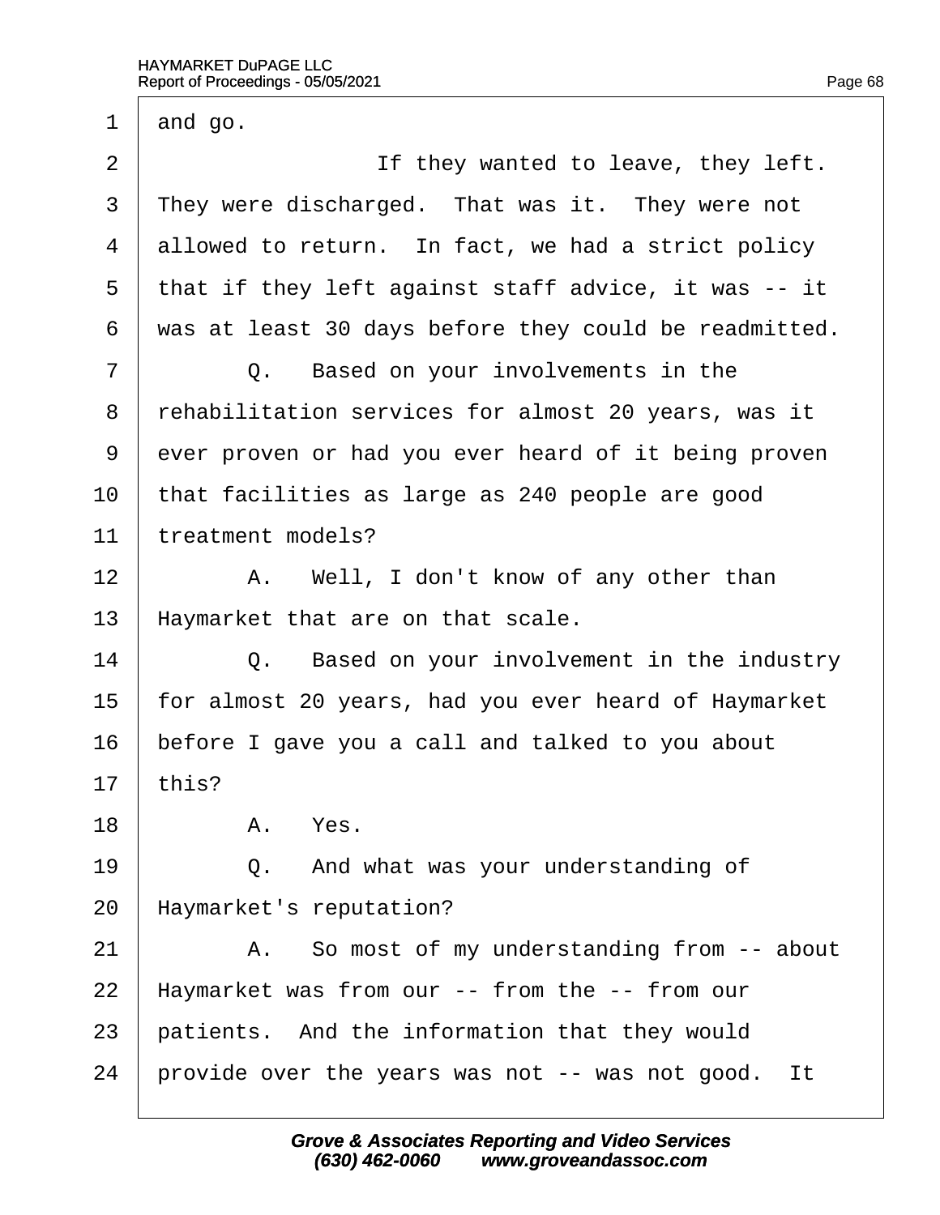1 and go.

2 If they wanted to leave, they left.

3 They were discharged. That was it. They were not

4 allowed to return. In fact, we had a strict policy

5 that if they left against staff advice, it was -- it

6 was at least 30 days before they could be readmitted.

7 Q. Based on your involvements in the

8 rehabilitation services for almost 20 years, was it

9 ever proven or had you ever heard of it being proven

10 that facilities as large as 240 people are good

11 treatment models?

12 A. Well, I don't know of any other than

13 Haymarket that are on that scale.

14 Q. Based on your involvement in the industry

15 for almost 20 years, had you ever heard of Haymarket

16 before I gave you a call and talked to you about

17 this?

18 A. Yes.

19 Q. And what was your understanding of

20 Haymarket's reputation?

21 A. So most of my understanding from -- about

22 Haymarket was from our -- from the -- from our

23 patients. And the information that they would

24 provide over the years was not -- was not good. It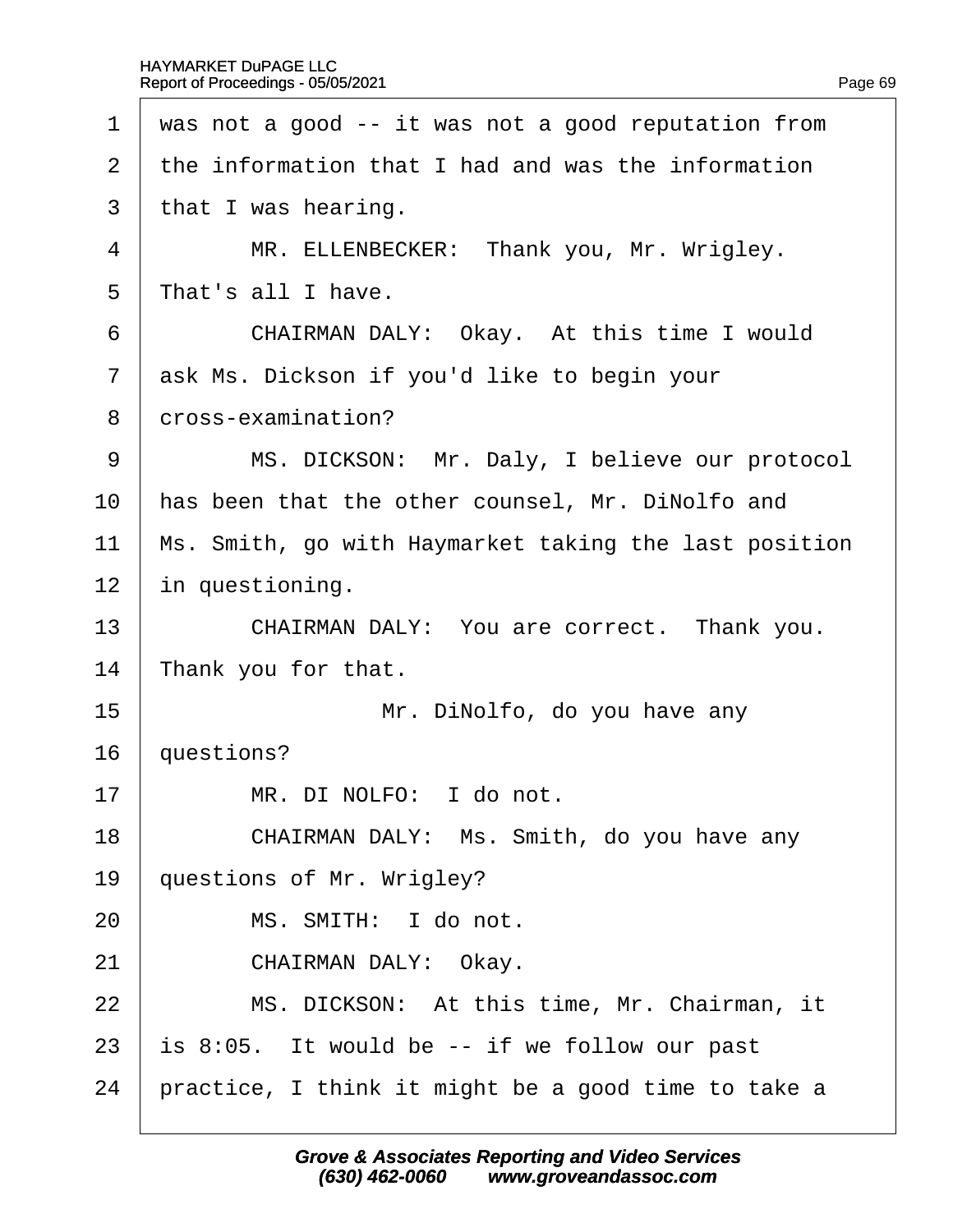was not a good -- it was not a good reputation from the information that I had and was the information that I was hearing.

MR. ELLENBECKER: Thank you, Mr. Wrigley. That's all I have.

CHAIRMAN DALY: Okay. At this time I would ask Ms. Dickson if you'd like to begin your cross-examination?

MS. DICKSON: Mr. Daly, I believe our protocol has been that the other counsel, Mr. DiNolfo and Ms. Smith, go with Haymarket taking the last position in questioning.

CHAIRMAN DALY: You are correct. Thank you. Thank you for that.

Mr. DiNolfo, do you have any questions?

MR. DI NOLFO: I do not.

CHAIRMAN DALY: Ms. Smith, do you have any questions of Mr. Wrigley?

MS. SMITH: I do not.

CHAIRMAN DALY: Okay.

MS. DICKSON: At this time, Mr. Chairman, it is 8:05. It would be -- if we follow our past practice, I think it might be a good time to take a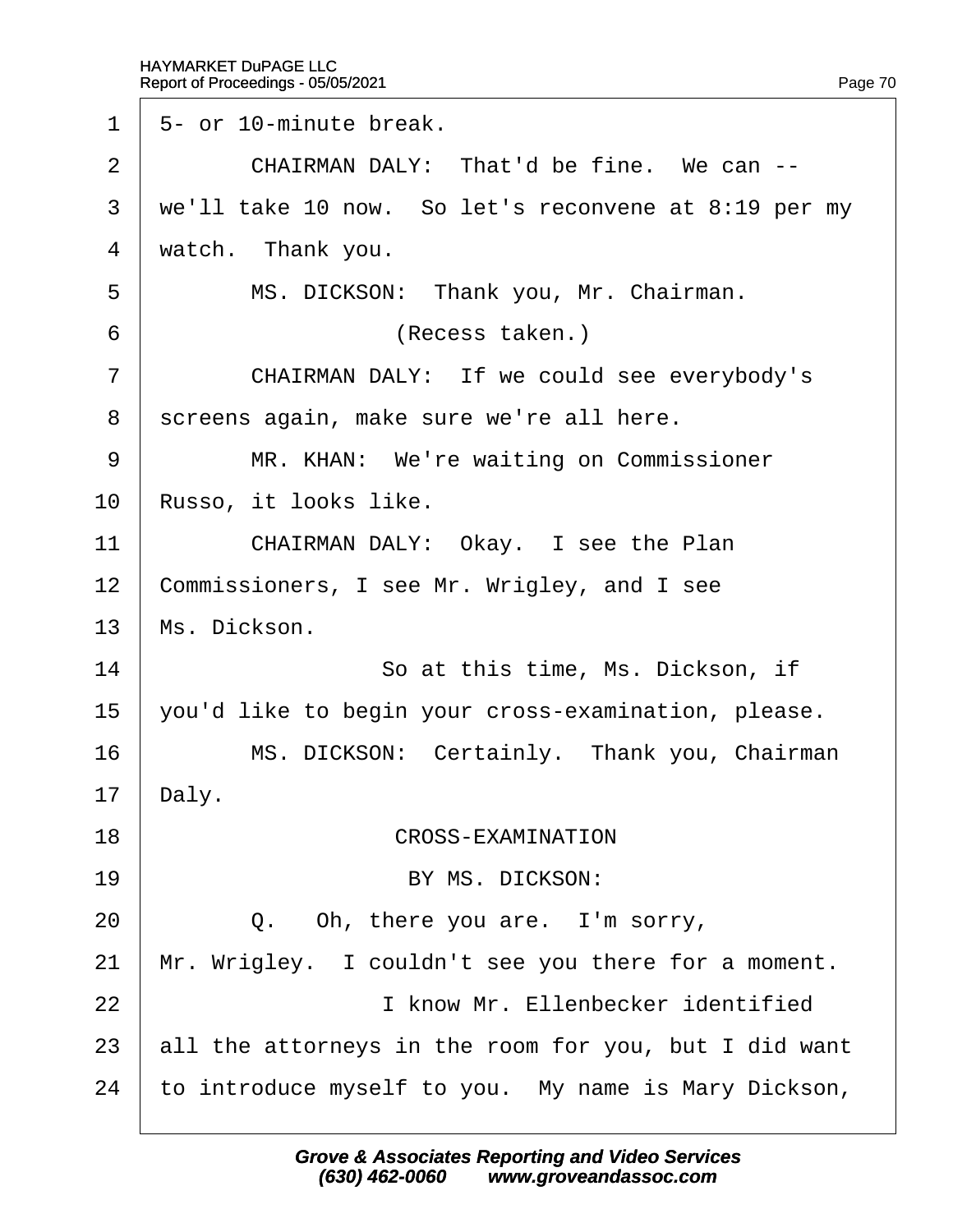1 5- or 10-minute break.

2 CHAIRMAN DALY: That'd be fine. We can --

3 we'll take 10 now. So let's reconvene at 8:19 per my

4 watch. Thank you.

5 MS. DICKSON: Thank you, Mr. Chairman.

6 (Recess taken.)

7 CHAIRMAN DALY: If we could see everybody's

8 screens again, make sure we're all here.

9 MR. KHAN: We're waiting on Commissioner

10 Russo, it looks like.

11 CHAIRMAN DALY: Okay. I see the Plan

12 Commissioners, I see Mr. Wrigley, and I see

13 Ms. Dickson.

14 So at this time, Ms. Dickson, if

15 you'd like to begin your cross-examination, please.

16 MS. DICKSON: Certainly. Thank you, Chairman

17 Daly.

18 CROSS-EXAMINATION

19 BY MS. DICKSON:

20 Q. Oh, there you are. I'm sorry,

21 Mr. Wrigley. I couldn't see you there for a moment.

22 I know Mr. Ellenbecker identified

23 all the attorneys in the room for you, but I did want

24 to introduce myself to you. My name is Mary Dickson,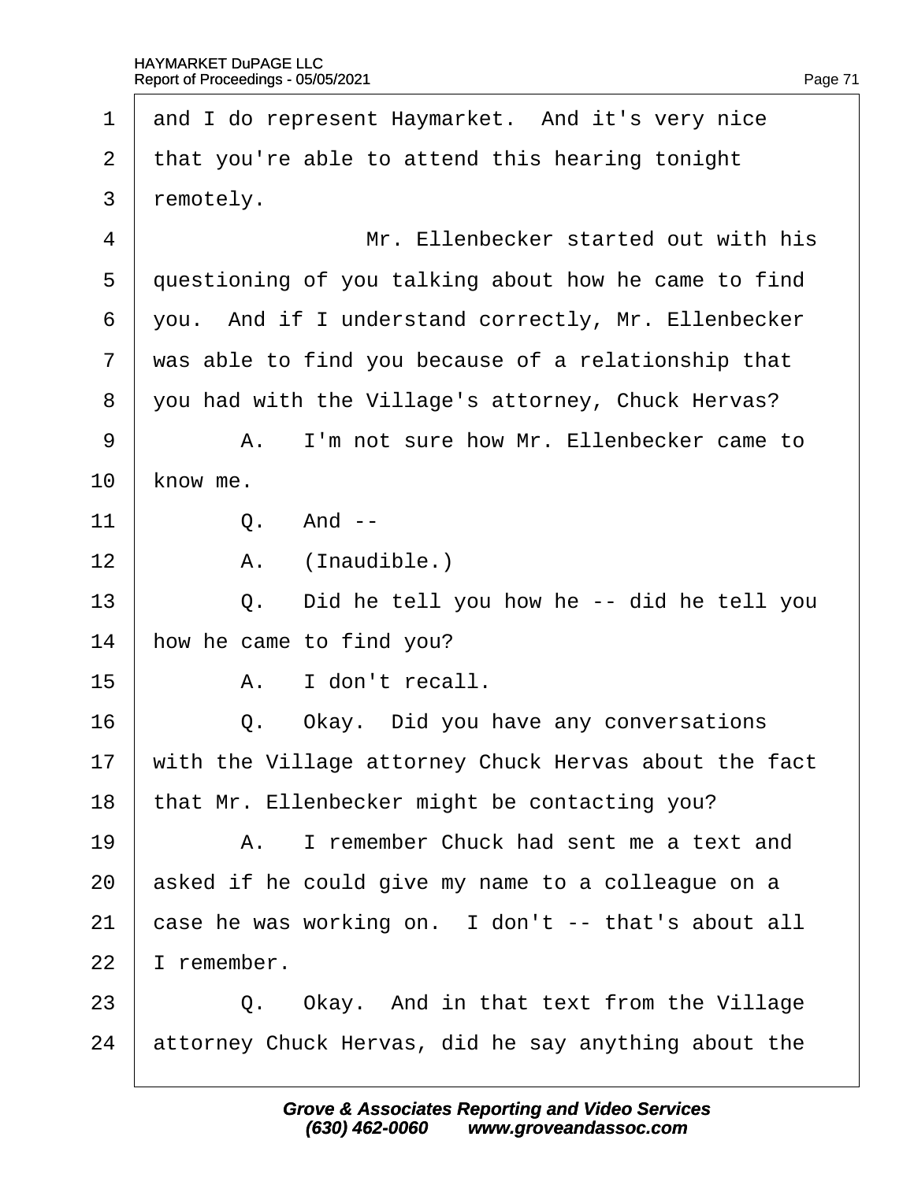1 and I do represent Haymarket. And it's very nice
2 that you're able to attend this hearing tonight
3 remotely.
4 Mr. Ellenbecker started out with his
5 questioning of you talking about how he came to find
6 you. And if I understand correctly, Mr. Ellenbecker
7 was able to find you because of a relationship that
8 you had with the Village's attorney, Chuck Hervas?
9 A. I'm not sure how Mr. Ellenbecker came to
10 know me.
11 Q. And --
12 A. (Inaudible.)
13 Q. Did he tell you how he -- did he tell you
14 how he came to find you?
15 A. I don't recall.
16 Q. Okay. Did you have any conversations
17 with the Village attorney Chuck Hervas about the fact
18 that Mr. Ellenbecker might be contacting you?
19 A. I remember Chuck had sent me a text and
20 asked if he could give my name to a colleague on a
21 case he was working on. I don't -- that's about all
22 I remember.
23 Q. Okay. And in that text from the Village
24 attorney Chuck Hervas, did he say anything about the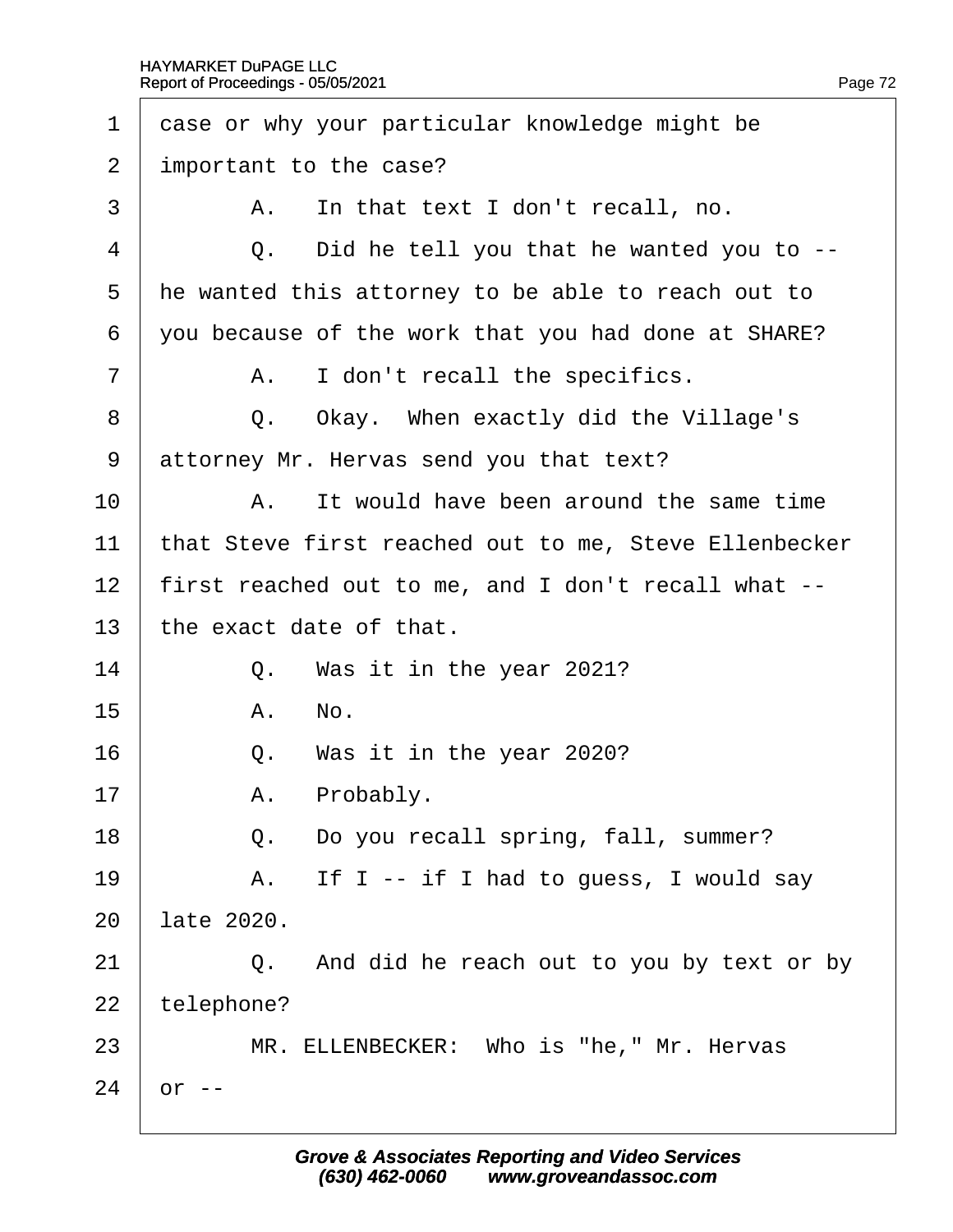1 case or why your particular knowledge might be
2 important to the case?
3 A. In that text I don't recall, no.
4 Q. Did he tell you that he wanted you to --
5 he wanted this attorney to be able to reach out to
6 you because of the work that you had done at SHARE?
7 A. I don't recall the specifics.
8 Q. Okay. When exactly did the Village's
9 attorney Mr. Hervas send you that text?
10 A. It would have been around the same time
11 that Steve first reached out to me, Steve Ellenbecker
12 first reached out to me, and I don't recall what --
13 the exact date of that.
14 Q. Was it in the year 2021?
15 A. No.
16 Q. Was it in the year 2020?
17 A. Probably.
18 Q. Do you recall spring, fall, summer?
19 A. If I -- if I had to guess, I would say
20 late 2020.
21 Q. And did he reach out to you by text or by
22 telephone?
23 MR. ELLENBECKER: Who is "he," Mr. Hervas
24 or --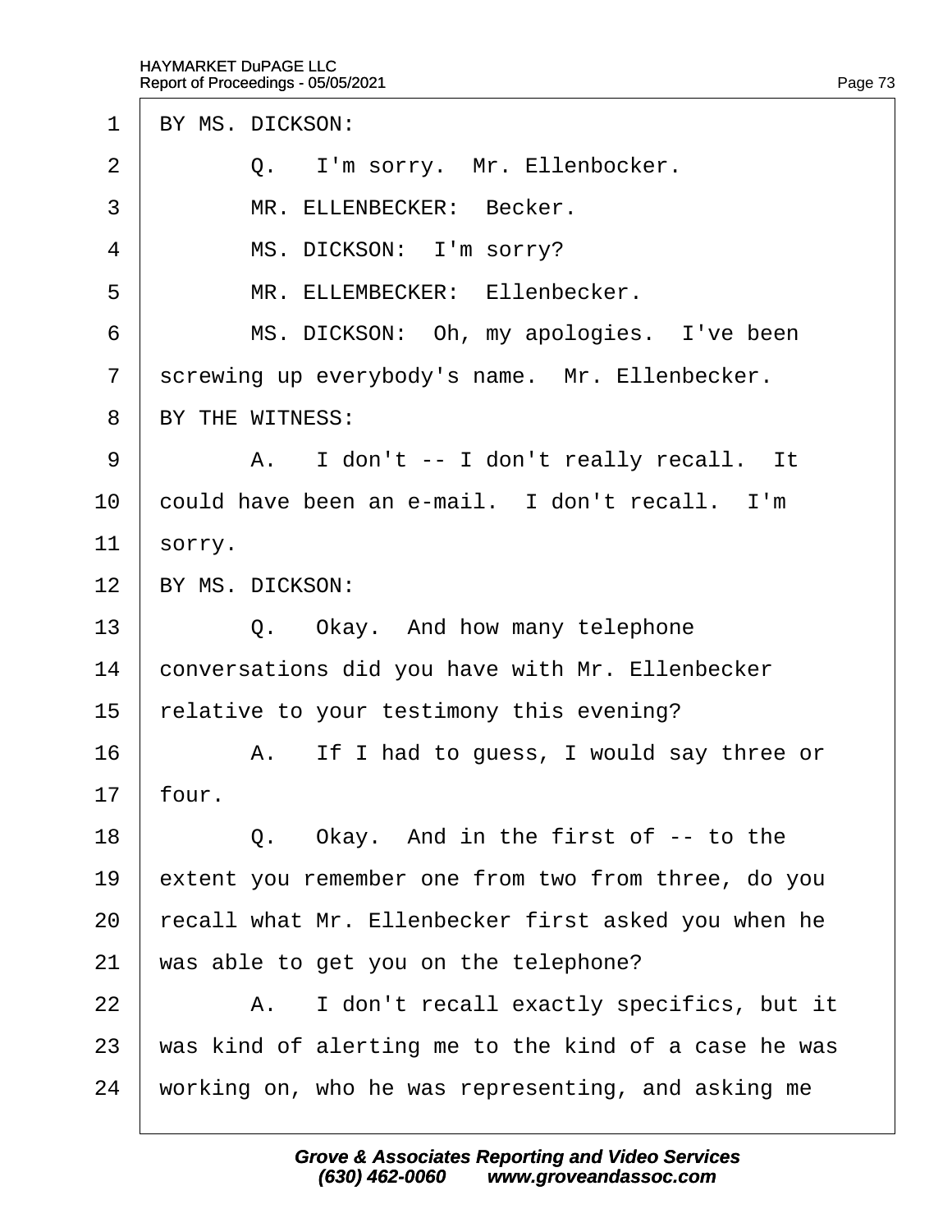BY MS. DICKSON:

Q. I'm sorry. Mr. Ellenbocker.

MR. ELLENBECKER: Becker.

MS. DICKSON: I'm sorry?

MR. ELLEMBECKER: Ellenbecker.

MS. DICKSON: Oh, my apologies. I've been screwing up everybody's name. Mr. Ellenbecker.

BY THE WITNESS:

A. I don't -- I don't really recall. It could have been an e-mail. I don't recall. I'm sorry.

BY MS. DICKSON:

Q. Okay. And how many telephone conversations did you have with Mr. Ellenbecker relative to your testimony this evening?

A. If I had to guess, I would say three or four.

Q. Okay. And in the first of -- to the extent you remember one from two from three, do you recall what Mr. Ellenbecker first asked you when he was able to get you on the telephone?

A. I don't recall exactly specifics, but it was kind of alerting me to the kind of a case he was working on, who he was representing, and asking me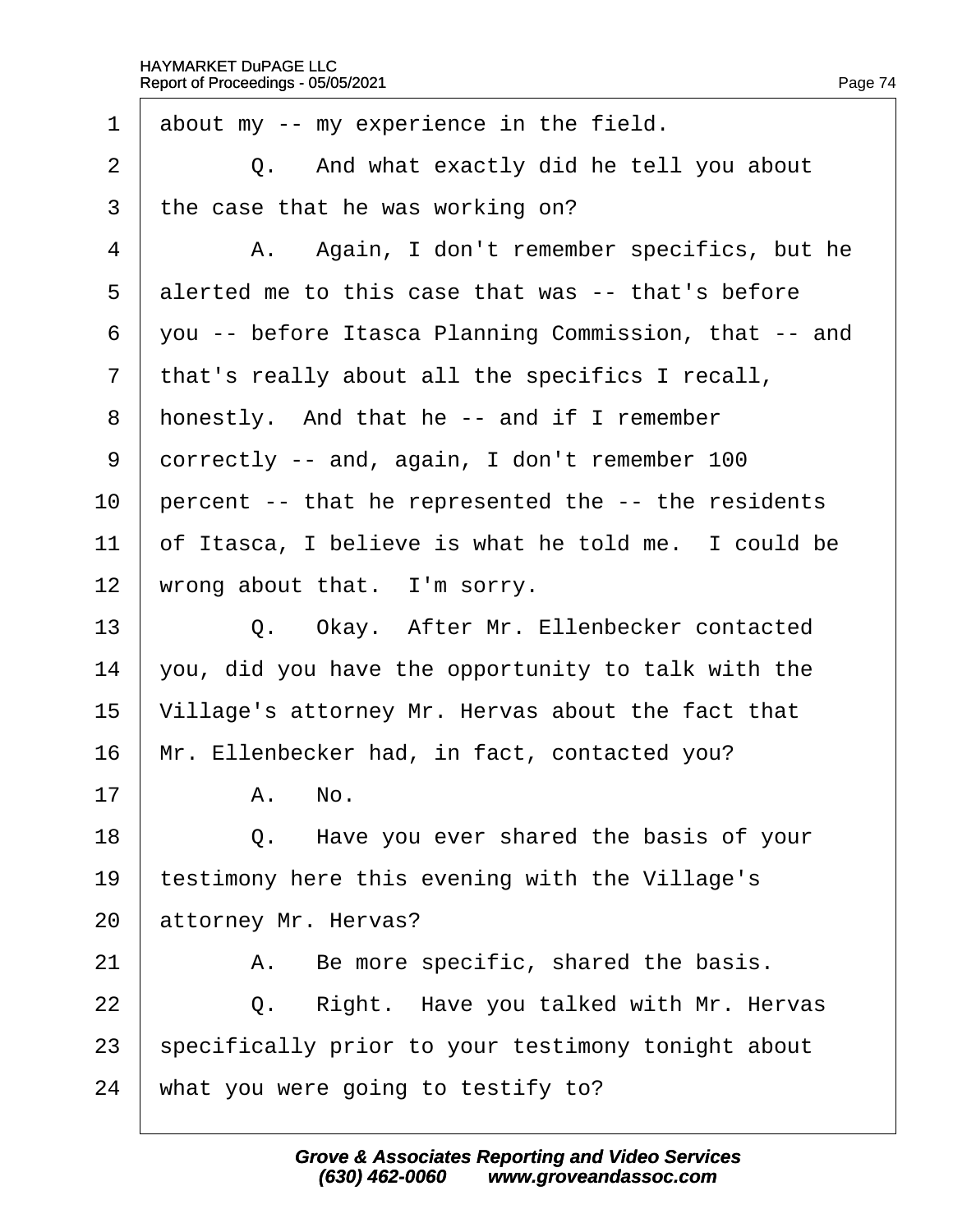1 about my -- my experience in the field.

2 Q. And what exactly did he tell you about

3 the case that he was working on?

4 A. Again, I don't remember specifics, but he

5 alerted me to this case that was -- that's before

6 you -- before Itasca Planning Commission, that -- and

7 that's really about all the specifics I recall,

8 honestly. And that he -- and if I remember

9 correctly -- and, again, I don't remember 100

10 percent -- that he represented the -- the residents

11 of Itasca, I believe is what he told me. I could be

12 wrong about that. I'm sorry.

13 Q. Okay. After Mr. Ellenbecker contacted

14 you, did you have the opportunity to talk with the

15 Village's attorney Mr. Hervas about the fact that

16 Mr. Ellenbecker had, in fact, contacted you?

17 A. No.

18 Q. Have you ever shared the basis of your

19 testimony here this evening with the Village's

20 attorney Mr. Hervas?

21 A. Be more specific, shared the basis.

22 Q. Right. Have you talked with Mr. Hervas

23 specifically prior to your testimony tonight about

24 what you were going to testify to?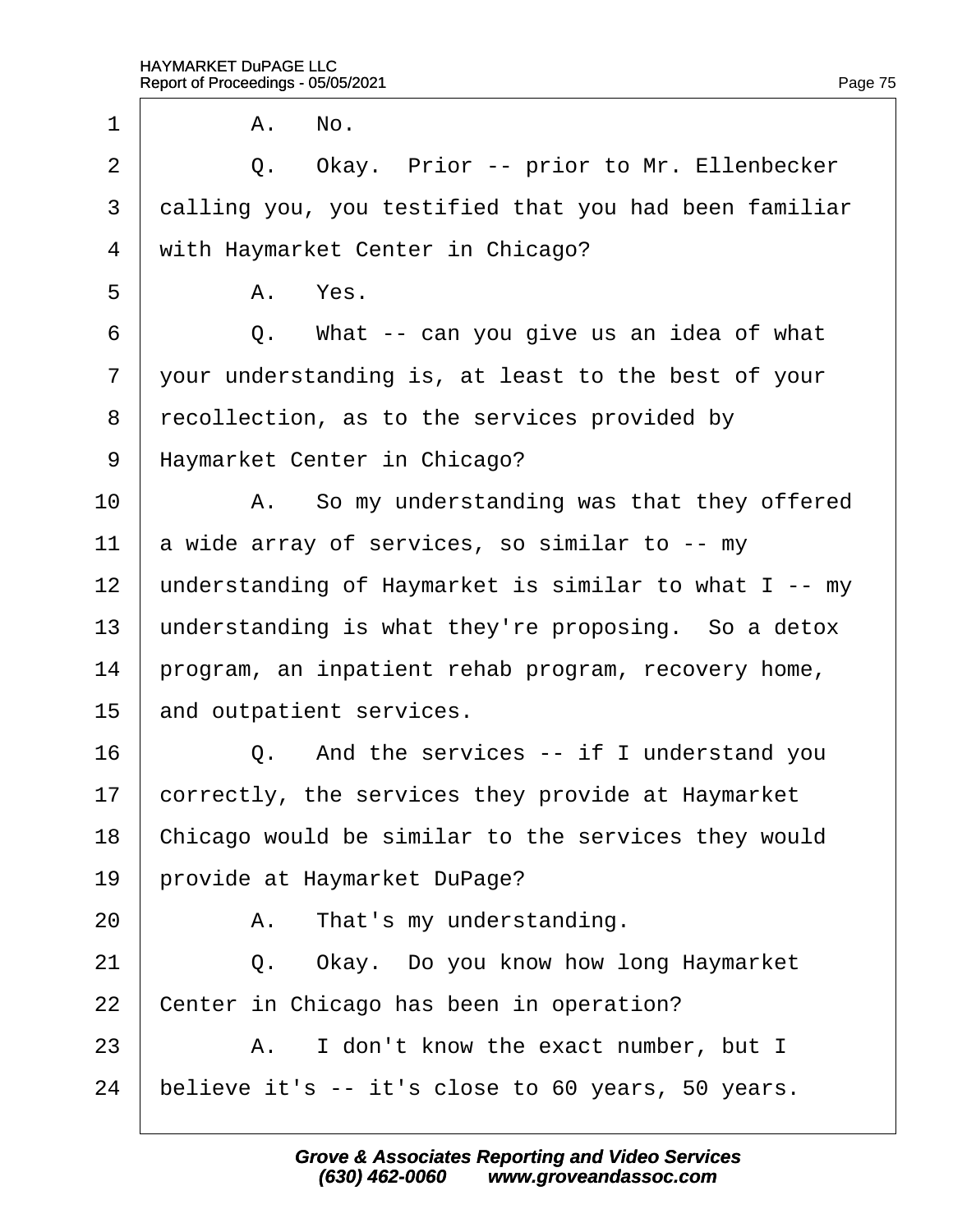1 A. No.

2 Q. Okay. Prior -- prior to Mr. Ellenbecker

3 calling you, you testified that you had been familiar

4 with Haymarket Center in Chicago?

5 A. Yes.

6 Q. What -- can you give us an idea of what

7 your understanding is, at least to the best of your

8 recollection, as to the services provided by

9 Haymarket Center in Chicago?

10 A. So my understanding was that they offered

11 a wide array of services, so similar to -- my

12 understanding of Haymarket is similar to what I -- my

13 understanding is what they're proposing. So a detox

14 program, an inpatient rehab program, recovery home,

15 and outpatient services.

16 Q. And the services -- if I understand you

17 correctly, the services they provide at Haymarket

18 Chicago would be similar to the services they would

19 provide at Haymarket DuPage?

20 A. That's my understanding.

21 Q. Okay. Do you know how long Haymarket

22 Center in Chicago has been in operation?

23 A. I don't know the exact number, but I

24 believe it's -- it's close to 60 years, 50 years.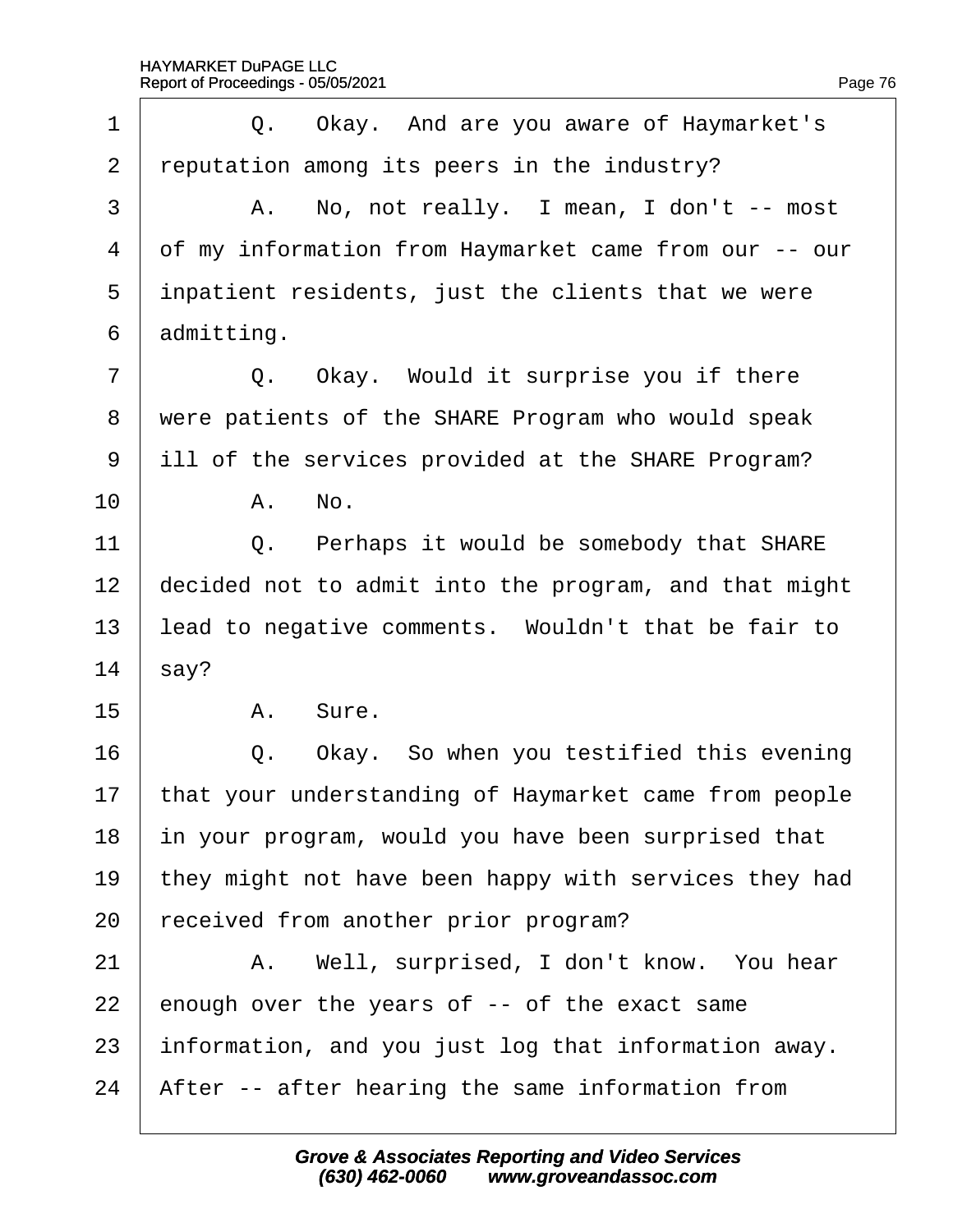1 Q. Okay. And are you aware of Haymarket's
2 reputation among its peers in the industry?
3 A. No, not really. I mean, I don't -- most
4 of my information from Haymarket came from our -- our
5 inpatient residents, just the clients that we were
6 admitting.
7 Q. Okay. Would it surprise you if there
8 were patients of the SHARE Program who would speak
9 ill of the services provided at the SHARE Program?
10 A. No.
11 Q. Perhaps it would be somebody that SHARE
12 decided not to admit into the program, and that might
13 lead to negative comments. Wouldn't that be fair to
14 say?
15 A. Sure.
16 Q. Okay. So when you testified this evening
17 that your understanding of Haymarket came from people
18 in your program, would you have been surprised that
19 they might not have been happy with services they had
20 received from another prior program?
21 A. Well, surprised, I don't know. You hear
22 enough over the years of -- of the exact same
23 information, and you just log that information away.
24 After -- after hearing the same information from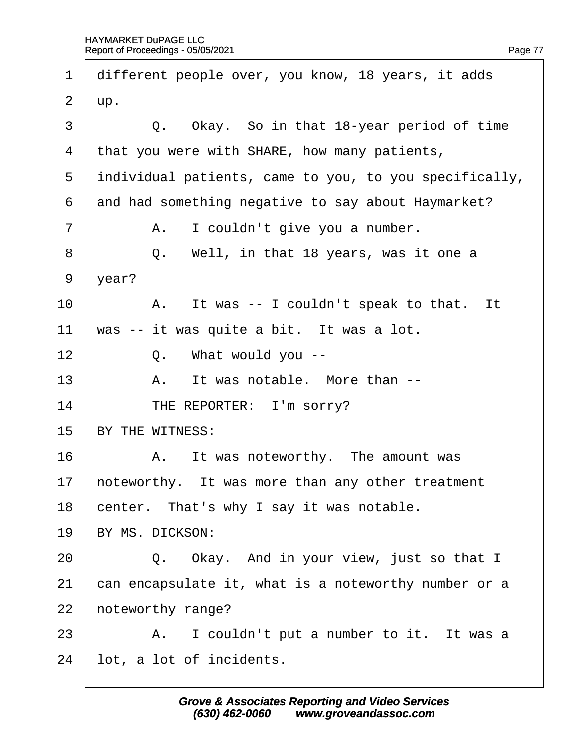1 different people over, you know, 18 years, it adds
2 up.
3 Q. Okay. So in that 18-year period of time
4 that you were with SHARE, how many patients,
5 individual patients, came to you, to you specifically,
6 and had something negative to say about Haymarket?
7 A. I couldn't give you a number.
8 Q. Well, in that 18 years, was it one a
9 year?
10 A. It was -- I couldn't speak to that. It
11 was -- it was quite a bit. It was a lot.
12 Q. What would you --
13 A. It was notable. More than --
14 THE REPORTER: I'm sorry?
15 BY THE WITNESS:
16 A. It was noteworthy. The amount was
17 noteworthy. It was more than any other treatment
18 center. That's why I say it was notable.
19 BY MS. DICKSON:
20 Q. Okay. And in your view, just so that I
21 can encapsulate it, what is a noteworthy number or a
22 noteworthy range?
23 A. I couldn't put a number to it. It was a
24 lot, a lot of incidents.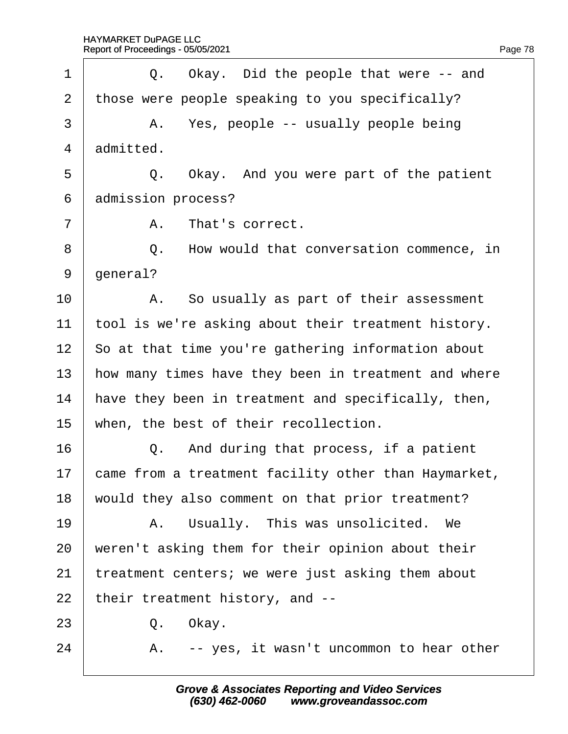1 Q. Okay. Did the people that were -- and
2 those were people speaking to you specifically?
3 A. Yes, people -- usually people being
4 admitted.
5 Q. Okay. And you were part of the patient
6 admission process?
7 A. That's correct.
8 Q. How would that conversation commence, in
9 general?
10 A. So usually as part of their assessment
11 tool is we're asking about their treatment history.
12 So at that time you're gathering information about
13 how many times have they been in treatment and where
14 have they been in treatment and specifically, then,
15 when, the best of their recollection.
16 Q. And during that process, if a patient
17 came from a treatment facility other than Haymarket,
18 would they also comment on that prior treatment?
19 A. Usually. This was unsolicited. We
20 weren't asking them for their opinion about their
21 treatment centers; we were just asking them about
22 their treatment history, and --
23 Q. Okay.
24 A. -- yes, it wasn't uncommon to hear other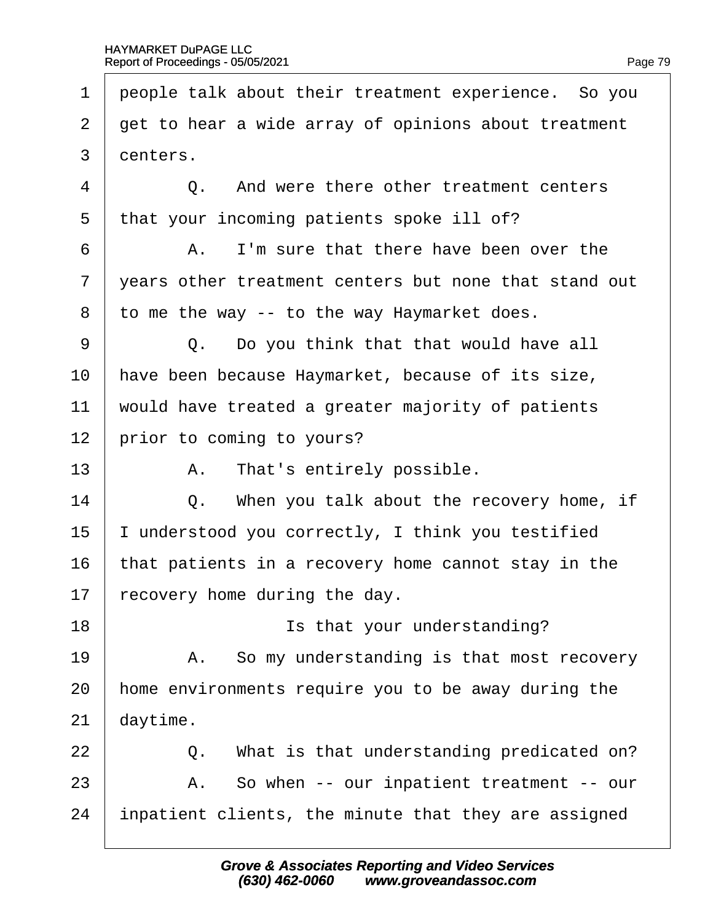1 people talk about their treatment experience. So you
2 get to hear a wide array of opinions about treatment
3 centers.

4 Q. And were there other treatment centers
5 that your incoming patients spoke ill of?

6 A. I'm sure that there have been over the
7 years other treatment centers but none that stand out
8 to me the way -- to the way Haymarket does.

9 Q. Do you think that that would have all
10 have been because Haymarket, because of its size,
11 would have treated a greater majority of patients
12 prior to coming to yours?

13 A. That's entirely possible.

14 Q. When you talk about the recovery home, if
15 I understood you correctly, I think you testified
16 that patients in a recovery home cannot stay in the
17 recovery home during the day.

18 Is that your understanding?

19 A. So my understanding is that most recovery
20 home environments require you to be away during the
21 daytime.

22 Q. What is that understanding predicated on?

23 A. So when -- our inpatient treatment -- our
24 inpatient clients, the minute that they are assigned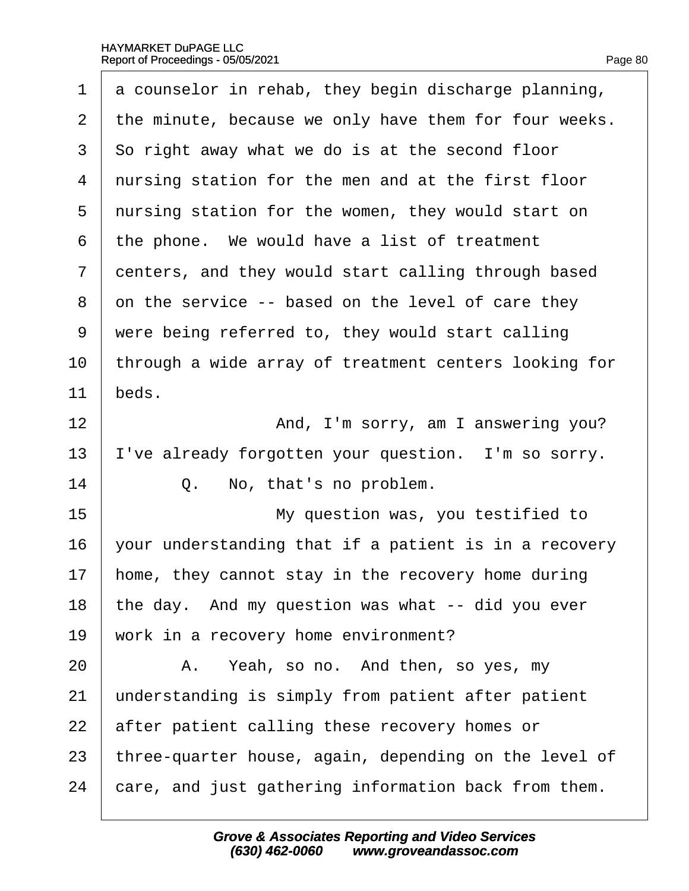1 a counselor in rehab, they begin discharge planning,
2 the minute, because we only have them for four weeks.
3 So right away what we do is at the second floor
4 nursing station for the men and at the first floor
5 nursing station for the women, they would start on
6 the phone. We would have a list of treatment
7 centers, and they would start calling through based
8 on the service -- based on the level of care they
9 were being referred to, they would start calling
10 through a wide array of treatment centers looking for
11 beds.
12 And, I'm sorry, am I answering you?
13 I've already forgotten your question. I'm so sorry.
14 Q. No, that's no problem.
15 My question was, you testified to
16 your understanding that if a patient is in a recovery
17 home, they cannot stay in the recovery home during
18 the day. And my question was what -- did you ever
19 work in a recovery home environment?
20 A. Yeah, so no. And then, so yes, my
21 understanding is simply from patient after patient
22 after patient calling these recovery homes or
23 three-quarter house, again, depending on the level of
24 care, and just gathering information back from them.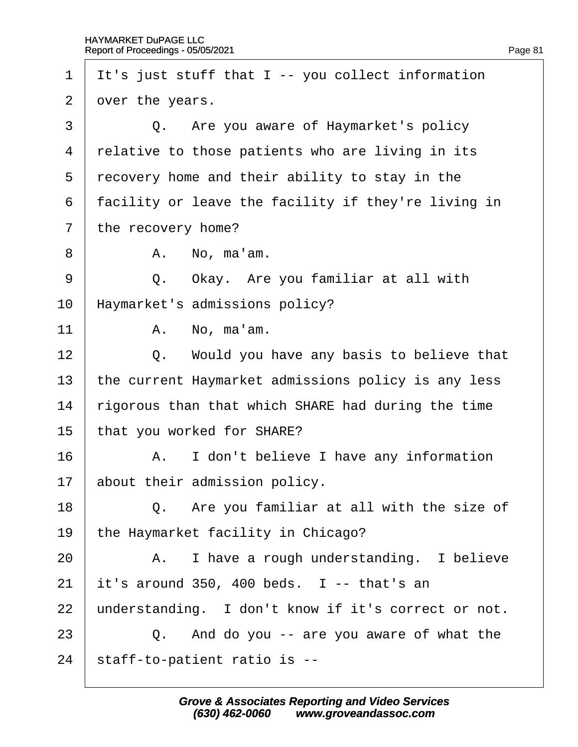It's just stuff that I -- you collect information over the years.

Q. Are you aware of Haymarket's policy relative to those patients who are living in its recovery home and their ability to stay in the facility or leave the facility if they're living in the recovery home?

A. No, ma'am.

Q. Okay. Are you familiar at all with Haymarket's admissions policy?

A. No, ma'am.

Q. Would you have any basis to believe that the current Haymarket admissions policy is any less rigorous than that which SHARE had during the time that you worked for SHARE?

A. I don't believe I have any information about their admission policy.

Q. Are you familiar at all with the size of the Haymarket facility in Chicago?

A. I have a rough understanding. I believe it's around 350, 400 beds. I -- that's an understanding. I don't know if it's correct or not.

Q. And do you -- are you aware of what the staff-to-patient ratio is --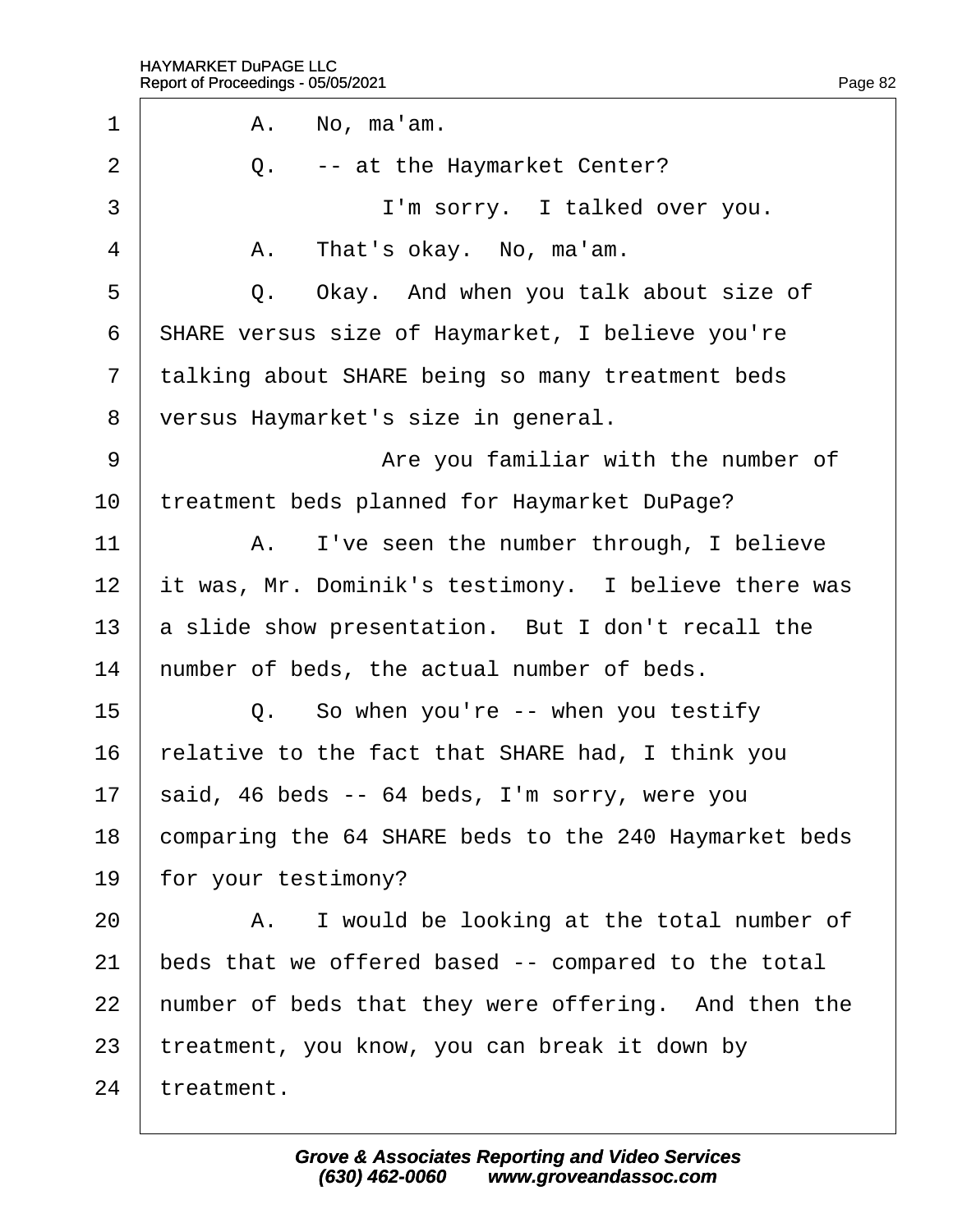1 A. No, ma'am.

2 Q. -- at the Haymarket Center?

3 I'm sorry. I talked over you.

4 A. That's okay. No, ma'am.

5 Q. Okay. And when you talk about size of

6 SHARE versus size of Haymarket, I believe you're

7 talking about SHARE being so many treatment beds

8 versus Haymarket's size in general.

9 Are you familiar with the number of

10 treatment beds planned for Haymarket DuPage?

11 A. I've seen the number through, I believe

12 it was, Mr. Dominik's testimony. I believe there was

13 a slide show presentation. But I don't recall the

14 number of beds, the actual number of beds.

15 Q. So when you're -- when you testify

16 relative to the fact that SHARE had, I think you

17 said, 46 beds -- 64 beds, I'm sorry, were you

18 comparing the 64 SHARE beds to the 240 Haymarket beds

19 for your testimony?

20 A. I would be looking at the total number of

21 beds that we offered based -- compared to the total

22 number of beds that they were offering. And then the

23 treatment, you know, you can break it down by

24 treatment.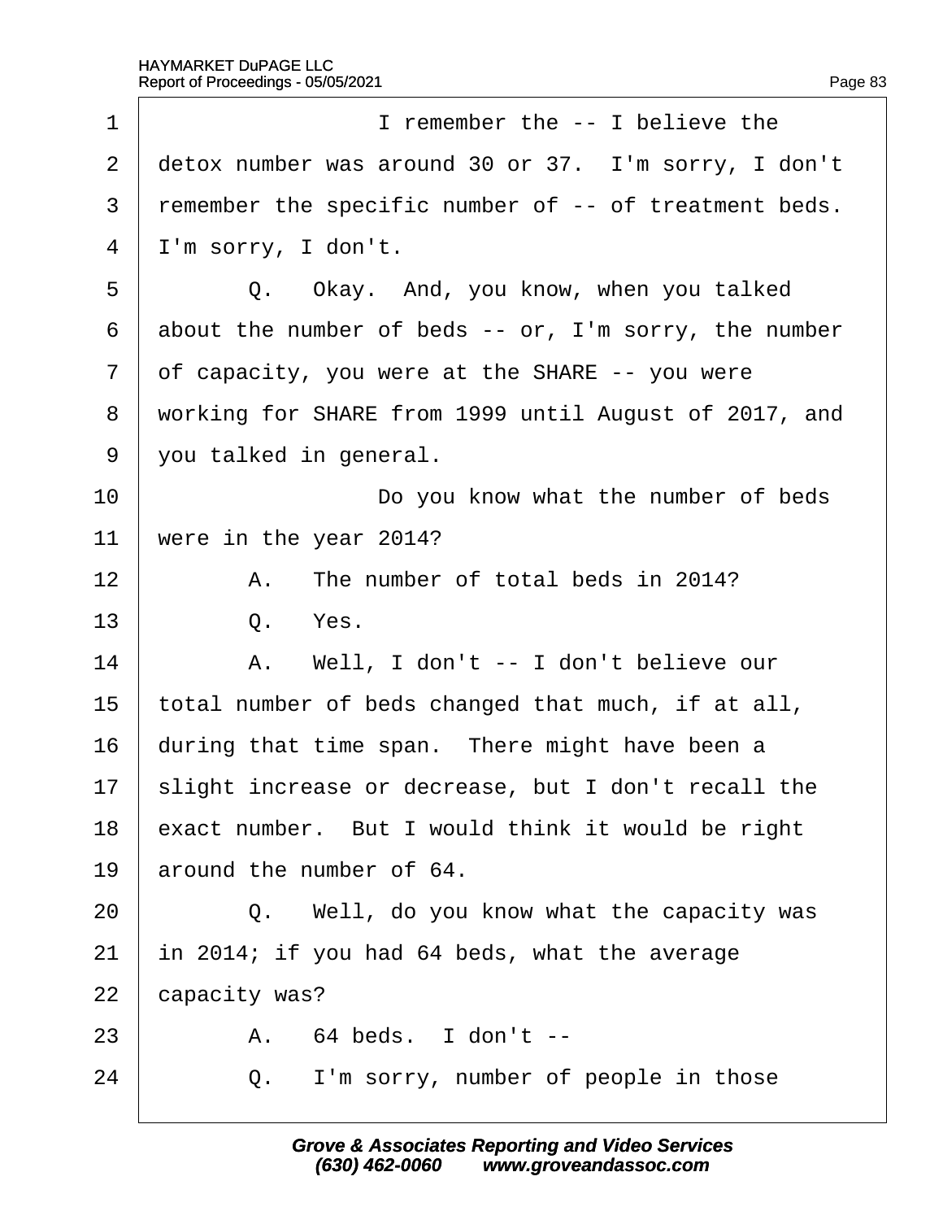I remember the -- I believe the detox number was around 30 or 37. I'm sorry, I don't remember the specific number of -- of treatment beds. I'm sorry, I don't.

Q. Okay. And, you know, when you talked about the number of beds -- or, I'm sorry, the number of capacity, you were at the SHARE -- you were working for SHARE from 1999 until August of 2017, and you talked in general.

Do you know what the number of beds were in the year 2014?

A. The number of total beds in 2014?

Q. Yes.

A. Well, I don't -- I don't believe our total number of beds changed that much, if at all, during that time span. There might have been a slight increase or decrease, but I don't recall the exact number. But I would think it would be right around the number of 64.

Q. Well, do you know what the capacity was in 2014; if you had 64 beds, what the average capacity was?

A. 64 beds. I don't --

Q. I'm sorry, number of people in those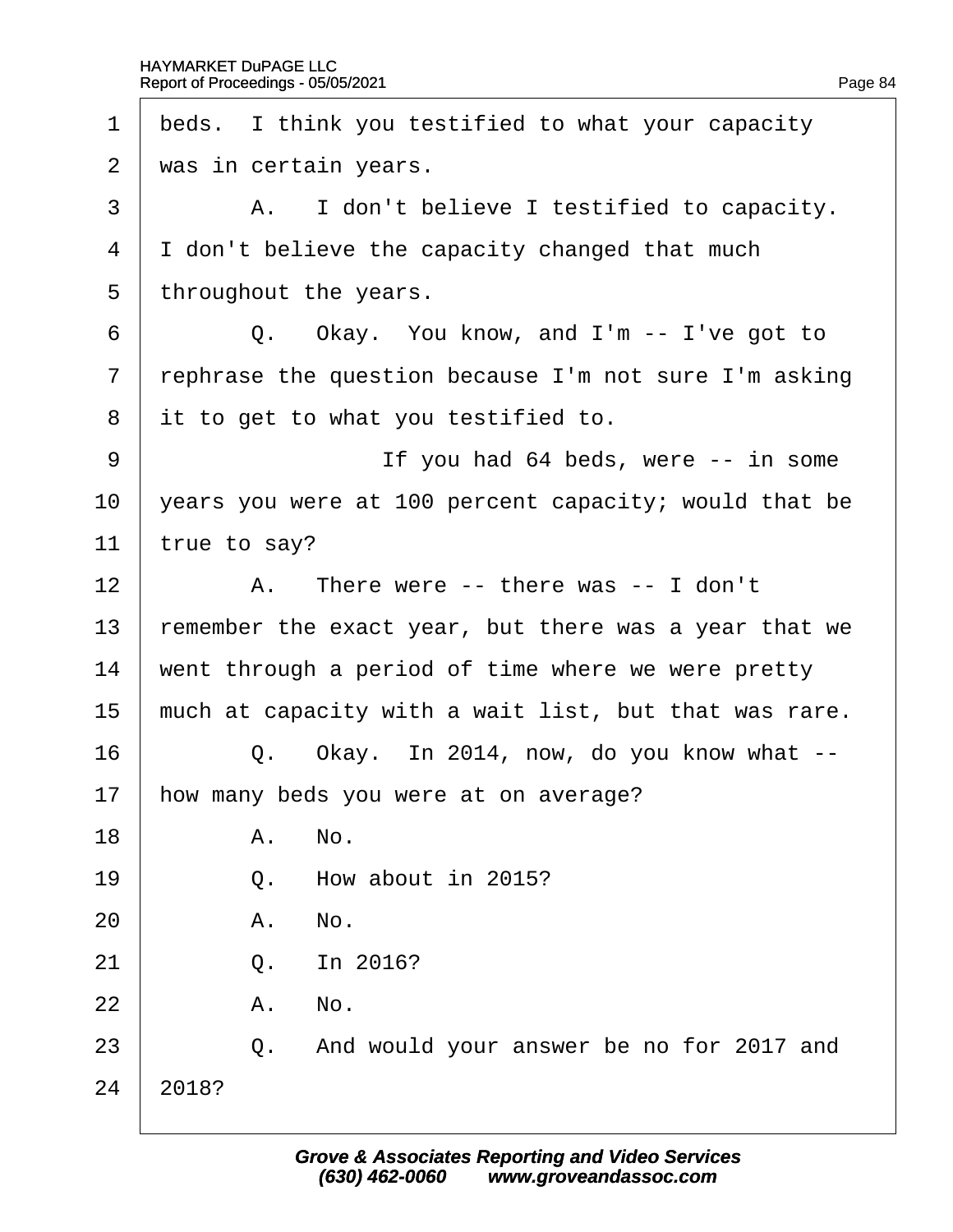1 beds. I think you testified to what your capacity
2 was in certain years.
3 A. I don't believe I testified to capacity.
4 I don't believe the capacity changed that much
5 throughout the years.
6 Q. Okay. You know, and I'm -- I've got to
7 rephrase the question because I'm not sure I'm asking
8 it to get to what you testified to.
9 If you had 64 beds, were -- in some
10 years you were at 100 percent capacity; would that be
11 true to say?
12 A. There were -- there was -- I don't
13 remember the exact year, but there was a year that we
14 went through a period of time where we were pretty
15 much at capacity with a wait list, but that was rare.
16 Q. Okay. In 2014, now, do you know what --
17 how many beds you were at on average?
18 A. No.
19 Q. How about in 2015?
20 A. No.
21 Q. In 2016?
22 A. No.
23 Q. And would your answer be no for 2017 and
24 2018?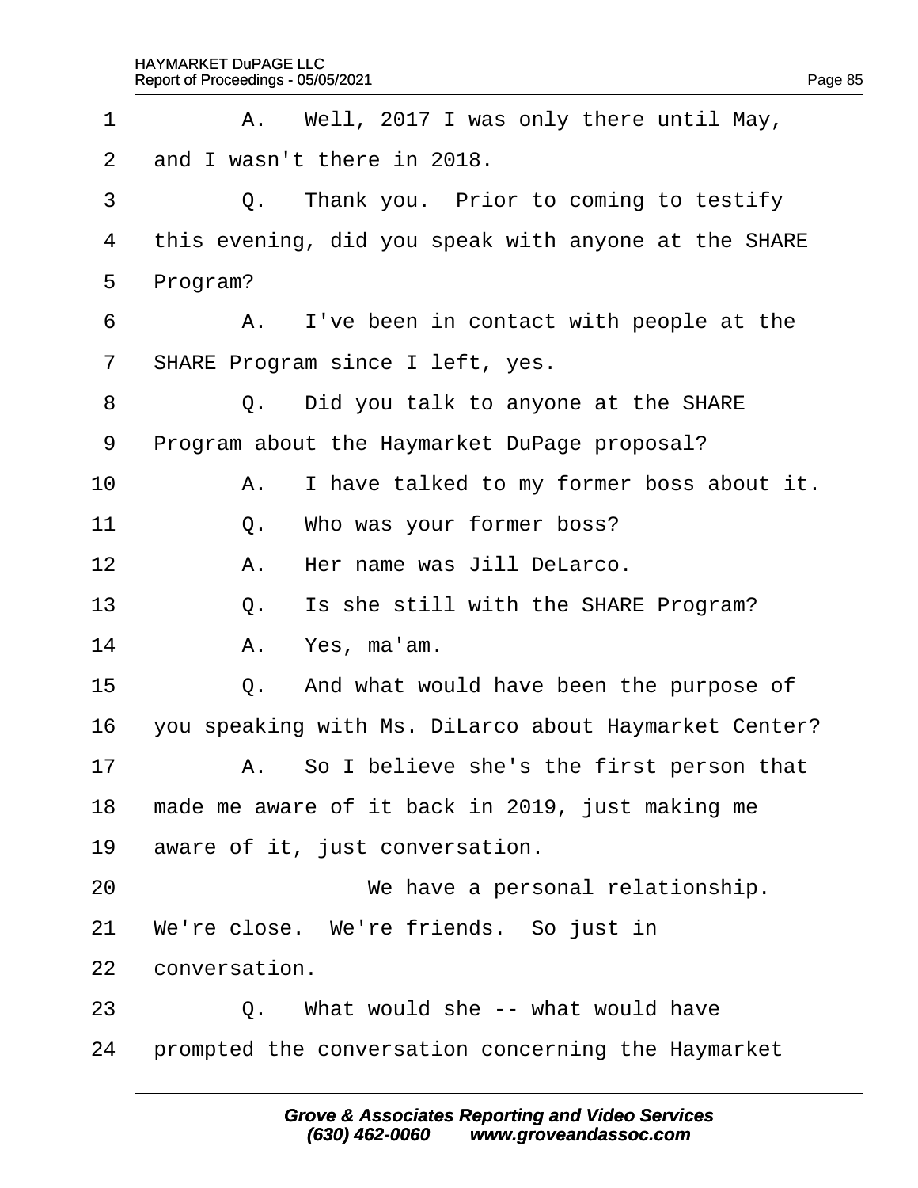1 A. Well, 2017 I was only there until May,

2 and I wasn't there in 2018.

3 Q. Thank you. Prior to coming to testify

4 this evening, did you speak with anyone at the SHARE

5 Program?

6 A. I've been in contact with people at the

7 SHARE Program since I left, yes.

8 Q. Did you talk to anyone at the SHARE

9 Program about the Haymarket DuPage proposal?

10 A. I have talked to my former boss about it.

11 Q. Who was your former boss?

12 A. Her name was Jill DeLarco.

13 Q. Is she still with the SHARE Program?

14 A. Yes, ma'am.

15 Q. And what would have been the purpose of

16 you speaking with Ms. DiLarco about Haymarket Center?

17 A. So I believe she's the first person that

18 made me aware of it back in 2019, just making me

19 aware of it, just conversation.

20 We have a personal relationship.

21 We're close. We're friends. So just in

22 conversation.

23 Q. What would she -- what would have

24 prompted the conversation concerning the Haymarket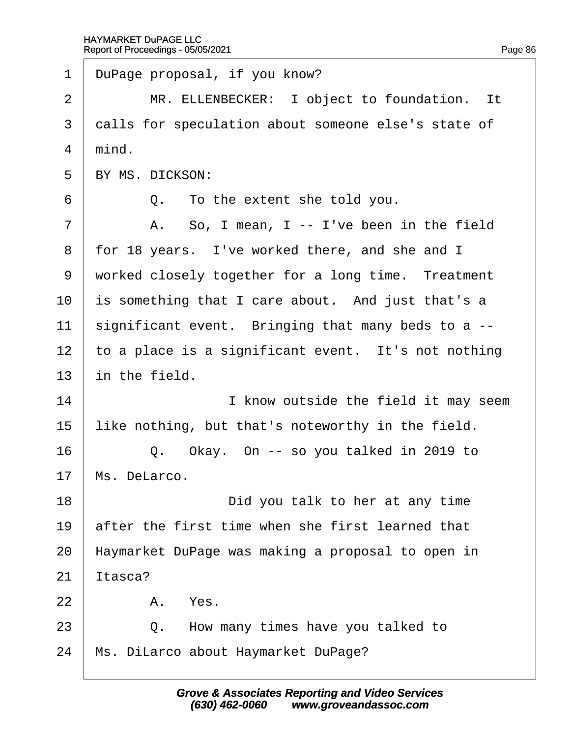DuPage proposal, if you know?

MR. ELLENBECKER: I object to foundation. It calls for speculation about someone else's state of mind.

BY MS. DICKSON:

Q. To the extent she told you.

A. So, I mean, I -- I've been in the field for 18 years. I've worked there, and she and I worked closely together for a long time. Treatment is something that I care about. And just that's a significant event. Bringing that many beds to a -- to a place is a significant event. It's not nothing in the field.

I know outside the field it may seem like nothing, but that's noteworthy in the field.

Q. Okay. On -- so you talked in 2019 to Ms. DeLarco.

Did you talk to her at any time after the first time when she first learned that Haymarket DuPage was making a proposal to open in Itasca?

A. Yes.

Q. How many times have you talked to Ms. DiLarco about Haymarket DuPage?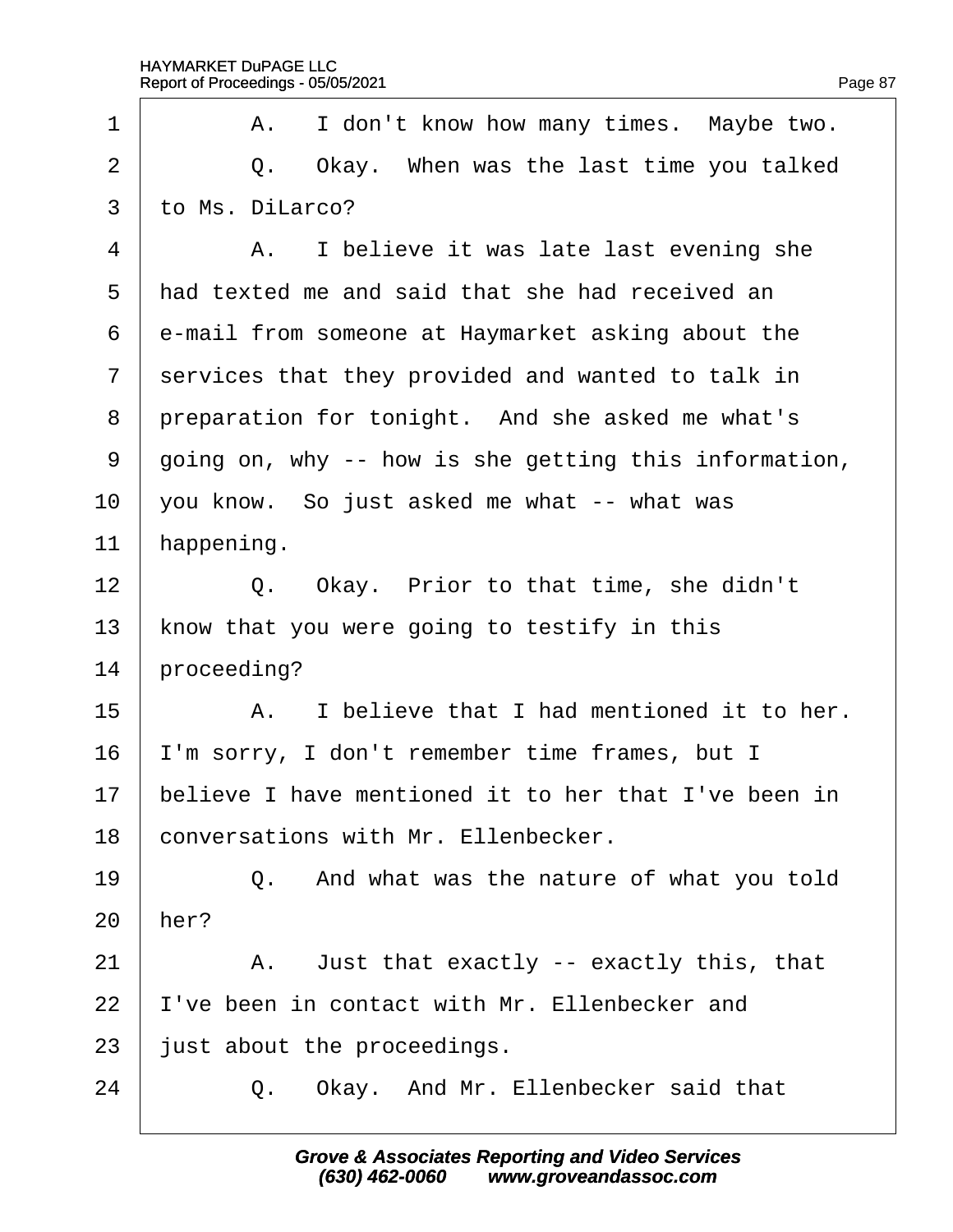1 A. I don't know how many times. Maybe two.
2 Q. Okay. When was the last time you talked
3 to Ms. DiLarco?
4 A. I believe it was late last evening she
5 had texted me and said that she had received an
6 e-mail from someone at Haymarket asking about the
7 services that they provided and wanted to talk in
8 preparation for tonight. And she asked me what's
9 going on, why -- how is she getting this information,
10 you know. So just asked me what -- what was
11 happening.
12 Q. Okay. Prior to that time, she didn't
13 know that you were going to testify in this
14 proceeding?
15 A. I believe that I had mentioned it to her.
16 I'm sorry, I don't remember time frames, but I
17 believe I have mentioned it to her that I've been in
18 conversations with Mr. Ellenbecker.
19 Q. And what was the nature of what you told
20 her?
21 A. Just that exactly -- exactly this, that
22 I've been in contact with Mr. Ellenbecker and
23 just about the proceedings.
24 Q. Okay. And Mr. Ellenbecker said that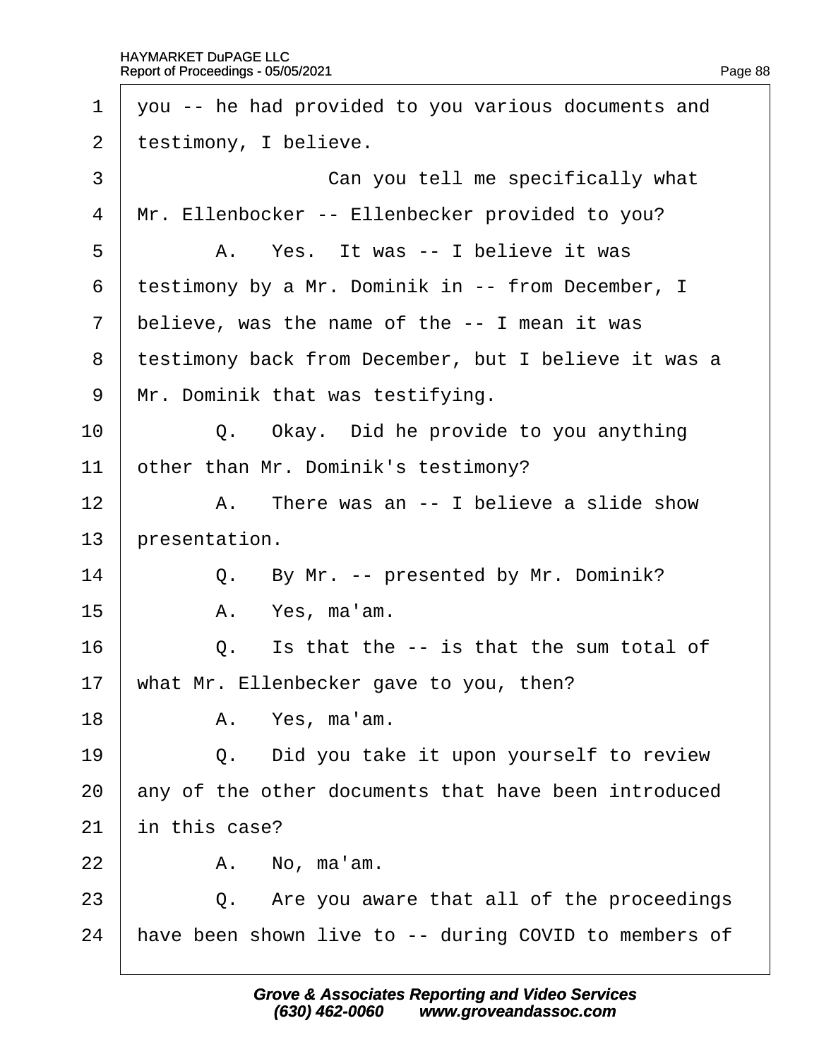1 you -- he had provided to you various documents and
2 testimony, I believe.
3 Can you tell me specifically what
4 Mr. Ellenbocker -- Ellenbecker provided to you?
5 A. Yes. It was -- I believe it was
6 testimony by a Mr. Dominik in -- from December, I
7 believe, was the name of the -- I mean it was
8 testimony back from December, but I believe it was a
9 Mr. Dominik that was testifying.
10 Q. Okay. Did he provide to you anything
11 other than Mr. Dominik's testimony?
12 A. There was an -- I believe a slide show
13 presentation.
14 Q. By Mr. -- presented by Mr. Dominik?
15 A. Yes, ma'am.
16 Q. Is that the -- is that the sum total of
17 what Mr. Ellenbecker gave to you, then?
18 A. Yes, ma'am.
19 Q. Did you take it upon yourself to review
20 any of the other documents that have been introduced
21 in this case?
22 A. No, ma'am.
23 Q. Are you aware that all of the proceedings
24 have been shown live to -- during COVID to members of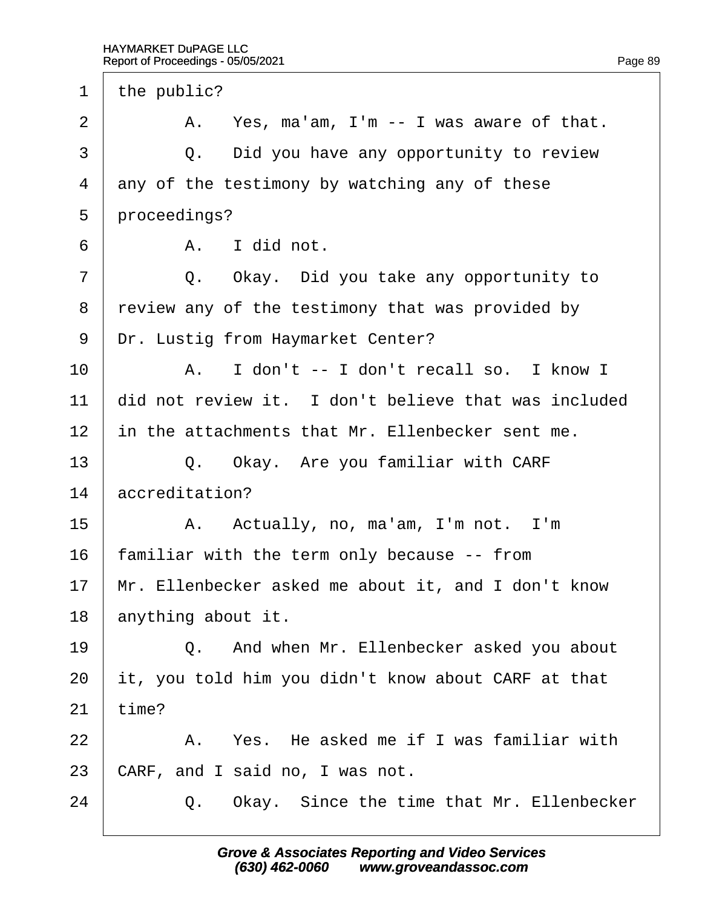1 the public?

2 A. Yes, ma'am, I'm -- I was aware of that.

3 Q. Did you have any opportunity to review

4 any of the testimony by watching any of these

5 proceedings?

6 A. I did not.

7 Q. Okay. Did you take any opportunity to

8 review any of the testimony that was provided by

9 Dr. Lustig from Haymarket Center?

10 A. I don't -- I don't recall so. I know I

11 did not review it. I don't believe that was included

12 in the attachments that Mr. Ellenbecker sent me.

13 Q. Okay. Are you familiar with CARF

14 accreditation?

15 A. Actually, no, ma'am, I'm not. I'm

16 familiar with the term only because -- from

17 Mr. Ellenbecker asked me about it, and I don't know

18 anything about it.

19 Q. And when Mr. Ellenbecker asked you about

20 it, you told him you didn't know about CARF at that

21 time?

22 A. Yes. He asked me if I was familiar with

23 CARF, and I said no, I was not.

24 Q. Okay. Since the time that Mr. Ellenbecker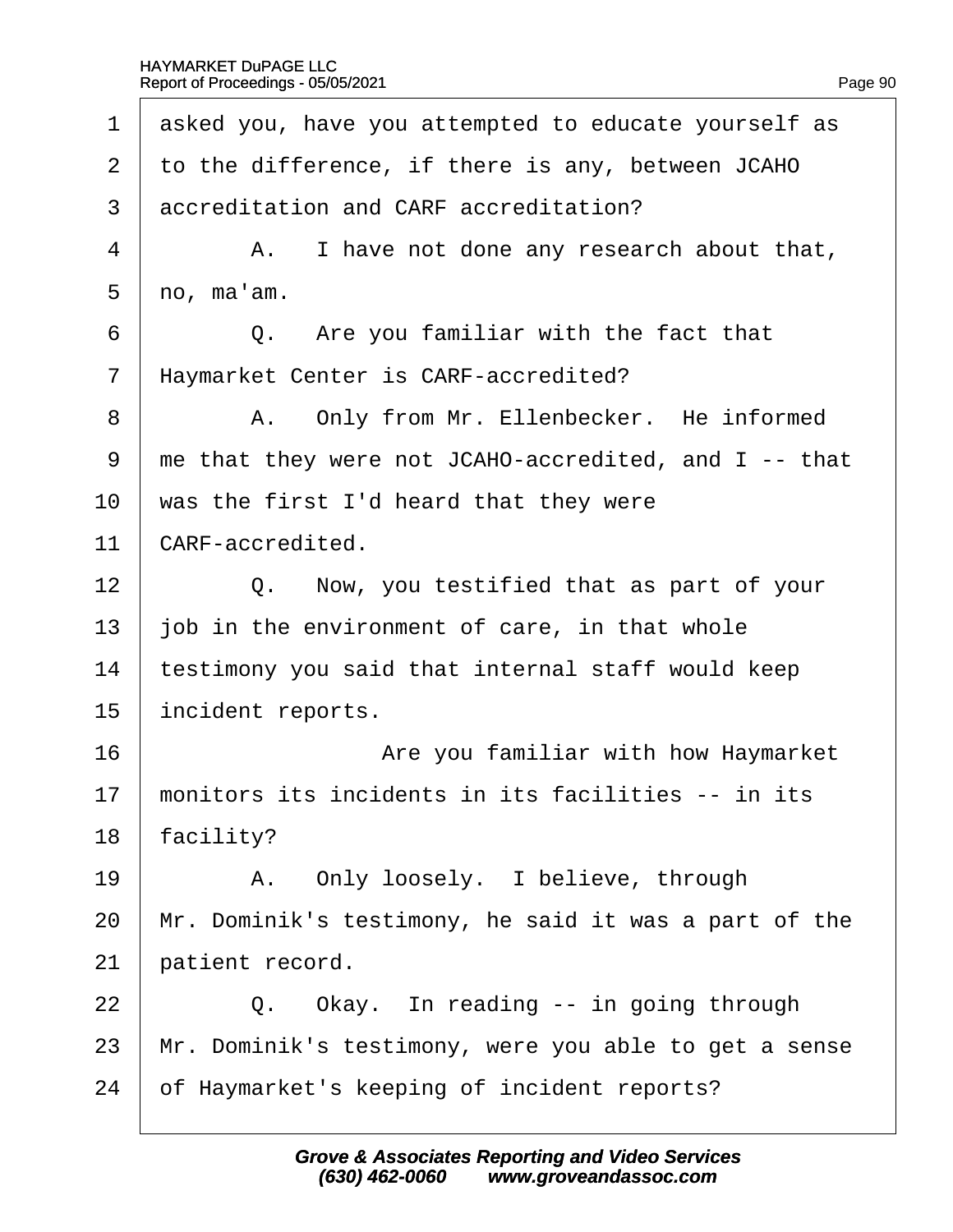1 asked you, have you attempted to educate yourself as
2 to the difference, if there is any, between JCAHO
3 accreditation and CARF accreditation?
4 A. I have not done any research about that,
5 no, ma'am.
6 Q. Are you familiar with the fact that
7 Haymarket Center is CARF-accredited?
8 A. Only from Mr. Ellenbecker. He informed
9 me that they were not JCAHO-accredited, and I -- that
10 was the first I'd heard that they were
11 CARF-accredited.
12 Q. Now, you testified that as part of your
13 job in the environment of care, in that whole
14 testimony you said that internal staff would keep
15 incident reports.
16 Are you familiar with how Haymarket
17 monitors its incidents in its facilities -- in its
18 facility?
19 A. Only loosely. I believe, through
20 Mr. Dominik's testimony, he said it was a part of the
21 patient record.
22 Q. Okay. In reading -- in going through
23 Mr. Dominik's testimony, were you able to get a sense
24 of Haymarket's keeping of incident reports?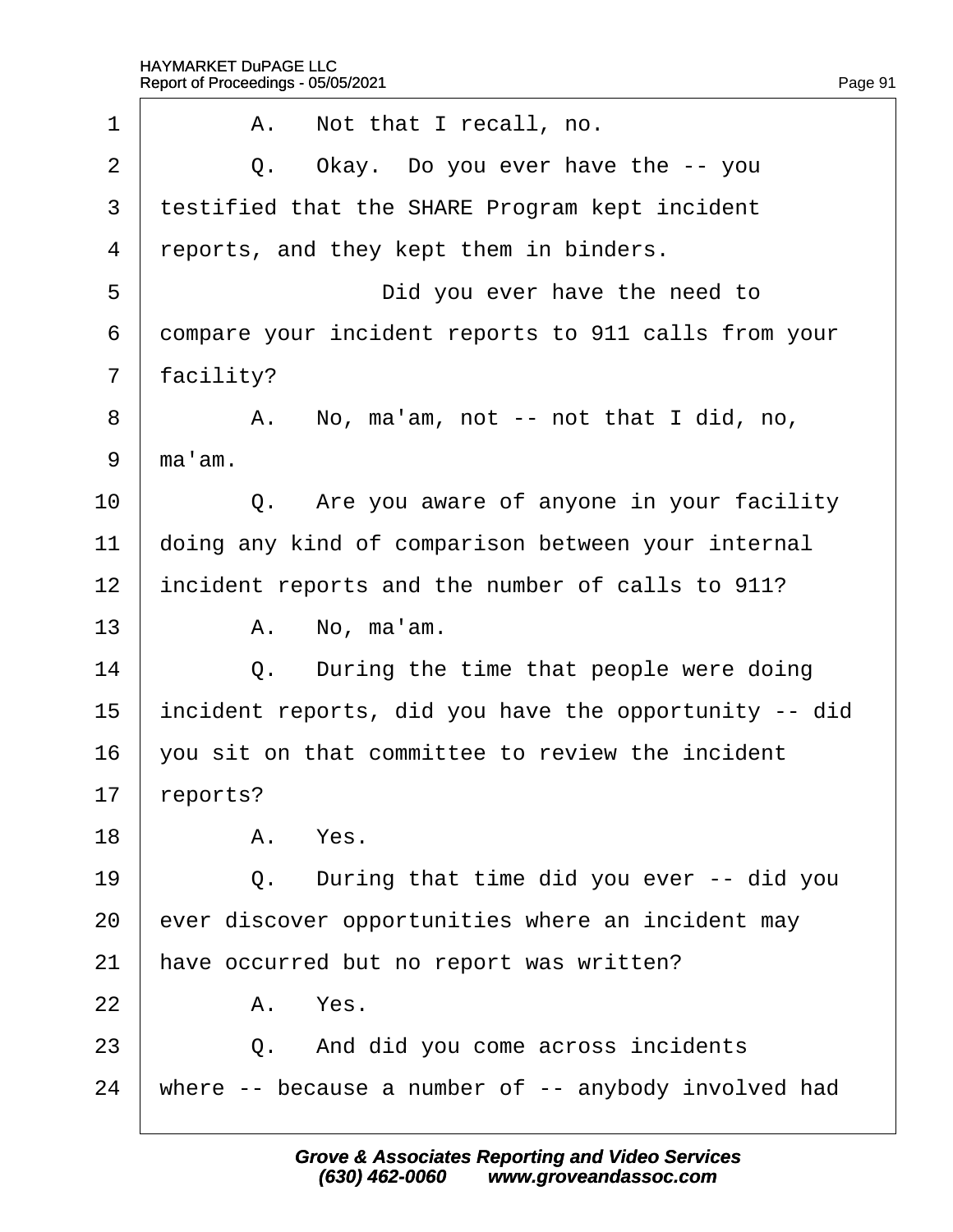1 A. Not that I recall, no.

2 Q. Okay. Do you ever have the -- you

3 testified that the SHARE Program kept incident

4 reports, and they kept them in binders.

5 Did you ever have the need to

6 compare your incident reports to 911 calls from your

7 facility?

8 A. No, ma'am, not -- not that I did, no,

9 ma'am.

10 Q. Are you aware of anyone in your facility

11 doing any kind of comparison between your internal

12 incident reports and the number of calls to 911?

13 A. No, ma'am.

14 Q. During the time that people were doing

15 incident reports, did you have the opportunity -- did

16 you sit on that committee to review the incident

17 reports?

18 A. Yes.

19 Q. During that time did you ever -- did you

20 ever discover opportunities where an incident may

21 have occurred but no report was written?

22 A. Yes.

23 Q. And did you come across incidents

24 where -- because a number of -- anybody involved had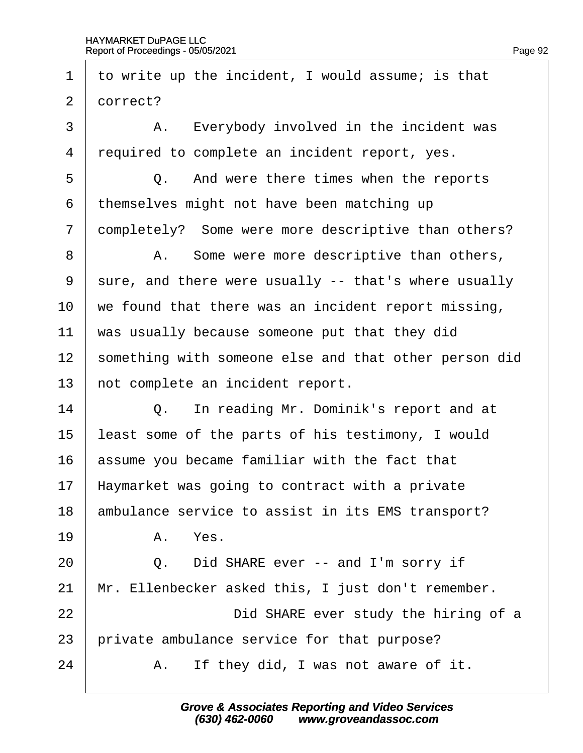1 to write up the incident, I would assume; is that

2 correct?

3 A. Everybody involved in the incident was

4 required to complete an incident report, yes.

5 Q. And were there times when the reports

6 themselves might not have been matching up

7 completely? Some were more descriptive than others?

8 A. Some were more descriptive than others,

9 sure, and there were usually -- that's where usually

10 we found that there was an incident report missing,

11 was usually because someone put that they did

12 something with someone else and that other person did

13 not complete an incident report.

14 Q. In reading Mr. Dominik's report and at

15 least some of the parts of his testimony, I would

16 assume you became familiar with the fact that

17 Haymarket was going to contract with a private

18 ambulance service to assist in its EMS transport?

19 A. Yes.

20 Q. Did SHARE ever -- and I'm sorry if

21 Mr. Ellenbecker asked this, I just don't remember.

22 Did SHARE ever study the hiring of a

23 private ambulance service for that purpose?

24 A. If they did, I was not aware of it.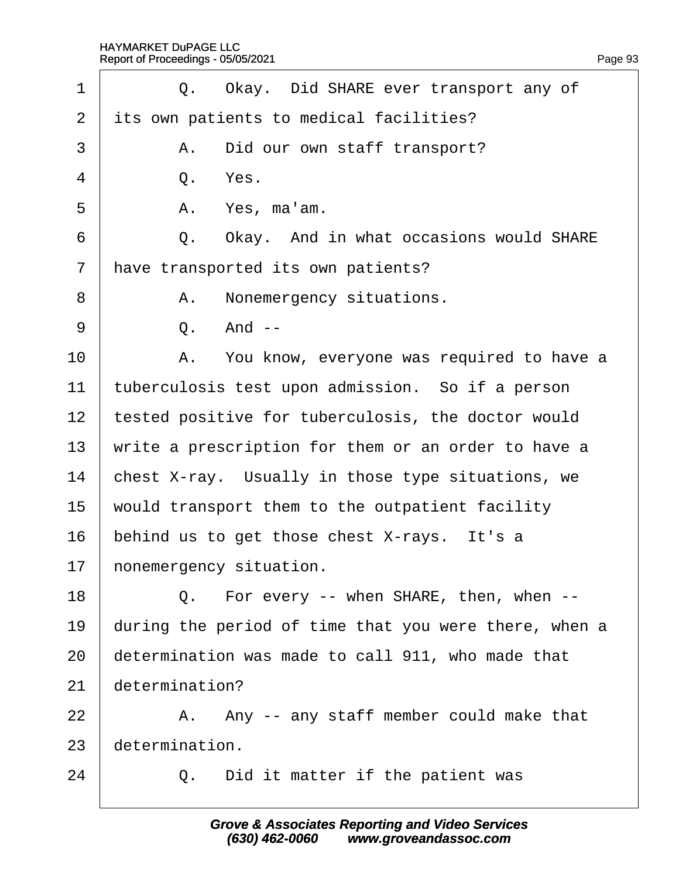1 Q. Okay. Did SHARE ever transport any of
2 its own patients to medical facilities?
3 A. Did our own staff transport?
4 Q. Yes.
5 A. Yes, ma'am.
6 Q. Okay. And in what occasions would SHARE
7 have transported its own patients?
8 A. Nonemergency situations.
9 Q. And --
10 A. You know, everyone was required to have a
11 tuberculosis test upon admission. So if a person
12 tested positive for tuberculosis, the doctor would
13 write a prescription for them or an order to have a
14 chest X-ray. Usually in those type situations, we
15 would transport them to the outpatient facility
16 behind us to get those chest X-rays. It's a
17 nonemergency situation.
18 Q. For every -- when SHARE, then, when --
19 during the period of time that you were there, when a
20 determination was made to call 911, who made that
21 determination?
22 A. Any -- any staff member could make that
23 determination.
24 Q. Did it matter if the patient was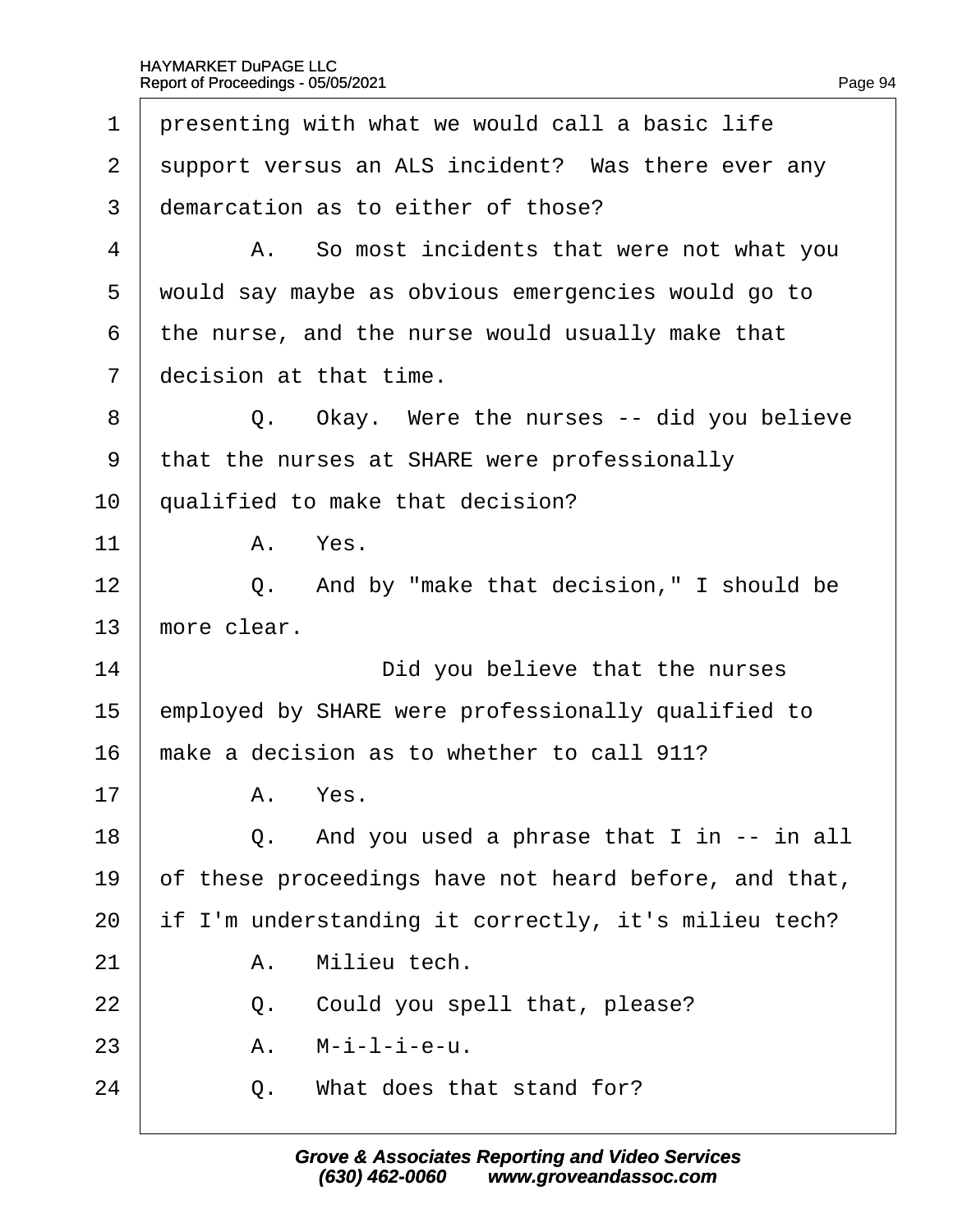1 presenting with what we would call a basic life

2 support versus an ALS incident? Was there ever any

3 demarcation as to either of those?

4 A. So most incidents that were not what you

5 would say maybe as obvious emergencies would go to

6 the nurse, and the nurse would usually make that

7 decision at that time.

8 Q. Okay. Were the nurses -- did you believe

9 that the nurses at SHARE were professionally

10 qualified to make that decision?

11 A. Yes.

12 Q. And by "make that decision," I should be

13 more clear.

14 Did you believe that the nurses

15 employed by SHARE were professionally qualified to

16 make a decision as to whether to call 911?

17 A. Yes.

18 Q. And you used a phrase that I in -- in all

19 of these proceedings have not heard before, and that,

20 if I'm understanding it correctly, it's milieu tech?

21 A. Milieu tech.

22 Q. Could you spell that, please?

23 A. M-i-l-i-e-u.

24 Q. What does that stand for?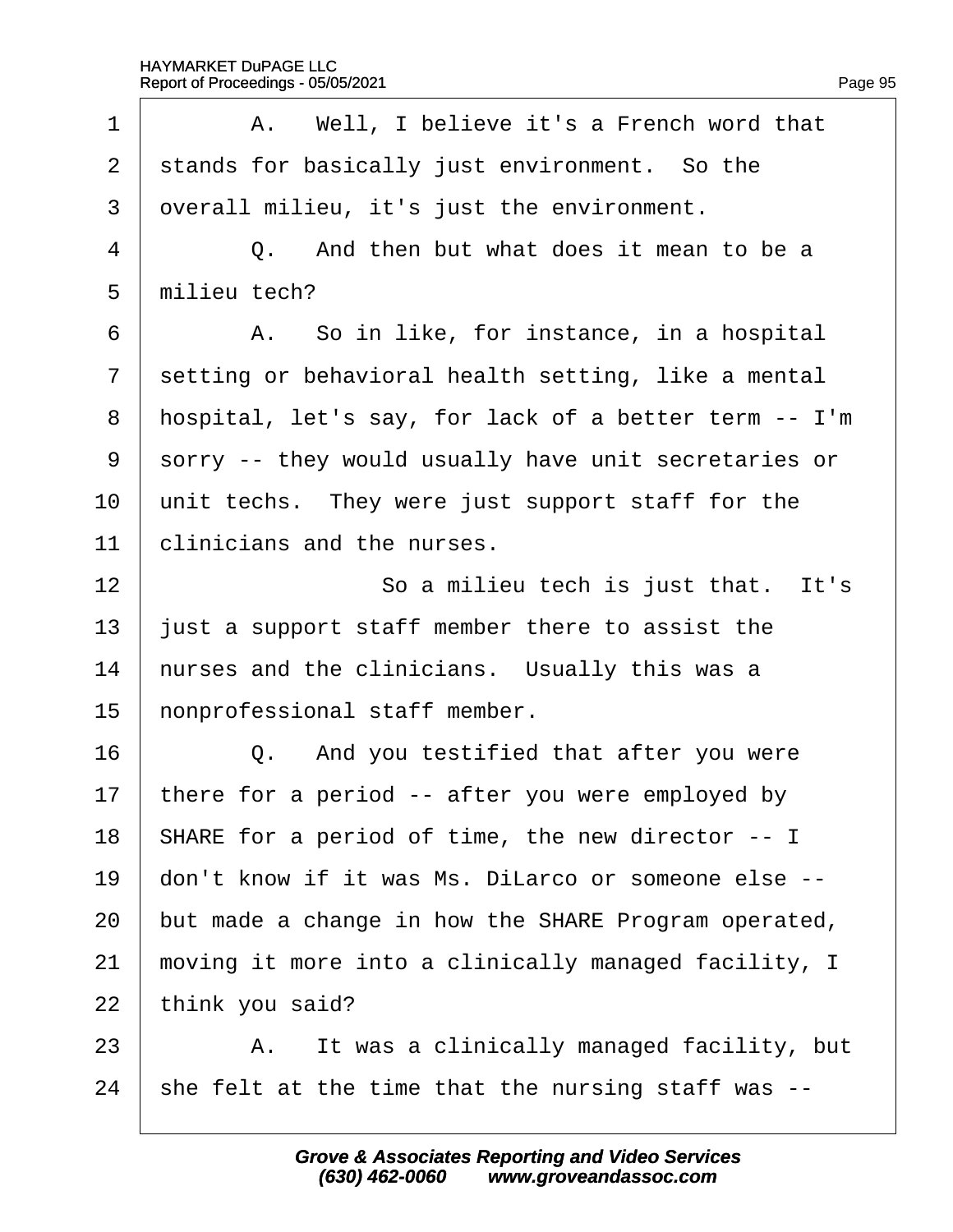1 A. Well, I believe it's a French word that
2 stands for basically just environment. So the
3 overall milieu, it's just the environment.
4 Q. And then but what does it mean to be a
5 milieu tech?
6 A. So in like, for instance, in a hospital
7 setting or behavioral health setting, like a mental
8 hospital, let's say, for lack of a better term -- I'm
9 sorry -- they would usually have unit secretaries or
10 unit techs. They were just support staff for the
11 clinicians and the nurses.
12 So a milieu tech is just that. It's
13 just a support staff member there to assist the
14 nurses and the clinicians. Usually this was a
15 nonprofessional staff member.
16 Q. And you testified that after you were
17 there for a period -- after you were employed by
18 SHARE for a period of time, the new director -- I
19 don't know if it was Ms. DiLarco or someone else --
20 but made a change in how the SHARE Program operated,
21 moving it more into a clinically managed facility, I
22 think you said?
23 A. It was a clinically managed facility, but
24 she felt at the time that the nursing staff was --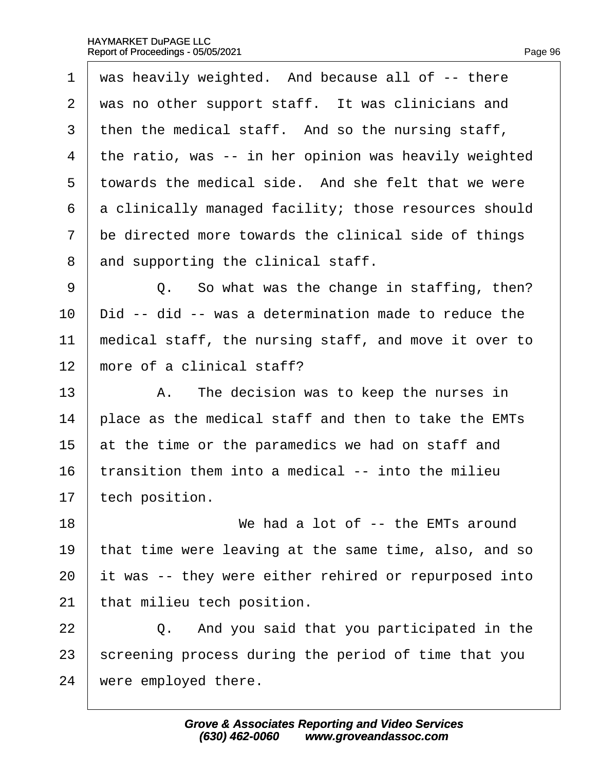1 was heavily weighted. And because all of -- there
2 was no other support staff. It was clinicians and
3 then the medical staff. And so the nursing staff,
4 the ratio, was -- in her opinion was heavily weighted
5 towards the medical side. And she felt that we were
6 a clinically managed facility; those resources should
7 be directed more towards the clinical side of things
8 and supporting the clinical staff.

9 Q. So what was the change in staffing, then?
10 Did -- did -- was a determination made to reduce the
11 medical staff, the nursing staff, and move it over to
12 more of a clinical staff?

13 A. The decision was to keep the nurses in
14 place as the medical staff and then to take the EMTs
15 at the time or the paramedics we had on staff and
16 transition them into a medical -- into the milieu
17 tech position.

18 We had a lot of -- the EMTs around
19 that time were leaving at the same time, also, and so
20 it was -- they were either rehired or repurposed into
21 that milieu tech position.

22 Q. And you said that you participated in the
23 screening process during the period of time that you
24 were employed there.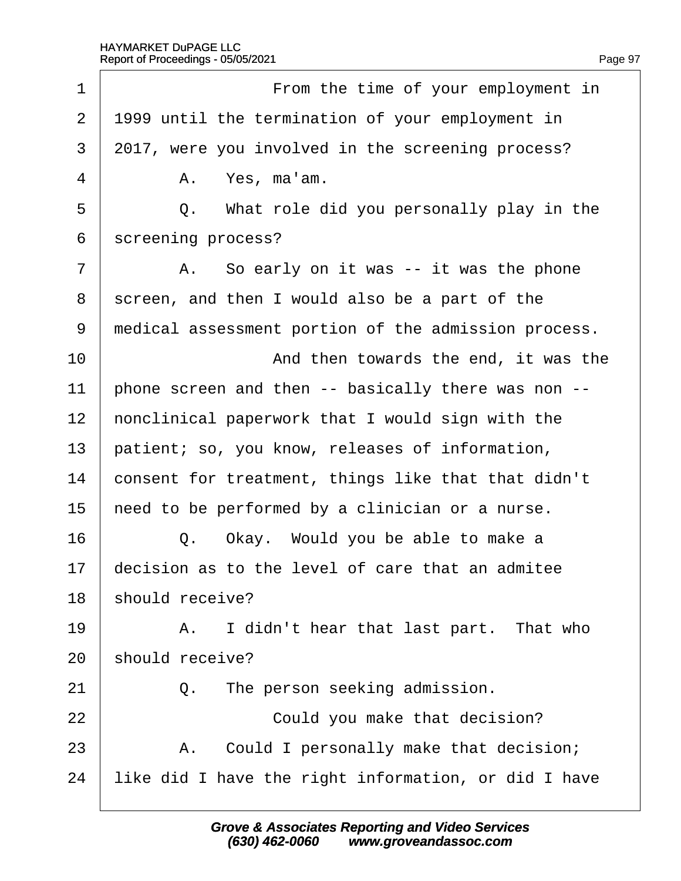1 From the time of your employment in
2 1999 until the termination of your employment in
3 2017, were you involved in the screening process?
4 A. Yes, ma'am.
5 Q. What role did you personally play in the
6 screening process?
7 A. So early on it was -- it was the phone
8 screen, and then I would also be a part of the
9 medical assessment portion of the admission process.
10 And then towards the end, it was the
11 phone screen and then -- basically there was non --
12 nonclinical paperwork that I would sign with the
13 patient; so, you know, releases of information,
14 consent for treatment, things like that that didn't
15 need to be performed by a clinician or a nurse.
16 Q. Okay. Would you be able to make a
17 decision as to the level of care that an admitee
18 should receive?
19 A. I didn't hear that last part. That who
20 should receive?
21 Q. The person seeking admission.
22 Could you make that decision?
23 A. Could I personally make that decision;
24 like did I have the right information, or did I have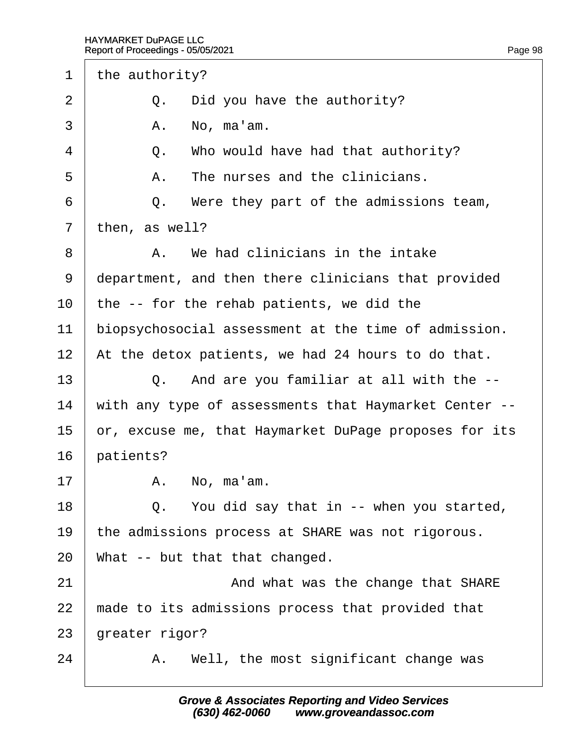1 the authority?

2 Q. Did you have the authority?

3 A. No, ma'am.

4 Q. Who would have had that authority?

5 A. The nurses and the clinicians.

6 Q. Were they part of the admissions team,

7 then, as well?

8 A. We had clinicians in the intake

9 department, and then there clinicians that provided

10 the -- for the rehab patients, we did the

11 biopsychosocial assessment at the time of admission.

12 At the detox patients, we had 24 hours to do that.

13 Q. And are you familiar at all with the --

14 with any type of assessments that Haymarket Center --

15 or, excuse me, that Haymarket DuPage proposes for its

16 patients?

17 A. No, ma'am.

18 Q. You did say that in -- when you started,

19 the admissions process at SHARE was not rigorous.

20 What -- but that that changed.

21 And what was the change that SHARE

22 made to its admissions process that provided that

23 greater rigor?

24 A. Well, the most significant change was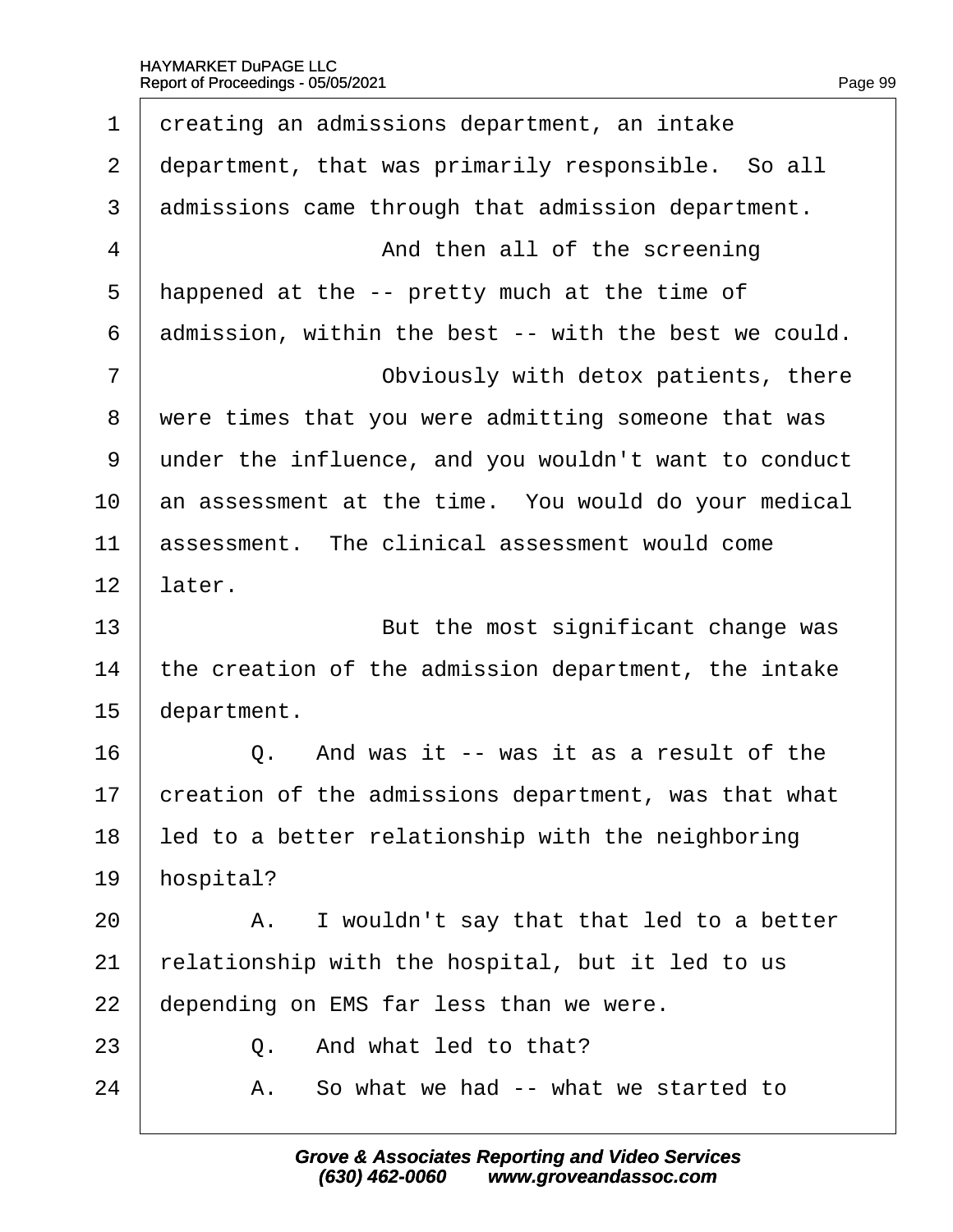creating an admissions department, an intake department, that was primarily responsible. So all admissions came through that admission department.

And then all of the screening happened at the -- pretty much at the time of admission, within the best -- with the best we could.

Obviously with detox patients, there were times that you were admitting someone that was under the influence, and you wouldn't want to conduct an assessment at the time. You would do your medical assessment. The clinical assessment would come later.

But the most significant change was the creation of the admission department, the intake department.

Q. And was it -- was it as a result of the creation of the admissions department, was that what led to a better relationship with the neighboring hospital?

A. I wouldn't say that that led to a better relationship with the hospital, but it led to us depending on EMS far less than we were.

Q. And what led to that?

A. So what we had -- what we started to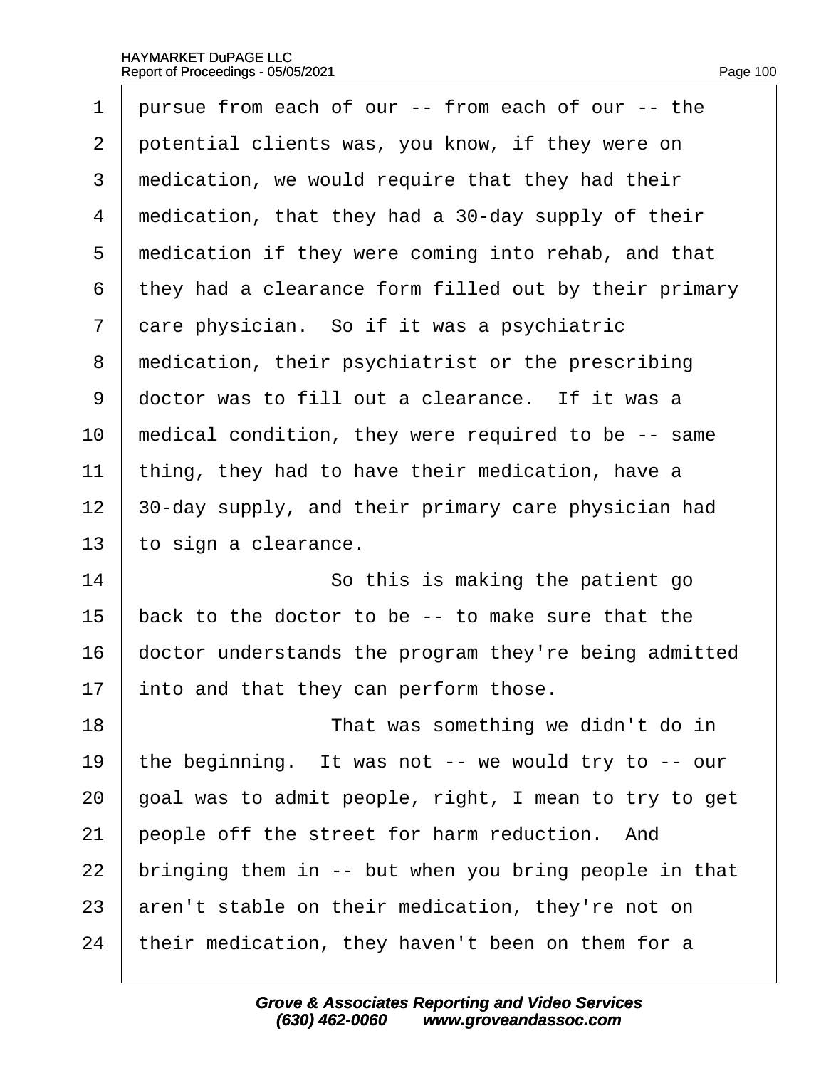1 pursue from each of our -- from each of our -- the
2 potential clients was, you know, if they were on
3 medication, we would require that they had their
4 medication, that they had a 30-day supply of their
5 medication if they were coming into rehab, and that
6 they had a clearance form filled out by their primary
7 care physician. So if it was a psychiatric
8 medication, their psychiatrist or the prescribing
9 doctor was to fill out a clearance. If it was a
10 medical condition, they were required to be -- same
11 thing, they had to have their medication, have a
12 30-day supply, and their primary care physician had
13 to sign a clearance.
14 So this is making the patient go
15 back to the doctor to be -- to make sure that the
16 doctor understands the program they're being admitted
17 into and that they can perform those.
18 That was something we didn't do in
19 the beginning. It was not -- we would try to -- our
20 goal was to admit people, right, I mean to try to get
21 people off the street for harm reduction. And
22 bringing them in -- but when you bring people in that
23 aren't stable on their medication, they're not on
24 their medication, they haven't been on them for a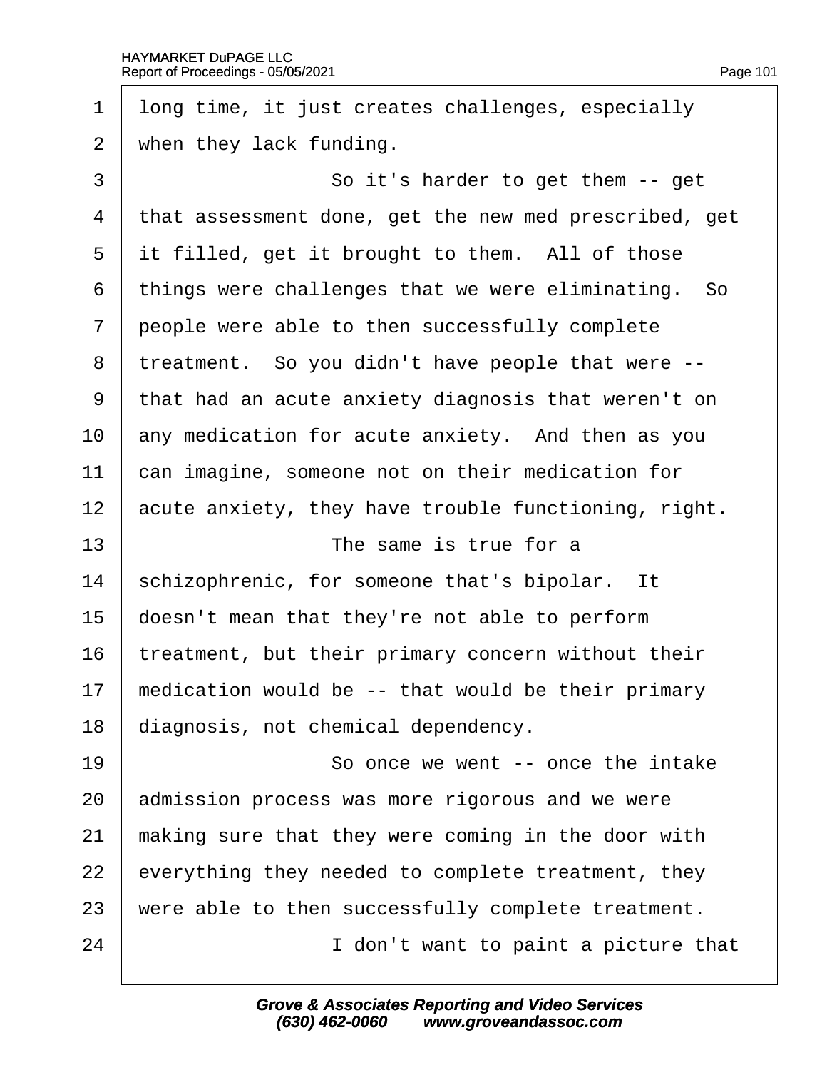long time, it just creates challenges, especially when they lack funding.

So it's harder to get them -- get that assessment done, get the new med prescribed, get it filled, get it brought to them. All of those things were challenges that we were eliminating. So people were able to then successfully complete treatment. So you didn't have people that were -- that had an acute anxiety diagnosis that weren't on any medication for acute anxiety. And then as you can imagine, someone not on their medication for acute anxiety, they have trouble functioning, right.

The same is true for a schizophrenic, for someone that's bipolar. It doesn't mean that they're not able to perform treatment, but their primary concern without their medication would be -- that would be their primary diagnosis, not chemical dependency.

So once we went -- once the intake admission process was more rigorous and we were making sure that they were coming in the door with everything they needed to complete treatment, they were able to then successfully complete treatment.

I don't want to paint a picture that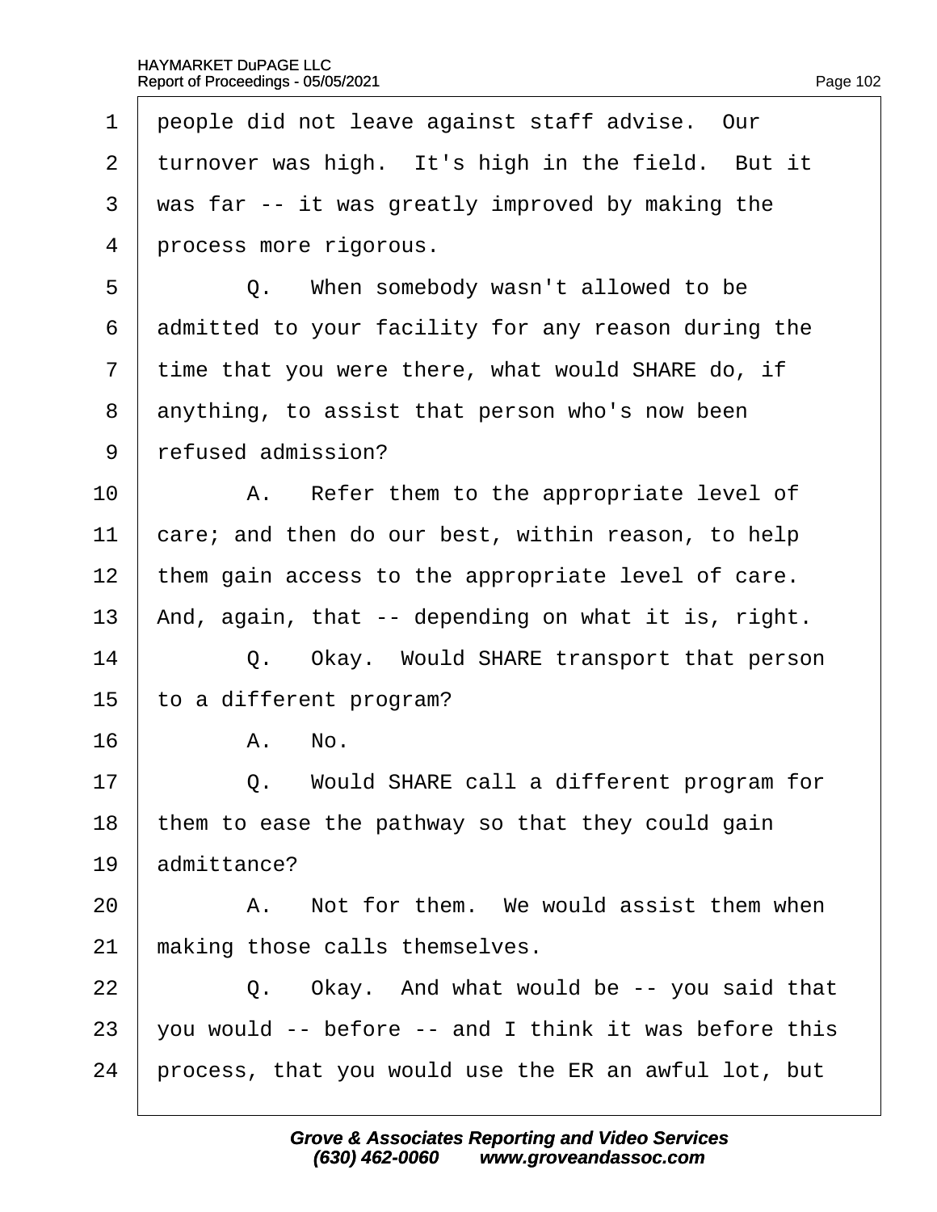1 people did not leave against staff advise. Our
2 turnover was high. It's high in the field. But it
3 was far -- it was greatly improved by making the
4 process more rigorous.
5 Q. When somebody wasn't allowed to be
6 admitted to your facility for any reason during the
7 time that you were there, what would SHARE do, if
8 anything, to assist that person who's now been
9 refused admission?
10 A. Refer them to the appropriate level of
11 care; and then do our best, within reason, to help
12 them gain access to the appropriate level of care.
13 And, again, that -- depending on what it is, right.
14 Q. Okay. Would SHARE transport that person
15 to a different program?
16 A. No.
17 Q. Would SHARE call a different program for
18 them to ease the pathway so that they could gain
19 admittance?
20 A. Not for them. We would assist them when
21 making those calls themselves.
22 Q. Okay. And what would be -- you said that
23 you would -- before -- and I think it was before this
24 process, that you would use the ER an awful lot, but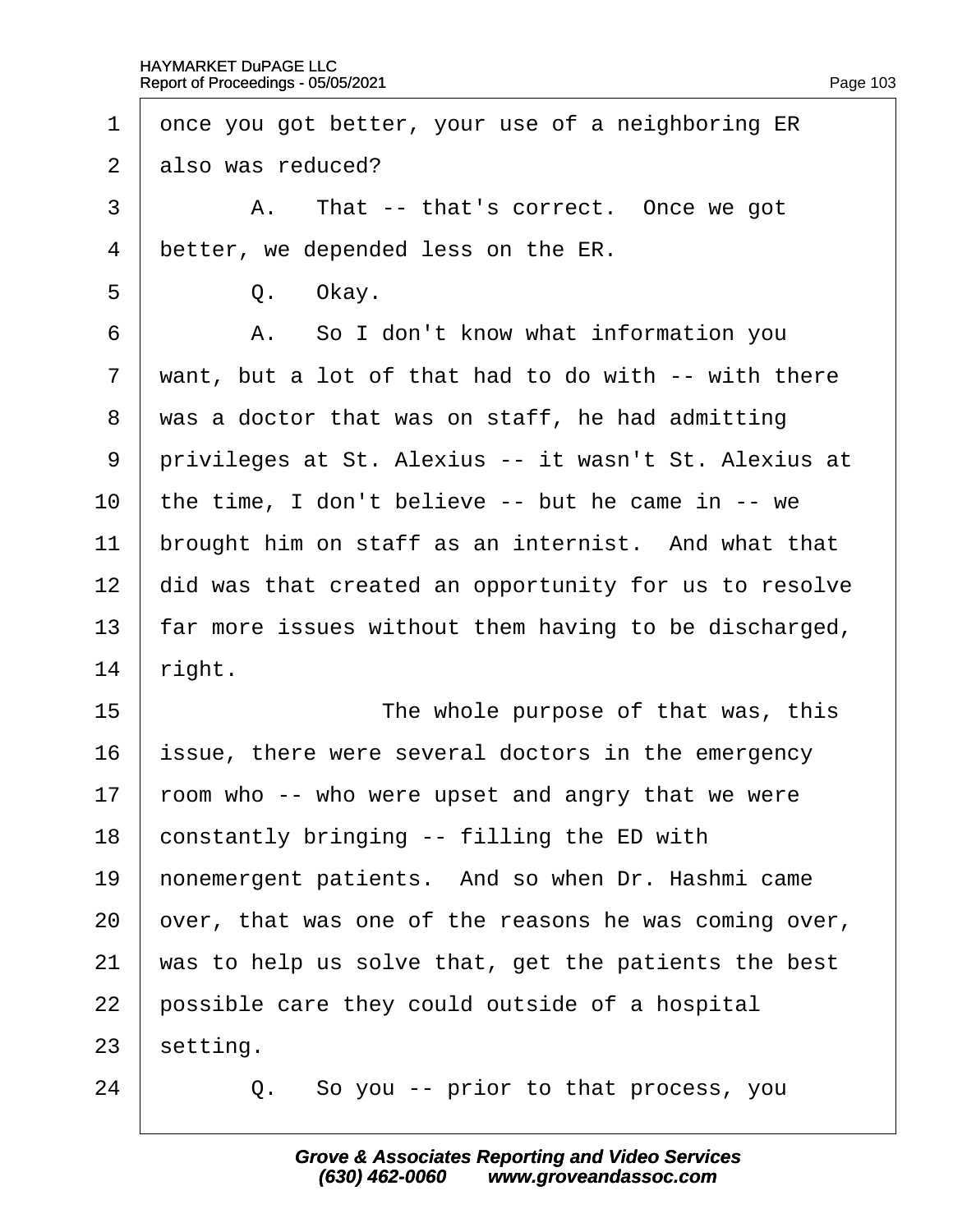1 once you got better, your use of a neighboring ER
2 also was reduced?
3 A. That -- that's correct. Once we got
4 better, we depended less on the ER.
5 Q. Okay.
6 A. So I don't know what information you
7 want, but a lot of that had to do with -- with there
8 was a doctor that was on staff, he had admitting
9 privileges at St. Alexius -- it wasn't St. Alexius at
10 the time, I don't believe -- but he came in -- we
11 brought him on staff as an internist. And what that
12 did was that created an opportunity for us to resolve
13 far more issues without them having to be discharged,
14 right.
15 The whole purpose of that was, this
16 issue, there were several doctors in the emergency
17 room who -- who were upset and angry that we were
18 constantly bringing -- filling the ED with
19 nonemergent patients. And so when Dr. Hashmi came
20 over, that was one of the reasons he was coming over,
21 was to help us solve that, get the patients the best
22 possible care they could outside of a hospital
23 setting.
24 Q. So you -- prior to that process, you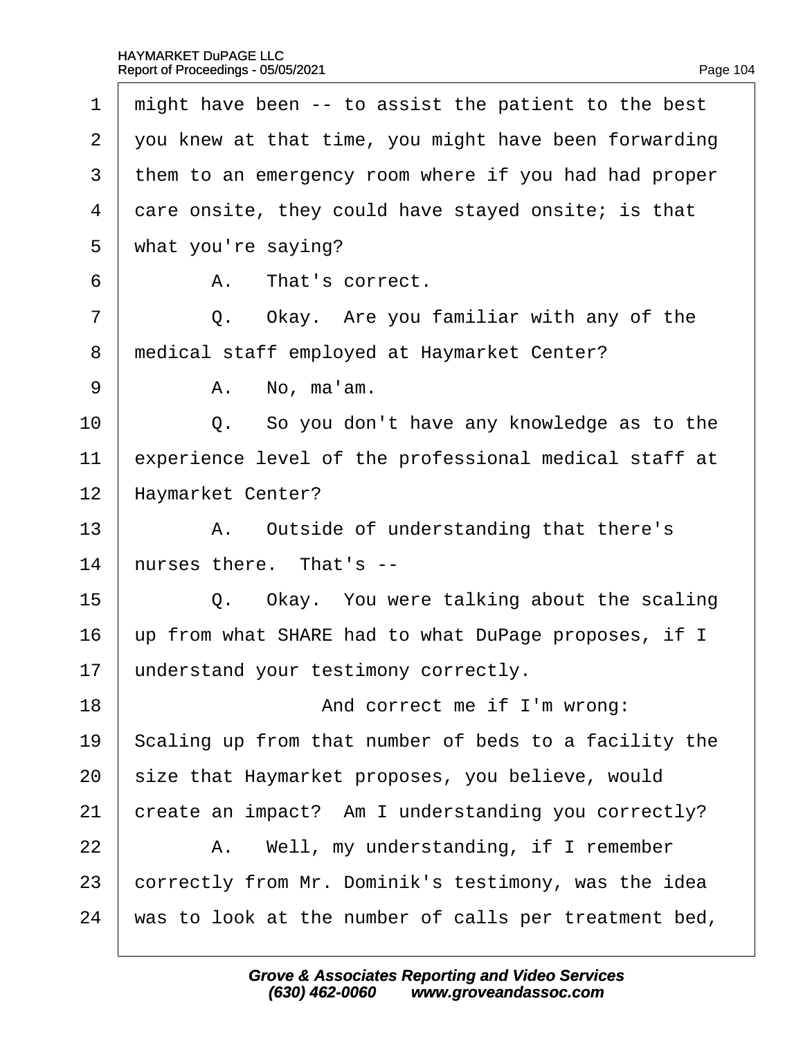1 might have been -- to assist the patient to the best
2 you knew at that time, you might have been forwarding
3 them to an emergency room where if you had had proper
4 care onsite, they could have stayed onsite; is that
5 what you're saying?

6 A. That's correct.

7 Q. Okay. Are you familiar with any of the
8 medical staff employed at Haymarket Center?

9 A. No, ma'am.

10 Q. So you don't have any knowledge as to the
11 experience level of the professional medical staff at
12 Haymarket Center?

13 A. Outside of understanding that there's
14 nurses there. That's --

15 Q. Okay. You were talking about the scaling
16 up from what SHARE had to what DuPage proposes, if I
17 understand your testimony correctly.

18 And correct me if I'm wrong:
19 Scaling up from that number of beds to a facility the
20 size that Haymarket proposes, you believe, would
21 create an impact? Am I understanding you correctly?

22 A. Well, my understanding, if I remember
23 correctly from Mr. Dominik's testimony, was the idea
24 was to look at the number of calls per treatment bed,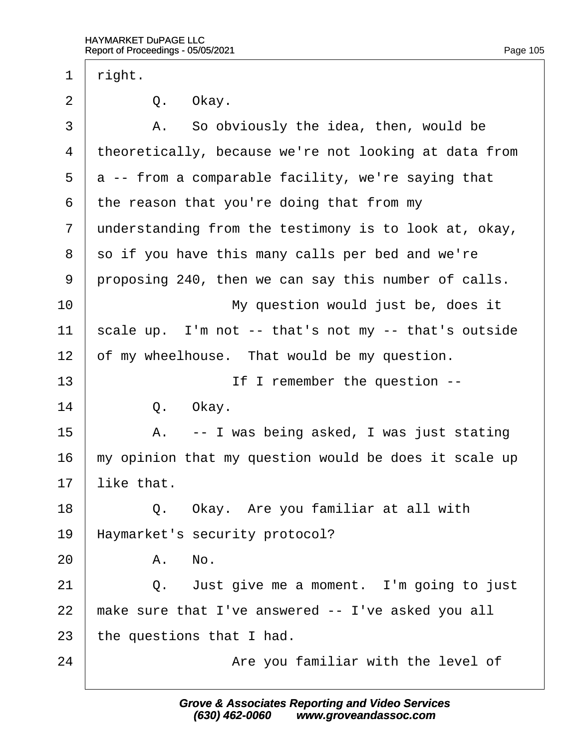1 right.

2 Q. Okay.

3 A. So obviously the idea, then, would be

4 theoretically, because we're not looking at data from

5 a -- from a comparable facility, we're saying that

6 the reason that you're doing that from my

7 understanding from the testimony is to look at, okay,

8 so if you have this many calls per bed and we're

9 proposing 240, then we can say this number of calls.

10 My question would just be, does it

11 scale up. I'm not -- that's not my -- that's outside

12 of my wheelhouse. That would be my question.

13 If I remember the question --

14 Q. Okay.

15 A. -- I was being asked, I was just stating

16 my opinion that my question would be does it scale up

17 like that.

18 Q. Okay. Are you familiar at all with

19 Haymarket's security protocol?

20 A. No.

21 Q. Just give me a moment. I'm going to just

22 make sure that I've answered -- I've asked you all

23 the questions that I had.

24 Are you familiar with the level of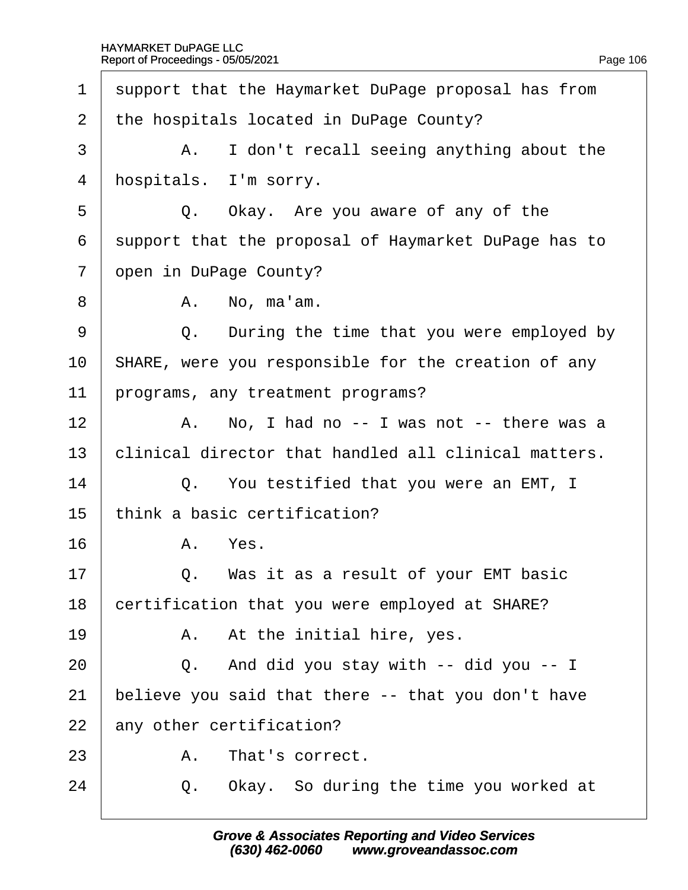1 support that the Haymarket DuPage proposal has from
2 the hospitals located in DuPage County?
3 A. I don't recall seeing anything about the
4 hospitals. I'm sorry.
5 Q. Okay. Are you aware of any of the
6 support that the proposal of Haymarket DuPage has to
7 open in DuPage County?
8 A. No, ma'am.
9 Q. During the time that you were employed by
10 SHARE, were you responsible for the creation of any
11 programs, any treatment programs?
12 A. No, I had no -- I was not -- there was a
13 clinical director that handled all clinical matters.
14 Q. You testified that you were an EMT, I
15 think a basic certification?
16 A. Yes.
17 Q. Was it as a result of your EMT basic
18 certification that you were employed at SHARE?
19 A. At the initial hire, yes.
20 Q. And did you stay with -- did you -- I
21 believe you said that there -- that you don't have
22 any other certification?
23 A. That's correct.
24 Q. Okay. So during the time you worked at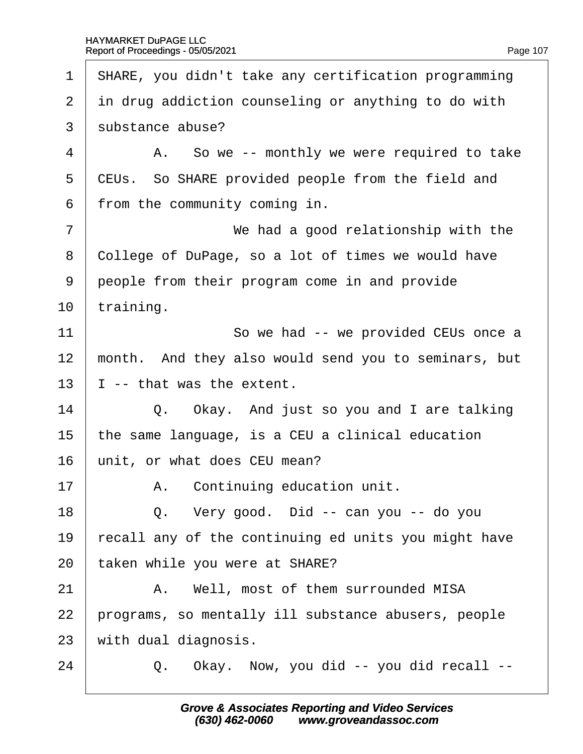1 SHARE, you didn't take any certification programming
2 in drug addiction counseling or anything to do with
3 substance abuse?

4 A. So we -- monthly we were required to take
5 CEUs. So SHARE provided people from the field and
6 from the community coming in.

7 We had a good relationship with the
8 College of DuPage, so a lot of times we would have
9 people from their program come in and provide
10 training.

11 So we had -- we provided CEUs once a
12 month. And they also would send you to seminars, but
13 I -- that was the extent.

14 Q. Okay. And just so you and I are talking
15 the same language, is a CEU a clinical education
16 unit, or what does CEU mean?

17 A. Continuing education unit.

18 Q. Very good. Did -- can you -- do you
19 recall any of the continuing ed units you might have
20 taken while you were at SHARE?

21 A. Well, most of them surrounded MISA
22 programs, so mentally ill substance abusers, people
23 with dual diagnosis.

24 Q. Okay. Now, you did -- you did recall --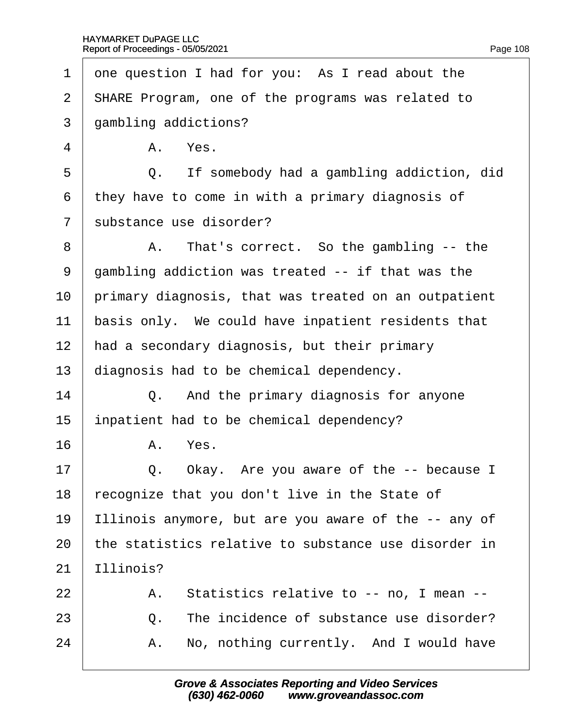one question I had for you: As I read about the SHARE Program, one of the programs was related to gambling addictions?

A. Yes.

Q. If somebody had a gambling addiction, did they have to come in with a primary diagnosis of substance use disorder?

A. That's correct. So the gambling -- the gambling addiction was treated -- if that was the primary diagnosis, that was treated on an outpatient basis only. We could have inpatient residents that had a secondary diagnosis, but their primary diagnosis had to be chemical dependency.

Q. And the primary diagnosis for anyone inpatient had to be chemical dependency?

A. Yes.

Q. Okay. Are you aware of the -- because I recognize that you don't live in the State of Illinois anymore, but are you aware of the -- any of the statistics relative to substance use disorder in Illinois?

A. Statistics relative to -- no, I mean --

Q. The incidence of substance use disorder?

A. No, nothing currently. And I would have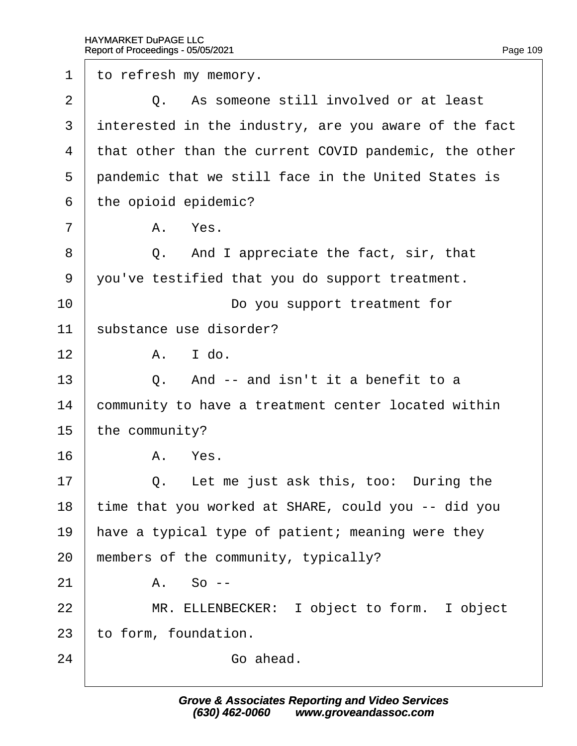1 to refresh my memory.

2 Q. As someone still involved or at least

3 interested in the industry, are you aware of the fact

4 that other than the current COVID pandemic, the other

5 pandemic that we still face in the United States is

6 the opioid epidemic?

7 A. Yes.

8 Q. And I appreciate the fact, sir, that

9 you've testified that you do support treatment.

10 Do you support treatment for

11 substance use disorder?

12 A. I do.

13 Q. And -- and isn't it a benefit to a

14 community to have a treatment center located within

15 the community?

16 A. Yes.

17 Q. Let me just ask this, too: During the

18 time that you worked at SHARE, could you -- did you

19 have a typical type of patient; meaning were they

20 members of the community, typically?

21 A. So --

22 MR. ELLENBECKER: I object to form. I object

23 to form, foundation.

24 Go ahead.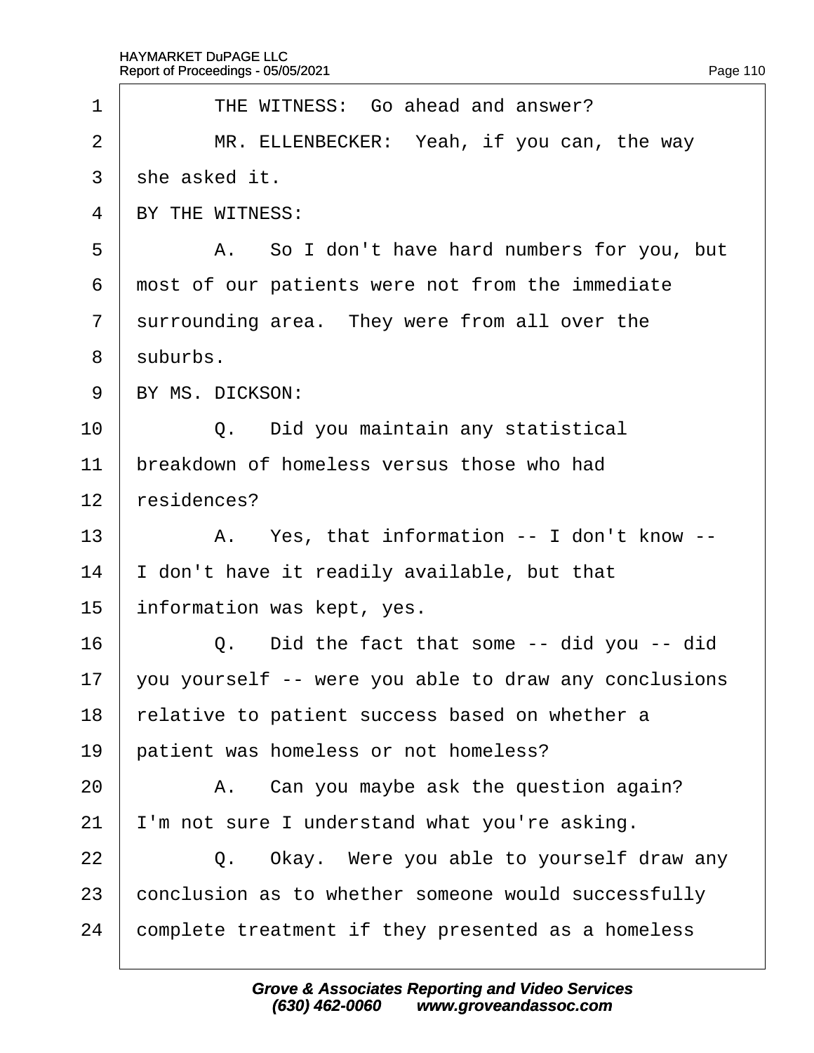1 THE WITNESS: Go ahead and answer?

2 MR. ELLENBECKER: Yeah, if you can, the way

3 she asked it.

4 BY THE WITNESS:

5 A. So I don't have hard numbers for you, but

6 most of our patients were not from the immediate

7 surrounding area. They were from all over the

8 suburbs.

9 BY MS. DICKSON:

10 Q. Did you maintain any statistical

11 breakdown of homeless versus those who had

12 residences?

13 A. Yes, that information -- I don't know --

14 I don't have it readily available, but that

15 information was kept, yes.

16 Q. Did the fact that some -- did you -- did

17 you yourself -- were you able to draw any conclusions

18 relative to patient success based on whether a

19 patient was homeless or not homeless?

20 A. Can you maybe ask the question again?

21 I'm not sure I understand what you're asking.

22 Q. Okay. Were you able to yourself draw any

23 conclusion as to whether someone would successfully

24 complete treatment if they presented as a homeless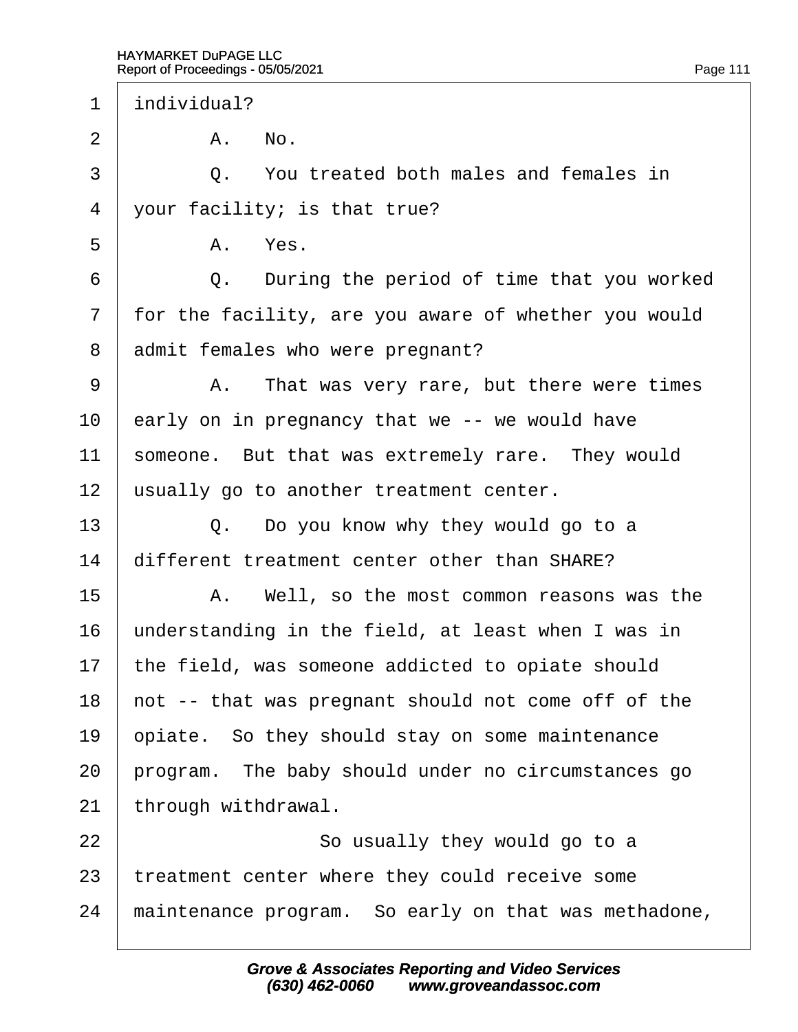1 individual?

2 A. No.

3 Q. You treated both males and females in

4 your facility; is that true?

5 A. Yes.

6 Q. During the period of time that you worked

7 for the facility, are you aware of whether you would

8 admit females who were pregnant?

9 A. That was very rare, but there were times

10 early on in pregnancy that we -- we would have

11 someone. But that was extremely rare. They would

12 usually go to another treatment center.

13 Q. Do you know why they would go to a

14 different treatment center other than SHARE?

15 A. Well, so the most common reasons was the

16 understanding in the field, at least when I was in

17 the field, was someone addicted to opiate should

18 not -- that was pregnant should not come off of the

19 opiate. So they should stay on some maintenance

20 program. The baby should under no circumstances go

21 through withdrawal.

22 So usually they would go to a

23 treatment center where they could receive some

24 maintenance program. So early on that was methadone,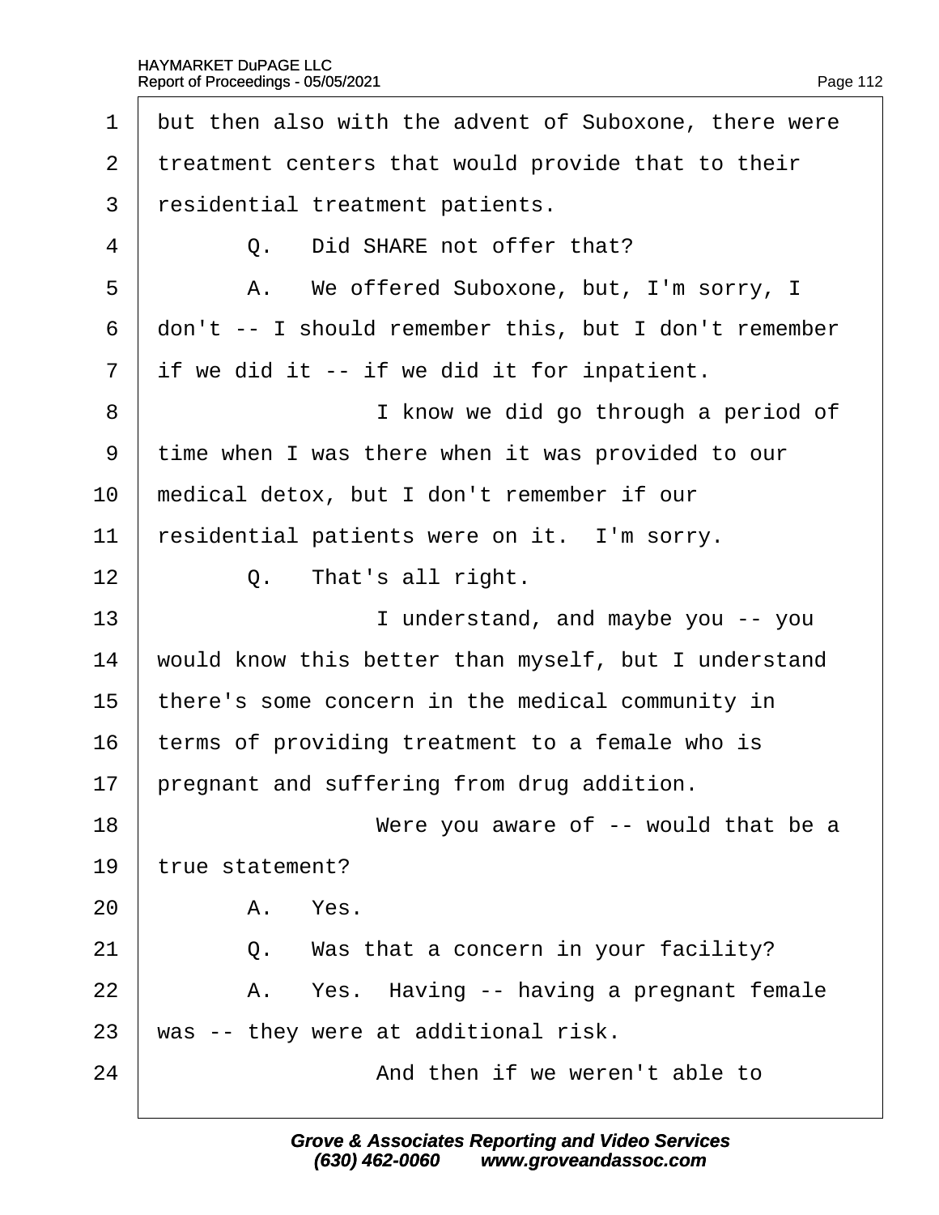1 but then also with the advent of Suboxone, there were
2 treatment centers that would provide that to their
3 residential treatment patients.
4 Q. Did SHARE not offer that?
5 A. We offered Suboxone, but, I'm sorry, I
6 don't -- I should remember this, but I don't remember
7 if we did it -- if we did it for inpatient.
8 I know we did go through a period of
9 time when I was there when it was provided to our
10 medical detox, but I don't remember if our
11 residential patients were on it. I'm sorry.
12 Q. That's all right.
13 I understand, and maybe you -- you
14 would know this better than myself, but I understand
15 there's some concern in the medical community in
16 terms of providing treatment to a female who is
17 pregnant and suffering from drug addition.
18 Were you aware of -- would that be a
19 true statement?
20 A. Yes.
21 Q. Was that a concern in your facility?
22 A. Yes. Having -- having a pregnant female
23 was -- they were at additional risk.
24 And then if we weren't able to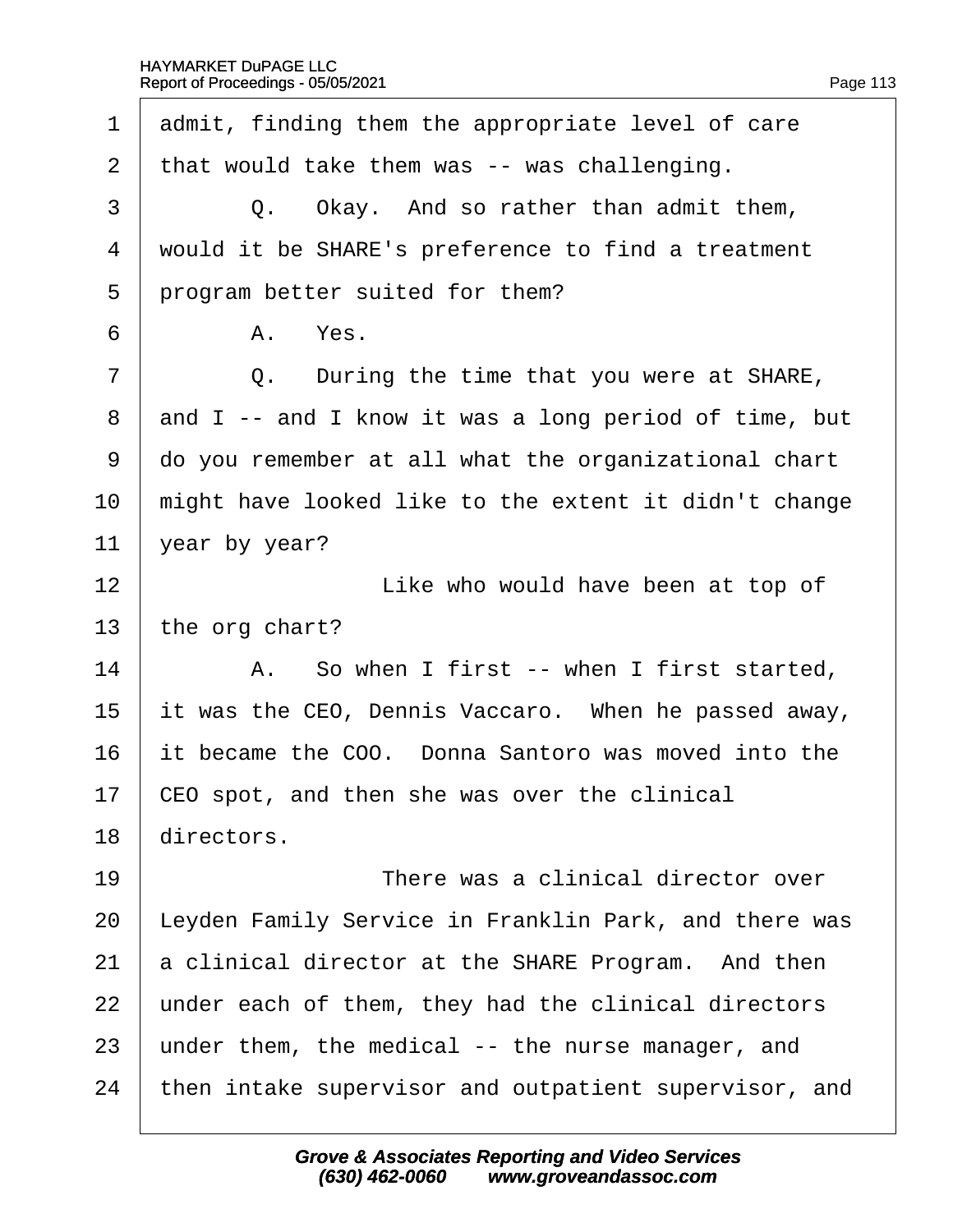1 admit, finding them the appropriate level of care
2 that would take them was -- was challenging.
3 Q. Okay. And so rather than admit them,
4 would it be SHARE's preference to find a treatment
5 program better suited for them?
6 A. Yes.
7 Q. During the time that you were at SHARE,
8 and I -- and I know it was a long period of time, but
9 do you remember at all what the organizational chart
10 might have looked like to the extent it didn't change
11 year by year?
12 Like who would have been at top of
13 the org chart?
14 A. So when I first -- when I first started,
15 it was the CEO, Dennis Vaccaro. When he passed away,
16 it became the COO. Donna Santoro was moved into the
17 CEO spot, and then she was over the clinical
18 directors.
19 There was a clinical director over
20 Leyden Family Service in Franklin Park, and there was
21 a clinical director at the SHARE Program. And then
22 under each of them, they had the clinical directors
23 under them, the medical -- the nurse manager, and
24 then intake supervisor and outpatient supervisor, and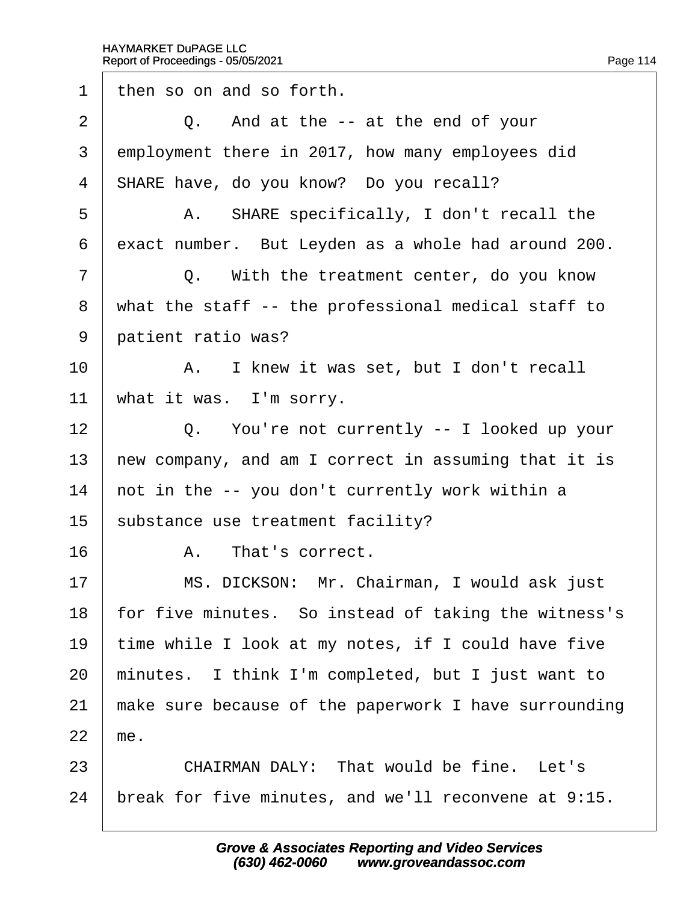1 then so on and so forth.

2 Q. And at the -- at the end of your

3 employment there in 2017, how many employees did

4 SHARE have, do you know? Do you recall?

5 A. SHARE specifically, I don't recall the

6 exact number. But Leyden as a whole had around 200.

7 Q. With the treatment center, do you know

8 what the staff -- the professional medical staff to

9 patient ratio was?

10 A. I knew it was set, but I don't recall

11 what it was. I'm sorry.

12 Q. You're not currently -- I looked up your

13 new company, and am I correct in assuming that it is

14 not in the -- you don't currently work within a

15 substance use treatment facility?

16 A. That's correct.

17 MS. DICKSON: Mr. Chairman, I would ask just

18 for five minutes. So instead of taking the witness's

19 time while I look at my notes, if I could have five

20 minutes. I think I'm completed, but I just want to

21 make sure because of the paperwork I have surrounding

22 me.

23 CHAIRMAN DALY: That would be fine. Let's

24 break for five minutes, and we'll reconvene at 9:15.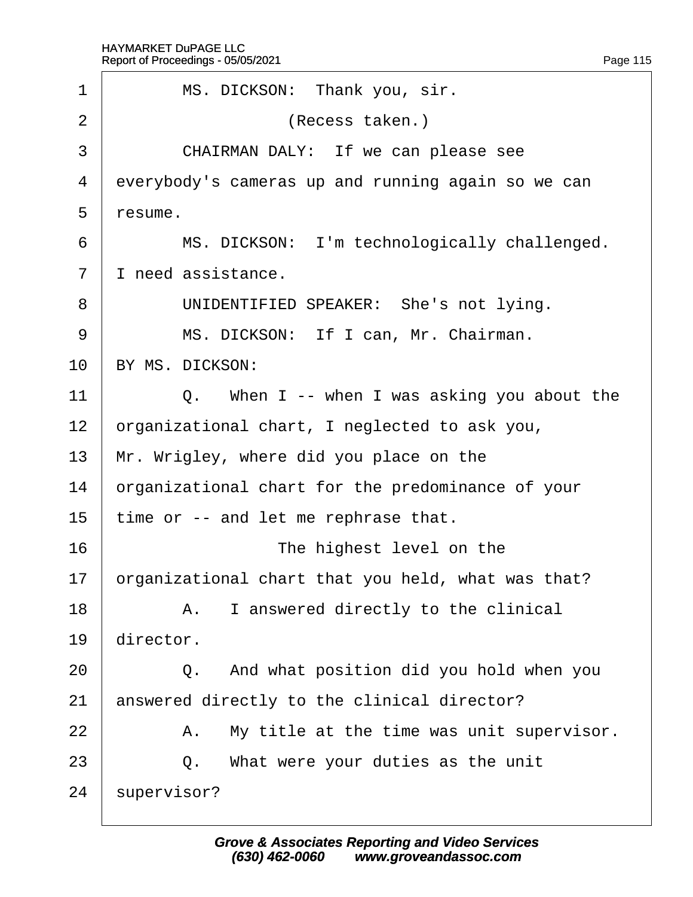1 MS. DICKSON: Thank you, sir.

2 (Recess taken.)

3 CHAIRMAN DALY: If we can please see

4 everybody's cameras up and running again so we can

5 resume.

6 MS. DICKSON: I'm technologically challenged.

7 I need assistance.

8 UNIDENTIFIED SPEAKER: She's not lying.

9 MS. DICKSON: If I can, Mr. Chairman.

10 BY MS. DICKSON:

11 Q. When I -- when I was asking you about the

12 organizational chart, I neglected to ask you,

13 Mr. Wrigley, where did you place on the

14 organizational chart for the predominance of your

15 time or -- and let me rephrase that.

16 The highest level on the

17 organizational chart that you held, what was that?

18 A. I answered directly to the clinical

19 director.

20 Q. And what position did you hold when you

21 answered directly to the clinical director?

22 A. My title at the time was unit supervisor.

23 Q. What were your duties as the unit

24 supervisor?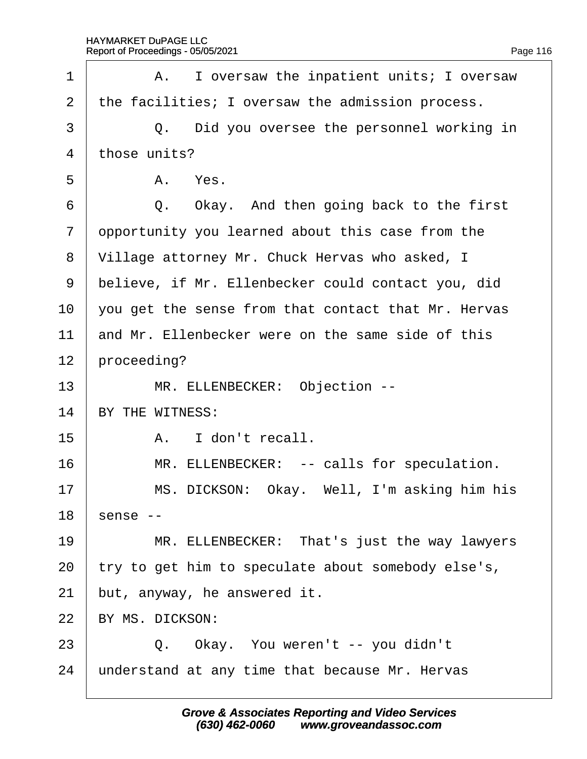1 A. I oversaw the inpatient units; I oversaw
2 the facilities; I oversaw the admission process.
3 Q. Did you oversee the personnel working in
4 those units?
5 A. Yes.
6 Q. Okay. And then going back to the first
7 opportunity you learned about this case from the
8 Village attorney Mr. Chuck Hervas who asked, I
9 believe, if Mr. Ellenbecker could contact you, did
10 you get the sense from that contact that Mr. Hervas
11 and Mr. Ellenbecker were on the same side of this
12 proceeding?
13 MR. ELLENBECKER: Objection --
14 BY THE WITNESS:
15 A. I don't recall.
16 MR. ELLENBECKER: -- calls for speculation.
17 MS. DICKSON: Okay. Well, I'm asking him his
18 sense --
19 MR. ELLENBECKER: That's just the way lawyers
20 try to get him to speculate about somebody else's,
21 but, anyway, he answered it.
22 BY MS. DICKSON:
23 Q. Okay. You weren't -- you didn't
24 understand at any time that because Mr. Hervas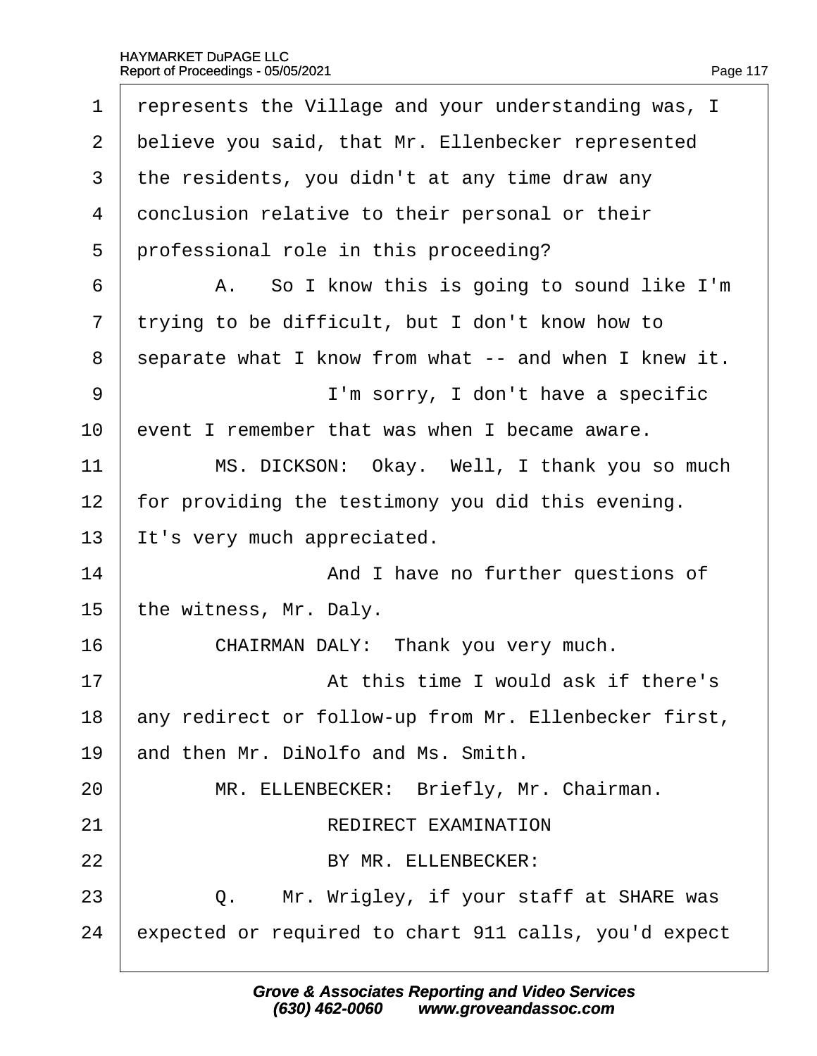represents the Village and your understanding was, I believe you said, that Mr. Ellenbecker represented the residents, you didn't at any time draw any conclusion relative to their personal or their professional role in this proceeding?

A. So I know this is going to sound like I'm trying to be difficult, but I don't know how to separate what I know from what -- and when I knew it.

I'm sorry, I don't have a specific event I remember that was when I became aware.

MS. DICKSON: Okay. Well, I thank you so much for providing the testimony you did this evening. It's very much appreciated.

And I have no further questions of the witness, Mr. Daly.

CHAIRMAN DALY: Thank you very much.

At this time I would ask if there's any redirect or follow-up from Mr. Ellenbecker first, and then Mr. DiNolfo and Ms. Smith.

MR. ELLENBECKER: Briefly, Mr. Chairman.

REDIRECT EXAMINATION

BY MR. ELLENBECKER:

Q. Mr. Wrigley, if your staff at SHARE was expected or required to chart 911 calls, you'd expect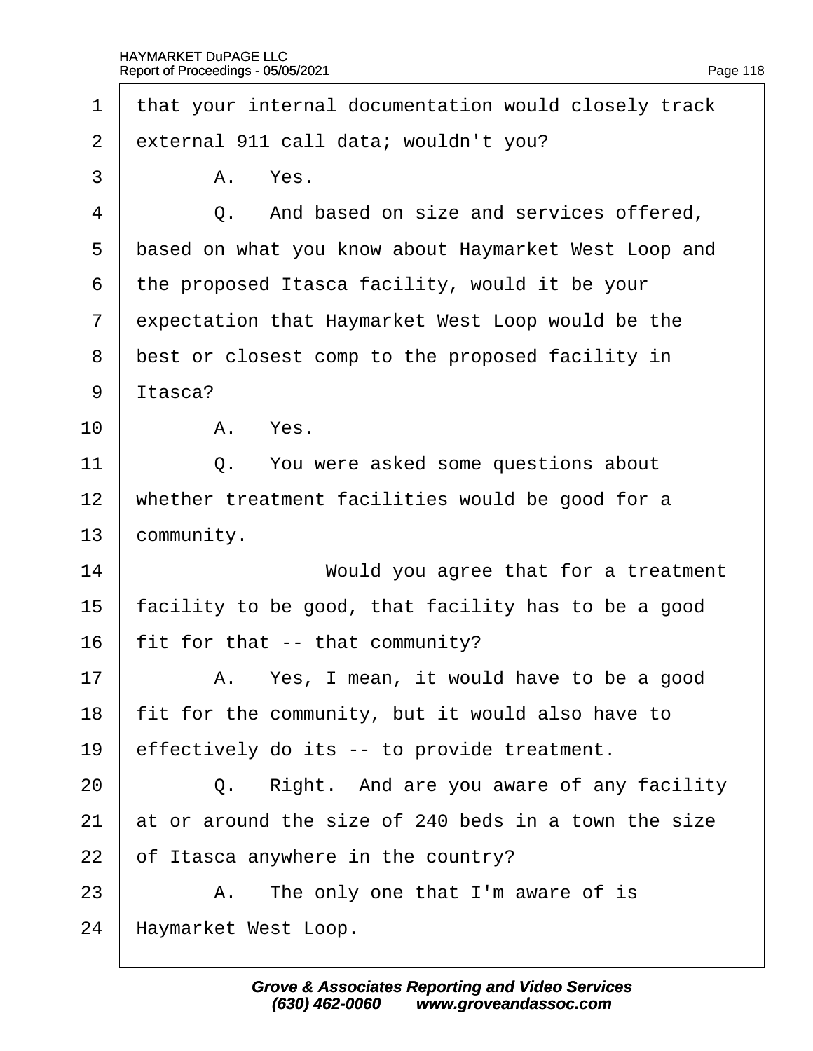1 that your internal documentation would closely track
2 external 911 call data; wouldn't you?
3 A. Yes.
4 Q. And based on size and services offered,
5 based on what you know about Haymarket West Loop and
6 the proposed Itasca facility, would it be your
7 expectation that Haymarket West Loop would be the
8 best or closest comp to the proposed facility in
9 Itasca?
10 A. Yes.
11 Q. You were asked some questions about
12 whether treatment facilities would be good for a
13 community.
14 Would you agree that for a treatment
15 facility to be good, that facility has to be a good
16 fit for that -- that community?
17 A. Yes, I mean, it would have to be a good
18 fit for the community, but it would also have to
19 effectively do its -- to provide treatment.
20 Q. Right. And are you aware of any facility
21 at or around the size of 240 beds in a town the size
22 of Itasca anywhere in the country?
23 A. The only one that I'm aware of is
24 Haymarket West Loop.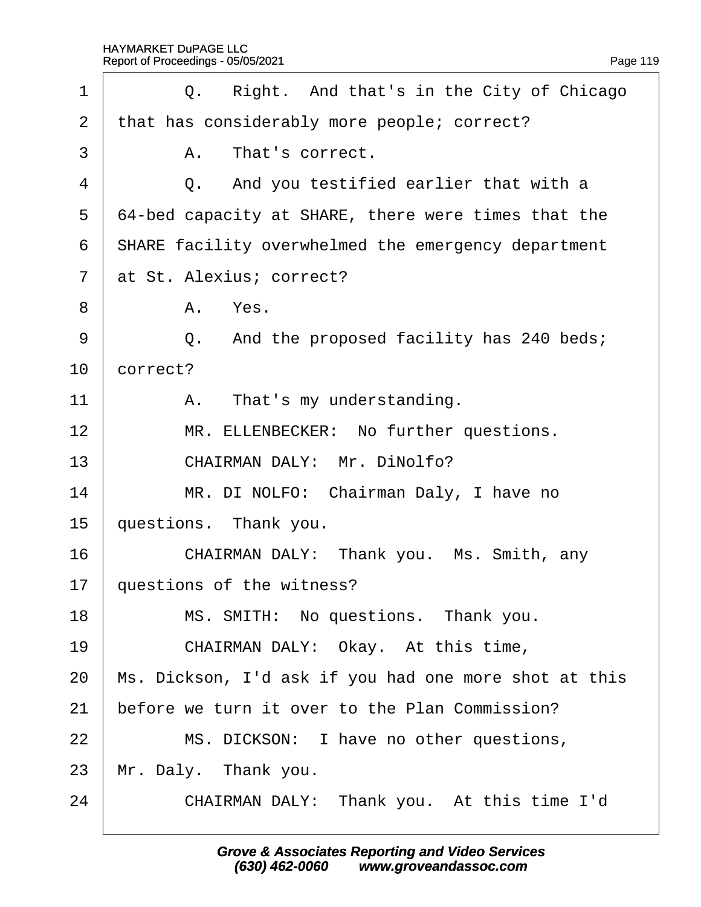Q. Right. And that's in the City of Chicago that has considerably more people; correct?

A. That's correct.

Q. And you testified earlier that with a 64-bed capacity at SHARE, there were times that the SHARE facility overwhelmed the emergency department at St. Alexius; correct?

A. Yes.

Q. And the proposed facility has 240 beds; correct?

A. That's my understanding.

MR. ELLENBECKER: No further questions.

CHAIRMAN DALY: Mr. DiNolfo?

MR. DI NOLFO: Chairman Daly, I have no questions. Thank you.

CHAIRMAN DALY: Thank you. Ms. Smith, any questions of the witness?

MS. SMITH: No questions. Thank you.

CHAIRMAN DALY: Okay. At this time, Ms. Dickson, I'd ask if you had one more shot at this before we turn it over to the Plan Commission?

MS. DICKSON: I have no other questions, Mr. Daly. Thank you.

CHAIRMAN DALY: Thank you. At this time I'd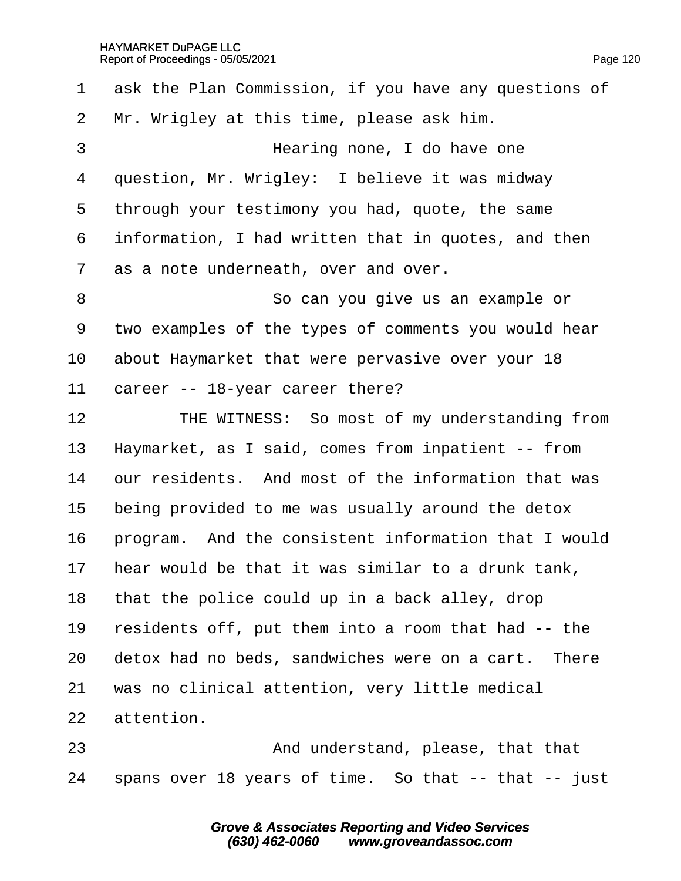ask the Plan Commission, if you have any questions of Mr. Wrigley at this time, please ask him.

Hearing none, I do have one question, Mr. Wrigley: I believe it was midway through your testimony you had, quote, the same information, I had written that in quotes, and then as a note underneath, over and over.

So can you give us an example or two examples of the types of comments you would hear about Haymarket that were pervasive over your 18 career -- 18-year career there?

THE WITNESS: So most of my understanding from Haymarket, as I said, comes from inpatient -- from our residents. And most of the information that was being provided to me was usually around the detox program. And the consistent information that I would hear would be that it was similar to a drunk tank, that the police could up in a back alley, drop residents off, put them into a room that had -- the detox had no beds, sandwiches were on a cart. There was no clinical attention, very little medical attention.

And understand, please, that that spans over 18 years of time. So that -- that -- just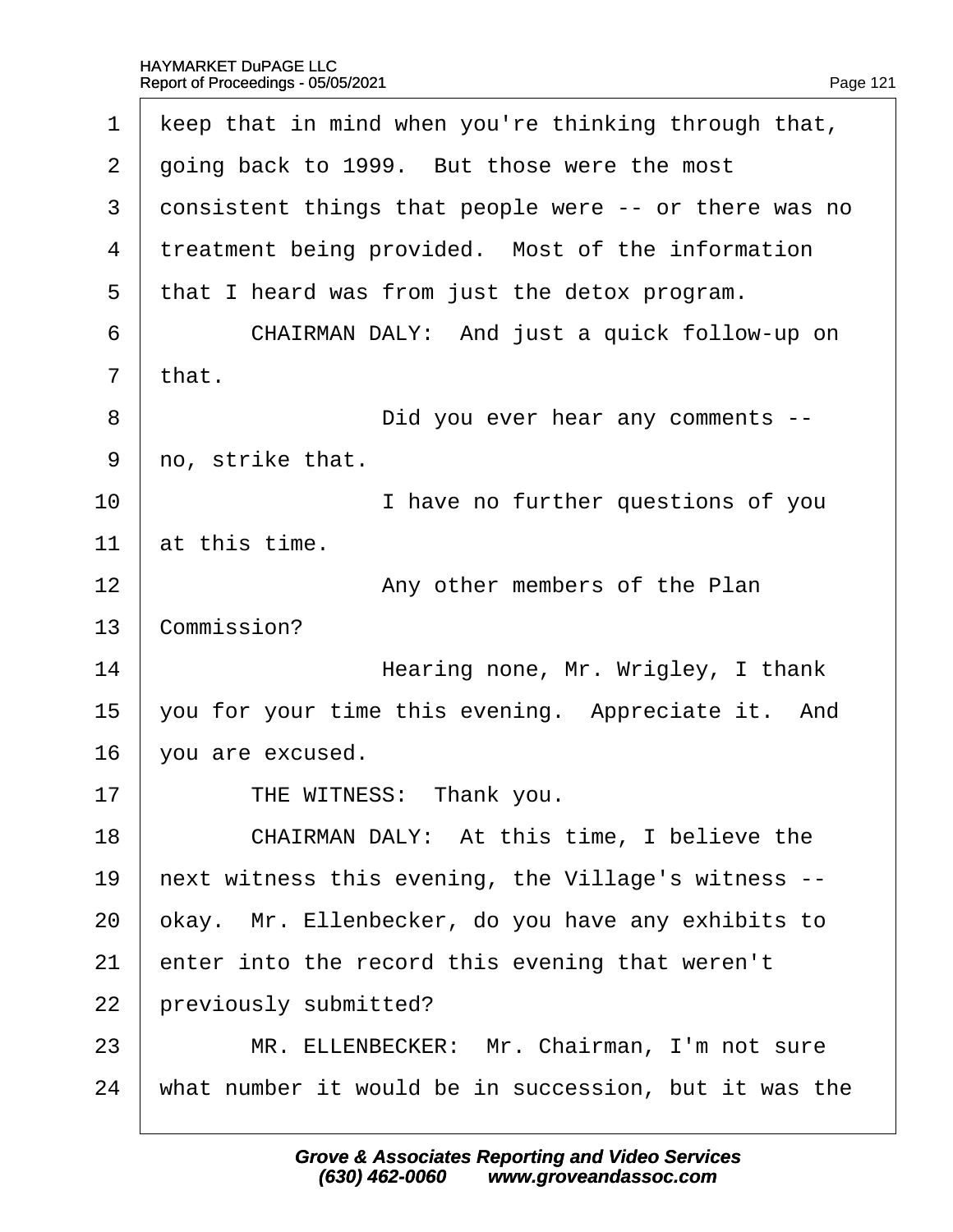1 keep that in mind when you're thinking through that,
2 going back to 1999. But those were the most
3 consistent things that people were -- or there was no
4 treatment being provided. Most of the information
5 that I heard was from just the detox program.
6 CHAIRMAN DALY: And just a quick follow-up on
7 that.
8 Did you ever hear any comments --
9 no, strike that.
10 I have no further questions of you
11 at this time.
12 Any other members of the Plan
13 Commission?
14 Hearing none, Mr. Wrigley, I thank
15 you for your time this evening. Appreciate it. And
16 you are excused.
17 THE WITNESS: Thank you.
18 CHAIRMAN DALY: At this time, I believe the
19 next witness this evening, the Village's witness --
20 okay. Mr. Ellenbecker, do you have any exhibits to
21 enter into the record this evening that weren't
22 previously submitted?
23 MR. ELLENBECKER: Mr. Chairman, I'm not sure
24 what number it would be in succession, but it was the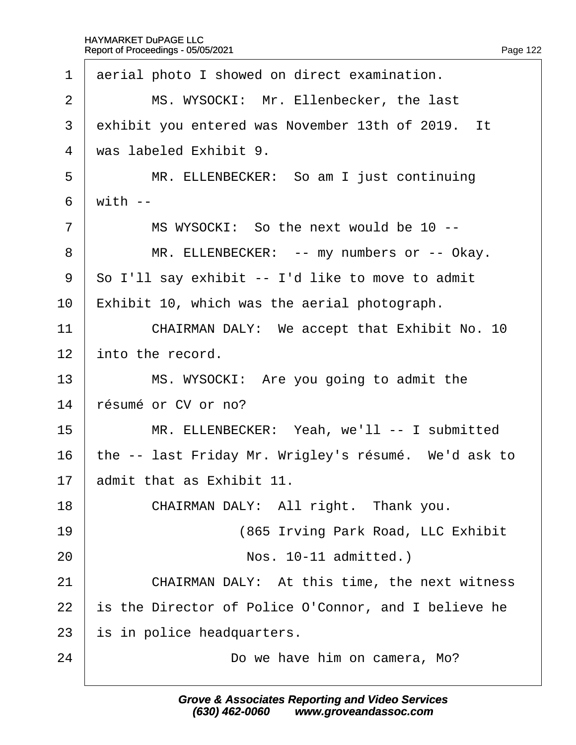1 aerial photo I showed on direct examination.

2 MS. WYSOCKI: Mr. Ellenbecker, the last

3 exhibit you entered was November 13th of 2019. It

4 was labeled Exhibit 9.

5 MR. ELLENBECKER: So am I just continuing

6 with --

7 MS WYSOCKI: So the next would be 10 --

8 MR. ELLENBECKER: -- my numbers or -- Okay.

9 So I'll say exhibit -- I'd like to move to admit

10 Exhibit 10, which was the aerial photograph.

11 CHAIRMAN DALY: We accept that Exhibit No. 10

12 into the record.

13 MS. WYSOCKI: Are you going to admit the

14 résumé or CV or no?

15 MR. ELLENBECKER: Yeah, we'll -- I submitted

16 the -- last Friday Mr. Wrigley's résumé. We'd ask to

17 admit that as Exhibit 11.

18 CHAIRMAN DALY: All right. Thank you.

19 (865 Irving Park Road, LLC Exhibit

20 Nos. 10-11 admitted.)

21 CHAIRMAN DALY: At this time, the next witness

22 is the Director of Police O'Connor, and I believe he

23 is in police headquarters.

24 Do we have him on camera, Mo?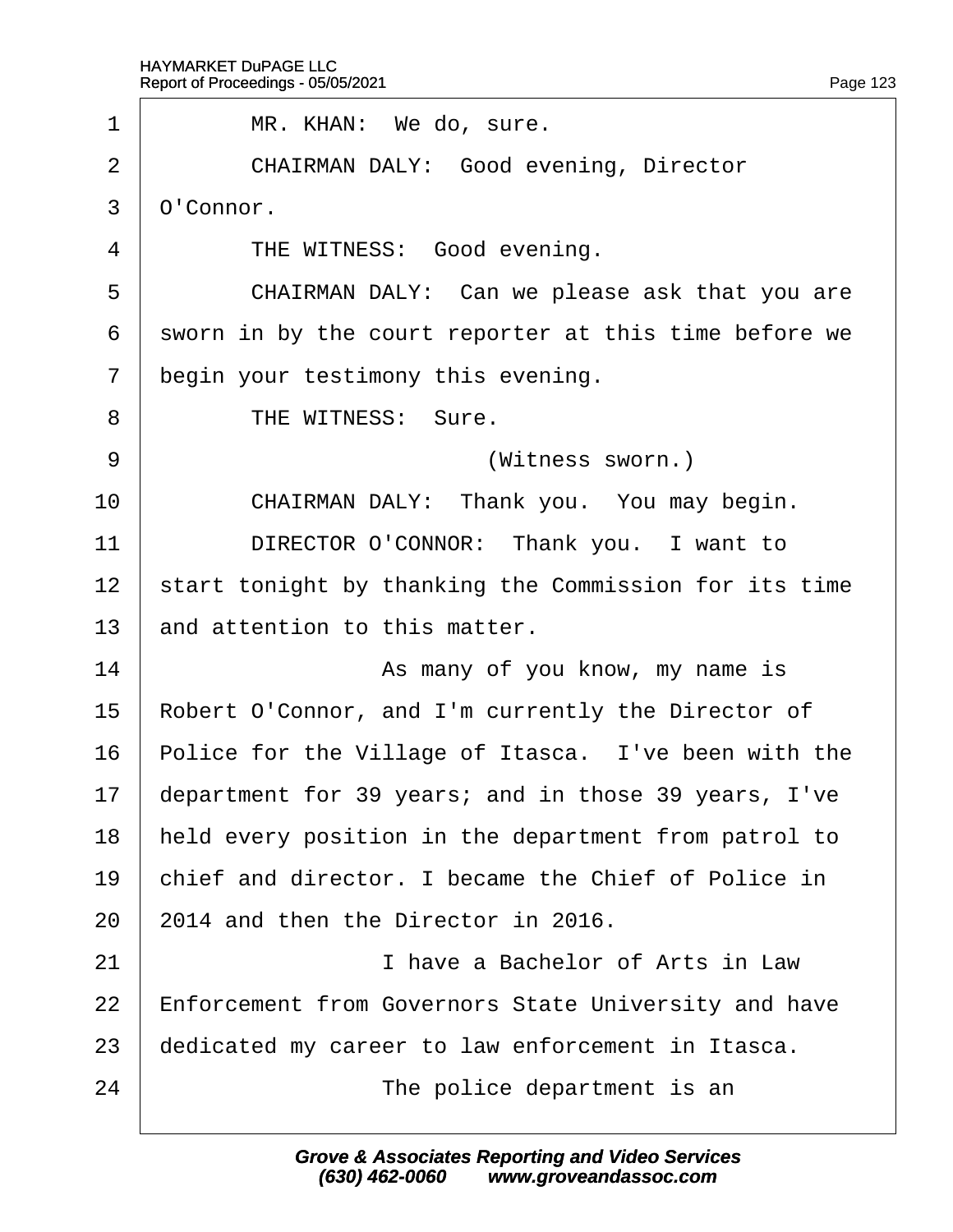MR. KHAN: We do, sure.

CHAIRMAN DALY: Good evening, Director O'Connor.

THE WITNESS: Good evening.

CHAIRMAN DALY: Can we please ask that you are sworn in by the court reporter at this time before we begin your testimony this evening.

THE WITNESS: Sure.

(Witness sworn.)

CHAIRMAN DALY: Thank you. You may begin.

DIRECTOR O'CONNOR: Thank you. I want to start tonight by thanking the Commission for its time and attention to this matter.

As many of you know, my name is Robert O'Connor, and I'm currently the Director of Police for the Village of Itasca. I've been with the department for 39 years; and in those 39 years, I've held every position in the department from patrol to chief and director. I became the Chief of Police in 2014 and then the Director in 2016.

I have a Bachelor of Arts in Law Enforcement from Governors State University and have dedicated my career to law enforcement in Itasca.

The police department is an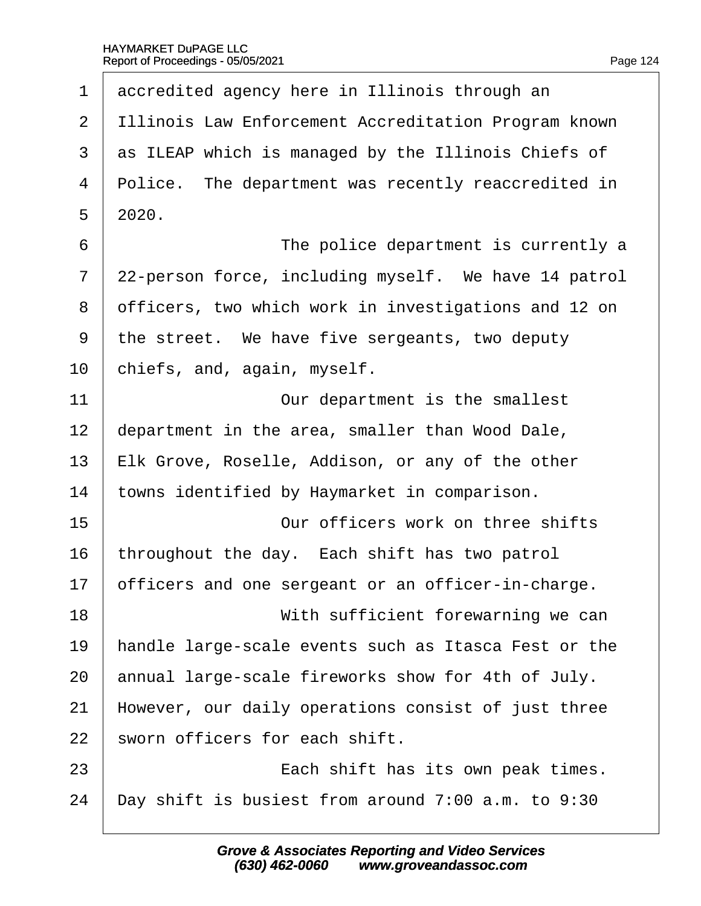accredited agency here in Illinois through an Illinois Law Enforcement Accreditation Program known as ILEAP which is managed by the Illinois Chiefs of Police. The department was recently reaccredited in 2020.

The police department is currently a 22-person force, including myself. We have 14 patrol officers, two which work in investigations and 12 on the street. We have five sergeants, two deputy chiefs, and, again, myself.

Our department is the smallest department in the area, smaller than Wood Dale, Elk Grove, Roselle, Addison, or any of the other towns identified by Haymarket in comparison.

Our officers work on three shifts throughout the day. Each shift has two patrol officers and one sergeant or an officer-in-charge.

With sufficient forewarning we can handle large-scale events such as Itasca Fest or the annual large-scale fireworks show for 4th of July. However, our daily operations consist of just three sworn officers for each shift.

Each shift has its own peak times. Day shift is busiest from around 7:00 a.m. to 9:30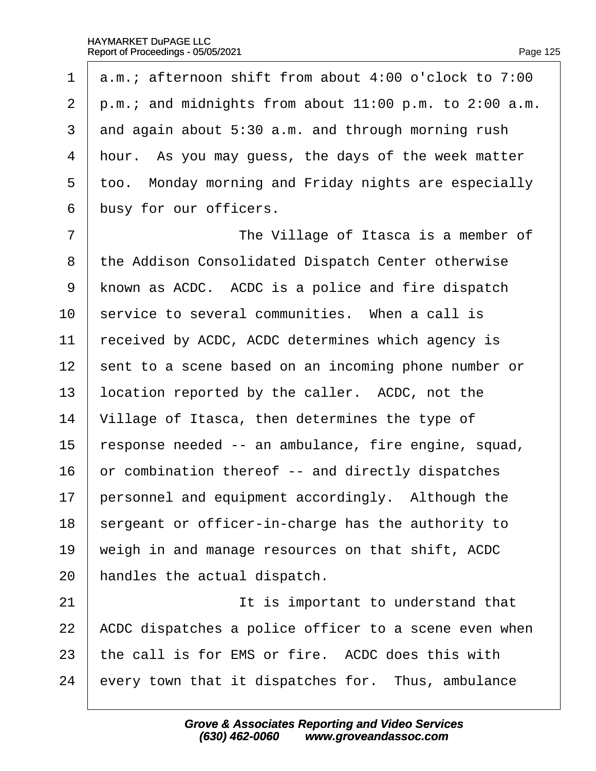a.m.; afternoon shift from about 4:00 o'clock to 7:00 p.m.; and midnights from about 11:00 p.m. to 2:00 a.m. and again about 5:30 a.m. and through morning rush hour. As you may guess, the days of the week matter too. Monday morning and Friday nights are especially busy for our officers.

The Village of Itasca is a member of the Addison Consolidated Dispatch Center otherwise known as ACDC. ACDC is a police and fire dispatch service to several communities. When a call is received by ACDC, ACDC determines which agency is sent to a scene based on an incoming phone number or location reported by the caller. ACDC, not the Village of Itasca, then determines the type of response needed -- an ambulance, fire engine, squad, or combination thereof -- and directly dispatches personnel and equipment accordingly. Although the sergeant or officer-in-charge has the authority to weigh in and manage resources on that shift, ACDC handles the actual dispatch.

It is important to understand that ACDC dispatches a police officer to a scene even when the call is for EMS or fire. ACDC does this with every town that it dispatches for. Thus, ambulance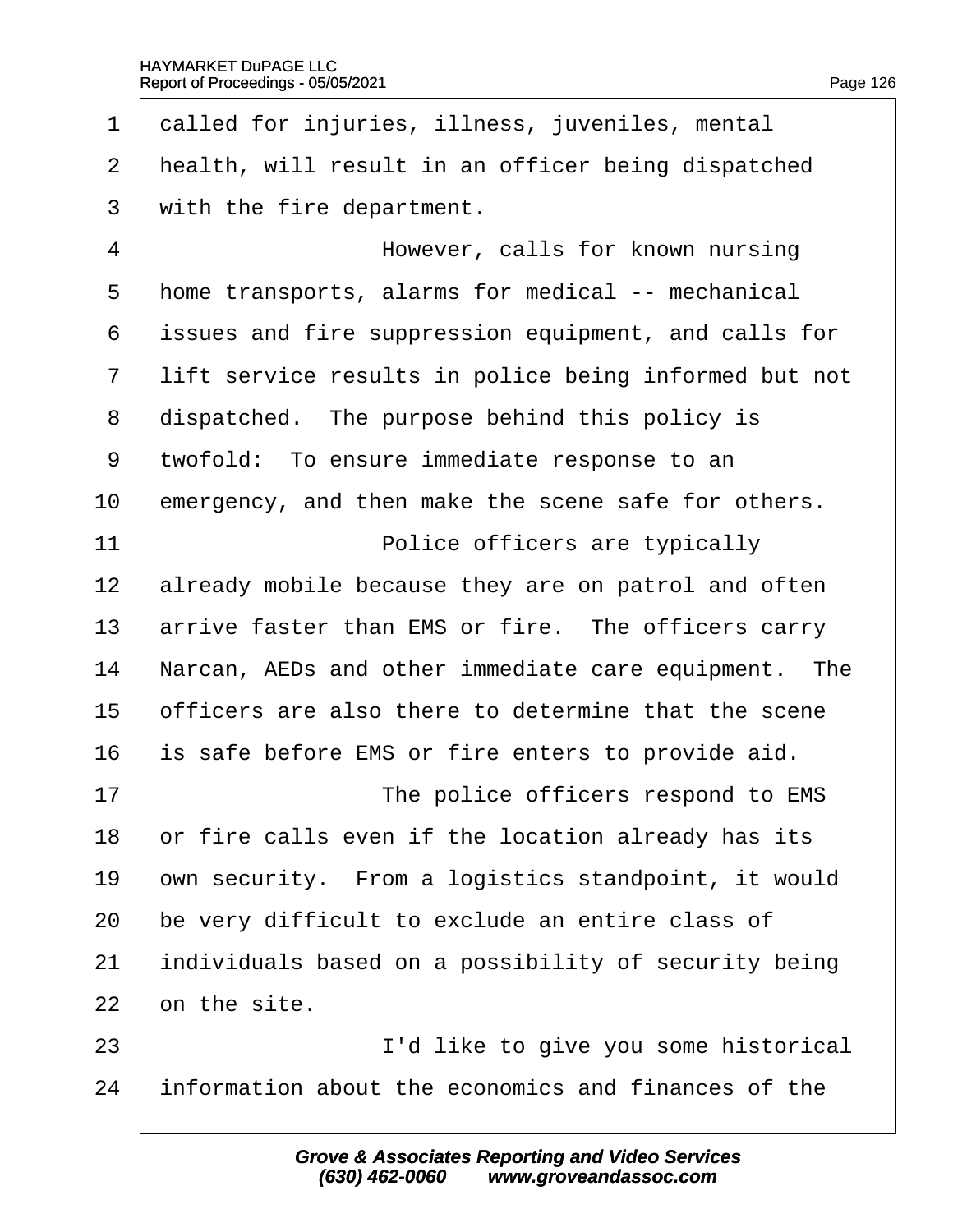called for injuries, illness, juveniles, mental health, will result in an officer being dispatched with the fire department.

However, calls for known nursing home transports, alarms for medical -- mechanical issues and fire suppression equipment, and calls for lift service results in police being informed but not dispatched. The purpose behind this policy is twofold: To ensure immediate response to an emergency, and then make the scene safe for others.

Police officers are typically already mobile because they are on patrol and often arrive faster than EMS or fire. The officers carry Narcan, AEDs and other immediate care equipment. The officers are also there to determine that the scene is safe before EMS or fire enters to provide aid.

The police officers respond to EMS or fire calls even if the location already has its own security. From a logistics standpoint, it would be very difficult to exclude an entire class of individuals based on a possibility of security being on the site.

I'd like to give you some historical information about the economics and finances of the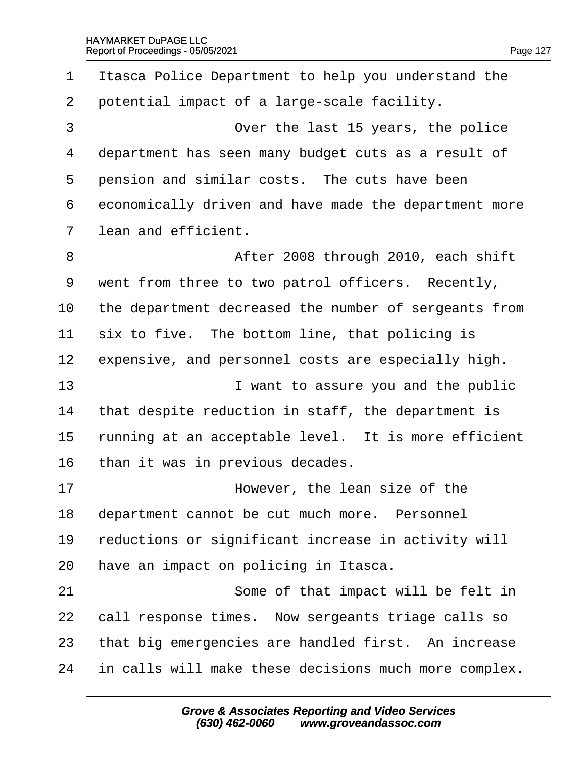Itasca Police Department to help you understand the potential impact of a large-scale facility.

Over the last 15 years, the police department has seen many budget cuts as a result of pension and similar costs. The cuts have been economically driven and have made the department more lean and efficient.

After 2008 through 2010, each shift went from three to two patrol officers. Recently, the department decreased the number of sergeants from six to five. The bottom line, that policing is expensive, and personnel costs are especially high.

I want to assure you and the public that despite reduction in staff, the department is running at an acceptable level. It is more efficient than it was in previous decades.

However, the lean size of the department cannot be cut much more. Personnel reductions or significant increase in activity will have an impact on policing in Itasca.

Some of that impact will be felt in call response times. Now sergeants triage calls so that big emergencies are handled first. An increase in calls will make these decisions much more complex.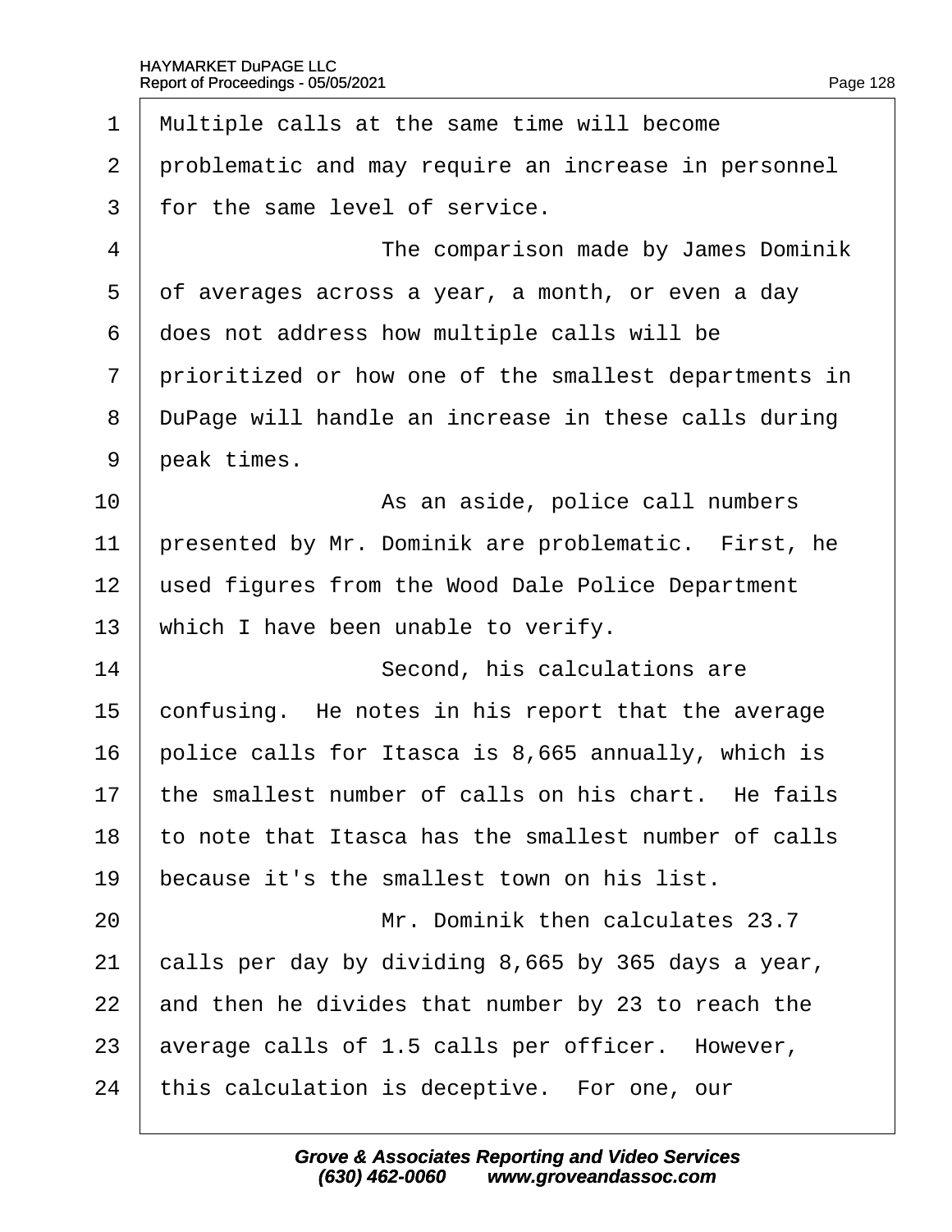Multiple calls at the same time will become problematic and may require an increase in personnel for the same level of service.

The comparison made by James Dominik of averages across a year, a month, or even a day does not address how multiple calls will be prioritized or how one of the smallest departments in DuPage will handle an increase in these calls during peak times.

As an aside, police call numbers presented by Mr. Dominik are problematic. First, he used figures from the Wood Dale Police Department which I have been unable to verify.

Second, his calculations are confusing. He notes in his report that the average police calls for Itasca is 8,665 annually, which is the smallest number of calls on his chart. He fails to note that Itasca has the smallest number of calls because it's the smallest town on his list.

Mr. Dominik then calculates 23.7 calls per day by dividing 8,665 by 365 days a year, and then he divides that number by 23 to reach the average calls of 1.5 calls per officer. However, this calculation is deceptive. For one, our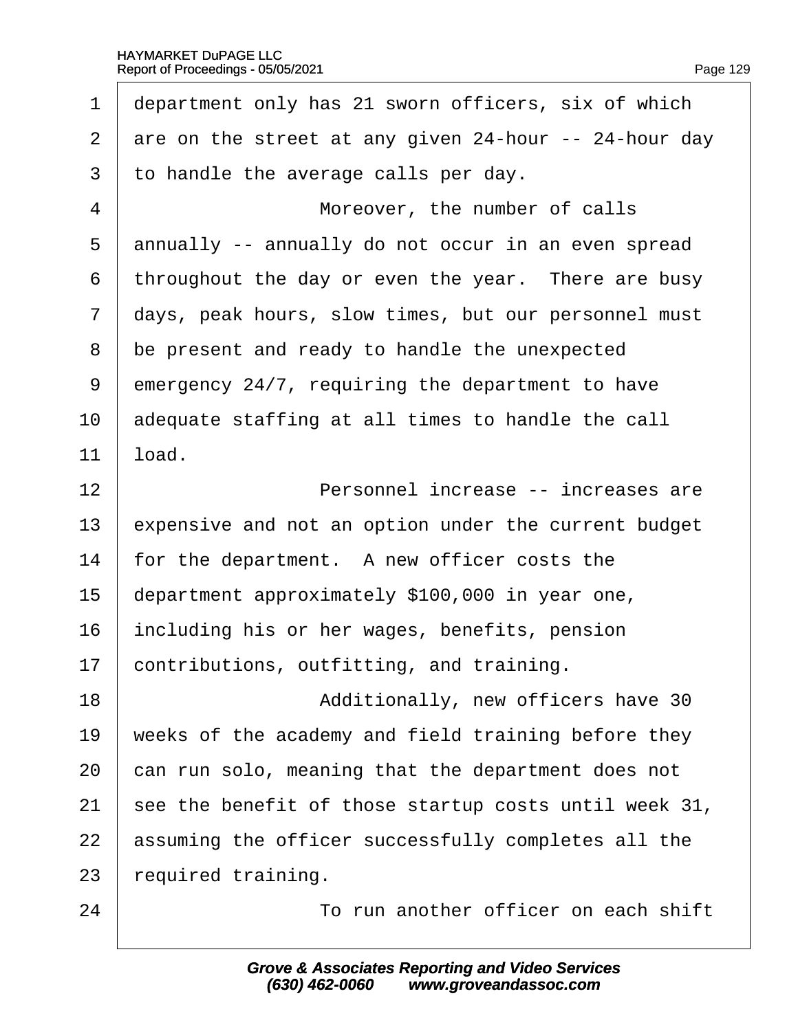department only has 21 sworn officers, six of which are on the street at any given 24-hour -- 24-hour day to handle the average calls per day.

Moreover, the number of calls annually -- annually do not occur in an even spread throughout the day or even the year. There are busy days, peak hours, slow times, but our personnel must be present and ready to handle the unexpected emergency 24/7, requiring the department to have adequate staffing at all times to handle the call load.

Personnel increase -- increases are expensive and not an option under the current budget for the department. A new officer costs the department approximately $100,000 in year one, including his or her wages, benefits, pension contributions, outfitting, and training.

Additionally, new officers have 30 weeks of the academy and field training before they can run solo, meaning that the department does not see the benefit of those startup costs until week 31, assuming the officer successfully completes all the required training.

To run another officer on each shift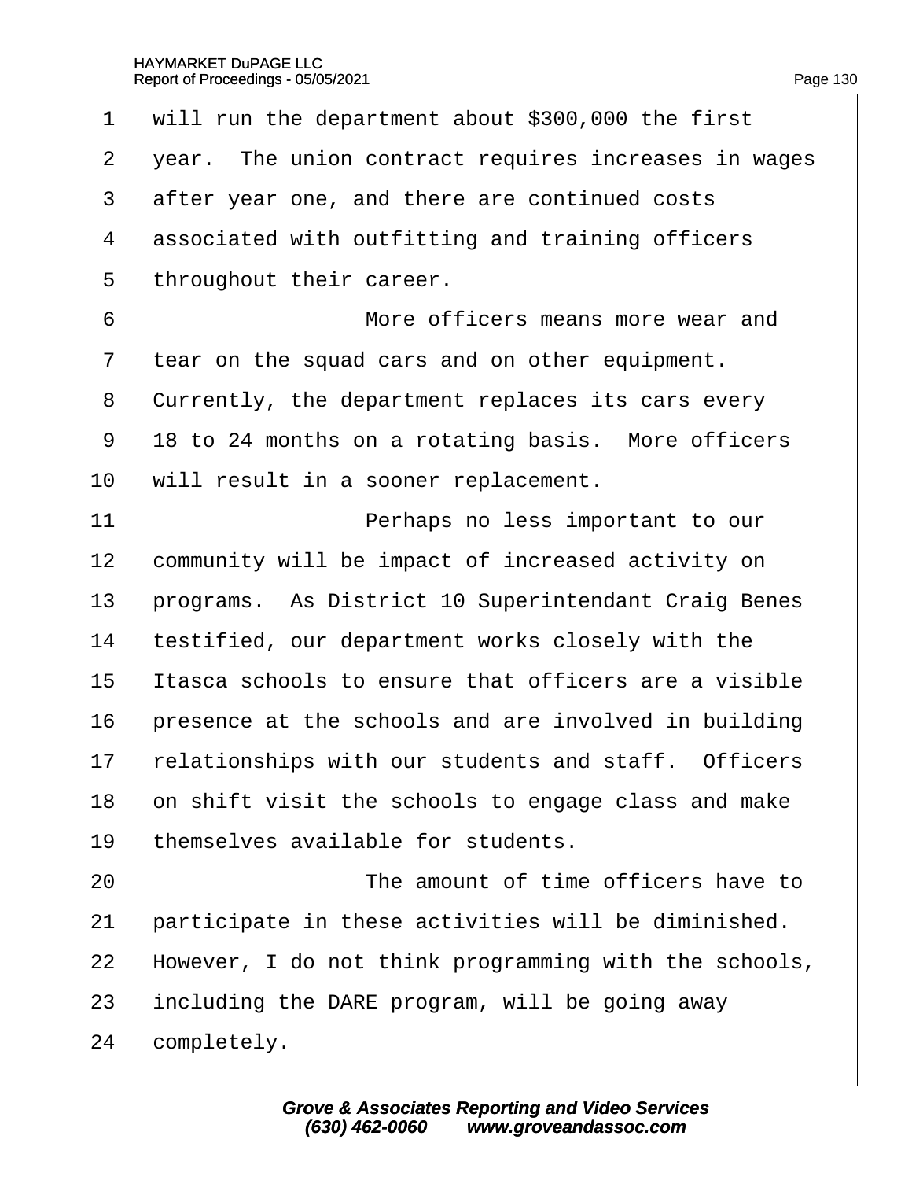will run the department about $300,000 the first year. The union contract requires increases in wages after year one, and there are continued costs associated with outfitting and training officers throughout their career.

More officers means more wear and tear on the squad cars and on other equipment. Currently, the department replaces its cars every 18 to 24 months on a rotating basis. More officers will result in a sooner replacement.

Perhaps no less important to our community will be impact of increased activity on programs. As District 10 Superintendant Craig Benes testified, our department works closely with the Itasca schools to ensure that officers are a visible presence at the schools and are involved in building relationships with our students and staff. Officers on shift visit the schools to engage class and make themselves available for students.

The amount of time officers have to participate in these activities will be diminished. However, I do not think programming with the schools, including the DARE program, will be going away completely.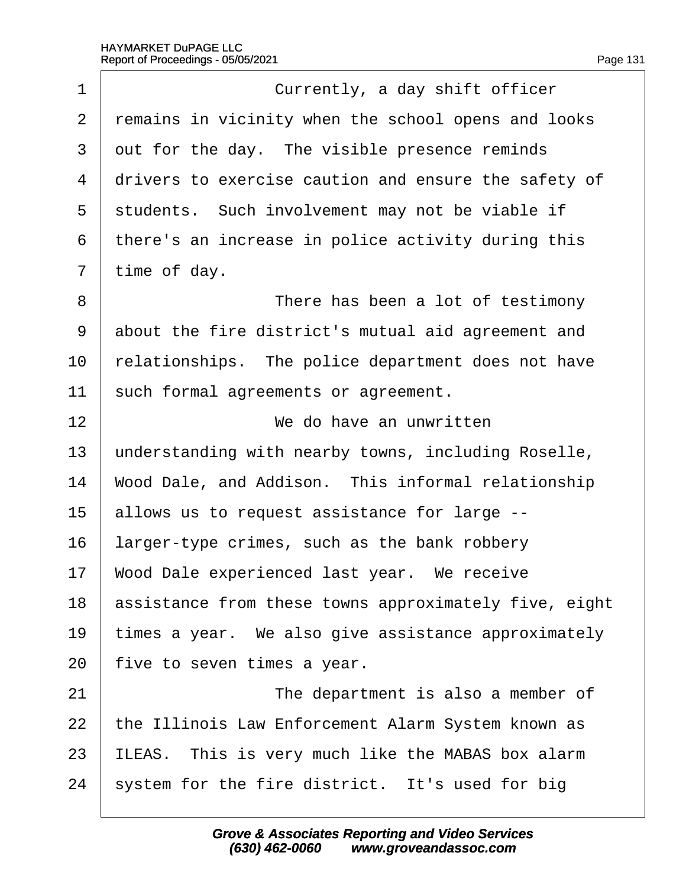Currently, a day shift officer remains in vicinity when the school opens and looks out for the day. The visible presence reminds drivers to exercise caution and ensure the safety of students. Such involvement may not be viable if there's an increase in police activity during this time of day.

There has been a lot of testimony about the fire district's mutual aid agreement and relationships. The police department does not have such formal agreements or agreement.

We do have an unwritten understanding with nearby towns, including Roselle, Wood Dale, and Addison. This informal relationship allows us to request assistance for large -- larger-type crimes, such as the bank robbery Wood Dale experienced last year. We receive assistance from these towns approximately five, eight times a year. We also give assistance approximately five to seven times a year.

The department is also a member of the Illinois Law Enforcement Alarm System known as ILEAS. This is very much like the MABAS box alarm system for the fire district. It's used for big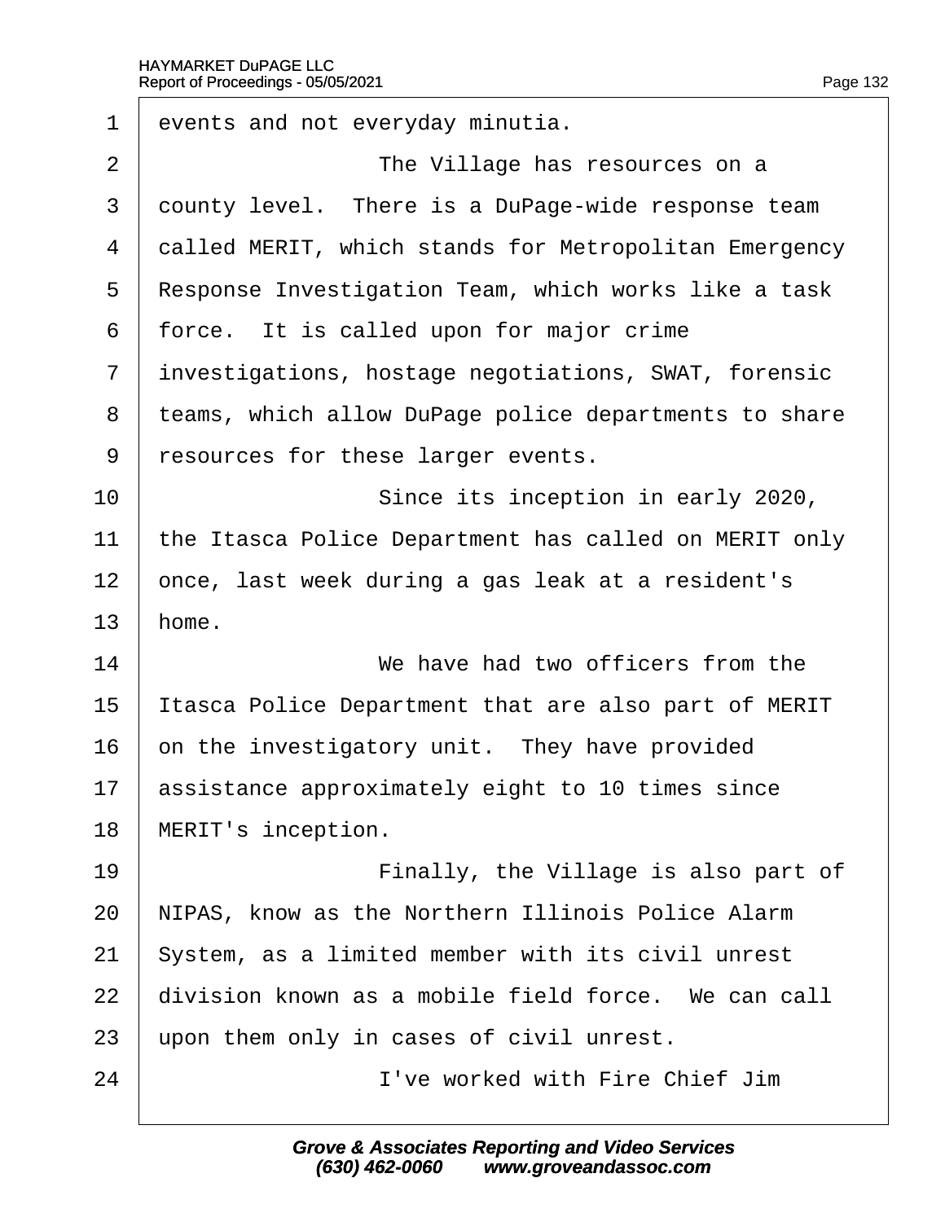events and not everyday minutia.

The Village has resources on a county level. There is a DuPage-wide response team called MERIT, which stands for Metropolitan Emergency Response Investigation Team, which works like a task force. It is called upon for major crime investigations, hostage negotiations, SWAT, forensic teams, which allow DuPage police departments to share resources for these larger events.

Since its inception in early 2020, the Itasca Police Department has called on MERIT only once, last week during a gas leak at a resident's home.

We have had two officers from the Itasca Police Department that are also part of MERIT on the investigatory unit. They have provided assistance approximately eight to 10 times since MERIT's inception.

Finally, the Village is also part of NIPAS, know as the Northern Illinois Police Alarm System, as a limited member with its civil unrest division known as a mobile field force. We can call upon them only in cases of civil unrest.

I've worked with Fire Chief Jim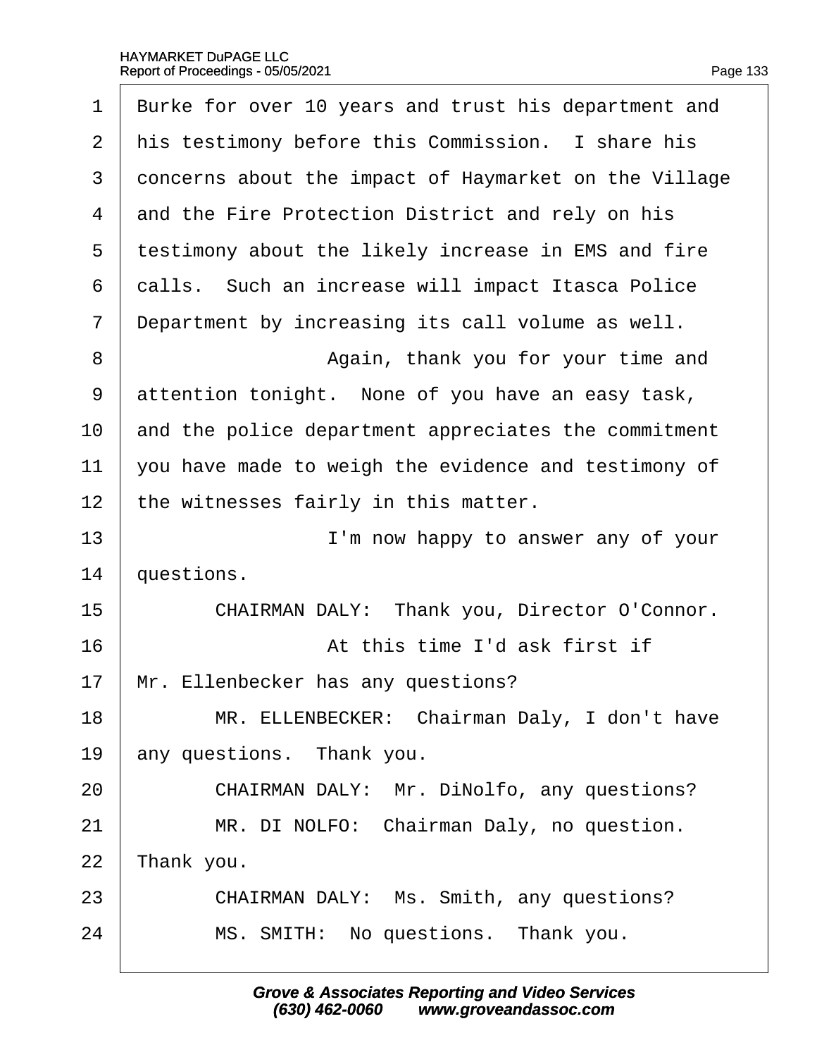Burke for over 10 years and trust his department and his testimony before this Commission. I share his concerns about the impact of Haymarket on the Village and the Fire Protection District and rely on his testimony about the likely increase in EMS and fire calls. Such an increase will impact Itasca Police Department by increasing its call volume as well.

Again, thank you for your time and attention tonight. None of you have an easy task, and the police department appreciates the commitment you have made to weigh the evidence and testimony of the witnesses fairly in this matter.

I'm now happy to answer any of your questions.

CHAIRMAN DALY: Thank you, Director O'Connor.

At this time I'd ask first if Mr. Ellenbecker has any questions?

MR. ELLENBECKER: Chairman Daly, I don't have any questions. Thank you.

CHAIRMAN DALY: Mr. DiNolfo, any questions?

MR. DI NOLFO: Chairman Daly, no question. Thank you.

CHAIRMAN DALY: Ms. Smith, any questions?

MS. SMITH: No questions. Thank you.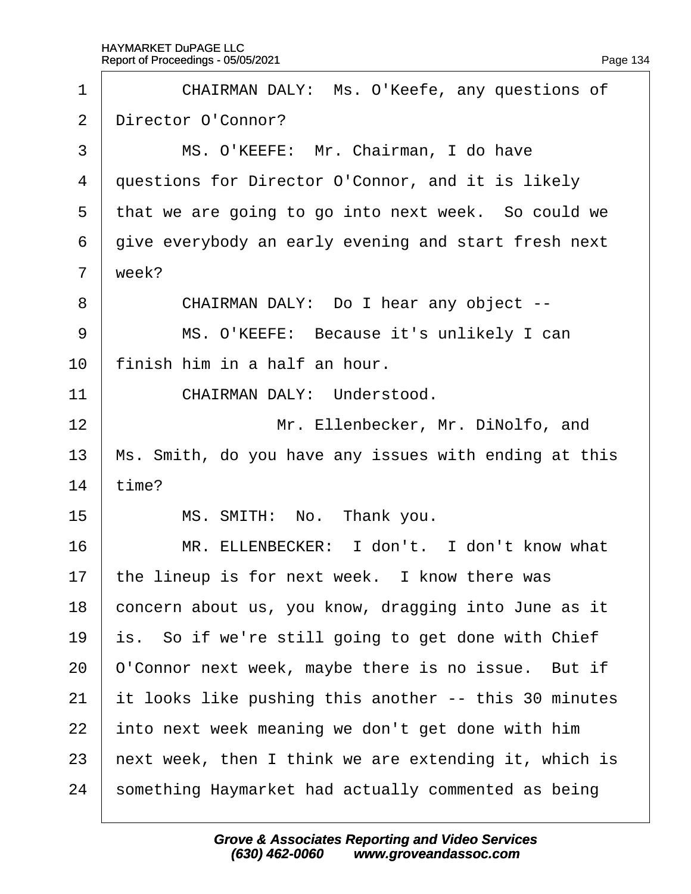CHAIRMAN DALY: Ms. O'Keefe, any questions of Director O'Connor?

MS. O'KEEFE: Mr. Chairman, I do have questions for Director O'Connor, and it is likely that we are going to go into next week. So could we give everybody an early evening and start fresh next week?

CHAIRMAN DALY: Do I hear any object --

MS. O'KEEFE: Because it's unlikely I can finish him in a half an hour.

CHAIRMAN DALY: Understood.

Mr. Ellenbecker, Mr. DiNolfo, and Ms. Smith, do you have any issues with ending at this time?

MS. SMITH: No. Thank you.

MR. ELLENBECKER: I don't. I don't know what the lineup is for next week. I know there was concern about us, you know, dragging into June as it is. So if we're still going to get done with Chief O'Connor next week, maybe there is no issue. But if it looks like pushing this another -- this 30 minutes into next week meaning we don't get done with him next week, then I think we are extending it, which is something Haymarket had actually commented as being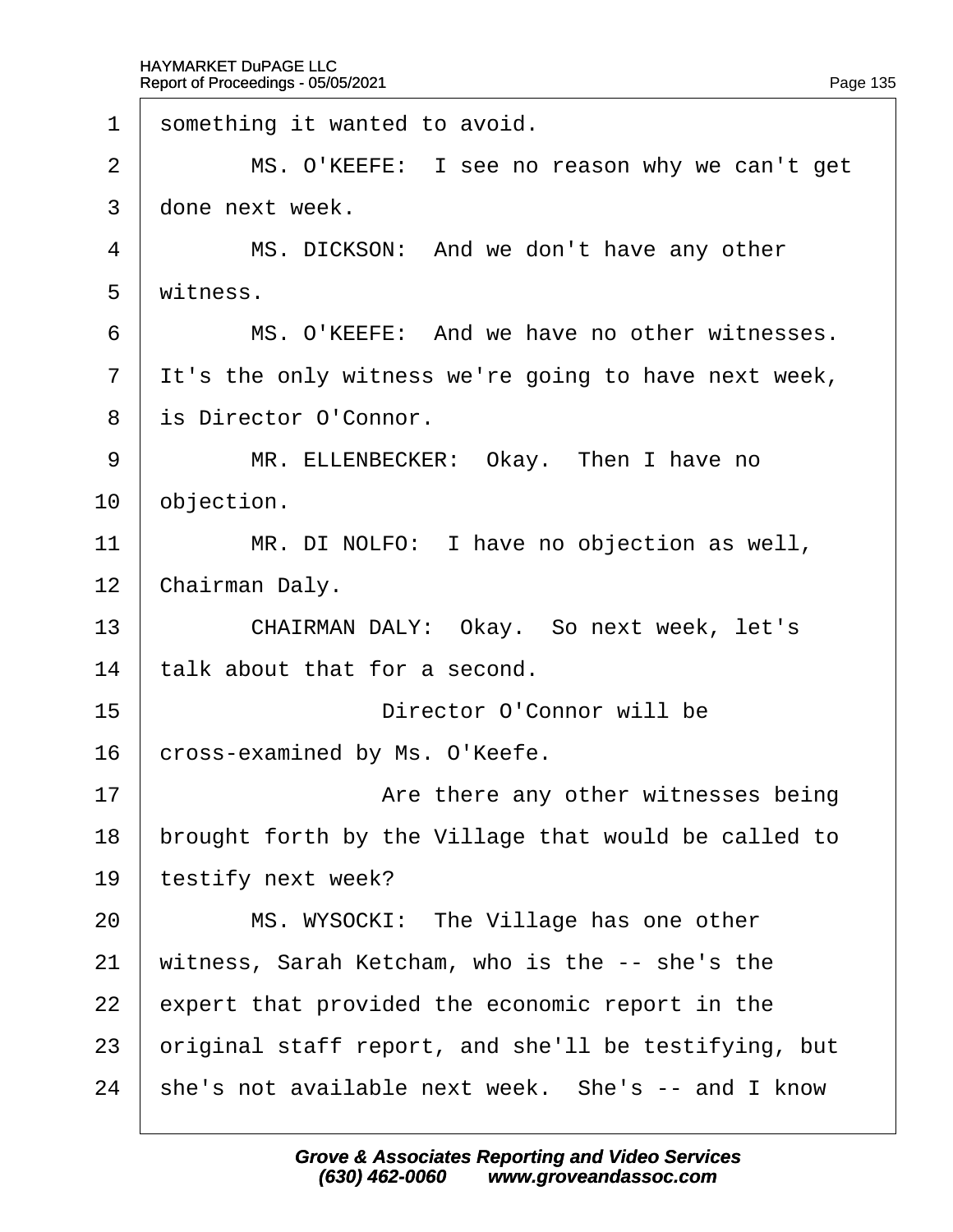1 something it wanted to avoid.

2 MS. O'KEEFE: I see no reason why we can't get

3 done next week.

4 MS. DICKSON: And we don't have any other

5 witness.

6 MS. O'KEEFE: And we have no other witnesses.

7 It's the only witness we're going to have next week,

8 is Director O'Connor.

9 MR. ELLENBECKER: Okay. Then I have no

10 objection.

11 MR. DI NOLFO: I have no objection as well,

12 Chairman Daly.

13 CHAIRMAN DALY: Okay. So next week, let's

14 talk about that for a second.

15 Director O'Connor will be

16 cross-examined by Ms. O'Keefe.

17 Are there any other witnesses being

18 brought forth by the Village that would be called to

19 testify next week?

20 MS. WYSOCKI: The Village has one other

21 witness, Sarah Ketcham, who is the -- she's the

22 expert that provided the economic report in the

23 original staff report, and she'll be testifying, but

24 she's not available next week. She's -- and I know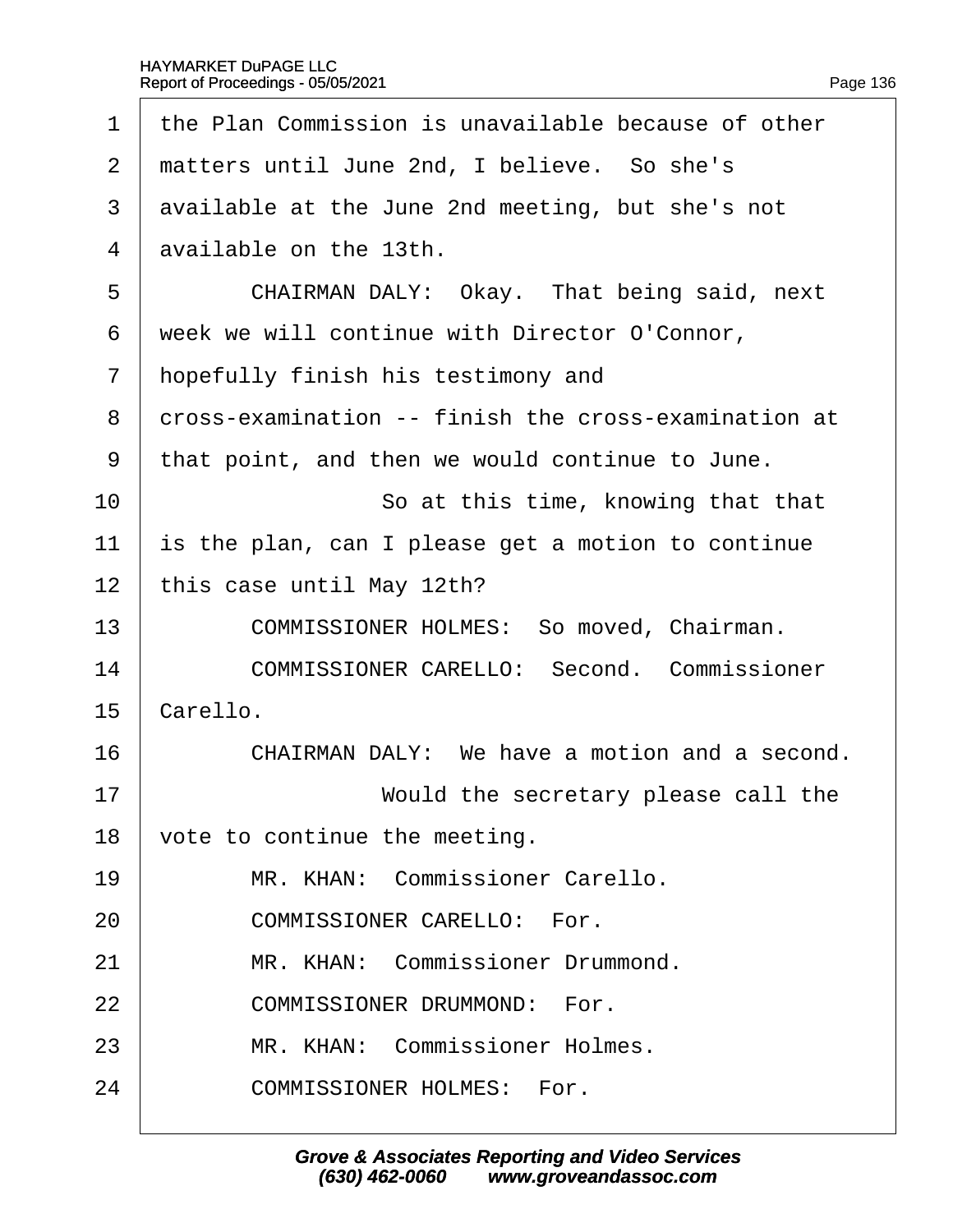the Plan Commission is unavailable because of other matters until June 2nd, I believe. So she's available at the June 2nd meeting, but she's not available on the 13th.

CHAIRMAN DALY: Okay. That being said, next week we will continue with Director O'Connor, hopefully finish his testimony and cross-examination -- finish the cross-examination at that point, and then we would continue to June.

So at this time, knowing that that is the plan, can I please get a motion to continue this case until May 12th?

COMMISSIONER HOLMES: So moved, Chairman.

COMMISSIONER CARELLO: Second. Commissioner Carello.

CHAIRMAN DALY: We have a motion and a second.

Would the secretary please call the vote to continue the meeting.

MR. KHAN: Commissioner Carello.

COMMISSIONER CARELLO: For.

MR. KHAN: Commissioner Drummond.

COMMISSIONER DRUMMOND: For.

MR. KHAN: Commissioner Holmes.

COMMISSIONER HOLMES: For.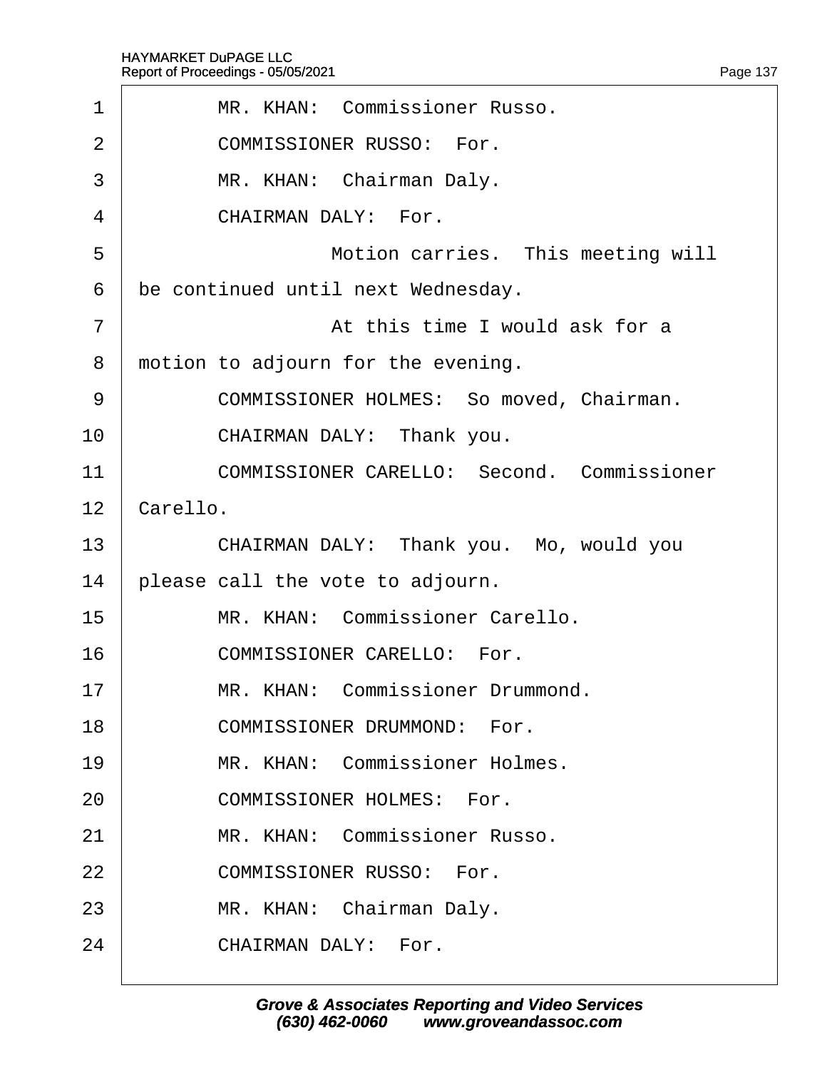MR. KHAN: Commissioner Russo.

COMMISSIONER RUSSO: For.

MR. KHAN: Chairman Daly.

CHAIRMAN DALY: For.

Motion carries. This meeting will be continued until next Wednesday.

At this time I would ask for a motion to adjourn for the evening.

COMMISSIONER HOLMES: So moved, Chairman.

CHAIRMAN DALY: Thank you.

COMMISSIONER CARELLO: Second. Commissioner Carello.

CHAIRMAN DALY: Thank you. Mo, would you please call the vote to adjourn.

MR. KHAN: Commissioner Carello.

COMMISSIONER CARELLO: For.

MR. KHAN: Commissioner Drummond.

COMMISSIONER DRUMMOND: For.

MR. KHAN: Commissioner Holmes.

COMMISSIONER HOLMES: For.

MR. KHAN: Commissioner Russo.

COMMISSIONER RUSSO: For.

MR. KHAN: Chairman Daly.

CHAIRMAN DALY: For.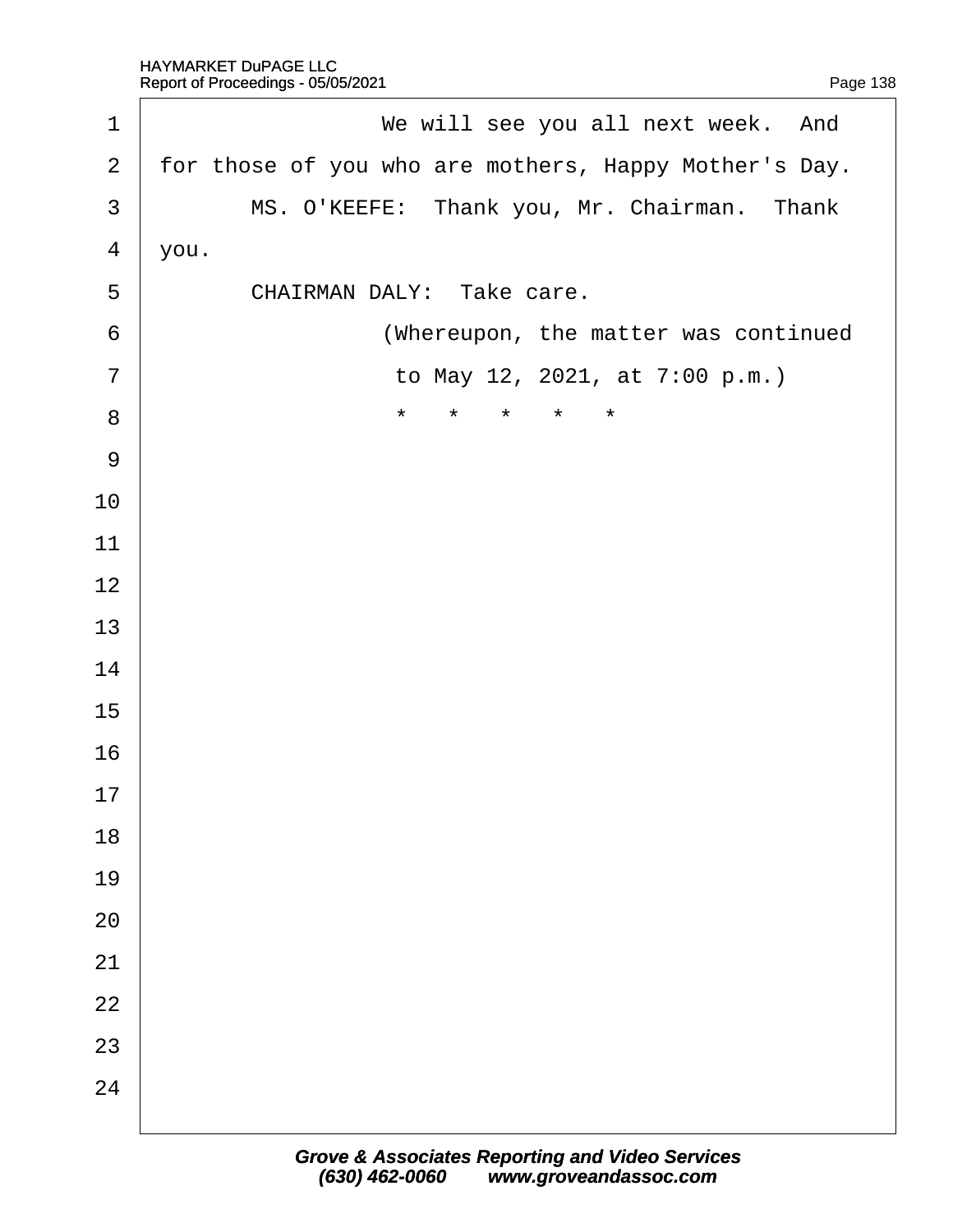We will see you all next week. And for those of you who are mothers, Happy Mother's Day.

MS. O'KEEFE: Thank you, Mr. Chairman. Thank you.

CHAIRMAN DALY: Take care.

(Whereupon, the matter was continued to May 12, 2021, at 7:00 p.m.)

\* \* \* \* \*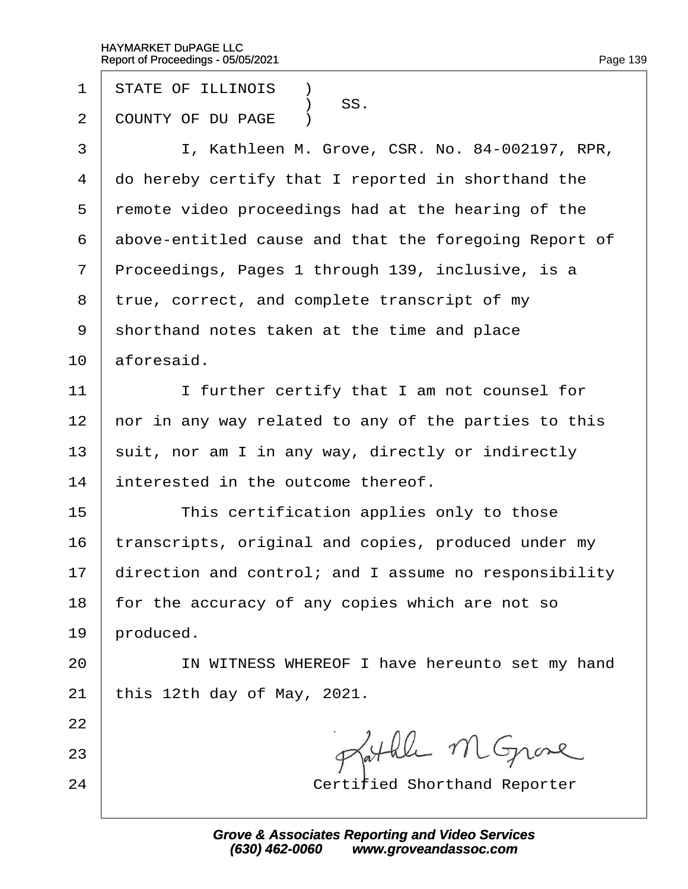STATE OF ILLINOIS )
) SS.
COUNTY OF DU PAGE )

I, Kathleen M. Grove, CSR. No. 84-002197, RPR, do hereby certify that I reported in shorthand the remote video proceedings had at the hearing of the above-entitled cause and that the foregoing Report of Proceedings, Pages 1 through 139, inclusive, is a true, correct, and complete transcript of my shorthand notes taken at the time and place aforesaid.

I further certify that I am not counsel for nor in any way related to any of the parties to this suit, nor am I in any way, directly or indirectly interested in the outcome thereof.

This certification applies only to those transcripts, original and copies, produced under my direction and control; and I assume no responsibility for the accuracy of any copies which are not so produced.

IN WITNESS WHEREOF I have hereunto set my hand this 12th day of May, 2021.

Kathleen M Grove

Certified Shorthand Reporter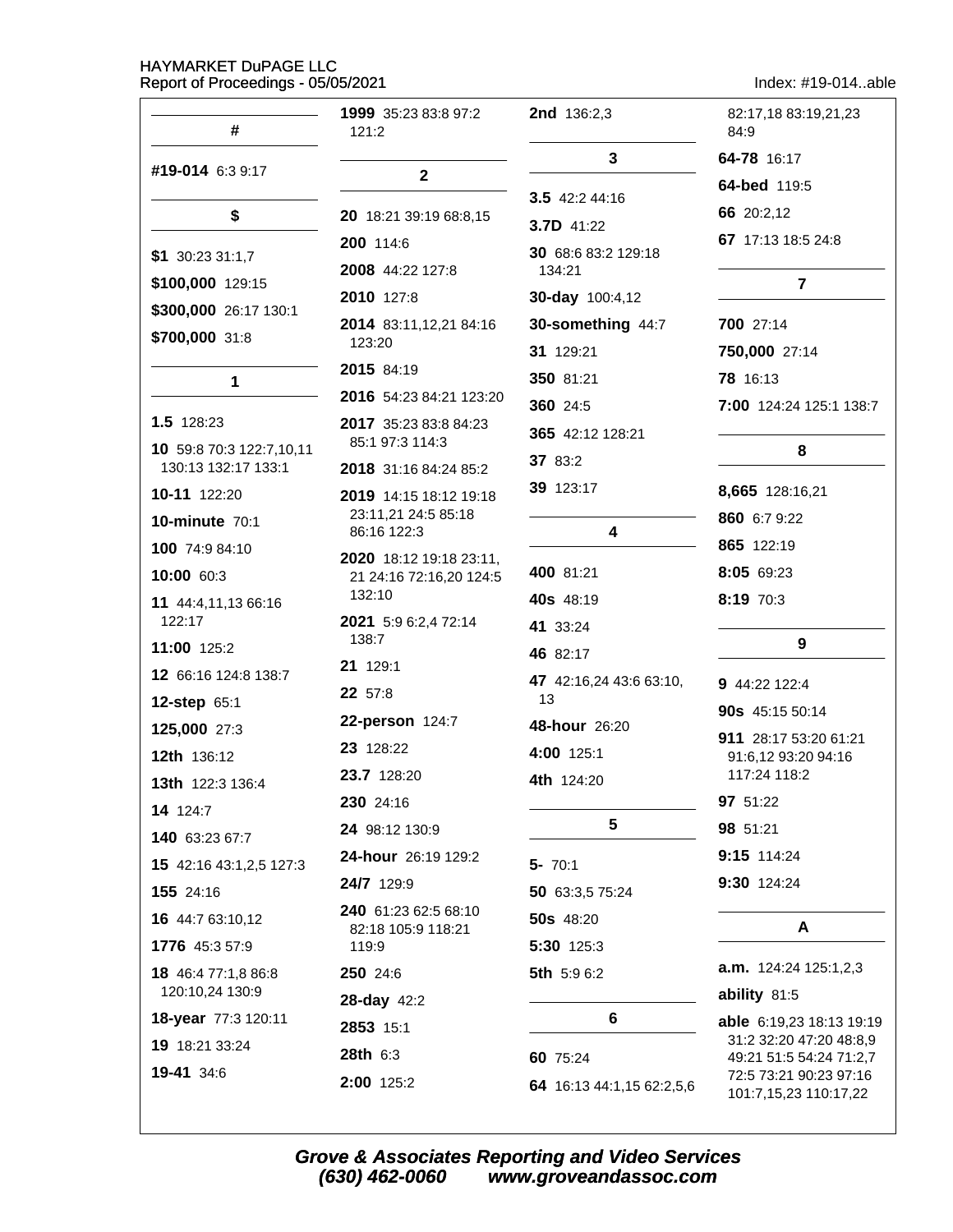## #

**#19-014** 6:3 9:17

## $

**$1** 30:23 31:1,7

**$100,000** 129:15

**$300,000** 26:17 130:1

**$700,000** 31:8

## 1

**1.5** 128:23

**10** 59:8 70:3 122:7,10,11 130:13 132:17 133:1

**10-11** 122:20

**10-minute** 70:1

**100** 74:9 84:10

**10:00** 60:3

**11** 44:4,11,13 66:16 122:17

**11:00** 125:2

**12** 66:16 124:8 138:7

**12-step** 65:1

**125,000** 27:3

**12th** 136:12

**13th** 122:3 136:4

**14** 124:7

**140** 63:23 67:7

**15** 42:16 43:1,2,5 127:3

**155** 24:16

**16** 44:7 63:10,12

**1776** 45:3 57:9

**18** 46:4 77:1,8 86:8 120:10,24 130:9

**18-year** 77:3 120:11

**19** 18:21 33:24

**19-41** 34:6

**1999** 35:23 83:8 97:2 121:2

## 2

**20** 18:21 39:19 68:8,15

**200** 114:6

**2008** 44:22 127:8

**2010** 127:8

**2014** 83:11,12,21 84:16 123:20

**2015** 84:19

**2016** 54:23 84:21 123:20

**2017** 35:23 83:8 84:23 85:1 97:3 114:3

**2018** 31:16 84:24 85:2

**2019** 14:15 18:12 19:18 23:11,21 24:5 85:18 86:16 122:3

**2020** 18:12 19:18 23:11, 21 24:16 72:16,20 124:5 132:10

**2021** 5:9 6:2,4 72:14 138:7

**21** 129:1

**22** 57:8

**22-person** 124:7

**23** 128:22

**23.7** 128:20

**230** 24:16

**24** 98:12 130:9

**24-hour** 26:19 129:2

**24/7** 129:9

**240** 61:23 62:5 68:10 82:18 105:9 118:21 119:9

**250** 24:6

**28-day** 42:2

**2853** 15:1

**28th** 6:3

**2:00** 125:2

**2nd** 136:2,3

## 3

**3.5** 42:2 44:16

**3.7D** 41:22

**30** 68:6 83:2 129:18 134:21

**30-day** 100:4,12

**30-something** 44:7

**31** 129:21

**350** 81:21

**360** 24:5

**365** 42:12 128:21

**37** 83:2

**39** 123:17

## 4

**400** 81:21

**40s** 48:19

**41** 33:24

**46** 82:17

**47** 42:16,24 43:6 63:10, 13

**48-hour** 26:20

**4:00** 125:1

**4th** 124:20

## 5

**5-** 70:1

**50** 63:3,5 75:24

**50s** 48:20

**5:30** 125:3

**5th** 5:9 6:2

## 6

**60** 75:24

**64** 16:13 44:1,15 62:2,5,6 82:17,18 83:19,21,23 84:9

**64-78** 16:17

**64-bed** 119:5

**66** 20:2,12

**67** 17:13 18:5 24:8

## 7

**700** 27:14

**750,000** 27:14

**78** 16:13

**7:00** 124:24 125:1 138:7

## 8

**8,665** 128:16,21

**860** 6:7 9:22

**865** 122:19

**8:05** 69:23

**8:19** 70:3

## 9

**9** 44:22 122:4

**90s** 45:15 50:14

**911** 28:17 53:20 61:21 91:6,12 93:20 94:16 117:24 118:2

**97** 51:22

**98** 51:21

**9:15** 114:24

**9:30** 124:24

## A

**a.m.** 124:24 125:1,2,3

**ability** 81:5

**able** 6:19,23 18:13 19:19 31:2 32:20 47:20 48:8,9 49:21 51:5 54:24 71:2,7 72:5 73:21 90:23 97:16 101:7,15,23 110:17,22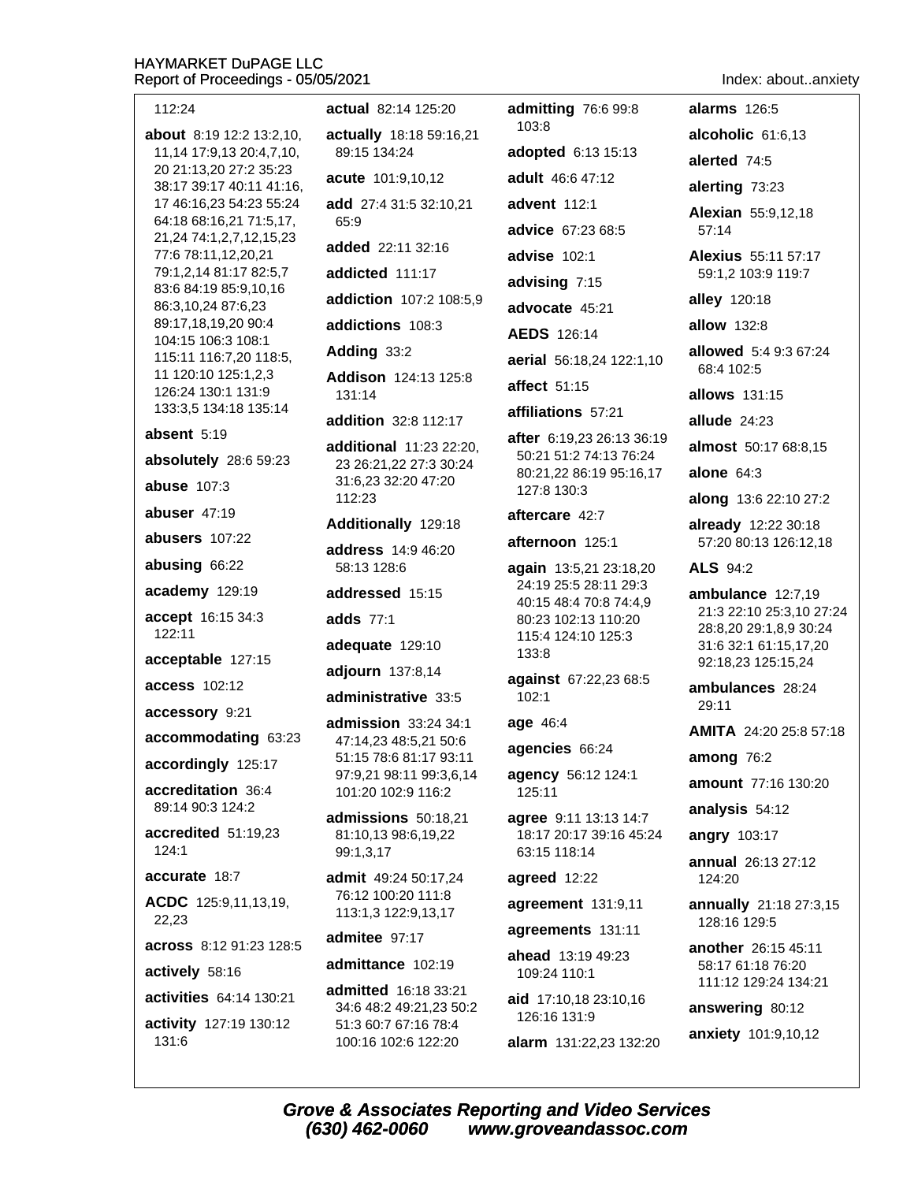112:24

**about** 8:19 12:2 13:2,10, 11,14 17:9,13 20:4,7,10, 20 21:13,20 27:2 35:23 38:17 39:17 40:11 41:16, 17 46:16,23 54:23 55:24 64:18 68:16,21 71:5,17, 21,24 74:1,2,7,12,15,23 77:6 78:11,12,20,21 79:1,2,14 81:17 82:5,7 83:6 84:19 85:9,10,16 86:3,10,24 87:6,23 89:17,18,19,20 90:4 104:15 106:3 108:1 115:11 116:7,20 118:5, 11 120:10 125:1,2,3 126:24 130:1 131:9 133:3,5 134:18 135:14

**absent** 5:19

**absolutely** 28:6 59:23

**abuse** 107:3

**abuser** 47:19

**abusers** 107:22

**abusing** 66:22

**academy** 129:19

**accept** 16:15 34:3 122:11

**acceptable** 127:15

**access** 102:12

**accessory** 9:21

**accommodating** 63:23

**accordingly** 125:17

**accreditation** 36:4 89:14 90:3 124:2

**accredited** 51:19,23 124:1

**accurate** 18:7

**ACDC** 125:9,11,13,19, 22,23

**across** 8:12 91:23 128:5

**actively** 58:16

**activities** 64:14 130:21

**activity** 127:19 130:12 131:6

**actual** 82:14 125:20

**actually** 18:18 59:16,21 89:15 134:24

**acute** 101:9,10,12

**add** 27:4 31:5 32:10,21 65:9

**added** 22:11 32:16

**addicted** 111:17

**addiction** 107:2 108:5,9

**addictions** 108:3

**Adding** 33:2

**Addison** 124:13 125:8 131:14

**addition** 32:8 112:17

**additional** 11:23 22:20, 23 26:21,22 27:3 30:24 31:6,23 32:20 47:20 112:23

**Additionally** 129:18

**address** 14:9 46:20 58:13 128:6

**addressed** 15:15

**adds** 77:1

**adequate** 129:10

**adjourn** 137:8,14

**administrative** 33:5

**admission** 33:24 34:1 47:14,23 48:5,21 50:6 51:15 78:6 81:17 93:11 97:9,21 98:11 99:3,6,14 101:20 102:9 116:2

**admissions** 50:18,21 81:10,13 98:6,19,22 99:1,3,17

**admit** 49:24 50:17,24 76:12 100:20 111:8 113:1,3 122:9,13,17

**admitee** 97:17

**admittance** 102:19

**admitted** 16:18 33:21 34:6 48:2 49:21,23 50:2 51:3 60:7 67:16 78:4 100:16 102:6 122:20

**admitting** 76:6 99:8 103:8

**adopted** 6:13 15:13

**adult** 46:6 47:12

**advent** 112:1

**advice** 67:23 68:5

**advise** 102:1

**advising** 7:15

**advocate** 45:21

**AEDS** 126:14

**aerial** 56:18,24 122:1,10

**affect** 51:15

**affiliations** 57:21

**after** 6:19,23 26:13 36:19 50:21 51:2 74:13 76:24 80:21,22 86:19 95:16,17 127:8 130:3

**aftercare** 42:7

**afternoon** 125:1

**again** 13:5,21 23:18,20 24:19 25:5 28:11 29:3 40:15 48:4 70:8 74:4,9 80:23 102:13 110:20 115:4 124:10 125:3 133:8

**against** 67:22,23 68:5 102:1

**age** 46:4

**agencies** 66:24

**agency** 56:12 124:1 125:11

**agree** 9:11 13:13 14:7 18:17 20:17 39:16 45:24 63:15 118:14

**agreed** 12:22

**agreement** 131:9,11

**agreements** 131:11

**ahead** 13:19 49:23 109:24 110:1

**aid** 17:10,18 23:10,16 126:16 131:9

**alarm** 131:22,23 132:20

**alarms** 126:5

**alcoholic** 61:6,13

**alerted** 74:5

**alerting** 73:23

**Alexian** 55:9,12,18 57:14

**Alexius** 55:11 57:17 59:1,2 103:9 119:7

**alley** 120:18

**allow** 132:8

**allowed** 5:4 9:3 67:24 68:4 102:5

**allows** 131:15

**allude** 24:23

**almost** 50:17 68:8,15

**alone** 64:3

**along** 13:6 22:10 27:2

**already** 12:22 30:18 57:20 80:13 126:12,18

**ALS** 94:2

**ambulance** 12:7,19 21:3 22:10 25:3,10 27:24 28:8,20 29:1,8,9 30:24 31:6 32:1 61:15,17,20 92:18,23 125:15,24

**ambulances** 28:24 29:11

**AMITA** 24:20 25:8 57:18

**among** 76:2

**amount** 77:16 130:20

**analysis** 54:12

**angry** 103:17

**annual** 26:13 27:12 124:20

**annually** 21:18 27:3,15 128:16 129:5

**another** 26:15 45:11 58:17 61:18 76:20 111:12 129:24 134:21

**answering** 80:12

**anxiety** 101:9,10,12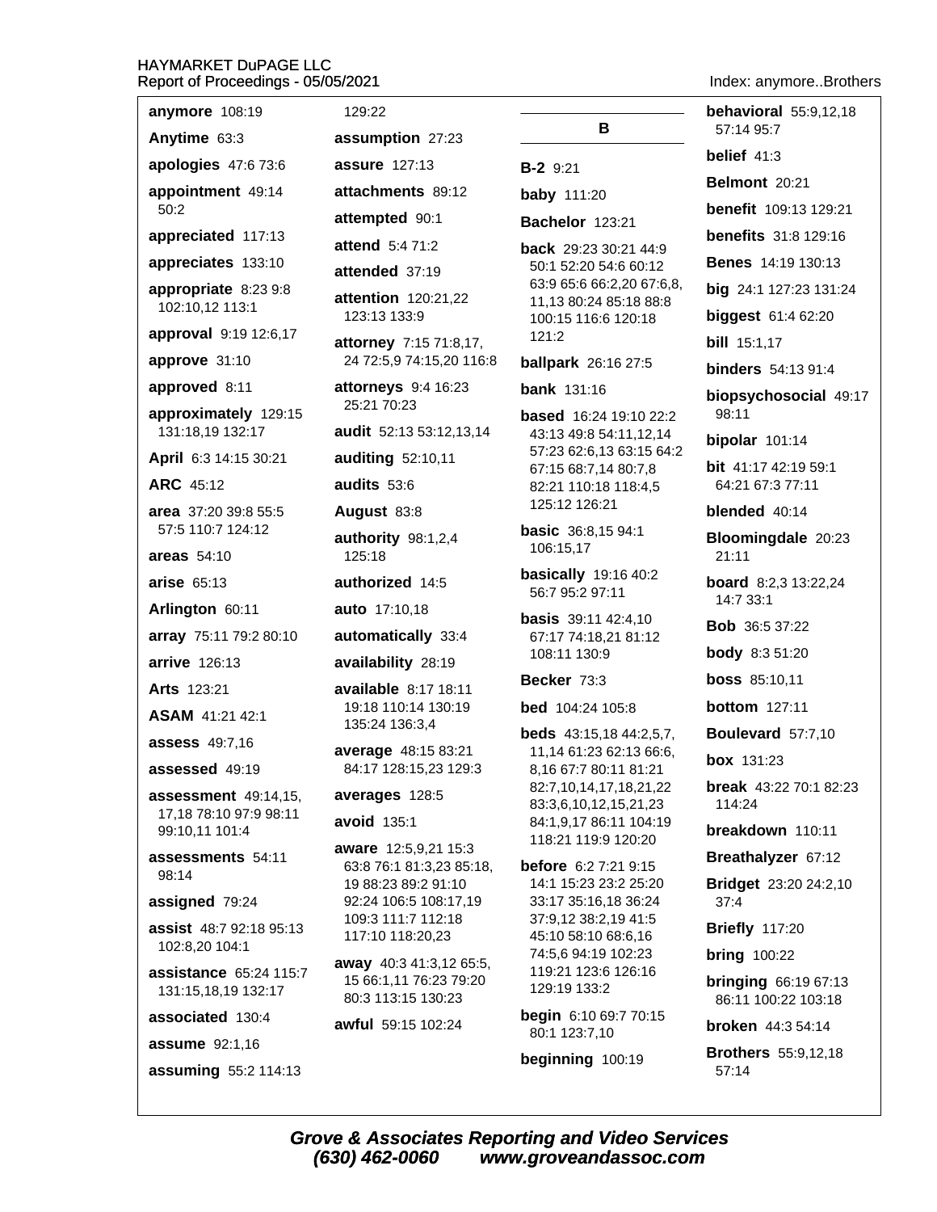**anymore** 108:19

**Anytime** 63:3

**apologies** 47:6 73:6

**appointment** 49:14 50:2

**appreciated** 117:13

**appreciates** 133:10

**appropriate** 8:23 9:8 102:10,12 113:1

**approval** 9:19 12:6,17

**approve** 31:10

**approved** 8:11

**approximately** 129:15 131:18,19 132:17

**April** 6:3 14:15 30:21

**ARC** 45:12

**area** 37:20 39:8 55:5 57:5 110:7 124:12

**areas** 54:10

**arise** 65:13

**Arlington** 60:11

**array** 75:11 79:2 80:10

**arrive** 126:13

**Arts** 123:21

**ASAM** 41:21 42:1

**assess** 49:7,16

**assessed** 49:19

**assessment** 49:14,15, 17,18 78:10 97:9 98:11 99:10,11 101:4

**assessments** 54:11 98:14

**assigned** 79:24

**assist** 48:7 92:18 95:13 102:8,20 104:1

**assistance** 65:24 115:7 131:15,18,19 132:17

**associated** 130:4

**assume** 92:1,16

**assuming** 55:2 114:13

129:22

**assumption** 27:23

**assure** 127:13

**attachments** 89:12

**attempted** 90:1

**attend** 5:4 71:2

**attended** 37:19

**attention** 120:21,22 123:13 133:9

**attorney** 7:15 71:8,17, 24 72:5,9 74:15,20 116:8

**attorneys** 9:4 16:23 25:21 70:23

**audit** 52:13 53:12,13,14

**auditing** 52:10,11

**audits** 53:6

**August** 83:8

**authority** 98:1,2,4 125:18

**authorized** 14:5

**auto** 17:10,18

**automatically** 33:4

**availability** 28:19

**available** 8:17 18:11 19:18 110:14 130:19 135:24 136:3,4

**average** 48:15 83:21 84:17 128:15,23 129:3

**averages** 128:5

**avoid** 135:1

**aware** 12:5,9,21 15:3 63:8 76:1 81:3,23 85:18, 19 88:23 89:2 91:10 92:24 106:5 108:17,19 109:3 111:7 112:18 117:10 118:20,23

**away** 40:3 41:3,12 65:5, 15 66:1,11 76:23 79:20 80:3 113:15 130:23

**awful** 59:15 102:24

## B

**B-2** 9:21

**baby** 111:20

**Bachelor** 123:21

**back** 29:23 30:21 44:9 50:1 52:20 54:6 60:12 63:9 65:6 66:2,20 67:6,8, 11,13 80:24 85:18 88:8 100:15 116:6 120:18 121:2

**ballpark** 26:16 27:5

**bank** 131:16

**based** 16:24 19:10 22:2 43:13 49:8 54:11,12,14 57:23 62:6,13 63:15 64:2 67:15 68:7,14 80:7,8 82:21 110:18 118:4,5 125:12 126:21

**basic** 36:8,15 94:1 106:15,17

**basically** 19:16 40:2 56:7 95:2 97:11

**basis** 39:11 42:4,10 67:17 74:18,21 81:12 108:11 130:9

**Becker** 73:3

**bed** 104:24 105:8

**beds** 43:15,18 44:2,5,7, 11,14 61:23 62:13 66:6, 8,16 67:7 80:11 81:21 82:7,10,14,17,18,21,22 83:3,6,10,12,15,21,23 84:1,9,17 86:11 104:19 118:21 119:9 120:20

**before** 6:2 7:21 9:15 14:1 15:23 23:2 25:20 33:17 35:16,18 36:24 37:9,12 38:2,19 41:5 45:10 58:10 68:6,16 74:5,6 94:19 102:23 119:21 123:6 126:16 129:19 133:2

**begin** 6:10 69:7 70:15 80:1 123:7,10

**beginning** 100:19

**behavioral** 55:9,12,18 57:14 95:7

**belief** 41:3

**Belmont** 20:21

**benefit** 109:13 129:21

**benefits** 31:8 129:16

**Benes** 14:19 130:13

**big** 24:1 127:23 131:24

**biggest** 61:4 62:20

**bill** 15:1,17

**binders** 54:13 91:4

**biopsychosocial** 49:17 98:11

**bipolar** 101:14

**bit** 41:17 42:19 59:1 64:21 67:3 77:11

**blended** 40:14

**Bloomingdale** 20:23 21:11

**board** 8:2,3 13:22,24 14:7 33:1

**Bob** 36:5 37:22

**body** 8:3 51:20

**boss** 85:10,11

**bottom** 127:11

**Boulevard** 57:7,10

**box** 131:23

**break** 43:22 70:1 82:23 114:24

**breakdown** 110:11

**Breathalyzer** 67:12

**Bridget** 23:20 24:2,10 37:4

**Briefly** 117:20

**bring** 100:22

**bringing** 66:19 67:13 86:11 100:22 103:18

**broken** 44:3 54:14

**Brothers** 55:9,12,18 57:14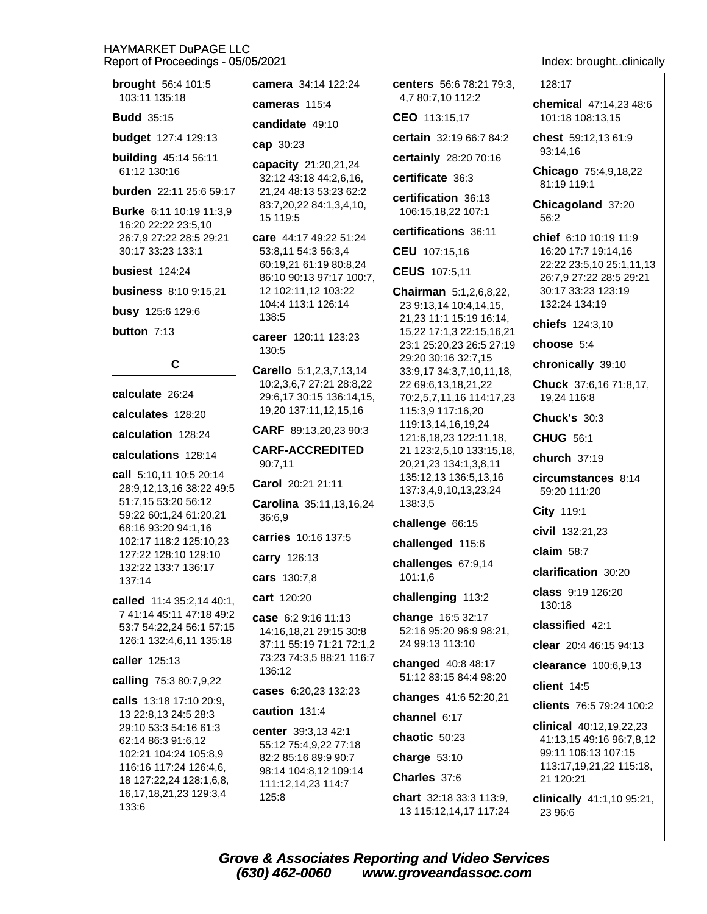**brought** 56:4 101:5 103:11 135:18

**Budd** 35:15

**budget** 127:4 129:13

**building** 45:14 56:11 61:12 130:16

**burden** 22:11 25:6 59:17

**Burke** 6:11 10:19 11:3,9 16:20 22:22 23:5,10 26:7,9 27:22 28:5 29:21 30:17 33:23 133:1

**busiest** 124:24

**business** 8:10 9:15,21

**busy** 125:6 129:6

**button** 7:13

## C

**calculate** 26:24

**calculates** 128:20

**calculation** 128:24

**calculations** 128:14

**call** 5:10,11 10:5 20:14 28:9,12,13,16 38:22 49:5 51:7,15 53:20 56:12 59:22 60:1,24 61:20,21 68:16 93:20 94:1,16 102:17 118:2 125:10,23 127:22 128:10 129:10 132:22 133:7 136:17 137:14

**called** 11:4 35:2,14 40:1,7 41:14 45:11 47:18 49:2 53:7 54:22,24 56:1 57:15 126:1 132:4,6,11 135:18

**caller** 125:13

**calling** 75:3 80:7,9,22

**calls** 13:18 17:10 20:9,13 22:8,13 24:5 28:3 29:10 53:3 54:16 61:3 62:14 86:3 91:6,12 102:21 104:24 105:8,9 116:16 117:24 126:4,6,18 127:22,24 128:1,6,8,16,17,18,21,23 129:3,4 133:6

**camera** 34:14 122:24

**cameras** 115:4

**candidate** 49:10

**cap** 30:23

**capacity** 21:20,21,24 32:12 43:18 44:2,6,16,21,24 48:13 53:23 62:2 83:7,20,22 84:1,3,4,10,15 119:5

**care** 44:17 49:22 51:24 53:8,11 54:3 56:3,4 60:19,21 61:19 80:8,24 86:10 90:13 97:17 100:7,12 102:11,12 103:22 104:4 113:1 126:14 138:5

**career** 120:11 123:23 130:5

**Carello** 5:1,2,3,7,13,14 10:2,3,6,7 27:21 28:8,22 29:6,17 30:15 136:14,15,19,20 137:11,12,15,16

**CARF** 89:13,20,23 90:3

**CARF-ACCREDITED** 90:7,11

**Carol** 20:21 21:11

**Carolina** 35:11,13,16,24 36:6,9

**carries** 10:16 137:5

**carry** 126:13

**cars** 130:7,8

**cart** 120:20

**case** 6:2 9:16 11:13 14:16,18,21 29:15 30:8 37:11 55:19 71:21 72:1,2 73:23 74:3,5 88:21 116:7 136:12

**cases** 6:20,23 132:23

**caution** 131:4

**center** 39:3,13 42:1 55:12 75:4,9,22 77:18 82:2 85:16 89:9 90:7 98:14 104:8,12 109:14 111:12,14,23 114:7 125:8

**centers** 56:6 78:21 79:3,4,7 80:7,10 112:2

**CEO** 113:15,17

**certain** 32:19 66:7 84:2

**certainly** 28:20 70:16

**certificate** 36:3

**certification** 36:13 106:15,18,22 107:1

**certifications** 36:11

**CEU** 107:15,16

**CEUS** 107:5,11

**Chairman** 5:1,2,6,8,22,23 9:13,14 10:4,14,15,21,23 11:1 15:19 16:14,15,22 17:1,3 22:15,16,21 23:1 25:20,23 26:5 27:19 29:20 30:16 32:7,15 33:9,17 34:3,7,10,11,18,22 69:6,13,18,21,22 70:2,5,7,11,16 114:17,23 115:3,9 117:16,20 119:13,14,16,19,24 121:6,18,23 122:11,18,21 123:2,5,10 133:15,18,20,21,23 134:1,3,8,11 135:12,13 136:5,13,16 137:3,4,9,10,13,23,24 138:3,5

**challenge** 66:15

**challenged** 115:6

**challenges** 67:9,14 101:1,6

**challenging** 113:2

**change** 16:5 32:17 52:16 95:20 96:9 98:21,24 99:13 113:10

**changed** 40:8 48:17 51:12 83:15 84:4 98:20

**changes** 41:6 52:20,21

**channel** 6:17

**chaotic** 50:23

**charge** 53:10

**Charles** 37:6

**chart** 32:18 33:3 113:9,13 115:12,14,17 117:24 128:17

**chemical** 47:14,23 48:6 101:18 108:13,15

**chest** 59:12,13 61:9 93:14,16

**Chicago** 75:4,9,18,22 81:19 119:1

**Chicagoland** 37:20 56:2

**chief** 6:10 10:19 11:9 16:20 17:7 19:14,16 22:22 23:5,10 25:1,11,13 26:7,9 27:22 28:5 29:21 30:17 33:23 123:19 132:24 134:19

**chiefs** 124:3,10

**choose** 5:4

**chronically** 39:10

**Chuck** 37:6,16 71:8,17,19,24 116:8

**Chuck's** 30:3

**CHUG** 56:1

**church** 37:19

**circumstances** 8:14 59:20 111:20

**City** 119:1

**civil** 132:21,23

**claim** 58:7

**clarification** 30:20

**class** 9:19 126:20 130:18

**classified** 42:1

**clear** 20:4 46:15 94:13

**clearance** 100:6,9,13

**client** 14:5

**clients** 76:5 79:24 100:2

**clinical** 40:12,19,22,23 41:13,15 49:16 96:7,8,12 99:11 106:13 107:15 113:17,19,21,22 115:18,21 120:21

**clinically** 41:1,10 95:21,23 96:6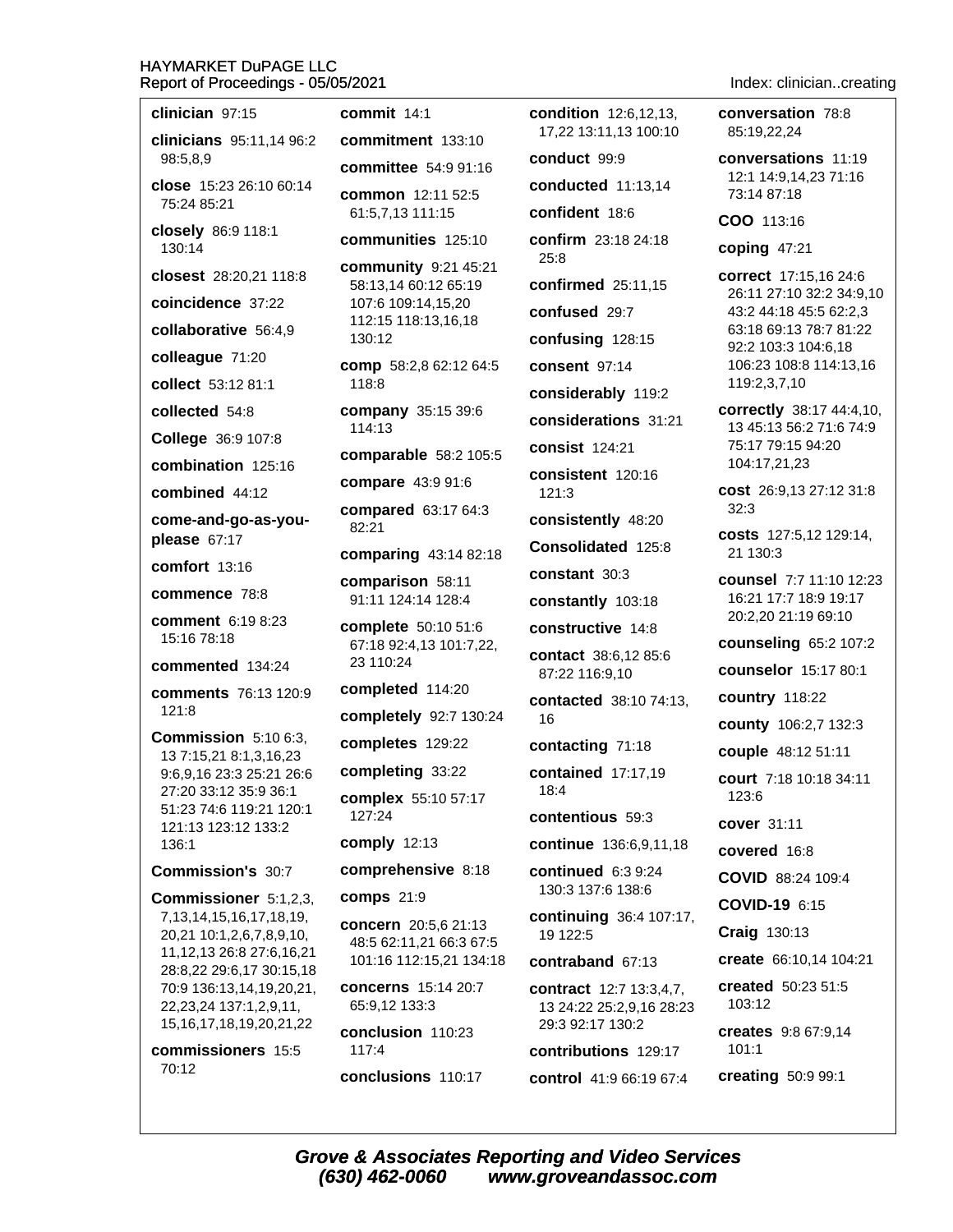**clinician** 97:15

**clinicians** 95:11,14 96:2 98:5,8,9

**close** 15:23 26:10 60:14 75:24 85:21

**closely** 86:9 118:1 130:14

**closest** 28:20,21 118:8

**coincidence** 37:22

**collaborative** 56:4,9

**colleague** 71:20

**collect** 53:12 81:1

**collected** 54:8

**College** 36:9 107:8

**combination** 125:16

**combined** 44:12

**come-and-go-as-you-please** 67:17

**comfort** 13:16

**commence** 78:8

**comment** 6:19 8:23 15:16 78:18

**commented** 134:24

**comments** 76:13 120:9 121:8

**Commission** 5:10 6:3, 13 7:15,21 8:1,3,16,23 9:6,9,16 23:3 25:21 26:6 27:20 33:12 35:9 36:1 51:23 74:6 119:21 120:1 121:13 123:12 133:2 136:1

**Commission's** 30:7

**Commissioner** 5:1,2,3, 7,13,14,15,16,17,18,19, 20,21 10:1,2,6,7,8,9,10, 11,12,13 26:8 27:6,16,21 28:8,22 29:6,17 30:15,18 70:9 136:13,14,19,20,21, 22,23,24 137:1,2,9,11, 15,16,17,18,19,20,21,22

**commissioners** 15:5 70:12

**commit** 14:1

**commitment** 133:10

**committee** 54:9 91:16

**common** 12:11 52:5 61:5,7,13 111:15

**communities** 125:10

**community** 9:21 45:21 58:13,14 60:12 65:19 107:6 109:14,15,20 112:15 118:13,16,18 130:12

**comp** 58:2,8 62:12 64:5 118:8

**company** 35:15 39:6 114:13

**comparable** 58:2 105:5

**compare** 43:9 91:6

**compared** 63:17 64:3 82:21

**comparing** 43:14 82:18

**comparison** 58:11 91:11 124:14 128:4

**complete** 50:10 51:6 67:18 92:4,13 101:7,22, 23 110:24

**completed** 114:20

**completely** 92:7 130:24

**completes** 129:22

**completing** 33:22

**complex** 55:10 57:17 127:24

**comply** 12:13

**comprehensive** 8:18

**comps** 21:9

**concern** 20:5,6 21:13 48:5 62:11,21 66:3 67:5 101:16 112:15,21 134:18

**concerns** 15:14 20:7 65:9,12 133:3

**conclusion** 110:23 117:4

**conclusions** 110:17

**condition** 12:6,12,13, 17,22 13:11,13 100:10

**conduct** 99:9

**conducted** 11:13,14

**confident** 18:6

**confirm** 23:18 24:18 25:8

**confirmed** 25:11,15

**confused** 29:7

**confusing** 128:15

**consent** 97:14

**considerably** 119:2

**considerations** 31:21

**consist** 124:21

**consistent** 120:16 121:3

**consistently** 48:20

**Consolidated** 125:8

**constant** 30:3

**constantly** 103:18

**constructive** 14:8

**contact** 38:6,12 85:6 87:22 116:9,10

**contacted** 38:10 74:13, 16

**contacting** 71:18

**contained** 17:17,19 18:4

**contentious** 59:3

**continue** 136:6,9,11,18

**continued** 6:3 9:24 130:3 137:6 138:6

**continuing** 36:4 107:17, 19 122:5

**contraband** 67:13

**contract** 12:7 13:3,4,7, 13 24:22 25:2,9,16 28:23 29:3 92:17 130:2

**contributions** 129:17

**control** 41:9 66:19 67:4

**conversation** 78:8 85:19,22,24

**conversations** 11:19 12:1 14:9,14,23 71:16 73:14 87:18

**COO** 113:16

**coping** 47:21

**correct** 17:15,16 24:6 26:11 27:10 32:2 34:9,10 43:2 44:18 45:5 62:2,3 63:18 69:13 78:7 81:22 92:2 103:3 104:6,18 106:23 108:8 114:13,16 119:2,3,7,10

**correctly** 38:17 44:4,10, 13 45:13 56:2 71:6 74:9 75:17 79:15 94:20 104:17,21,23

**cost** 26:9,13 27:12 31:8 32:3

**costs** 127:5,12 129:14, 21 130:3

**counsel** 7:7 11:10 12:23 16:21 17:7 18:9 19:17 20:2,20 21:19 69:10

**counseling** 65:2 107:2

**counselor** 15:17 80:1

**country** 118:22

**county** 106:2,7 132:3

**couple** 48:12 51:11

**court** 7:18 10:18 34:11 123:6

**cover** 31:11

**covered** 16:8

**COVID** 88:24 109:4

**COVID-19** 6:15

**Craig** 130:13

**create** 66:10,14 104:21

**created** 50:23 51:5 103:12

**creates** 9:8 67:9,14 101:1

**creating** 50:9 99:1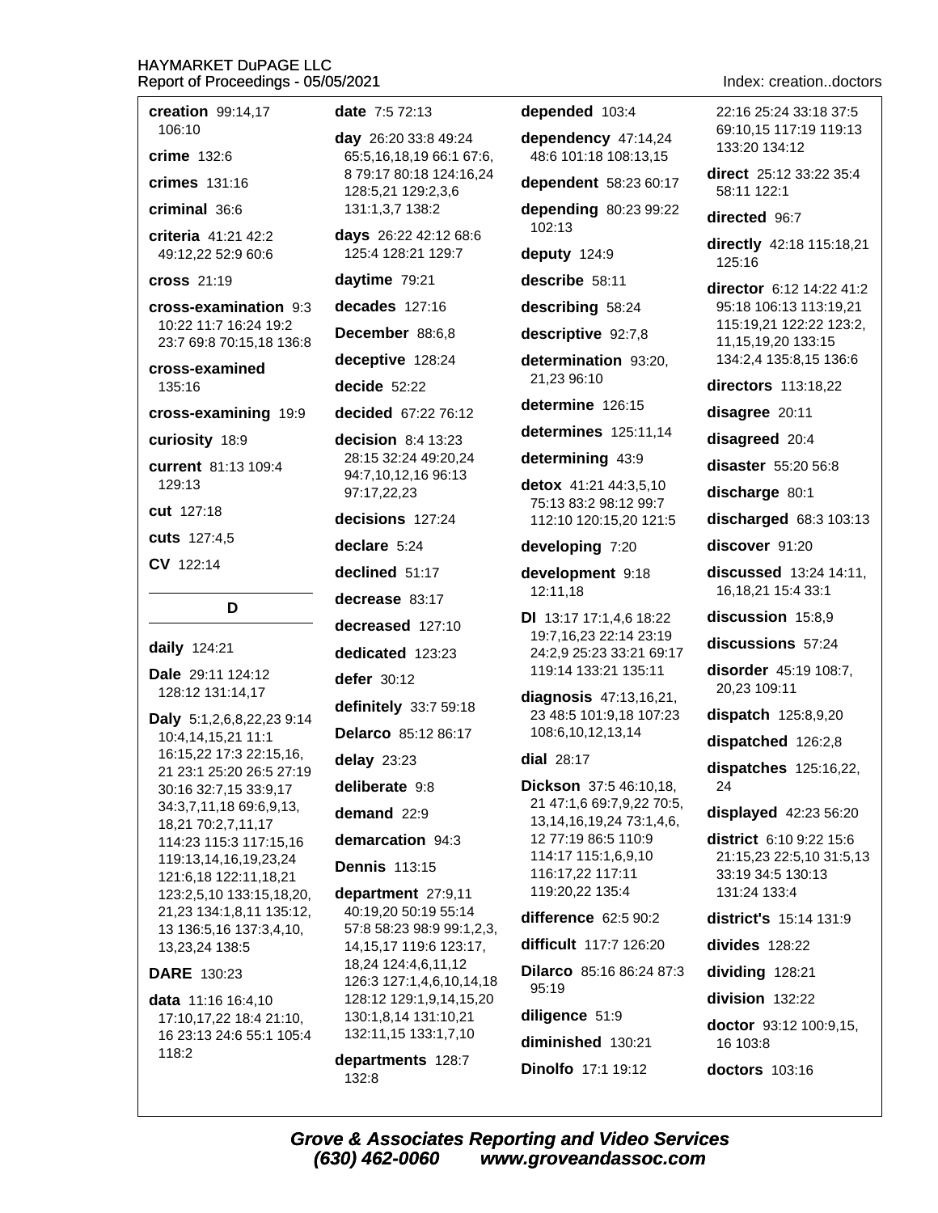**creation** 99:14,17 106:10

**crime** 132:6

**crimes** 131:16

**criminal** 36:6

**criteria** 41:21 42:2 49:12,22 52:9 60:6

**cross** 21:19

**cross-examination** 9:3 10:22 11:7 16:24 19:2 23:7 69:8 70:15,18 136:8

**cross-examined** 135:16

**cross-examining** 19:9

**curiosity** 18:9

**current** 81:13 109:4 129:13

**cut** 127:18

**cuts** 127:4,5

**CV** 122:14

## D

**daily** 124:21

**Dale** 29:11 124:12 128:12 131:14,17

**Daly** 5:1,2,6,8,22,23 9:14 10:4,14,15,21 11:1 16:15,22 17:3 22:15,16, 21 23:1 25:20 26:5 27:19 30:16 32:7,15 33:9,17 34:3,7,11,18 69:6,9,13, 18,21 70:2,7,11,17 114:23 115:3 117:15,16 119:13,14,16,19,23,24 121:6,18 122:11,18,21 123:2,5,10 133:15,18,20, 21,23 134:1,8,11 135:12, 13 136:5,16 137:3,4,10, 13,23,24 138:5

**DARE** 130:23

**data** 11:16 16:4,10 17:10,17,22 18:4 21:10, 16 23:13 24:6 55:1 105:4 118:2

**date** 7:5 72:13

**day** 26:20 33:8 49:24 65:5,16,18,19 66:1 67:6, 8 79:17 80:18 124:16,24 128:5,21 129:2,3,6 131:1,3,7 138:2

**days** 26:22 42:12 68:6 125:4 128:21 129:7

**daytime** 79:21

**decades** 127:16

**December** 88:6,8

**deceptive** 128:24

**decide** 52:22

**decided** 67:22 76:12

**decision** 8:4 13:23 28:15 32:24 49:20,24 94:7,10,12,16 96:13 97:17,22,23

**decisions** 127:24

**declare** 5:24

**declined** 51:17

**decrease** 83:17

**decreased** 127:10

**dedicated** 123:23

**defer** 30:12

**definitely** 33:7 59:18

**Delarco** 85:12 86:17

**delay** 23:23

**deliberate** 9:8

**demand** 22:9

**demarcation** 94:3

**Dennis** 113:15

**department** 27:9,11 40:19,20 50:19 55:14 57:8 58:23 98:9 99:1,2,3, 14,15,17 119:6 123:17, 18,24 124:4,6,11,12 126:3 127:1,4,6,10,14,18 128:12 129:1,9,14,15,20 130:1,8,14 131:10,21 132:11,15 133:1,7,10

**departments** 128:7 132:8

**depended** 103:4

**dependency** 47:14,24 48:6 101:18 108:13,15

**dependent** 58:23 60:17

**depending** 80:23 99:22 102:13

**deputy** 124:9

**describe** 58:11

**describing** 58:24

**descriptive** 92:7,8

**determination** 93:20, 21,23 96:10

**determine** 126:15

**determines** 125:11,14

**determining** 43:9

**detox** 41:21 44:3,5,10 75:13 83:2 98:12 99:7 112:10 120:15,20 121:5

**developing** 7:20

**development** 9:18 12:11,18

**DI** 13:17 17:1,4,6 18:22 19:7,16,23 22:14 23:19 24:2,9 25:23 33:21 69:17 119:14 133:21 135:11

**diagnosis** 47:13,16,21, 23 48:5 101:9,18 107:23 108:6,10,12,13,14

**dial** 28:17

**Dickson** 37:5 46:10,18, 21 47:1,6 69:7,9,22 70:5, 13,14,16,19,24 73:1,4,6, 12 77:19 86:5 110:9 114:17 115:1,6,9,10 116:17,22 117:11 119:20,22 135:4

**difference** 62:5 90:2

**difficult** 117:7 126:20

**Dilarco** 85:16 86:24 87:3 95:19

**diligence** 51:9

**diminished** 130:21

**Dinolfo** 17:1 19:12

22:16 25:24 33:18 37:5 69:10,15 117:19 119:13 133:20 134:12

**direct** 25:12 33:22 35:4 58:11 122:1

**directed** 96:7

**directly** 42:18 115:18,21 125:16

**director** 6:12 14:22 41:2 95:18 106:13 113:19,21 115:19,21 122:22 123:2, 11,15,19,20 133:15 134:2,4 135:8,15 136:6

**directors** 113:18,22

**disagree** 20:11

**disagreed** 20:4

**disaster** 55:20 56:8

**discharge** 80:1

**discharged** 68:3 103:13

**discover** 91:20

**discussed** 13:24 14:11, 16,18,21 15:4 33:1

**discussion** 15:8,9

**discussions** 57:24

**disorder** 45:19 108:7, 20,23 109:11

**dispatch** 125:8,9,20

**dispatched** 126:2,8

**dispatches** 125:16,22, 24

**displayed** 42:23 56:20

**district** 6:10 9:22 15:6 21:15,23 22:5,10 31:5,13 33:19 34:5 130:13 131:24 133:4

**district's** 15:14 131:9

**divides** 128:22

**dividing** 128:21

**division** 132:22

**doctor** 93:12 100:9,15, 16 103:8

**doctors** 103:16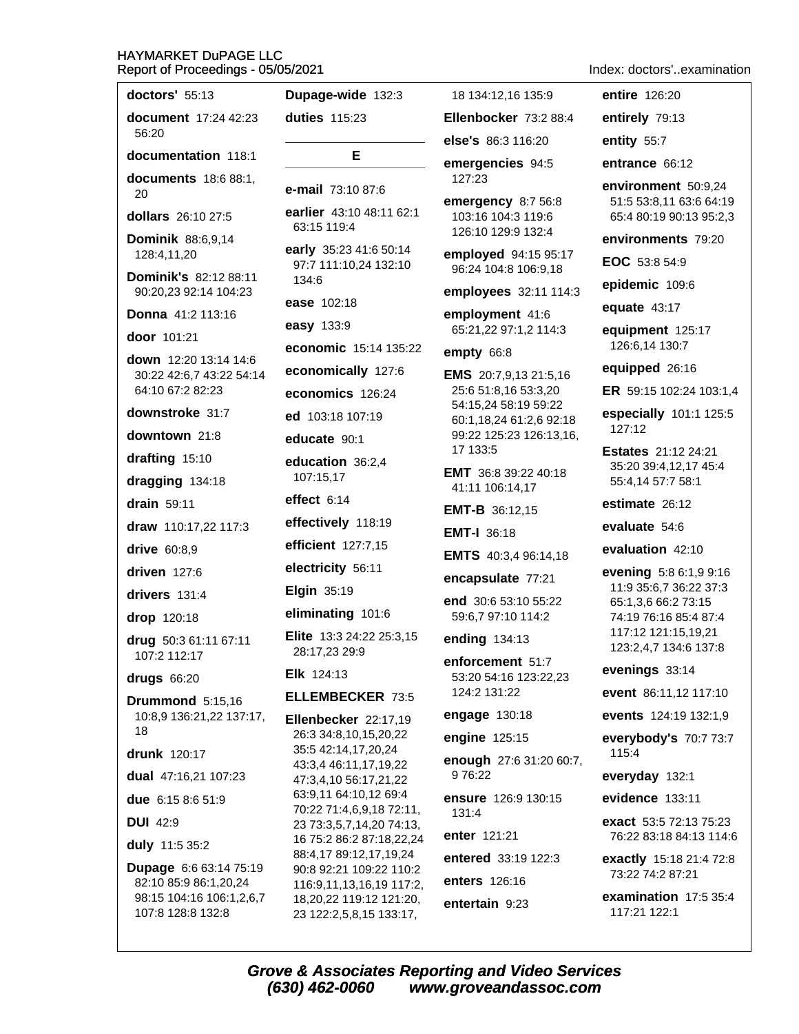**doctors'** 55:13

**document** 17:24 42:23 56:20

**documentation** 118:1

**documents** 18:6 88:1, 20

**dollars** 26:10 27:5

**Dominik** 88:6,9,14 128:4,11,20

**Dominik's** 82:12 88:11 90:20,23 92:14 104:23

**Donna** 41:2 113:16

**door** 101:21

**down** 12:20 13:14 14:6 30:22 42:6,7 43:22 54:14 64:10 67:2 82:23

**downstroke** 31:7

**downtown** 21:8

**drafting** 15:10

**dragging** 134:18

**drain** 59:11

**draw** 110:17,22 117:3

**drive** 60:8,9

**driven** 127:6

**drivers** 131:4

**drop** 120:18

**drug** 50:3 61:11 67:11 107:2 112:17

**drugs** 66:20

**Drummond** 5:15,16 10:8,9 136:21,22 137:17, 18

**drunk** 120:17

**dual** 47:16,21 107:23

**due** 6:15 8:6 51:9

**DUI** 42:9

**duly** 11:5 35:2

**Dupage** 6:6 63:14 75:19 82:10 85:9 86:1,20,24 98:15 104:16 106:1,2,6,7 107:8 128:8 132:8

**Dupage-wide** 132:3

**duties** 115:23

## E

**e-mail** 73:10 87:6

**earlier** 43:10 48:11 62:1 63:15 119:4

**early** 35:23 41:6 50:14 97:7 111:10,24 132:10 134:6

**ease** 102:18

**easy** 133:9

**economic** 15:14 135:22

**economically** 127:6

**economics** 126:24

**ed** 103:18 107:19

**educate** 90:1

**education** 36:2,4 107:15,17

**effect** 6:14

**effectively** 118:19

**efficient** 127:7,15

**electricity** 56:11

**Elgin** 35:19

**eliminating** 101:6

**Elite** 13:3 24:22 25:3,15 28:17,23 29:9

**Elk** 124:13

**ELLEMBECKER** 73:5

**Ellenbecker** 22:17,19 26:3 34:8,10,15,20,22 35:5 42:14,17,20,24 43:3,4 46:11,17,19,22 47:3,4,10 56:17,21,22 63:9,11 64:10,12 69:4 70:22 71:4,6,9,18 72:11, 23 73:3,5,7,14,20 74:13, 16 75:2 86:2 87:18,22,24 88:4,17 89:12,17,19,24 90:8 92:21 109:22 110:2 116:9,11,13,16,19 117:2, 18,20,22 119:12 121:20, 23 122:2,5,8,15 133:17, 18 134:12,16 135:9

**Ellenbocker** 73:2 88:4

**else's** 86:3 116:20

**emergencies** 94:5 127:23

**emergency** 8:7 56:8 103:16 104:3 119:6 126:10 129:9 132:4

**employed** 94:15 95:17 96:24 104:8 106:9,18

**employees** 32:11 114:3

**employment** 41:6 65:21,22 97:1,2 114:3

**empty** 66:8

**EMS** 20:7,9,13 21:5,16 25:6 51:8,16 53:3,20 54:15,24 58:19 59:22 60:1,18,24 61:2,6 92:18 99:22 125:23 126:13,16, 17 133:5

**EMT** 36:8 39:22 40:18 41:11 106:14,17

**EMT-B** 36:12,15

**EMT-I** 36:18

**EMTS** 40:3,4 96:14,18

**encapsulate** 77:21

**end** 30:6 53:10 55:22 59:6,7 97:10 114:2

**ending** 134:13

**enforcement** 51:7 53:20 54:16 123:22,23 124:2 131:22

**engage** 130:18

**engine** 125:15

**enough** 27:6 31:20 60:7, 9 76:22

**ensure** 126:9 130:15 131:4

**enter** 121:21

**entered** 33:19 122:3

**enters** 126:16

**entertain** 9:23

**entire** 126:20

**entirely** 79:13

**entity** 55:7

**entrance** 66:12

**environment** 50:9,24 51:5 53:8,11 63:6 64:19 65:4 80:19 90:13 95:2,3

**environments** 79:20

**EOC** 53:8 54:9

**epidemic** 109:6

**equate** 43:17

**equipment** 125:17 126:6,14 130:7

**equipped** 26:16

**ER** 59:15 102:24 103:1,4

**especially** 101:1 125:5 127:12

**Estates** 21:12 24:21 35:20 39:4,12,17 45:4 55:4,14 57:7 58:1

**estimate** 26:12

**evaluate** 54:6

**evaluation** 42:10

**evening** 5:8 6:1,9 9:16 11:9 35:6,7 36:22 37:3 65:1,3,6 66:2 73:15 74:19 76:16 85:4 87:4 117:12 121:15,19,21 123:2,4,7 134:6 137:8

**evenings** 33:14

**event** 86:11,12 117:10

**events** 124:19 132:1,9

**everybody's** 70:7 73:7 115:4

**everyday** 132:1

**evidence** 133:11

**exact** 53:5 72:13 75:23 76:22 83:18 84:13 114:6

**exactly** 15:18 21:4 72:8 73:22 74:2 87:21

**examination** 17:5 35:4 117:21 122:1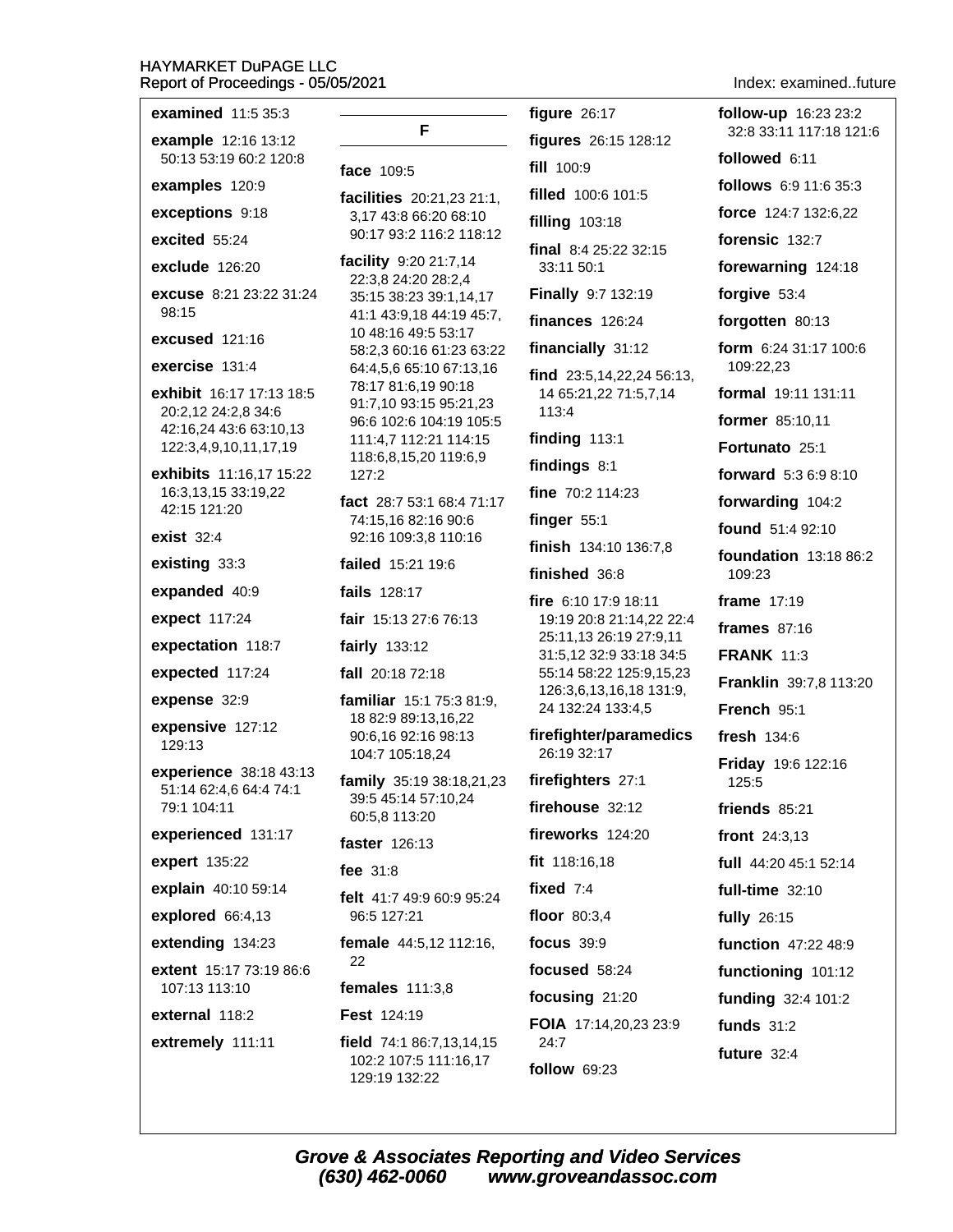**examined** 11:5 35:3

**example** 12:16 13:12 50:13 53:19 60:2 120:8

**examples** 120:9

**exceptions** 9:18

**excited** 55:24

**exclude** 126:20

**excuse** 8:21 23:22 31:24 98:15

**excused** 121:16

**exercise** 131:4

**exhibit** 16:17 17:13 18:5 20:2,12 24:2,8 34:6 42:16,24 43:6 63:10,13 122:3,4,9,10,11,17,19

**exhibits** 11:16,17 15:22 16:3,13,15 33:19,22 42:15 121:20

**exist** 32:4

**existing** 33:3

**expanded** 40:9

**expect** 117:24

**expectation** 118:7

**expected** 117:24

**expense** 32:9

**expensive** 127:12 129:13

**experience** 38:18 43:13 51:14 62:4,6 64:4 74:1 79:1 104:11

**experienced** 131:17

**expert** 135:22

**explain** 40:10 59:14

**explored** 66:4,13

**extending** 134:23

**extent** 15:17 73:19 86:6 107:13 113:10

**external** 118:2

**extremely** 111:11

## F

**face** 109:5

**facilities** 20:21,23 21:1, 3,17 43:8 66:20 68:10 90:17 93:2 116:2 118:12

**facility** 9:20 21:7,14 22:3,8 24:20 28:2,4 35:15 38:23 39:1,14,17 41:1 43:9,18 44:19 45:7, 10 48:16 49:5 53:17 58:2,3 60:16 61:23 63:22 64:4,5,6 65:10 67:13,16 78:17 81:6,19 90:18 91:7,10 93:15 95:21,23 96:6 102:6 104:19 105:5 111:4,7 112:21 114:15 118:6,8,15,20 119:6,9 127:2

**fact** 28:7 53:1 68:4 71:17 74:15,16 82:16 90:6 92:16 109:3,8 110:16

**failed** 15:21 19:6

**fails** 128:17

**fair** 15:13 27:6 76:13

**fairly** 133:12

**fall** 20:18 72:18

**familiar** 15:1 75:3 81:9, 18 82:9 89:13,16,22 90:6,16 92:16 98:13 104:7 105:18,24

**family** 35:19 38:18,21,23 39:5 45:14 57:10,24 60:5,8 113:20

**faster** 126:13

**fee** 31:8

**felt** 41:7 49:9 60:9 95:24 96:5 127:21

**female** 44:5,12 112:16, 22

**females** 111:3,8

**Fest** 124:19

**field** 74:1 86:7,13,14,15 102:2 107:5 111:16,17 129:19 132:22

**figure** 26:17

**figures** 26:15 128:12

**fill** 100:9

**filled** 100:6 101:5

**filling** 103:18

**final** 8:4 25:22 32:15 33:11 50:1

**Finally** 9:7 132:19

**finances** 126:24

**financially** 31:12

**find** 23:5,14,22,24 56:13, 14 65:21,22 71:5,7,14 113:4

**finding** 113:1

**findings** 8:1

**fine** 70:2 114:23

**finger** 55:1

**finish** 134:10 136:7,8

**finished** 36:8

**fire** 6:10 17:9 18:11 19:19 20:8 21:14,22 22:4 25:11,13 26:19 27:9,11 31:5,12 32:9 33:18 34:5 55:14 58:22 125:9,15,23 126:3,6,13,16,18 131:9, 24 132:24 133:4,5

**firefighter/paramedics** 26:19 32:17

**firefighters** 27:1

**firehouse** 32:12

**fireworks** 124:20

**fit** 118:16,18

**fixed** 7:4

**floor** 80:3,4

**focus** 39:9

**focused** 58:24

**focusing** 21:20

**FOIA** 17:14,20,23 23:9 24:7

**follow** 69:23

**follow-up** 16:23 23:2 32:8 33:11 117:18 121:6

**followed** 6:11

**follows** 6:9 11:6 35:3

**force** 124:7 132:6,22

**forensic** 132:7

**forewarning** 124:18

**forgive** 53:4

**forgotten** 80:13

**form** 6:24 31:17 100:6 109:22,23

**formal** 19:11 131:11

**former** 85:10,11

**Fortunato** 25:1

**forward** 5:3 6:9 8:10

**forwarding** 104:2

**found** 51:4 92:10

**foundation** 13:18 86:2 109:23

**frame** 17:19

**frames** 87:16

**FRANK** 11:3

**Franklin** 39:7,8 113:20

**French** 95:1

**fresh** 134:6

**Friday** 19:6 122:16 125:5

**friends** 85:21

**front** 24:3,13

**full** 44:20 45:1 52:14

**full-time** 32:10

**fully** 26:15

**function** 47:22 48:9

**functioning** 101:12

**funding** 32:4 101:2

**funds** 31:2

**future** 32:4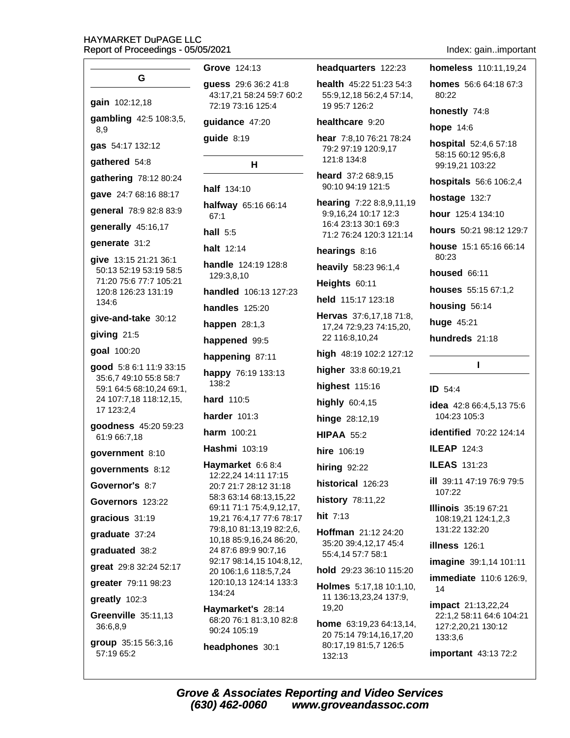## G

**gain** 102:12,18

**gambling** 42:5 108:3,5, 8,9

**gas** 54:17 132:12

**gathered** 54:8

**gathering** 78:12 80:24

**gave** 24:7 68:16 88:17

**general** 78:9 82:8 83:9

**generally** 45:16,17

**generate** 31:2

**give** 13:15 21:21 36:1 50:13 52:19 53:19 58:5 71:20 75:6 77:7 105:21 120:8 126:23 131:19 134:6

**give-and-take** 30:12

**giving** 21:5

**goal** 100:20

**good** 5:8 6:1 11:9 33:15 35:6,7 49:10 55:8 58:7 59:1 64:5 68:10,24 69:1, 24 107:7,18 118:12,15, 17 123:2,4

**goodness** 45:20 59:23 61:9 66:7,18

**government** 8:10

**governments** 8:12

**Governor's** 8:7

**Governors** 123:22

**gracious** 31:19

**graduate** 37:24

**graduated** 38:2

**great** 29:8 32:24 52:17

**greater** 79:11 98:23

**greatly** 102:3

**Greenville** 35:11,13 36:6,8,9

**group** 35:15 56:3,16 57:19 65:2

**Grove** 124:13

**guess** 29:6 36:2 41:8 43:17,21 58:24 59:7 60:2 72:19 73:16 125:4

**guidance** 47:20

**guide** 8:19

## H

**half** 134:10

**halfway** 65:16 66:14 67:1

**hall** 5:5

**halt** 12:14

**handle** 124:19 128:8 129:3,8,10

**handled** 106:13 127:23

**handles** 125:20

**happen** 28:1,3

**happened** 99:5

**happening** 87:11

**happy** 76:19 133:13 138:2

**hard** 110:5

**harder** 101:3

**harm** 100:21

**Hashmi** 103:19

**Haymarket** 6:6 8:4 12:22,24 14:11 17:15 20:7 21:7 28:12 31:18 58:3 63:14 68:13,15,22 69:11 71:1 75:4,9,12,17, 19,21 76:4,17 77:6 78:17 79:8,10 81:13,19 82:2,6, 10,18 85:9,16,24 86:20, 24 87:6 89:9 90:7,16 92:17 98:14,15 104:8,12, 20 106:1,6 118:5,7,24 120:10,13 124:14 133:3 134:24

**Haymarket's** 28:14 68:20 76:1 81:3,10 82:8 90:24 105:19

**headphones** 30:1

**headquarters** 122:23

**health** 45:22 51:23 54:3 55:9,12,18 56:2,4 57:14, 19 95:7 126:2

**healthcare** 9:20

**hear** 7:8,10 76:21 78:24 79:2 97:19 120:9,17 121:8 134:8

**heard** 37:2 68:9,15 90:10 94:19 121:5

**hearing** 7:22 8:8,9,11,19 9:9,16,24 10:17 12:3 16:4 23:13 30:1 69:3 71:2 76:24 120:3 121:14

**hearings** 8:16

**heavily** 58:23 96:1,4

**Heights** 60:11

**held** 115:17 123:18

**Hervas** 37:6,17,18 71:8, 17,24 72:9,23 74:15,20, 22 116:8,10,24

**high** 48:19 102:2 127:12

**higher** 33:8 60:19,21

**highest** 115:16

**highly** 60:4,15

**hinge** 28:12,19

**HIPAA** 55:2

**hire** 106:19

**hiring** 92:22

**historical** 126:23

**history** 78:11,22

**hit** 7:13

**Hoffman** 21:12 24:20 35:20 39:4,12,17 45:4 55:4,14 57:7 58:1

**hold** 29:23 36:10 115:20

**Holmes** 5:17,18 10:1,10, 11 136:13,23,24 137:9, 19,20

**home** 63:19,23 64:13,14, 20 75:14 79:14,16,17,20 80:17,19 81:5,7 126:5 132:13

**homeless** 110:11,19,24

**homes** 56:6 64:18 67:3 80:22

**honestly** 74:8

**hope** 14:6

**hospital** 52:4,6 57:18 58:15 60:12 95:6,8 99:19,21 103:22

**hospitals** 56:6 106:2,4

**hostage** 132:7

**hour** 125:4 134:10

**hours** 50:21 98:12 129:7

**house** 15:1 65:16 66:14 80:23

**housed** 66:11

**houses** 55:15 67:1,2

**housing** 56:14

**huge** 45:21

**hundreds** 21:18

## I

**ID** 54:4

**idea** 42:8 66:4,5,13 75:6 104:23 105:3

**identified** 70:22 124:14

**ILEAP** 124:3

**ILEAS** 131:23

**ill** 39:11 47:19 76:9 79:5 107:22

**Illinois** 35:19 67:21 108:19,21 124:1,2,3 131:22 132:20

**illness** 126:1

**imagine** 39:1,14 101:11

**immediate** 110:6 126:9, 14

**impact** 21:13,22,24 22:1,2 58:11 64:6 104:21 127:2,20,21 130:12 133:3,6

**important** 43:13 72:2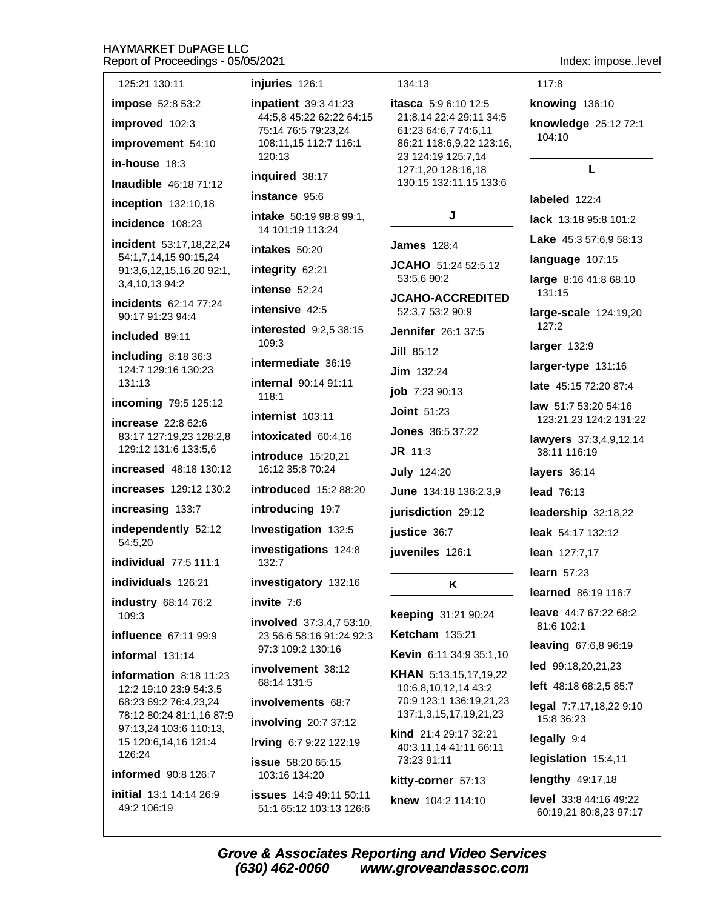125:21 130:11

**impose** 52:8 53:2

**improved** 102:3

**improvement** 54:10

**in-house** 18:3

**Inaudible** 46:18 71:12

**inception** 132:10,18

**incidence** 108:23

**incident** 53:17,18,22,24 54:1,7,14,15 90:15,24 91:3,6,12,15,16,20 92:1, 3,4,10,13 94:2

**incidents** 62:14 77:24 90:17 91:23 94:4

**included** 89:11

**including** 8:18 36:3 124:7 129:16 130:23 131:13

**incoming** 79:5 125:12

**increase** 22:8 62:6 83:17 127:19,23 128:2,8 129:12 131:6 133:5,6

**increased** 48:18 130:12

**increases** 129:12 130:2

**increasing** 133:7

**independently** 52:12 54:5,20

**individual** 77:5 111:1

**individuals** 126:21

**industry** 68:14 76:2 109:3

**influence** 67:11 99:9

**informal** 131:14

**information** 8:18 11:23 12:2 19:10 23:9 54:3,5 68:23 69:2 76:4,23,24 78:12 80:24 81:1,16 87:9 97:13,24 103:6 110:13, 15 120:6,14,16 121:4 126:24

**informed** 90:8 126:7

**initial** 13:1 14:14 26:9 49:2 106:19

**injuries** 126:1

**inpatient** 39:3 41:23 44:5,8 45:22 62:22 64:15 75:14 76:5 79:23,24 108:11,15 112:7 116:1 120:13

**inquired** 38:17

**instance** 95:6

**intake** 50:19 98:8 99:1, 14 101:19 113:24

**intakes** 50:20

**integrity** 62:21

**intense** 52:24

**intensive** 42:5

**interested** 9:2,5 38:15 109:3

**intermediate** 36:19

**internal** 90:14 91:11 118:1

**internist** 103:11

**intoxicated** 60:4,16

**introduce** 15:20,21 16:12 35:8 70:24

**introduced** 15:2 88:20

**introducing** 19:7

**Investigation** 132:5

**investigations** 124:8 132:7

**investigatory** 132:16

**invite** 7:6

**involved** 37:3,4,7 53:10, 23 56:6 58:16 91:24 92:3 97:3 109:2 130:16

**involvement** 38:12 68:14 131:5

**involvements** 68:7

**involving** 20:7 37:12

**Irving** 6:7 9:22 122:19

**issue** 58:20 65:15 103:16 134:20

**issues** 14:9 49:11 50:11 51:1 65:12 103:13 126:6

134:13

**itasca** 5:9 6:10 12:5 21:8,14 22:4 29:11 34:5 61:23 64:6,7 74:6,11 86:21 118:6,9,22 123:16, 23 124:19 125:7,14 127:1,20 128:16,18 130:15 132:11,15 133:6

## J

**James** 128:4

**JCAHO** 51:24 52:5,12 53:5,6 90:2

**JCAHO-ACCREDITED** 52:3,7 53:2 90:9

**Jennifer** 26:1 37:5

**Jill** 85:12

**Jim** 132:24

**job** 7:23 90:13

**Joint** 51:23

**Jones** 36:5 37:22

**JR** 11:3

**July** 124:20

**June** 134:18 136:2,3,9

**jurisdiction** 29:12

**justice** 36:7

**juveniles** 126:1

## K

**keeping** 31:21 90:24

**Ketcham** 135:21

**Kevin** 6:11 34:9 35:1,10

**KHAN** 5:13,15,17,19,22 10:6,8,10,12,14 43:2 70:9 123:1 136:19,21,23 137:1,3,15,17,19,21,23

**kind** 21:4 29:17 32:21 40:3,11,14 41:11 66:11 73:23 91:11

**kitty-corner** 57:13

**knew** 104:2 114:10

117:8

**knowing** 136:10

**knowledge** 25:12 72:1 104:10

## L

**labeled** 122:4

**lack** 13:18 95:8 101:2

**Lake** 45:3 57:6,9 58:13

**language** 107:15

**large** 8:16 41:8 68:10 131:15

**large-scale** 124:19,20 127:2

**larger** 132:9

**larger-type** 131:16

**late** 45:15 72:20 87:4

**law** 51:7 53:20 54:16 123:21,23 124:2 131:22

**lawyers** 37:3,4,9,12,14 38:11 116:19

**layers** 36:14

**lead** 76:13

**leadership** 32:18,22

**leak** 54:17 132:12

**lean** 127:7,17

**learn** 57:23

**learned** 86:19 116:7

**leave** 44:7 67:22 68:2 81:6 102:1

**leaving** 67:6,8 96:19

**led** 99:18,20,21,23

**left** 48:18 68:2,5 85:7

**legal** 7:7,17,18,22 9:10 15:8 36:23

**legally** 9:4

**legislation** 15:4,11

**lengthy** 49:17,18

**level** 33:8 44:16 49:22 60:19,21 80:8,23 97:17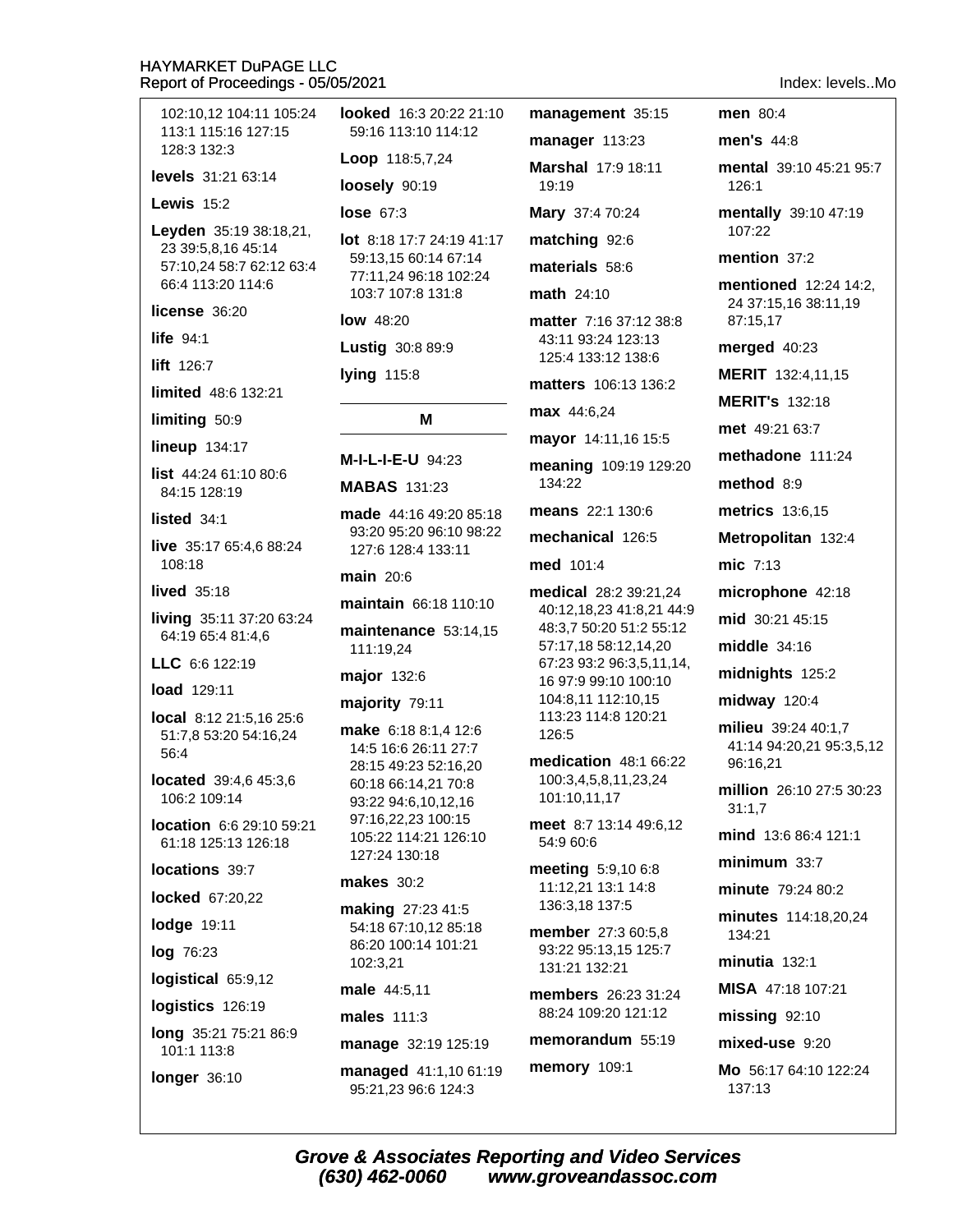102:10,12 104:11 105:24 113:1 115:16 127:15 128:3 132:3

**levels** 31:21 63:14

**Lewis** 15:2

**Leyden** 35:19 38:18,21, 23 39:5,8,16 45:14 57:10,24 58:7 62:12 63:4 66:4 113:20 114:6

**license** 36:20

**life** 94:1

**lift** 126:7

**limited** 48:6 132:21

**limiting** 50:9

**lineup** 134:17

**list** 44:24 61:10 80:6 84:15 128:19

**listed** 34:1

**live** 35:17 65:4,6 88:24 108:18

**lived** 35:18

**living** 35:11 37:20 63:24 64:19 65:4 81:4,6

**LLC** 6:6 122:19

**load** 129:11

**local** 8:12 21:5,16 25:6 51:7,8 53:20 54:16,24 56:4

**located** 39:4,6 45:3,6 106:2 109:14

**location** 6:6 29:10 59:21 61:18 125:13 126:18

**locations** 39:7

**locked** 67:20,22

**lodge** 19:11

**log** 76:23

**logistical** 65:9,12

**logistics** 126:19

**long** 35:21 75:21 86:9 101:1 113:8

**longer** 36:10

**looked** 16:3 20:22 21:10 59:16 113:10 114:12

**Loop** 118:5,7,24

**loosely** 90:19

**lose** 67:3

**lot** 8:18 17:7 24:19 41:17 59:13,15 60:14 67:14 77:11,24 96:18 102:24 103:7 107:8 131:8

**low** 48:20

**Lustig** 30:8 89:9

**lying** 115:8

## M

**M-I-L-I-E-U** 94:23

**MABAS** 131:23

**made** 44:16 49:20 85:18 93:20 95:20 96:10 98:22 127:6 128:4 133:11

**main** 20:6

**maintain** 66:18 110:10

**maintenance** 53:14,15 111:19,24

**major** 132:6

**majority** 79:11

**make** 6:18 8:1,4 12:6 14:5 16:6 26:11 27:7 28:15 49:23 52:16,20 60:18 66:14,21 70:8 93:22 94:6,10,12,16 97:16,22,23 100:15 105:22 114:21 126:10 127:24 130:18

**makes** 30:2

**making** 27:23 41:5 54:18 67:10,12 85:18 86:20 100:14 101:21 102:3,21

**male** 44:5,11

**males** 111:3

**manage** 32:19 125:19

**managed** 41:1,10 61:19 95:21,23 96:6 124:3

**management** 35:15

**manager** 113:23

**Marshal** 17:9 18:11 19:19

**Mary** 37:4 70:24

**matching** 92:6

**materials** 58:6

**math** 24:10

**matter** 7:16 37:12 38:8 43:11 93:24 123:13 125:4 133:12 138:6

**matters** 106:13 136:2

**max** 44:6,24

**mayor** 14:11,16 15:5

**meaning** 109:19 129:20 134:22

**means** 22:1 130:6

**mechanical** 126:5

**med** 101:4

**medical** 28:2 39:21,24 40:12,18,23 41:8,21 44:9 48:3,7 50:20 51:2 55:12 57:17,18 58:12,14,20 67:23 93:2 96:3,5,11,14, 16 97:9 99:10 100:10 104:8,11 112:10,15 113:23 114:8 120:21 126:5

**medication** 48:1 66:22 100:3,4,5,8,11,23,24 101:10,11,17

**meet** 8:7 13:14 49:6,12 54:9 60:6

**meeting** 5:9,10 6:8 11:12,21 13:1 14:8 136:3,18 137:5

**member** 27:3 60:5,8 93:22 95:13,15 125:7 131:21 132:21

**members** 26:23 31:24 88:24 109:20 121:12

**memorandum** 55:19

**memory** 109:1

**men** 80:4

**men's** 44:8

**mental** 39:10 45:21 95:7 126:1

**mentally** 39:10 47:19 107:22

**mention** 37:2

**mentioned** 12:24 14:2, 24 37:15,16 38:11,19 87:15,17

**merged** 40:23

**MERIT** 132:4,11,15

**MERIT's** 132:18

**met** 49:21 63:7

**methadone** 111:24

**method** 8:9

**metrics** 13:6,15

**Metropolitan** 132:4

**mic** 7:13

**microphone** 42:18

**mid** 30:21 45:15

**middle** 34:16

**midnights** 125:2

**midway** 120:4

**milieu** 39:24 40:1,7 41:14 94:20,21 95:3,5,12 96:16,21

**million** 26:10 27:5 30:23 31:1,7

**mind** 13:6 86:4 121:1

**minimum** 33:7

**minute** 79:24 80:2

**minutes** 114:18,20,24 134:21

**minutia** 132:1

**MISA** 47:18 107:21

**missing** 92:10

**mixed-use** 9:20

**Mo** 56:17 64:10 122:24 137:13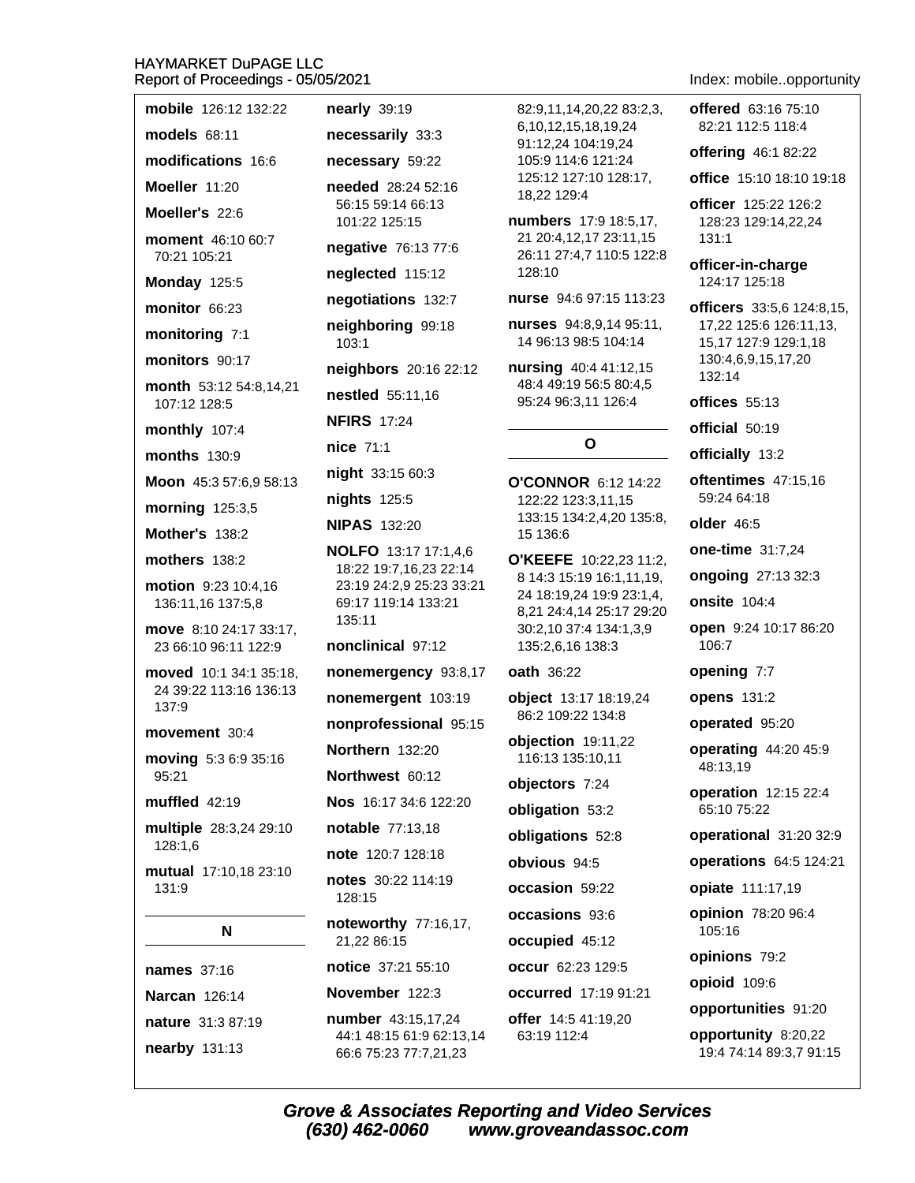**mobile** 126:12 132:22

**models** 68:11

**modifications** 16:6

**Moeller** 11:20

**Moeller's** 22:6

**moment** 46:10 60:7 70:21 105:21

**Monday** 125:5

**monitor** 66:23

**monitoring** 7:1

**monitors** 90:17

**month** 53:12 54:8,14,21 107:12 128:5

**monthly** 107:4

**months** 130:9

**Moon** 45:3 57:6,9 58:13

**morning** 125:3,5

**Mother's** 138:2

**mothers** 138:2

**motion** 9:23 10:4,16 136:11,16 137:5,8

**move** 8:10 24:17 33:17, 23 66:10 96:11 122:9

**moved** 10:1 34:1 35:18, 24 39:22 113:16 136:13 137:9

**movement** 30:4

**moving** 5:3 6:9 35:16 95:21

**muffled** 42:19

**multiple** 28:3,24 29:10 128:1,6

**mutual** 17:10,18 23:10 131:9

## N

**names** 37:16

**Narcan** 126:14

**nature** 31:3 87:19

**nearby** 131:13

**nearly** 39:19

**necessarily** 33:3

**necessary** 59:22

**needed** 28:24 52:16 56:15 59:14 66:13 101:22 125:15

**negative** 76:13 77:6

**neglected** 115:12

**negotiations** 132:7

**neighboring** 99:18 103:1

**neighbors** 20:16 22:12

**nestled** 55:11,16

**NFIRS** 17:24

**nice** 71:1

**night** 33:15 60:3

**nights** 125:5

**NIPAS** 132:20

**NOLFO** 13:17 17:1,4,6 18:22 19:7,16,23 22:14 23:19 24:2,9 25:23 33:21 69:17 119:14 133:21 135:11

**nonclinical** 97:12

**nonemergency** 93:8,17

**nonemergent** 103:19

**nonprofessional** 95:15

**Northern** 132:20

**Northwest** 60:12

**Nos** 16:17 34:6 122:20

**notable** 77:13,18

**note** 120:7 128:18

**notes** 30:22 114:19 128:15

**noteworthy** 77:16,17, 21,22 86:15

**notice** 37:21 55:10

**November** 122:3

**number** 43:15,17,24 44:1 48:15 61:9 62:13,14 66:6 75:23 77:7,21,23 82:9,11,14,20,22 83:2,3, 6,10,12,15,18,19,24 91:12,24 104:19,24 105:9 114:6 121:24 125:12 127:10 128:17, 18,22 129:4

**numbers** 17:9 18:5,17, 21 20:4,12,17 23:11,15 26:11 27:4,7 110:5 122:8 128:10

**nurse** 94:6 97:15 113:23

**nurses** 94:8,9,14 95:11, 14 96:13 98:5 104:14

**nursing** 40:4 41:12,15 48:4 49:19 56:5 80:4,5 95:24 96:3,11 126:4

## O

**O'CONNOR** 6:12 14:22 122:22 123:3,11,15 133:15 134:2,4,20 135:8, 15 136:6

**O'KEEFE** 10:22,23 11:2, 8 14:3 15:19 16:1,11,19, 24 18:19,24 19:9 23:1,4, 8,21 24:4,14 25:17 29:20 30:2,10 37:4 134:1,3,9 135:2,6,16 138:3

**oath** 36:22

**object** 13:17 18:19,24 86:2 109:22 134:8

**objection** 19:11,22 116:13 135:10,11

**objectors** 7:24

**obligation** 53:2

**obligations** 52:8

**obvious** 94:5

**occasion** 59:22

**occasions** 93:6

**occupied** 45:12

**occur** 62:23 129:5

**occurred** 17:19 91:21

**offer** 14:5 41:19,20 63:19 112:4

**offered** 63:16 75:10 82:21 112:5 118:4

**offering** 46:1 82:22

**office** 15:10 18:10 19:18

**officer** 125:22 126:2 128:23 129:14,22,24 131:1

**officer-in-charge** 124:17 125:18

**officers** 33:5,6 124:8,15, 17,22 125:6 126:11,13, 15,17 127:9 129:1,18 130:4,6,9,15,17,20 132:14

**offices** 55:13

**official** 50:19

**officially** 13:2

**oftentimes** 47:15,16 59:24 64:18

**older** 46:5

**one-time** 31:7,24

**ongoing** 27:13 32:3

**onsite** 104:4

**open** 9:24 10:17 86:20 106:7

**opening** 7:7

**opens** 131:2

**operated** 95:20

**operating** 44:20 45:9 48:13,19

**operation** 12:15 22:4 65:10 75:22

**operational** 31:20 32:9

**operations** 64:5 124:21

**opiate** 111:17,19

**opinion** 78:20 96:4 105:16

**opinions** 79:2

**opioid** 109:6

**opportunities** 91:20

**opportunity** 8:20,22 19:4 74:14 89:3,7 91:15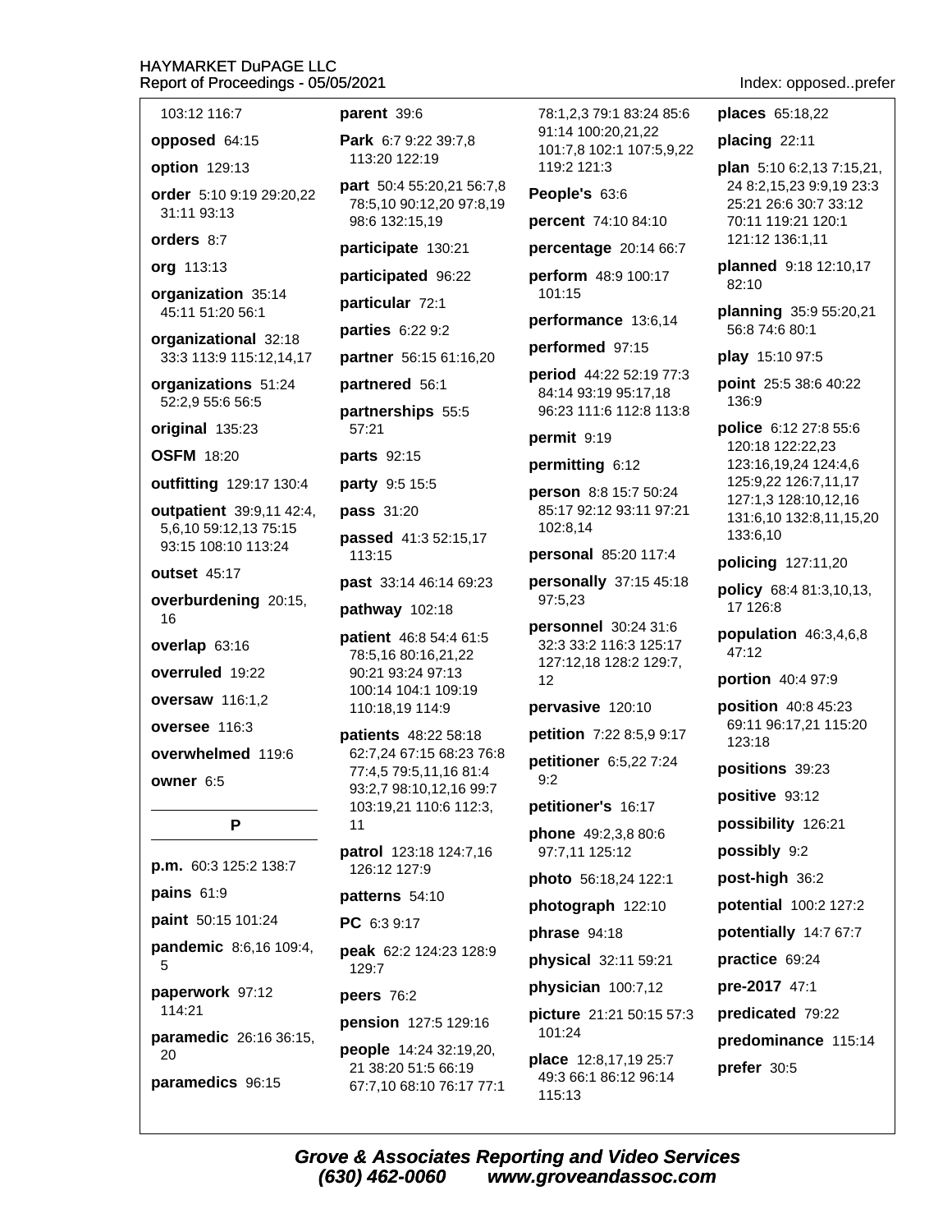103:12 116:7

**opposed** 64:15

**option** 129:13

**order** 5:10 9:19 29:20,22 31:11 93:13

**orders** 8:7

**org** 113:13

**organization** 35:14 45:11 51:20 56:1

**organizational** 32:18 33:3 113:9 115:12,14,17

**organizations** 51:24 52:2,9 55:6 56:5

**original** 135:23

**OSFM** 18:20

**outfitting** 129:17 130:4

**outpatient** 39:9,11 42:4, 5,6,10 59:12,13 75:15 93:15 108:10 113:24

**outset** 45:17

**overburdening** 20:15, 16

**overlap** 63:16

**overruled** 19:22

**oversaw** 116:1,2

**oversee** 116:3

**overwhelmed** 119:6

**owner** 6:5

## P

**p.m.** 60:3 125:2 138:7

**pains** 61:9

**paint** 50:15 101:24

**pandemic** 8:6,16 109:4, 5

**paperwork** 97:12 114:21

**paramedic** 26:16 36:15, 20

**paramedics** 96:15

**parent** 39:6

**Park** 6:7 9:22 39:7,8 113:20 122:19

**part** 50:4 55:20,21 56:7,8 78:5,10 90:12,20 97:8,19 98:6 132:15,19

**participate** 130:21

**participated** 96:22

**particular** 72:1

**parties** 6:22 9:2

**partner** 56:15 61:16,20

**partnered** 56:1

**partnerships** 55:5 57:21

**parts** 92:15

**party** 9:5 15:5

**pass** 31:20

**passed** 41:3 52:15,17 113:15

**past** 33:14 46:14 69:23

**pathway** 102:18

**patient** 46:8 54:4 61:5 78:5,16 80:16,21,22 90:21 93:24 97:13 100:14 104:1 109:19 110:18,19 114:9

**patients** 48:22 58:18 62:7,24 67:15 68:23 76:8 77:4,5 79:5,11,16 81:4 93:2,7 98:10,12,16 99:7 103:19,21 110:6 112:3, 11

**patrol** 123:18 124:7,16 126:12 127:9

**patterns** 54:10

**PC** 6:3 9:17

**peak** 62:2 124:23 128:9 129:7

**peers** 76:2

**pension** 127:5 129:16

**people** 14:24 32:19,20, 21 38:20 51:5 66:19 67:7,10 68:10 76:17 77:1 78:1,2,3 79:1 83:24 85:6 91:14 100:20,21,22 101:7,8 102:1 107:5,9,22 119:2 121:3

**People's** 63:6

**percent** 74:10 84:10

**percentage** 20:14 66:7

**perform** 48:9 100:17 101:15

**performance** 13:6,14

**performed** 97:15

**period** 44:22 52:19 77:3 84:14 93:19 95:17,18 96:23 111:6 112:8 113:8

**permit** 9:19

**permitting** 6:12

**person** 8:8 15:7 50:24 85:17 92:12 93:11 97:21 102:8,14

**personal** 85:20 117:4

**personally** 37:15 45:18 97:5,23

**personnel** 30:24 31:6 32:3 33:2 116:3 125:17 127:12,18 128:2 129:7, 12

**pervasive** 120:10

**petition** 7:22 8:5,9 9:17

**petitioner** 6:5,22 7:24 9:2

**petitioner's** 16:17

**phone** 49:2,3,8 80:6 97:7,11 125:12

**photo** 56:18,24 122:1

**photograph** 122:10

**phrase** 94:18

**physical** 32:11 59:21

**physician** 100:7,12

**picture** 21:21 50:15 57:3 101:24

**place** 12:8,17,19 25:7 49:3 66:1 86:12 96:14 115:13

**places** 65:18,22

**placing** 22:11

**plan** 5:10 6:2,13 7:15,21, 24 8:2,15,23 9:9,19 23:3 25:21 26:6 30:7 33:12 70:11 119:21 120:1 121:12 136:1,11

**planned** 9:18 12:10,17 82:10

**planning** 35:9 55:20,21 56:8 74:6 80:1

**play** 15:10 97:5

**point** 25:5 38:6 40:22 136:9

**police** 6:12 27:8 55:6 120:18 122:22,23 123:16,19,24 124:4,6 125:9,22 126:7,11,17 127:1,3 128:10,12,16 131:6,10 132:8,11,15,20 133:6,10

**policing** 127:11,20

**policy** 68:4 81:3,10,13, 17 126:8

**population** 46:3,4,6,8 47:12

**portion** 40:4 97:9

**position** 40:8 45:23 69:11 96:17,21 115:20 123:18

**positions** 39:23

**positive** 93:12

**possibility** 126:21

**possibly** 9:2

**post-high** 36:2

**potential** 100:2 127:2

**potentially** 14:7 67:7

**practice** 69:24

**pre-2017** 47:1

**predicated** 79:22

**predominance** 115:14

**prefer** 30:5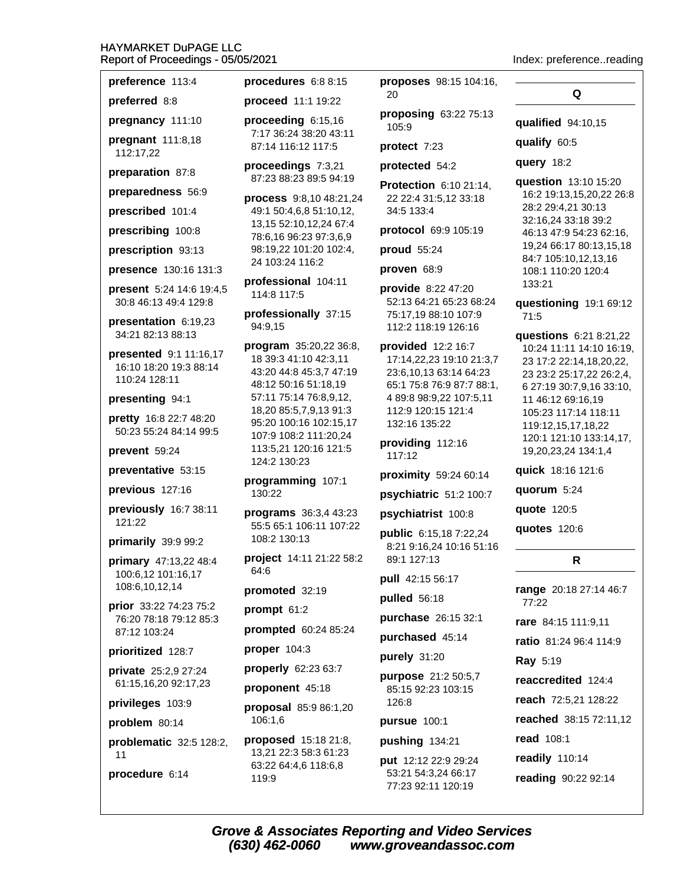**preference** 113:4

**preferred** 8:8

**pregnancy** 111:10

**pregnant** 111:8,18 112:17,22

**preparation** 87:8

**preparedness** 56:9

**prescribed** 101:4

**prescribing** 100:8

**prescription** 93:13

**presence** 130:16 131:3

**present** 5:24 14:6 19:4,5 30:8 46:13 49:4 129:8

**presentation** 6:19,23 34:21 82:13 88:13

**presented** 9:1 11:16,17 16:10 18:20 19:3 88:14 110:24 128:11

**presenting** 94:1

**pretty** 16:8 22:7 48:20 50:23 55:24 84:14 99:5

**prevent** 59:24

**preventative** 53:15

**previous** 127:16

**previously** 16:7 38:11 121:22

**primarily** 39:9 99:2

**primary** 47:13,22 48:4 100:6,12 101:16,17 108:6,10,12,14

**prior** 33:22 74:23 75:2 76:20 78:18 79:12 85:3 87:12 103:24

**prioritized** 128:7

**private** 25:2,9 27:24 61:15,16,20 92:17,23

**privileges** 103:9

**problem** 80:14

**problematic** 32:5 128:2, 11

**procedure** 6:14

**procedures** 6:8 8:15

**proceed** 11:1 19:22

**proceeding** 6:15,16 7:17 36:24 38:20 43:11 87:14 116:12 117:5

**proceedings** 7:3,21 87:23 88:23 89:5 94:19

**process** 9:8,10 48:21,24 49:1 50:4,6,8 51:10,12, 13,15 52:10,12,24 67:4 78:6,16 96:23 97:3,6,9 98:19,22 101:20 102:4, 24 103:24 116:2

**professional** 104:11 114:8 117:5

**professionally** 37:15 94:9,15

**program** 35:20,22 36:8, 18 39:3 41:10 42:3,11 43:20 44:8 45:3,7 47:19 48:12 50:16 51:18,19 57:11 75:14 76:8,9,12, 18,20 85:5,7,9,13 91:3 95:20 100:16 102:15,17 107:9 108:2 111:20,24 113:5,21 120:16 121:5 124:2 130:23

**programming** 107:1 130:22

**programs** 36:3,4 43:23 55:5 65:1 106:11 107:22 108:2 130:13

**project** 14:11 21:22 58:2 64:6

**promoted** 32:19

**prompt** 61:2

**prompted** 60:24 85:24

**proper** 104:3

**properly** 62:23 63:7

**proponent** 45:18

**proposal** 85:9 86:1,20 106:1,6

**proposed** 15:18 21:8, 13,21 22:3 58:3 61:23 63:22 64:4,6 118:6,8 119:9

**proposes** 98:15 104:16, 20

**proposing** 63:22 75:13 105:9

**protect** 7:23

**protected** 54:2

**Protection** 6:10 21:14, 22 22:4 31:5,12 33:18 34:5 133:4

**protocol** 69:9 105:19

**proud** 55:24

**proven** 68:9

**provide** 8:22 47:20 52:13 64:21 65:23 68:24 75:17,19 88:10 107:9 112:2 118:19 126:16

**provided** 12:2 16:7 17:14,22,23 19:10 21:3,7 23:6,10,13 63:14 64:23 65:1 75:8 76:9 87:7 88:1, 4 89:8 98:9,22 107:5,11 112:9 120:15 121:4 132:16 135:22

**providing** 112:16 117:12

**proximity** 59:24 60:14

**psychiatric** 51:2 100:7

**psychiatrist** 100:8

**public** 6:15,18 7:22,24 8:21 9:16,24 10:16 51:16 89:1 127:13

**pull** 42:15 56:17

**pulled** 56:18

**purchase** 26:15 32:1

**purchased** 45:14

**purely** 31:20

**purpose** 21:2 50:5,7 85:15 92:23 103:15 126:8

**pursue** 100:1

**pushing** 134:21

**put** 12:12 22:9 29:24 53:21 54:3,24 66:17 77:23 92:11 120:19

## Q

**qualified** 94:10,15

**qualify** 60:5

**query** 18:2

**question** 13:10 15:20 16:2 19:13,15,20,22 26:8 28:2 29:4,21 30:13 32:16,24 33:18 39:2 46:13 47:9 54:23 62:16, 19,24 66:17 80:13,15,18 84:7 105:10,12,13,16 108:1 110:20 120:4 133:21

**questioning** 19:1 69:12 71:5

**questions** 6:21 8:21,22 10:24 11:11 14:10 16:19, 23 17:2 22:14,18,20,22, 23 23:2 25:17,22 26:2,4, 6 27:19 30:7,9,16 33:10, 11 46:12 69:16,19 105:23 117:14 118:11 119:12,15,17,18,22 120:1 121:10 133:14,17, 19,20,23,24 134:1,4

**quick** 18:16 121:6

**quorum** 5:24

**quote** 120:5

**quotes** 120:6

## R

**range** 20:18 27:14 46:7 77:22

**rare** 84:15 111:9,11

**ratio** 81:24 96:4 114:9

**Ray** 5:19

**reaccredited** 124:4

**reach** 72:5,21 128:22

**reached** 38:15 72:11,12

**read** 108:1

**readily** 110:14

**reading** 90:22 92:14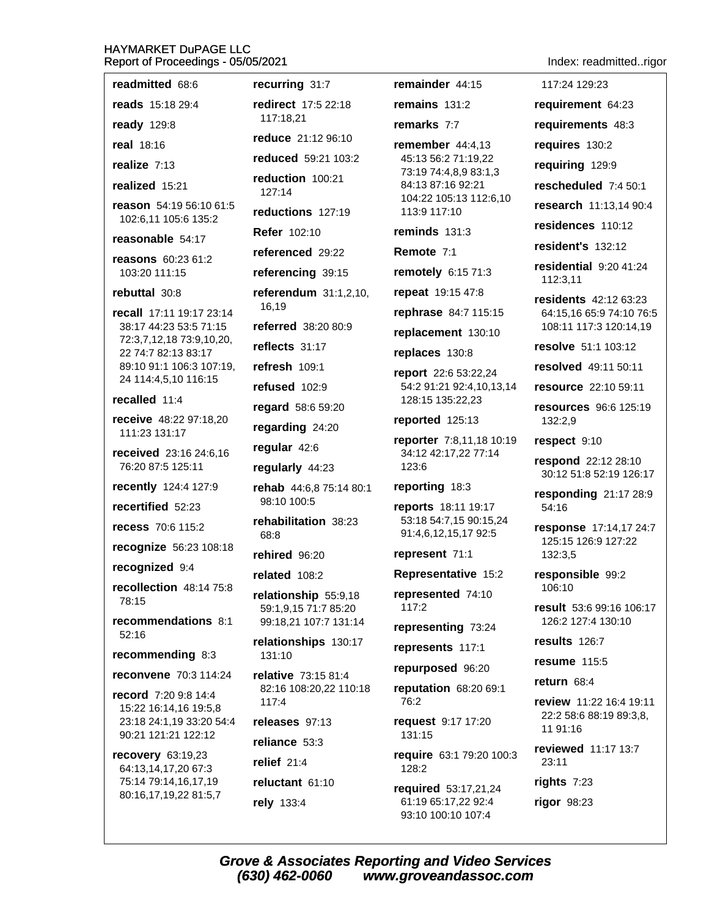**readmitted** 68:6

**reads** 15:18 29:4

**ready** 129:8

**real** 18:16

**realize** 7:13

**realized** 15:21

**reason** 54:19 56:10 61:5 102:6,11 105:6 135:2

**reasonable** 54:17

**reasons** 60:23 61:2 103:20 111:15

**rebuttal** 30:8

**recall** 17:11 19:17 23:14 38:17 44:23 53:5 71:15 72:3,7,12,18 73:9,10,20, 22 74:7 82:13 83:17 89:10 91:1 106:3 107:19, 24 114:4,5,10 116:15

**recalled** 11:4

**receive** 48:22 97:18,20 111:23 131:17

**received** 23:16 24:6,16 76:20 87:5 125:11

**recently** 124:4 127:9

**recertified** 52:23

**recess** 70:6 115:2

**recognize** 56:23 108:18

**recognized** 9:4

**recollection** 48:14 75:8 78:15

**recommendations** 8:1 52:16

**recommending** 8:3

**reconvene** 70:3 114:24

**record** 7:20 9:8 14:4 15:22 16:14,16 19:5,8 23:18 24:1,19 33:20 54:4 90:21 121:21 122:12

**recovery** 63:19,23 64:13,14,17,20 67:3 75:14 79:14,16,17,19 80:16,17,19,22 81:5,7

**recurring** 31:7

**redirect** 17:5 22:18 117:18,21

**reduce** 21:12 96:10

**reduced** 59:21 103:2

**reduction** 100:21 127:14

**reductions** 127:19

**Refer** 102:10

**referenced** 29:22

**referencing** 39:15

**referendum** 31:1,2,10, 16,19

**referred** 38:20 80:9

**reflects** 31:17

**refresh** 109:1

**refused** 102:9

**regard** 58:6 59:20

**regarding** 24:20

**regular** 42:6

**regularly** 44:23

**rehab** 44:6,8 75:14 80:1 98:10 100:5

**rehabilitation** 38:23 68:8

**rehired** 96:20

**related** 108:2

**relationship** 55:9,18 59:1,9,15 71:7 85:20 99:18,21 107:7 131:14

**relationships** 130:17 131:10

**relative** 73:15 81:4 82:16 108:20,22 110:18 117:4

**releases** 97:13

**reliance** 53:3

**relief** 21:4

**reluctant** 61:10

**rely** 133:4

**remainder** 44:15

**remains** 131:2

**remarks** 7:7

**remember** 44:4,13 45:13 56:2 71:19,22 73:19 74:4,8,9 83:1,3 84:13 87:16 92:21 104:22 105:13 112:6,10 113:9 117:10

**reminds** 131:3

**Remote** 7:1

**remotely** 6:15 71:3

**repeat** 19:15 47:8

**rephrase** 84:7 115:15

**replacement** 130:10

**replaces** 130:8

**report** 22:6 53:22,24 54:2 91:21 92:4,10,13,14 128:15 135:22,23

**reported** 125:13

**reporter** 7:8,11,18 10:19 34:12 42:17,22 77:14 123:6

**reporting** 18:3

**reports** 18:11 19:17 53:18 54:7,15 90:15,24 91:4,6,12,15,17 92:5

**represent** 71:1

**Representative** 15:2

**represented** 74:10 117:2

**representing** 73:24

**represents** 117:1

**repurposed** 96:20

**reputation** 68:20 69:1 76:2

**request** 9:17 17:20 131:15

**require** 63:1 79:20 100:3 128:2

**required** 53:17,21,24 61:19 65:17,22 92:4 93:10 100:10 107:4 117:24 129:23

**requirement** 64:23

**requirements** 48:3

**requires** 130:2

**requiring** 129:9

**rescheduled** 7:4 50:1

**research** 11:13,14 90:4

**residences** 110:12

**resident's** 132:12

**residential** 9:20 41:24 112:3,11

**residents** 42:12 63:23 64:15,16 65:9 74:10 76:5 108:11 117:3 120:14,19

**resolve** 51:1 103:12

**resolved** 49:11 50:11

**resource** 22:10 59:11

**resources** 96:6 125:19 132:2,9

**respect** 9:10

**respond** 22:12 28:10 30:12 51:8 52:19 126:17

**responding** 21:17 28:9 54:16

**response** 17:14,17 24:7 125:15 126:9 127:22 132:3,5

**responsible** 99:2 106:10

**result** 53:6 99:16 106:17 126:2 127:4 130:10

**results** 126:7

**resume** 115:5

**return** 68:4

**review** 11:22 16:4 19:11 22:2 58:6 88:19 89:3,8, 11 91:16

**reviewed** 11:17 13:7 23:11

**rights** 7:23

**rigor** 98:23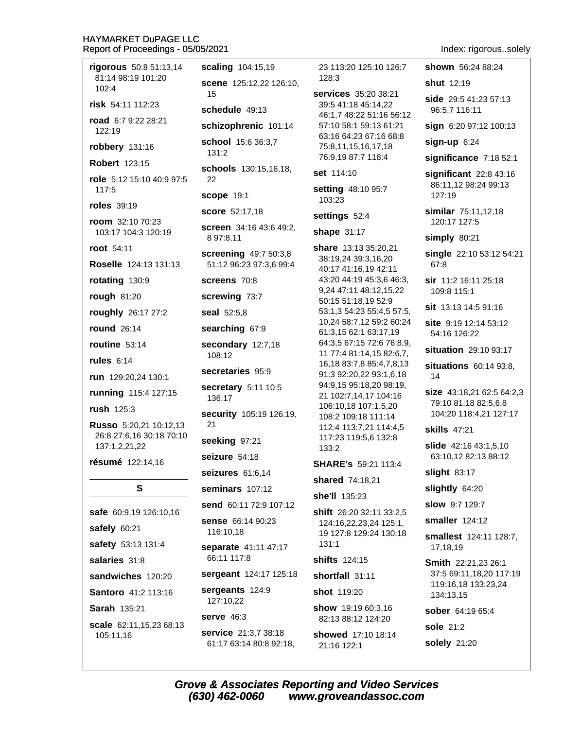**rigorous** 50:8 51:13,14 81:14 98:19 101:20 102:4

**risk** 54:11 112:23

**road** 6:7 9:22 28:21 122:19

**robbery** 131:16

**Robert** 123:15

**role** 5:12 15:10 40:9 97:5 117:5

**roles** 39:19

**room** 32:10 70:23 103:17 104:3 120:19

**root** 54:11

**Roselle** 124:13 131:13

**rotating** 130:9

**rough** 81:20

**roughly** 26:17 27:2

**round** 26:14

**routine** 53:14

**rules** 6:14

**run** 129:20,24 130:1

**running** 115:4 127:15

**rush** 125:3

**Russo** 5:20,21 10:12,13 26:8 27:6,16 30:18 70:10 137:1,2,21,22

**résumé** 122:14,16

## S

**safe** 60:9,19 126:10,16

**safely** 60:21

**safety** 53:13 131:4

**salaries** 31:8

**sandwiches** 120:20

**Santoro** 41:2 113:16

**Sarah** 135:21

**scale** 62:11,15,23 68:13 105:11,16

**scaling** 104:15,19

**scene** 125:12,22 126:10, 15

**schedule** 49:13

**schizophrenic** 101:14

**school** 15:6 36:3,7 131:2

**schools** 130:15,16,18, 22

**scope** 19:1

**score** 52:17,18

**screen** 34:16 43:6 49:2, 8 97:8,11

**screening** 49:7 50:3,8 51:12 96:23 97:3,6 99:4

**screens** 70:8

**screwing** 73:7

**seal** 52:5,8

**searching** 67:9

**secondary** 12:7,18 108:12

**secretaries** 95:9

**secretary** 5:11 10:5 136:17

**security** 105:19 126:19, 21

**seeking** 97:21

**seizure** 54:18

**seizures** 61:6,14

**seminars** 107:12

**send** 60:11 72:9 107:12

**sense** 66:14 90:23 116:10,18

**separate** 41:11 47:17 66:11 117:8

**sergeant** 124:17 125:18

**sergeants** 124:9 127:10,22

**serve** 46:3

**service** 21:3,7 38:18 61:17 63:14 80:8 92:18, 23 113:20 125:10 126:7 128:3

**services** 35:20 38:21 39:5 41:18 45:14,22 46:1,7 48:22 51:16 56:12 57:10 58:1 59:13 61:21 63:16 64:23 67:16 68:8 75:8,11,15,16,17,18 76:9,19 87:7 118:4

**set** 114:10

**setting** 48:10 95:7 103:23

**settings** 52:4

**shape** 31:17

**share** 13:13 35:20,21 38:19,24 39:3,16,20 40:17 41:16,19 42:11 43:20 44:19 45:3,6 46:3, 9,24 47:11 48:12,15,22 50:15 51:18,19 52:9 53:1,3 54:23 55:4,5 57:5, 10,24 58:7,12 59:2 60:24 61:3,15 62:1 63:17,19 64:3,5 67:15 72:6 76:8,9, 11 77:4 81:14,15 82:6,7, 16,18 83:7,8 85:4,7,8,13 91:3 92:20,22 93:1,6,18 94:9,15 95:18,20 98:19, 21 102:7,14,17 104:16 106:10,18 107:1,5,20 108:2 109:18 111:14 112:4 113:7,21 114:4,5 117:23 119:5,6 132:8 133:2

**SHARE's** 59:21 113:4

**shared** 74:18,21

**she'll** 135:23

**shift** 26:20 32:11 33:2,5 124:16,22,23,24 125:1, 19 127:8 129:24 130:18 131:1

**shifts** 124:15

**shortfall** 31:11

**shot** 119:20

**show** 19:19 60:3,16 82:13 88:12 124:20

**showed** 17:10 18:14 21:16 122:1

**shown** 56:24 88:24

**shut** 12:19

**side** 29:5 41:23 57:13 96:5,7 116:11

**sign** 6:20 97:12 100:13

**sign-up** 6:24

**significance** 7:18 52:1

**significant** 22:8 43:16 86:11,12 98:24 99:13 127:19

**similar** 75:11,12,18 120:17 127:5

**simply** 80:21

**single** 22:10 53:12 54:21 67:8

**sir** 11:2 16:11 25:18 109:8 115:1

**sit** 13:13 14:5 91:16

**site** 9:19 12:14 53:12 54:16 126:22

**situation** 29:10 93:17

**situations** 60:14 93:8, 14

**size** 43:18,21 62:5 64:2,3 79:10 81:18 82:5,6,8 104:20 118:4,21 127:17

**skills** 47:21

**slide** 42:16 43:1,5,10 63:10,12 82:13 88:12

**slight** 83:17

**slightly** 64:20

**slow** 9:7 129:7

**smaller** 124:12

**smallest** 124:11 128:7, 17,18,19

**Smith** 22:21,23 26:1 37:5 69:11,18,20 117:19 119:16,18 133:23,24 134:13,15

**sober** 64:19 65:4

**sole** 21:2

**solely** 21:20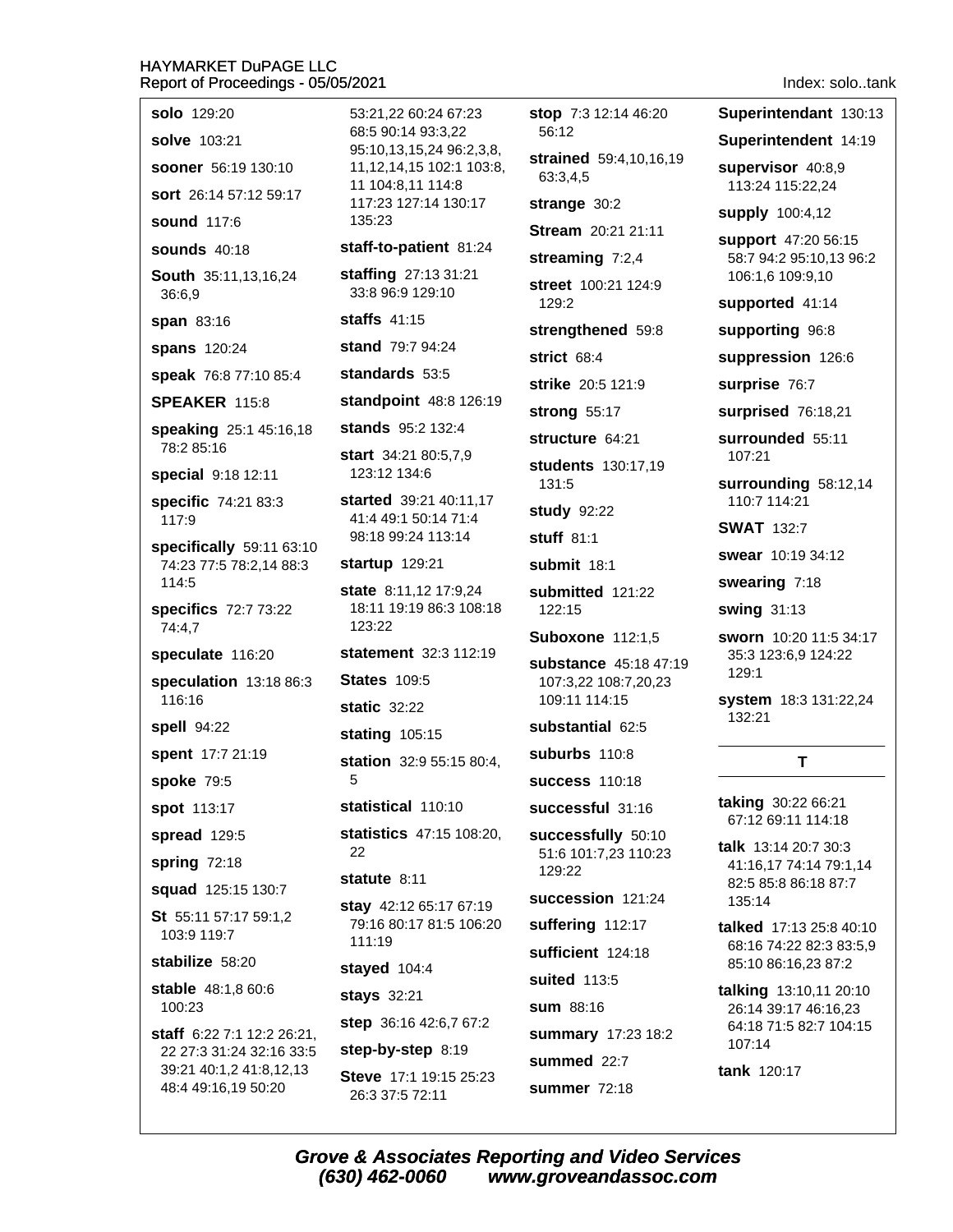**solo** 129:20

**solve** 103:21

**sooner** 56:19 130:10

**sort** 26:14 57:12 59:17

**sound** 117:6

**sounds** 40:18

**South** 35:11,13,16,24 36:6,9

**span** 83:16

**spans** 120:24

**speak** 76:8 77:10 85:4

**SPEAKER** 115:8

**speaking** 25:1 45:16,18 78:2 85:16

**special** 9:18 12:11

**specific** 74:21 83:3 117:9

**specifically** 59:11 63:10 74:23 77:5 78:2,14 88:3 114:5

**specifics** 72:7 73:22 74:4,7

**speculate** 116:20

**speculation** 13:18 86:3 116:16

**spell** 94:22

**spent** 17:7 21:19

**spoke** 79:5

**spot** 113:17

**spread** 129:5

**spring** 72:18

**squad** 125:15 130:7

**St** 55:11 57:17 59:1,2 103:9 119:7

**stabilize** 58:20

**stable** 48:1,8 60:6 100:23

**staff** 6:22 7:1 12:2 26:21, 22 27:3 31:24 32:16 33:5 39:21 40:1,2 41:8,12,13 48:4 49:16,19 50:20 53:21,22 60:24 67:23 68:5 90:14 93:3,22 95:10,13,15,24 96:2,3,8, 11,12,14,15 102:1 103:8, 11 104:8,11 114:8 117:23 127:14 130:17 135:23

**staff-to-patient** 81:24

**staffing** 27:13 31:21 33:8 96:9 129:10

**staffs** 41:15

**stand** 79:7 94:24

**standards** 53:5

**standpoint** 48:8 126:19

**stands** 95:2 132:4

**start** 34:21 80:5,7,9 123:12 134:6

**started** 39:21 40:11,17 41:4 49:1 50:14 71:4 98:18 99:24 113:14

**startup** 129:21

**state** 8:11,12 17:9,24 18:11 19:19 86:3 108:18 123:22

**statement** 32:3 112:19

**States** 109:5

**static** 32:22

**stating** 105:15

**station** 32:9 55:15 80:4, 5

**statistical** 110:10

**statistics** 47:15 108:20, 22

**statute** 8:11

**stay** 42:12 65:17 67:19 79:16 80:17 81:5 106:20 111:19

**stayed** 104:4

**stays** 32:21

**step** 36:16 42:6,7 67:2

**step-by-step** 8:19

**Steve** 17:1 19:15 25:23 26:3 37:5 72:11

**stop** 7:3 12:14 46:20 56:12

**strained** 59:4,10,16,19 63:3,4,5

**strange** 30:2

**Stream** 20:21 21:11

**streaming** 7:2,4

**street** 100:21 124:9 129:2

**strengthened** 59:8

**strict** 68:4

**strike** 20:5 121:9

**strong** 55:17

**structure** 64:21

**students** 130:17,19 131:5

**study** 92:22

**stuff** 81:1

**submit** 18:1

**submitted** 121:22 122:15

**Suboxone** 112:1,5

**substance** 45:18 47:19 107:3,22 108:7,20,23 109:11 114:15

**substantial** 62:5

**suburbs** 110:8

**success** 110:18

**successful** 31:16

**successfully** 50:10 51:6 101:7,23 110:23 129:22

**succession** 121:24

**suffering** 112:17

**sufficient** 124:18

**suited** 113:5

**sum** 88:16

**summary** 17:23 18:2

**summed** 22:7

**summer** 72:18

**Superintendant** 130:13

**Superintendent** 14:19

**supervisor** 40:8,9 113:24 115:22,24

**supply** 100:4,12

**support** 47:20 56:15 58:7 94:2 95:10,13 96:2 106:1,6 109:9,10

**supported** 41:14

**supporting** 96:8

**suppression** 126:6

**surprise** 76:7

**surprised** 76:18,21

**surrounded** 55:11 107:21

**surrounding** 58:12,14 110:7 114:21

**SWAT** 132:7

**swear** 10:19 34:12

**swearing** 7:18

**swing** 31:13

**sworn** 10:20 11:5 34:17 35:3 123:6,9 124:22 129:1

**system** 18:3 131:22,24 132:21

## T

**taking** 30:22 66:21 67:12 69:11 114:18

**talk** 13:14 20:7 30:3 41:16,17 74:14 79:1,14 82:5 85:8 86:18 87:7 135:14

**talked** 17:13 25:8 40:10 68:16 74:22 82:3 83:5,9 85:10 86:16,23 87:2

**talking** 13:10,11 20:10 26:14 39:17 46:16,23 64:18 71:5 82:7 104:15 107:14

**tank** 120:17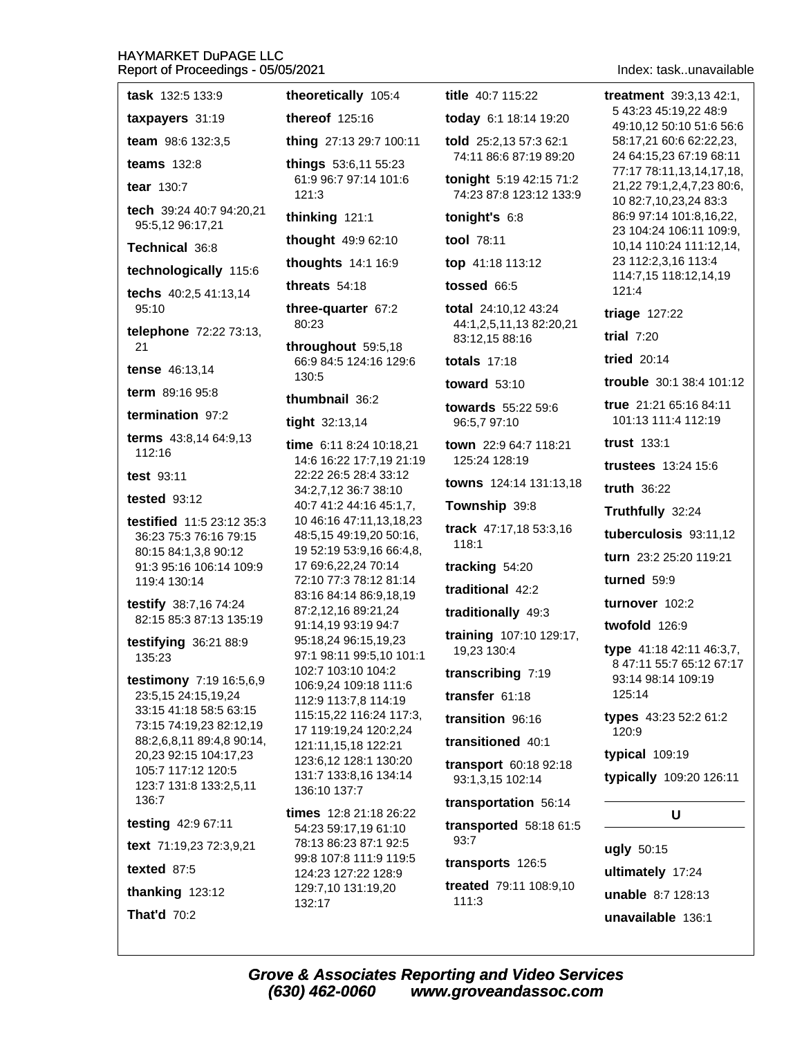**task** 132:5 133:9

**taxpayers** 31:19

**team** 98:6 132:3,5

**teams** 132:8

**tear** 130:7

**tech** 39:24 40:7 94:20,21 95:5,12 96:17,21

**Technical** 36:8

**technologically** 115:6

**techs** 40:2,5 41:13,14 95:10

**telephone** 72:22 73:13, 21

**tense** 46:13,14

**term** 89:16 95:8

**termination** 97:2

**terms** 43:8,14 64:9,13 112:16

**test** 93:11

**tested** 93:12

**testified** 11:5 23:12 35:3 36:23 75:3 76:16 79:15 80:15 84:1,3,8 90:12 91:3 95:16 106:14 109:9 119:4 130:14

**testify** 38:7,16 74:24 82:15 85:3 87:13 135:19

**testifying** 36:21 88:9 135:23

**testimony** 7:19 16:5,6,9 23:5,15 24:15,19,24 33:15 41:18 58:5 63:15 73:15 74:19,23 82:12,19 88:2,6,8,11 89:4,8 90:14, 20,23 92:15 104:17,23 105:7 117:12 120:5 123:7 131:8 133:2,5,11 136:7

**testing** 42:9 67:11

**text** 71:19,23 72:3,9,21

**texted** 87:5

**thanking** 123:12

**That'd** 70:2

**theoretically** 105:4

**thereof** 125:16

**thing** 27:13 29:7 100:11

**things** 53:6,11 55:23 61:9 96:7 97:14 101:6 121:3

**thinking** 121:1

**thought** 49:9 62:10

**thoughts** 14:1 16:9

**threats** 54:18

**three-quarter** 67:2 80:23

**throughout** 59:5,18 66:9 84:5 124:16 129:6 130:5

**thumbnail** 36:2

**tight** 32:13,14

**time** 6:11 8:24 10:18,21 14:6 16:22 17:7,19 21:19 22:22 26:5 28:4 33:12 34:2,7,12 36:7 38:10 40:7 41:2 44:16 45:1,7, 10 46:16 47:11,13,18,23 48:5,15 49:19,20 50:16, 19 52:19 53:9,16 66:4,8, 17 69:6,22,24 70:14 72:10 77:3 78:12 81:14 83:16 84:14 86:9,18,19 87:2,12,16 89:21,24 91:14,19 93:19 94:7 95:18,24 96:15,19,23 97:1 98:11 99:5,10 101:1 102:7 103:10 104:2 106:9,24 109:18 111:6 112:9 113:7,8 114:19 115:15,22 116:24 117:3, 17 119:19,24 120:2,24 121:11,15,18 122:21 123:6,12 128:1 130:20 131:7 133:8,16 134:14 136:10 137:7

**times** 12:8 21:18 26:22 54:23 59:17,19 61:10 78:13 86:23 87:1 92:5 99:8 107:8 111:9 119:5 124:23 127:22 128:9 129:7,10 131:19,20 132:17

**title** 40:7 115:22

**today** 6:1 18:14 19:20

**told** 25:2,13 57:3 62:1 74:11 86:6 87:19 89:20

**tonight** 5:19 42:15 71:2 74:23 87:8 123:12 133:9

**tonight's** 6:8

**tool** 78:11

**top** 41:18 113:12

**tossed** 66:5

**total** 24:10,12 43:24 44:1,2,5,11,13 82:20,21 83:12,15 88:16

**totals** 17:18

**toward** 53:10

**towards** 55:22 59:6 96:5,7 97:10

**town** 22:9 64:7 118:21 125:24 128:19

**towns** 124:14 131:13,18

**Township** 39:8

**track** 47:17,18 53:3,16 118:1

**tracking** 54:20

**traditional** 42:2

**traditionally** 49:3

**training** 107:10 129:17, 19,23 130:4

**transcribing** 7:19

**transfer** 61:18

**transition** 96:16

**transitioned** 40:1

**transport** 60:18 92:18 93:1,3,15 102:14

**transportation** 56:14

**transported** 58:18 61:5 93:7

**transports** 126:5

**treated** 79:11 108:9,10 111:3

**treatment** 39:3,13 42:1, 5 43:23 45:19,22 48:9 49:10,12 50:10 51:6 56:6 58:17,21 60:6 62:22,23, 24 64:15,23 67:19 68:11 77:17 78:11,13,14,17,18, 21,22 79:1,2,4,7,23 80:6, 10 82:7,10,23,24 83:3 86:9 97:14 101:8,16,22, 23 104:24 106:11 109:9, 10,14 110:24 111:12,14, 23 112:2,3,16 113:4 114:7,15 118:12,14,19 121:4

**triage** 127:22

**trial** 7:20

**tried** 20:14

**trouble** 30:1 38:4 101:12

**true** 21:21 65:16 84:11 101:13 111:4 112:19

**trust** 133:1

**trustees** 13:24 15:6

**truth** 36:22

**Truthfully** 32:24

**tuberculosis** 93:11,12

**turn** 23:2 25:20 119:21

**turned** 59:9

**turnover** 102:2

**twofold** 126:9

**type** 41:18 42:11 46:3,7, 8 47:11 55:7 65:12 67:17 93:14 98:14 109:19 125:14

**types** 43:23 52:2 61:2 120:9

**typical** 109:19

**typically** 109:20 126:11

## U

**ugly** 50:15

**ultimately** 17:24

**unable** 8:7 128:13

**unavailable** 136:1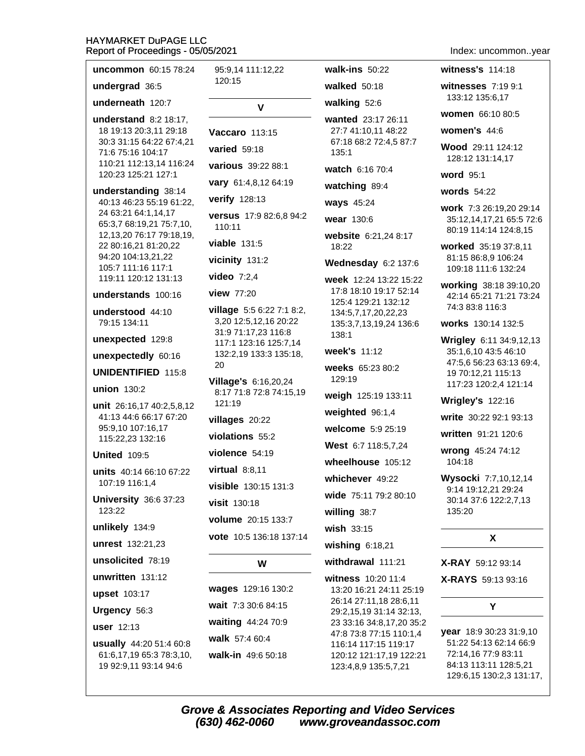**uncommon** 60:15 78:24

**undergrad** 36:5

**underneath** 120:7

**understand** 8:2 18:17, 18 19:13 20:3,11 29:18 30:3 31:15 64:22 67:4,21 71:6 75:16 104:17 110:21 112:13,14 116:24 120:23 125:21 127:1

**understanding** 38:14 40:13 46:23 55:19 61:22, 24 63:21 64:1,14,17 65:3,7 68:19,21 75:7,10, 12,13,20 76:17 79:18,19, 22 80:16,21 81:20,22 94:20 104:13,21,22 105:7 111:16 117:1 119:11 120:12 131:13

**understands** 100:16

**understood** 44:10 79:15 134:11

**unexpected** 129:8

**unexpectedly** 60:16

**UNIDENTIFIED** 115:8

**union** 130:2

**unit** 26:16,17 40:2,5,8,12 41:13 44:6 66:17 67:20 95:9,10 107:16,17 115:22,23 132:16

**United** 109:5

**units** 40:14 66:10 67:22 107:19 116:1,4

**University** 36:6 37:23 123:22

**unlikely** 134:9

**unrest** 132:21,23

**unsolicited** 78:19

**unwritten** 131:12

**upset** 103:17

**Urgency** 56:3

**user** 12:13

**usually** 44:20 51:4 60:8 61:6,17,19 65:3 78:3,10, 19 92:9,11 93:14 94:6 95:9,14 111:12,22 120:15

## V

**Vaccaro** 113:15

**varied** 59:18

**various** 39:22 88:1

**vary** 61:4,8,12 64:19

**verify** 128:13

**versus** 17:9 82:6,8 94:2 110:11

**viable** 131:5

**vicinity** 131:2

**video** 7:2,4

**view** 77:20

**village** 5:5 6:22 7:1 8:2, 3,20 12:5,12,16 20:22 31:9 71:17,23 116:8 117:1 123:16 125:7,14 132:2,19 133:3 135:18, 20

**Village's** 6:16,20,24 8:17 71:8 72:8 74:15,19 121:19

**villages** 20:22

**violations** 55:2

**violence** 54:19

**virtual** 8:8,11

**visible** 130:15 131:3

**visit** 130:18

**volume** 20:15 133:7

**vote** 10:5 136:18 137:14

## W

**wages** 129:16 130:2

**wait** 7:3 30:6 84:15

**waiting** 44:24 70:9

**walk** 57:4 60:4

**walk-in** 49:6 50:18

**walk-ins** 50:22

**walked** 50:18

**walking** 52:6

**wanted** 23:17 26:11 27:7 41:10,11 48:22 67:18 68:2 72:4,5 87:7 135:1

**watch** 6:16 70:4

**watching** 89:4

**ways** 45:24

**wear** 130:6

**website** 6:21,24 8:17 18:22

**Wednesday** 6:2 137:6

**week** 12:24 13:22 15:22 17:8 18:10 19:17 52:14 125:4 129:21 132:12 134:5,7,17,20,22,23 135:3,7,13,19,24 136:6 138:1

**week's** 11:12

**weeks** 65:23 80:2 129:19

**weigh** 125:19 133:11

**weighted** 96:1,4

**welcome** 5:9 25:19

**West** 6:7 118:5,7,24

**wheelhouse** 105:12

**whichever** 49:22

**wide** 75:11 79:2 80:10

**willing** 38:7

**wish** 33:15

**wishing** 6:18,21

**withdrawal** 111:21

**witness** 10:20 11:4 13:20 16:21 24:11 25:19 26:14 27:11,18 28:6,11 29:2,15,19 31:14 32:13, 23 33:16 34:8,17,20 35:2 47:8 73:8 77:15 110:1,4 116:14 117:15 119:17 120:12 121:17,19 122:21 123:4,8,9 135:5,7,21

**witness's** 114:18

**witnesses** 7:19 9:1 133:12 135:6,17

**women** 66:10 80:5

**women's** 44:6

**Wood** 29:11 124:12 128:12 131:14,17

**word** 95:1

**words** 54:22

**work** 7:3 26:19,20 29:14 35:12,14,17,21 65:5 72:6 80:19 114:14 124:8,15

**worked** 35:19 37:8,11 81:15 86:8,9 106:24 109:18 111:6 132:24

**working** 38:18 39:10,20 42:14 65:21 71:21 73:24 74:3 83:8 116:3

**works** 130:14 132:5

**Wrigley** 6:11 34:9,12,13 35:1,6,10 43:5 46:10 47:5,6 56:23 63:13 69:4, 19 70:12,21 115:13 117:23 120:2,4 121:14

**Wrigley's** 122:16

**write** 30:22 92:1 93:13

**written** 91:21 120:6

**wrong** 45:24 74:12 104:18

**Wysocki** 7:7,10,12,14 9:14 19:12,21 29:24 30:14 37:6 122:2,7,13 135:20

## X

**X-RAY** 59:12 93:14

**X-RAYS** 59:13 93:16

## Y

**year** 18:9 30:23 31:9,10 51:22 54:13 62:14 66:9 72:14,16 77:9 83:11 84:13 113:11 128:5,21 129:6,15 130:2,3 131:17,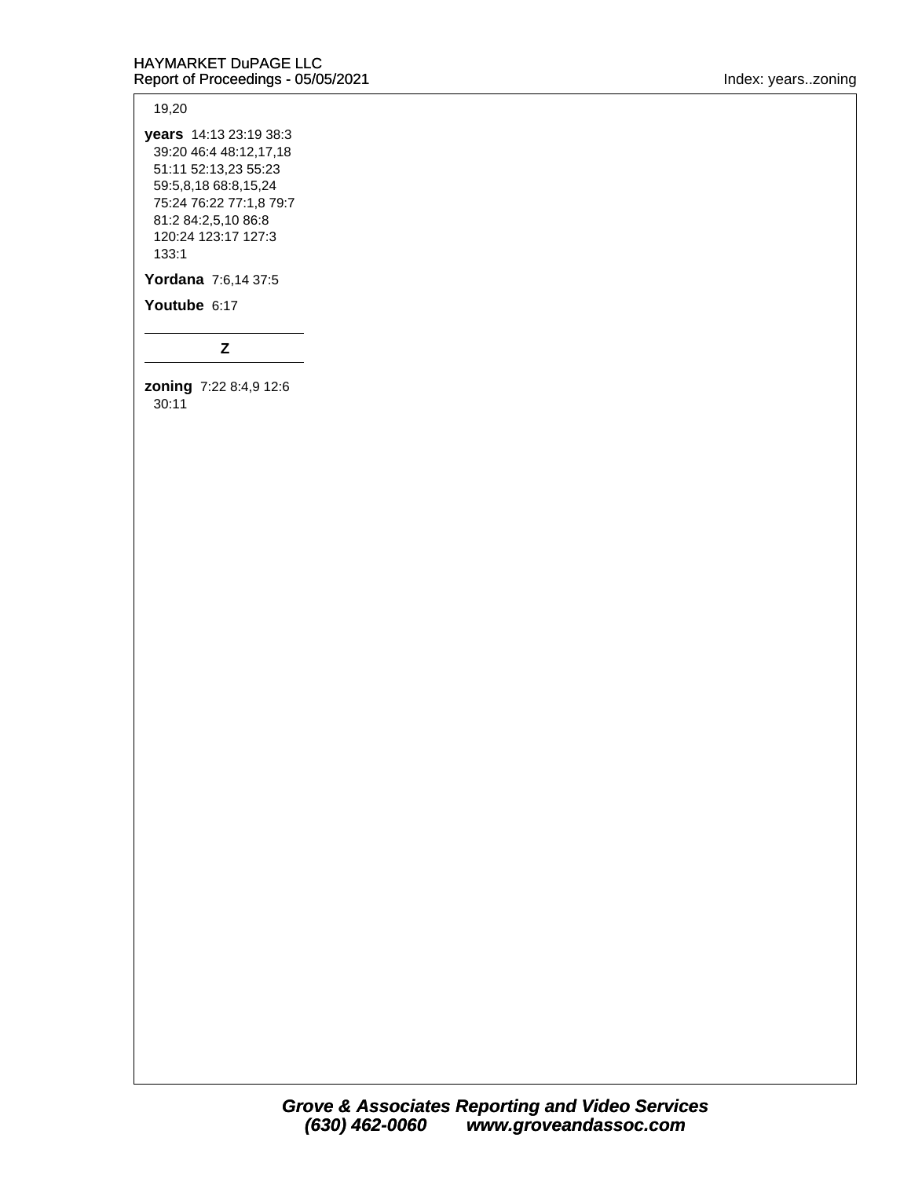19,20

**years** 14:13 23:19 38:3 39:20 46:4 48:12,17,18 51:11 52:13,23 55:23 59:5,8,18 68:8,15,24 75:24 76:22 77:1,8 79:7 81:2 84:2,5,10 86:8 120:24 123:17 127:3 133:1

**Yordana** 7:6,14 37:5

**Youtube** 6:17

## Z

**zoning** 7:22 8:4,9 12:6 30:11